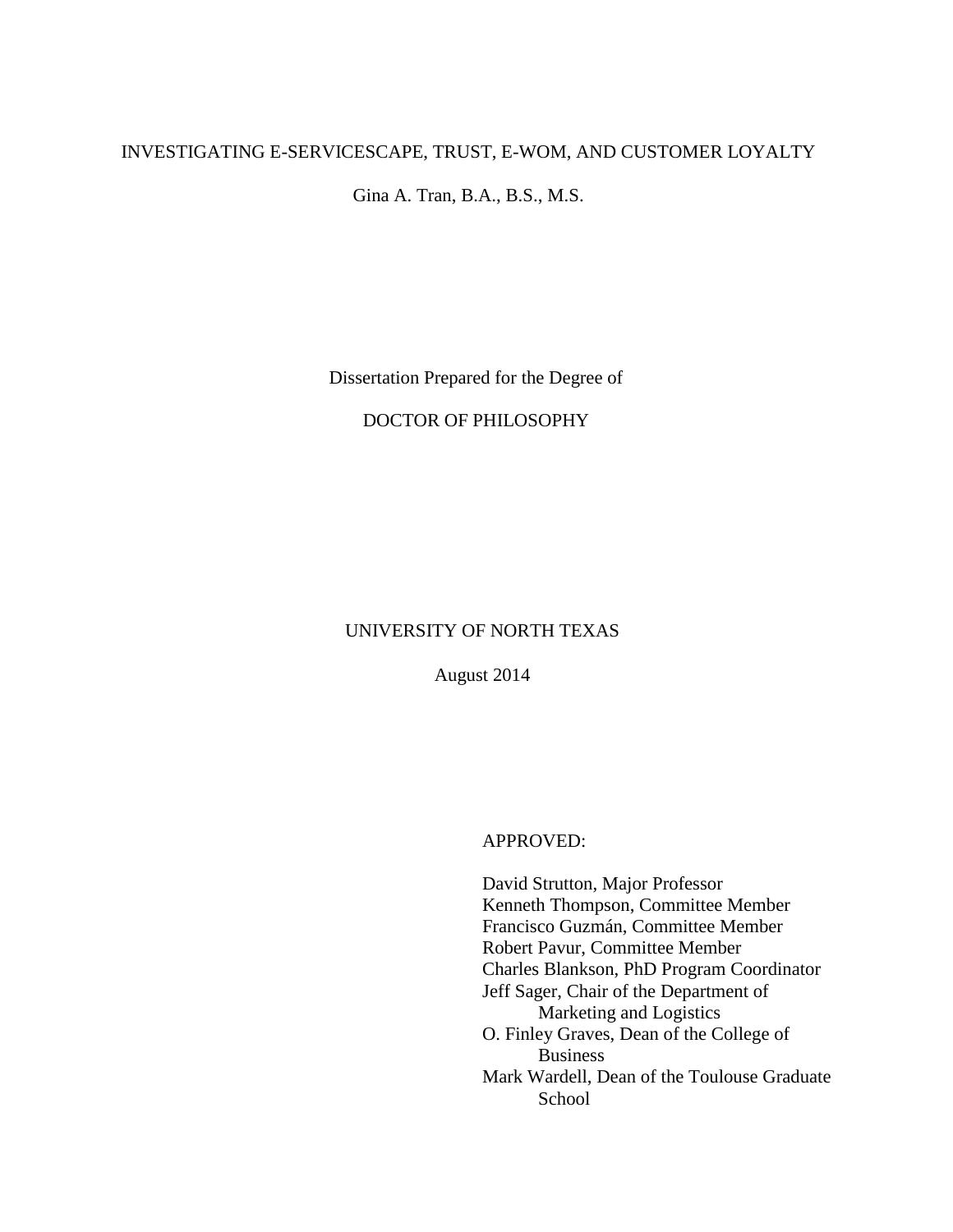# INVESTIGATING E-SERVICESCAPE, TRUST, E-WOM, AND CUSTOMER LOYALTY

Gina A. Tran, B.A., B.S., M.S.

Dissertation Prepared for the Degree of

DOCTOR OF PHILOSOPHY

UNIVERSITY OF NORTH TEXAS

August 2014

APPROVED:

David Strutton, Major Professor
Kenneth Thompson, Committee Member
Francisco Guzmán, Committee Member
Robert Pavur, Committee Member
Charles Blankson, PhD Program Coordinator
Jeff Sager, Chair of the Department of Marketing and Logistics
O. Finley Graves, Dean of the College of Business
Mark Wardell, Dean of the Toulouse Graduate School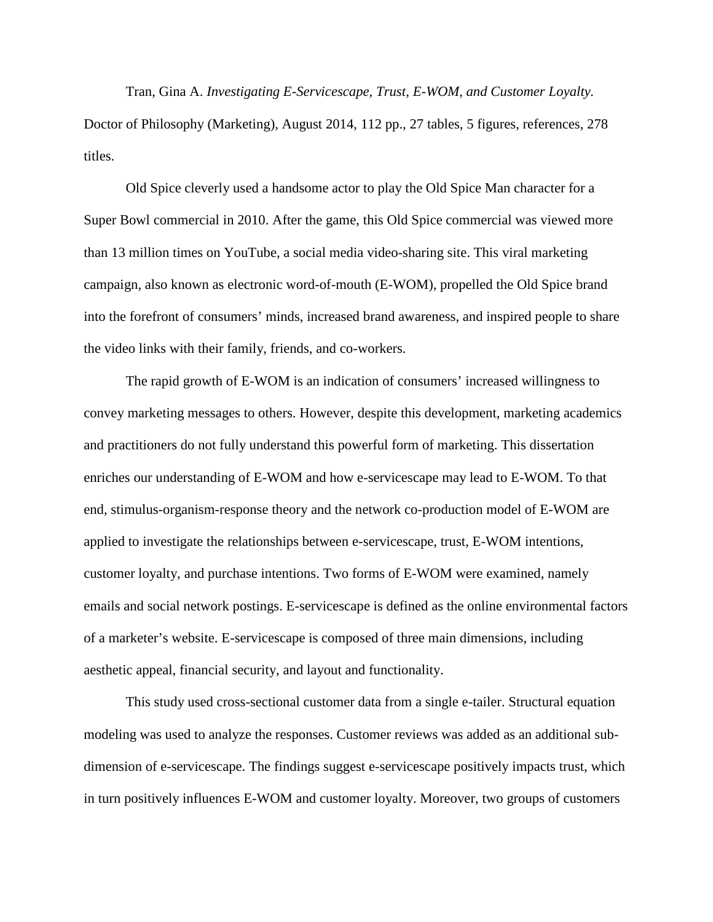Tran, Gina A. *Investigating E-Servicescape, Trust, E-WOM, and Customer Loyalty.* Doctor of Philosophy (Marketing), August 2014, 112 pp., 27 tables, 5 figures, references, 278 titles.

Old Spice cleverly used a handsome actor to play the Old Spice Man character for a Super Bowl commercial in 2010. After the game, this Old Spice commercial was viewed more than 13 million times on YouTube, a social media video-sharing site. This viral marketing campaign, also known as electronic word-of-mouth (E-WOM), propelled the Old Spice brand into the forefront of consumers' minds, increased brand awareness, and inspired people to share the video links with their family, friends, and co-workers.

The rapid growth of E-WOM is an indication of consumers' increased willingness to convey marketing messages to others. However, despite this development, marketing academics and practitioners do not fully understand this powerful form of marketing. This dissertation enriches our understanding of E-WOM and how e-servicescape may lead to E-WOM. To that end, stimulus-organism-response theory and the network co-production model of E-WOM are applied to investigate the relationships between e-servicescape, trust, E-WOM intentions, customer loyalty, and purchase intentions. Two forms of E-WOM were examined, namely emails and social network postings. E-servicescape is defined as the online environmental factors of a marketer's website. E-servicescape is composed of three main dimensions, including aesthetic appeal, financial security, and layout and functionality.

This study used cross-sectional customer data from a single e-tailer. Structural equation modeling was used to analyze the responses. Customer reviews was added as an additional sub-dimension of e-servicescape. The findings suggest e-servicescape positively impacts trust, which in turn positively influences E-WOM and customer loyalty. Moreover, two groups of customers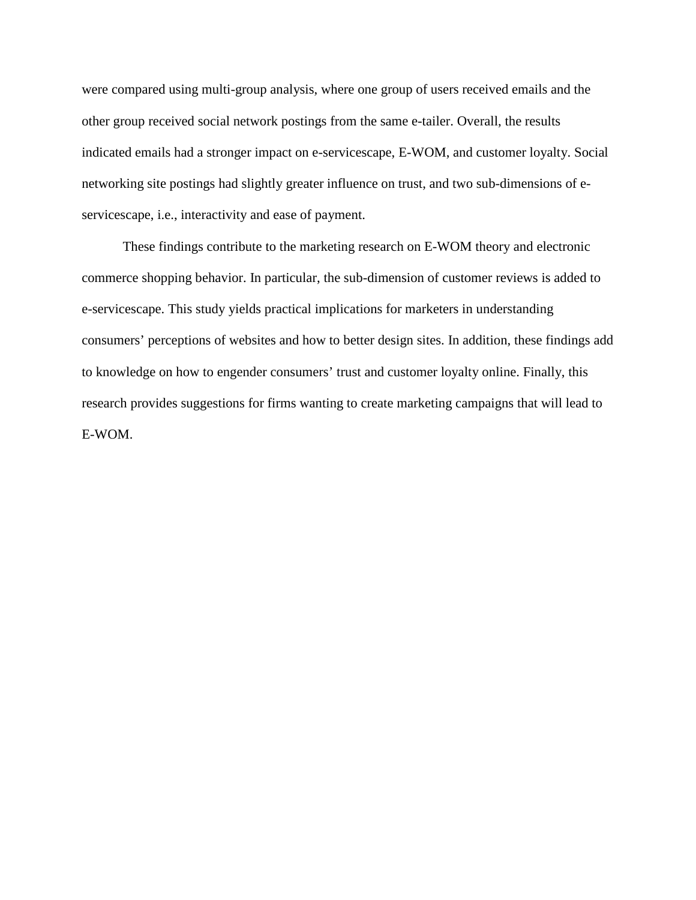were compared using multi-group analysis, where one group of users received emails and the other group received social network postings from the same e-tailer. Overall, the results indicated emails had a stronger impact on e-servicescape, E-WOM, and customer loyalty. Social networking site postings had slightly greater influence on trust, and two sub-dimensions of e-servicescape, i.e., interactivity and ease of payment.

These findings contribute to the marketing research on E-WOM theory and electronic commerce shopping behavior. In particular, the sub-dimension of customer reviews is added to e-servicescape. This study yields practical implications for marketers in understanding consumers' perceptions of websites and how to better design sites. In addition, these findings add to knowledge on how to engender consumers' trust and customer loyalty online. Finally, this research provides suggestions for firms wanting to create marketing campaigns that will lead to E-WOM.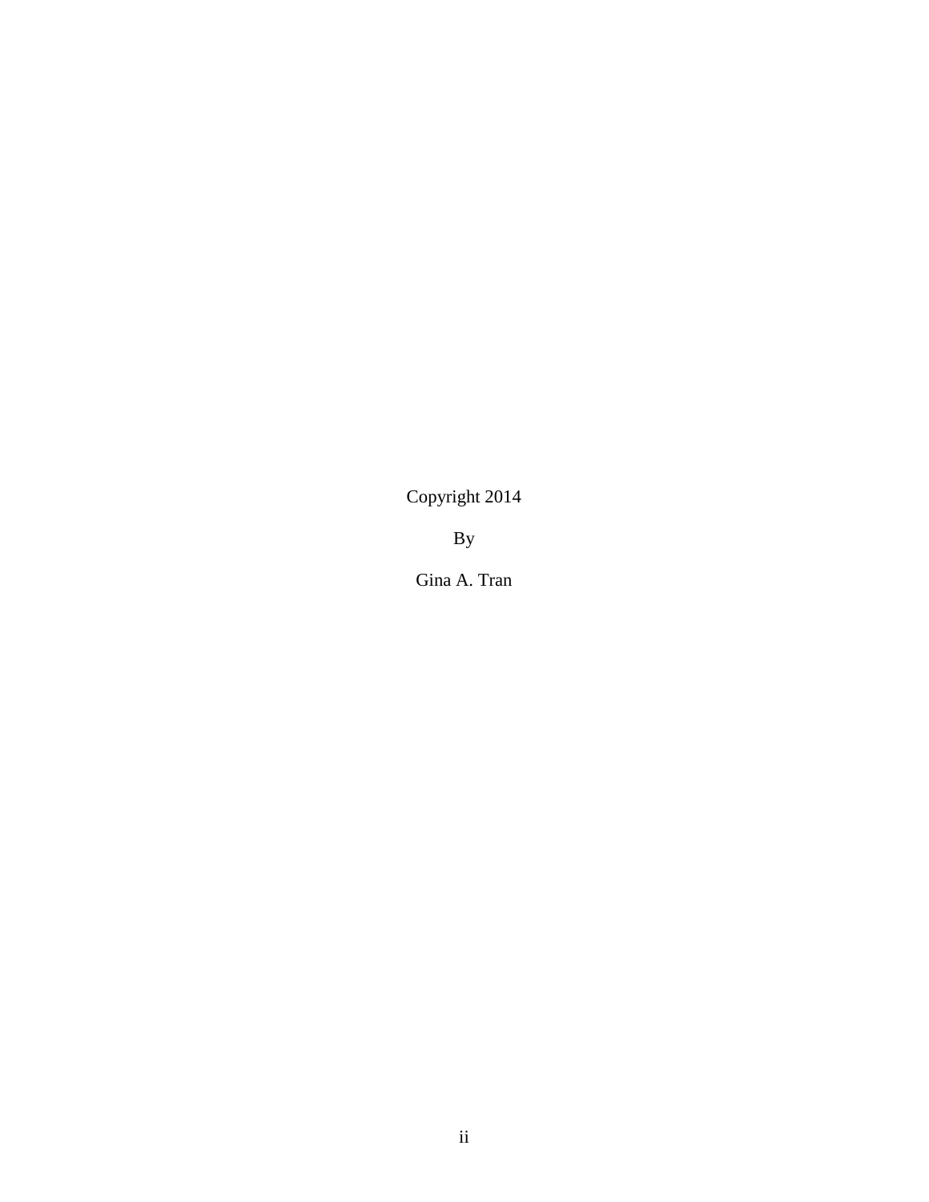Copyright 2014

By

Gina A. Tran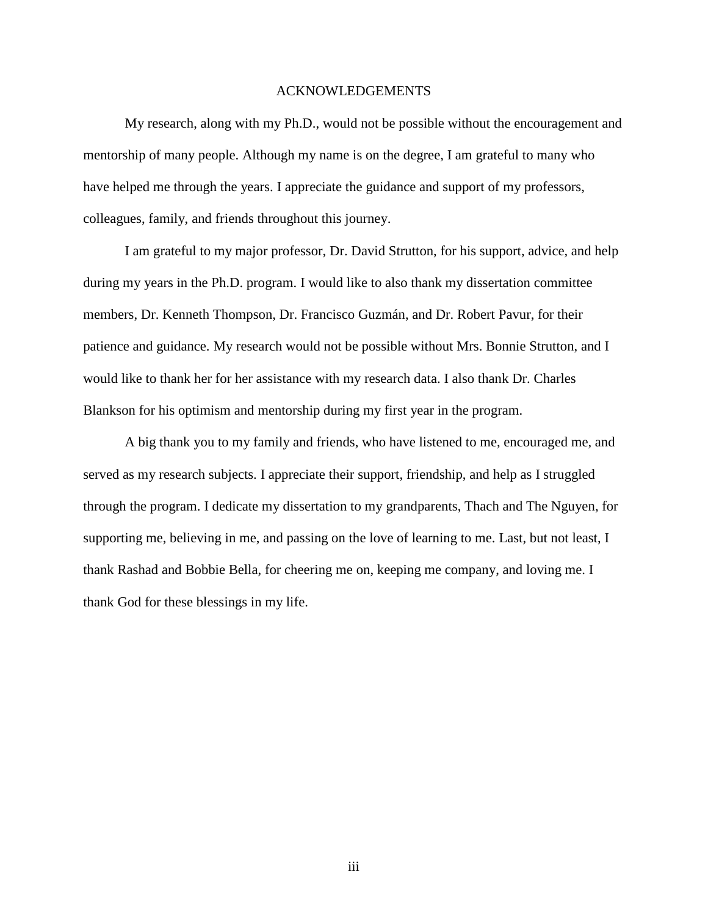# ACKNOWLEDGEMENTS

My research, along with my Ph.D., would not be possible without the encouragement and mentorship of many people. Although my name is on the degree, I am grateful to many who have helped me through the years. I appreciate the guidance and support of my professors, colleagues, family, and friends throughout this journey.

I am grateful to my major professor, Dr. David Strutton, for his support, advice, and help during my years in the Ph.D. program. I would like to also thank my dissertation committee members, Dr. Kenneth Thompson, Dr. Francisco Guzmán, and Dr. Robert Pavur, for their patience and guidance. My research would not be possible without Mrs. Bonnie Strutton, and I would like to thank her for her assistance with my research data. I also thank Dr. Charles Blankson for his optimism and mentorship during my first year in the program.

A big thank you to my family and friends, who have listened to me, encouraged me, and served as my research subjects. I appreciate their support, friendship, and help as I struggled through the program. I dedicate my dissertation to my grandparents, Thach and The Nguyen, for supporting me, believing in me, and passing on the love of learning to me. Last, but not least, I thank Rashad and Bobbie Bella, for cheering me on, keeping me company, and loving me. I thank God for these blessings in my life.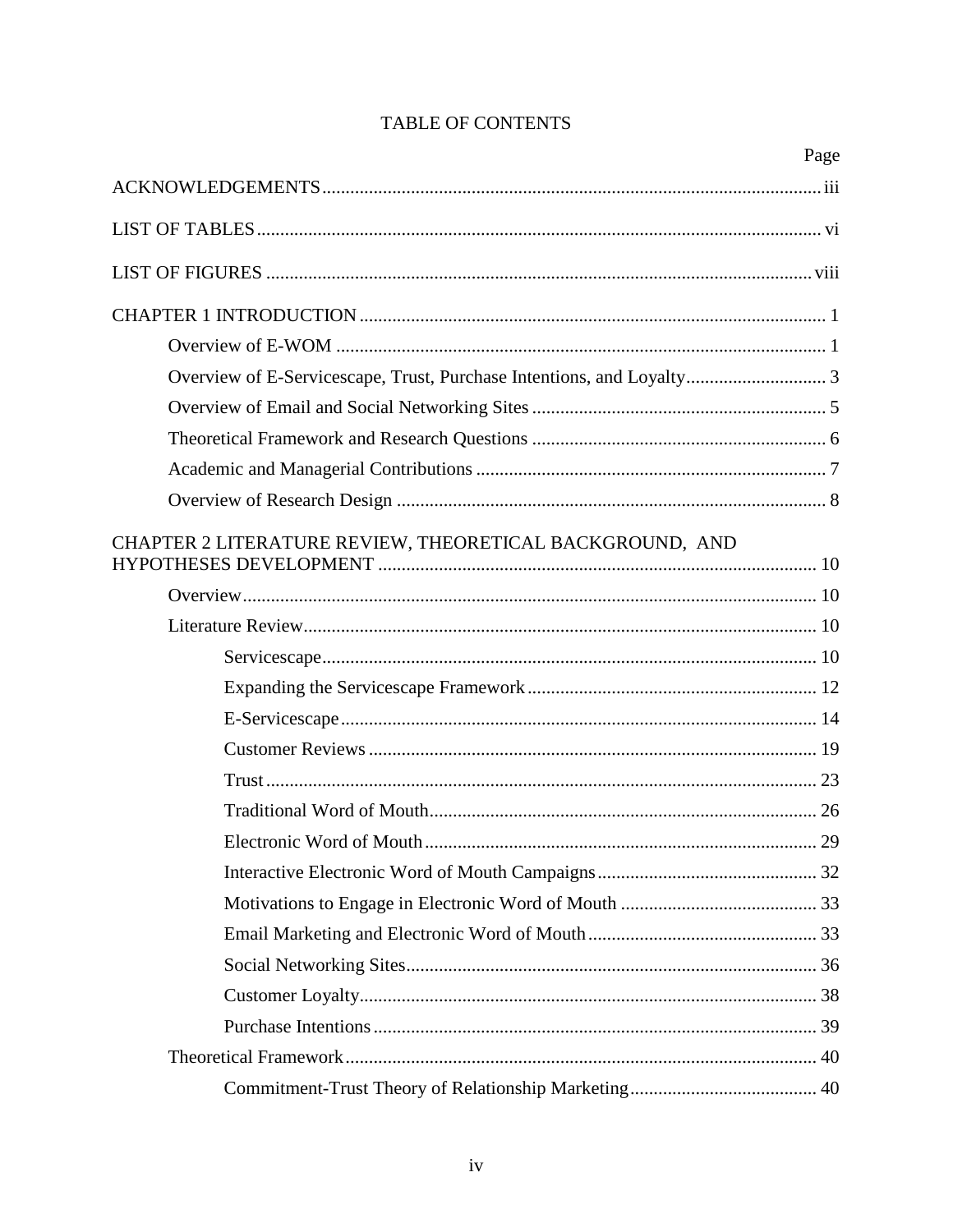# TABLE OF CONTENTS

| | Page |
|---|---|
| ACKNOWLEDGEMENTS | iii |
| LIST OF TABLES | vi |
| LIST OF FIGURES | viii |
| CHAPTER 1 INTRODUCTION | 1 |
| Overview of E-WOM | 1 |
| Overview of E-Servicescape, Trust, Purchase Intentions, and Loyalty | 3 |
| Overview of Email and Social Networking Sites | 5 |
| Theoretical Framework and Research Questions | 6 |
| Academic and Managerial Contributions | 7 |
| Overview of Research Design | 8 |
| CHAPTER 2 LITERATURE REVIEW, THEORETICAL BACKGROUND, AND HYPOTHESES DEVELOPMENT | 10 |
| Overview | 10 |
| Literature Review | 10 |
| Servicescape | 10 |
| Expanding the Servicescape Framework | 12 |
| E-Servicescape | 14 |
| Customer Reviews | 19 |
| Trust | 23 |
| Traditional Word of Mouth | 26 |
| Electronic Word of Mouth | 29 |
| Interactive Electronic Word of Mouth Campaigns | 32 |
| Motivations to Engage in Electronic Word of Mouth | 33 |
| Email Marketing and Electronic Word of Mouth | 33 |
| Social Networking Sites | 36 |
| Customer Loyalty | 38 |
| Purchase Intentions | 39 |
| Theoretical Framework | 40 |
| Commitment-Trust Theory of Relationship Marketing | 40 |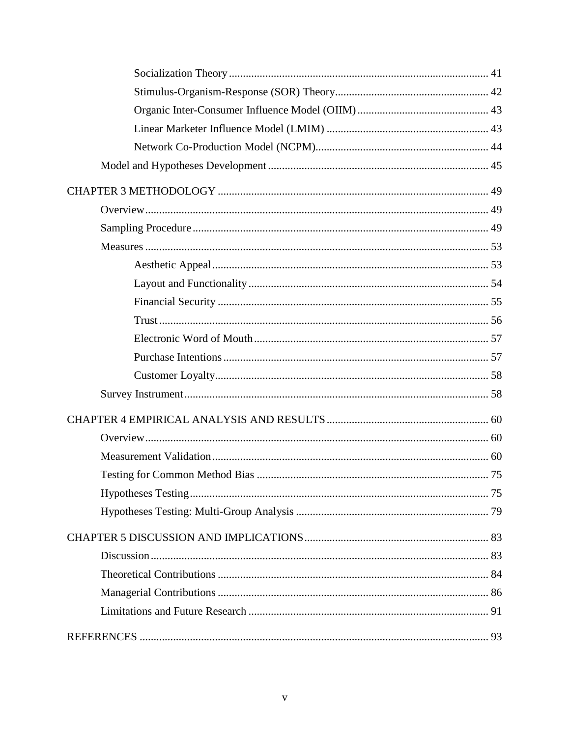Socialization Theory ... 41
Stimulus-Organism-Response (SOR) Theory ... 42
Organic Inter-Consumer Influence Model (OIIM) ... 43
Linear Marketer Influence Model (LMIM) ... 43
Network Co-Production Model (NCPM) ... 44

Model and Hypotheses Development ... 45

CHAPTER 3 METHODOLOGY ... 49

Overview ... 49
Sampling Procedure ... 49
Measures ... 53

Aesthetic Appeal ... 53
Layout and Functionality ... 54
Financial Security ... 55
Trust ... 56
Electronic Word of Mouth ... 57
Purchase Intentions ... 57
Customer Loyalty ... 58

Survey Instrument ... 58

CHAPTER 4 EMPIRICAL ANALYSIS AND RESULTS ... 60

Overview ... 60
Measurement Validation ... 60
Testing for Common Method Bias ... 75
Hypotheses Testing ... 75
Hypotheses Testing: Multi-Group Analysis ... 79

CHAPTER 5 DISCUSSION AND IMPLICATIONS ... 83

Discussion ... 83
Theoretical Contributions ... 84
Managerial Contributions ... 86
Limitations and Future Research ... 91

REFERENCES ... 93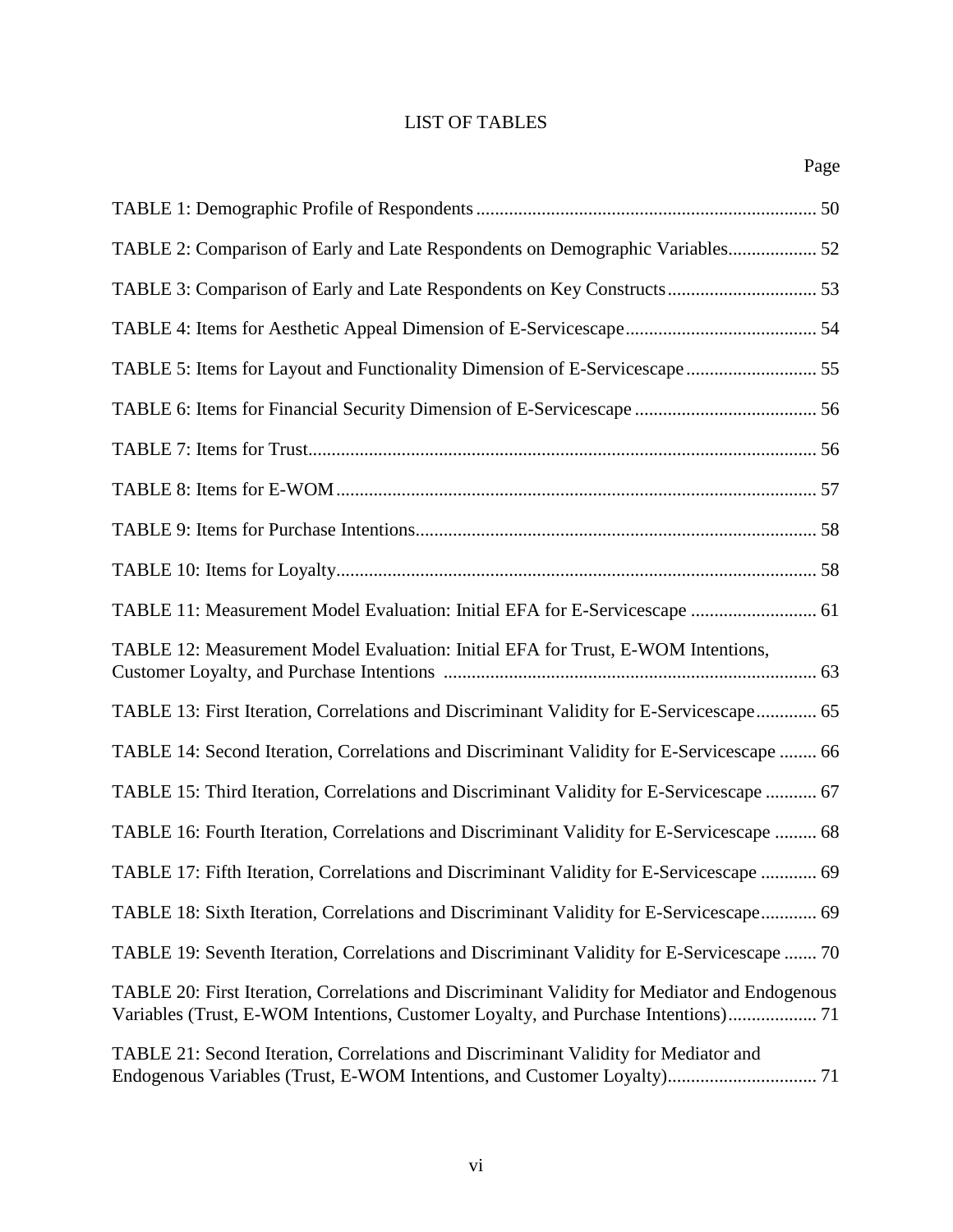# LIST OF TABLES

| | Page |
|---|---|
| TABLE 1: Demographic Profile of Respondents | 50 |
| TABLE 2: Comparison of Early and Late Respondents on Demographic Variables | 52 |
| TABLE 3: Comparison of Early and Late Respondents on Key Constructs | 53 |
| TABLE 4: Items for Aesthetic Appeal Dimension of E-Servicescape | 54 |
| TABLE 5: Items for Layout and Functionality Dimension of E-Servicescape | 55 |
| TABLE 6: Items for Financial Security Dimension of E-Servicescape | 56 |
| TABLE 7: Items for Trust | 56 |
| TABLE 8: Items for E-WOM | 57 |
| TABLE 9: Items for Purchase Intentions | 58 |
| TABLE 10: Items for Loyalty | 58 |
| TABLE 11: Measurement Model Evaluation: Initial EFA for E-Servicescape | 61 |
| TABLE 12: Measurement Model Evaluation: Initial EFA for Trust, E-WOM Intentions, Customer Loyalty, and Purchase Intentions | 63 |
| TABLE 13: First Iteration, Correlations and Discriminant Validity for E-Servicescape | 65 |
| TABLE 14: Second Iteration, Correlations and Discriminant Validity for E-Servicescape | 66 |
| TABLE 15: Third Iteration, Correlations and Discriminant Validity for E-Servicescape | 67 |
| TABLE 16: Fourth Iteration, Correlations and Discriminant Validity for E-Servicescape | 68 |
| TABLE 17: Fifth Iteration, Correlations and Discriminant Validity for E-Servicescape | 69 |
| TABLE 18: Sixth Iteration, Correlations and Discriminant Validity for E-Servicescape | 69 |
| TABLE 19: Seventh Iteration, Correlations and Discriminant Validity for E-Servicescape | 70 |
| TABLE 20: First Iteration, Correlations and Discriminant Validity for Mediator and Endogenous Variables (Trust, E-WOM Intentions, Customer Loyalty, and Purchase Intentions) | 71 |
| TABLE 21: Second Iteration, Correlations and Discriminant Validity for Mediator and Endogenous Variables (Trust, E-WOM Intentions, and Customer Loyalty) | 71 |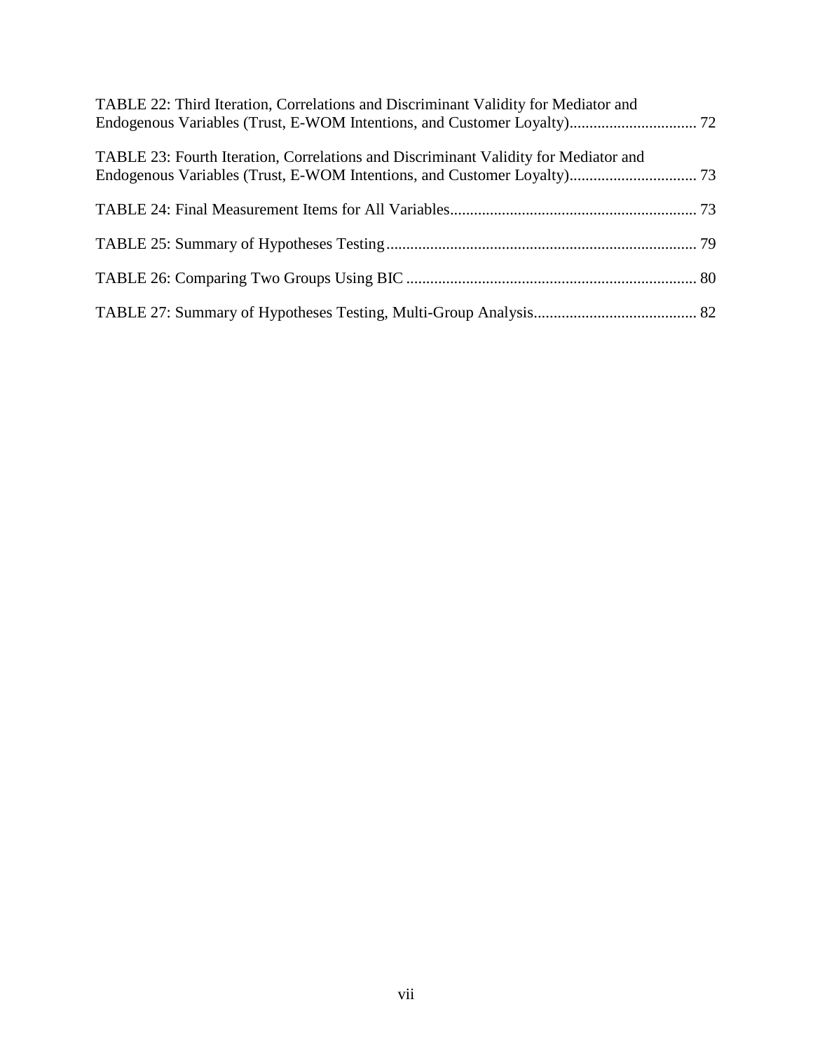TABLE 22: Third Iteration, Correlations and Discriminant Validity for Mediator and Endogenous Variables (Trust, E-WOM Intentions, and Customer Loyalty)................................ 72

TABLE 23: Fourth Iteration, Correlations and Discriminant Validity for Mediator and Endogenous Variables (Trust, E-WOM Intentions, and Customer Loyalty)................................ 73

TABLE 24: Final Measurement Items for All Variables............................................................. 73

TABLE 25: Summary of Hypotheses Testing............................................................................. 79

TABLE 26: Comparing Two Groups Using BIC ........................................................................ 80

TABLE 27: Summary of Hypotheses Testing, Multi-Group Analysis......................................... 82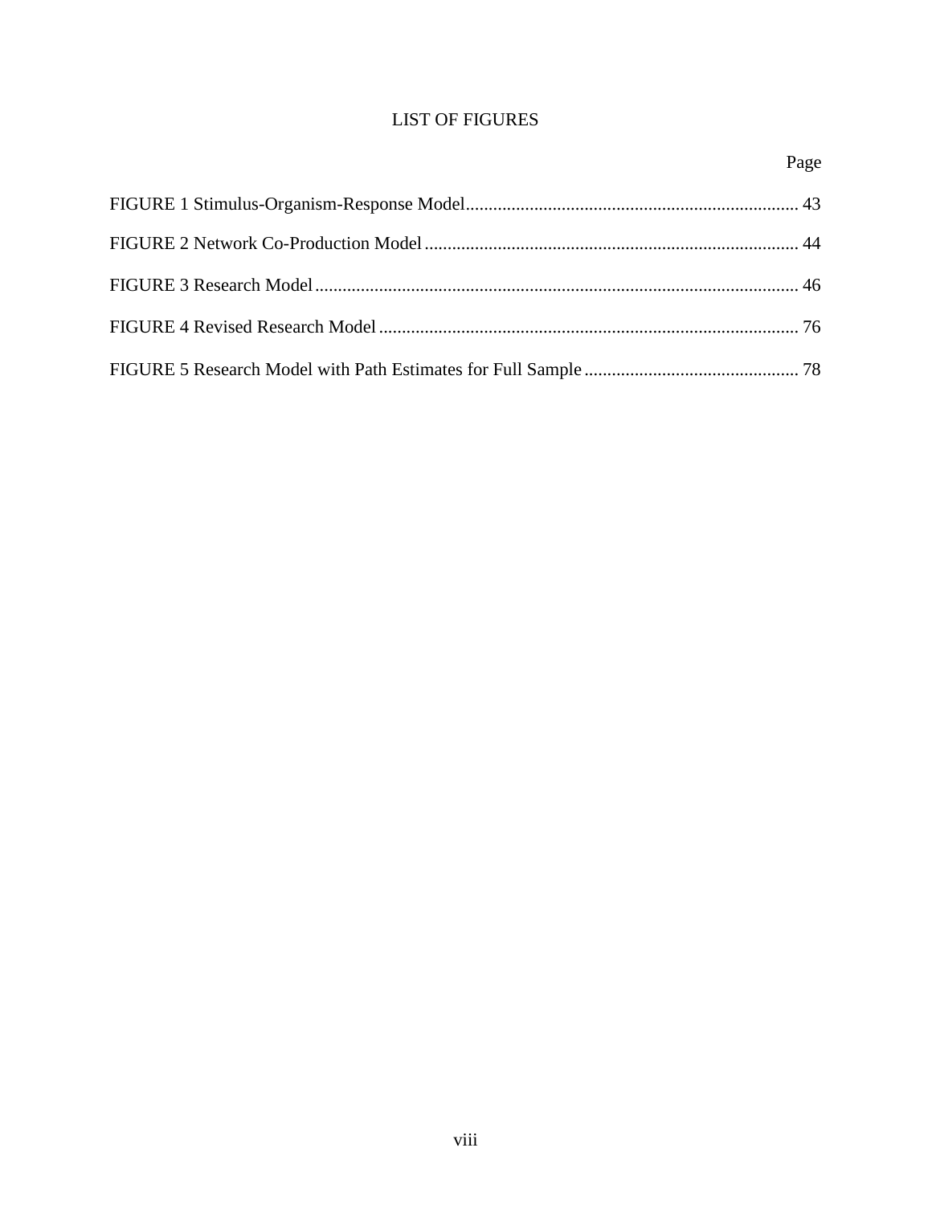# LIST OF FIGURES

| | Page |
|---|---|
| FIGURE 1 Stimulus-Organism-Response Model | 43 |
| FIGURE 2 Network Co-Production Model | 44 |
| FIGURE 3 Research Model | 46 |
| FIGURE 4 Revised Research Model | 76 |
| FIGURE 5 Research Model with Path Estimates for Full Sample | 78 |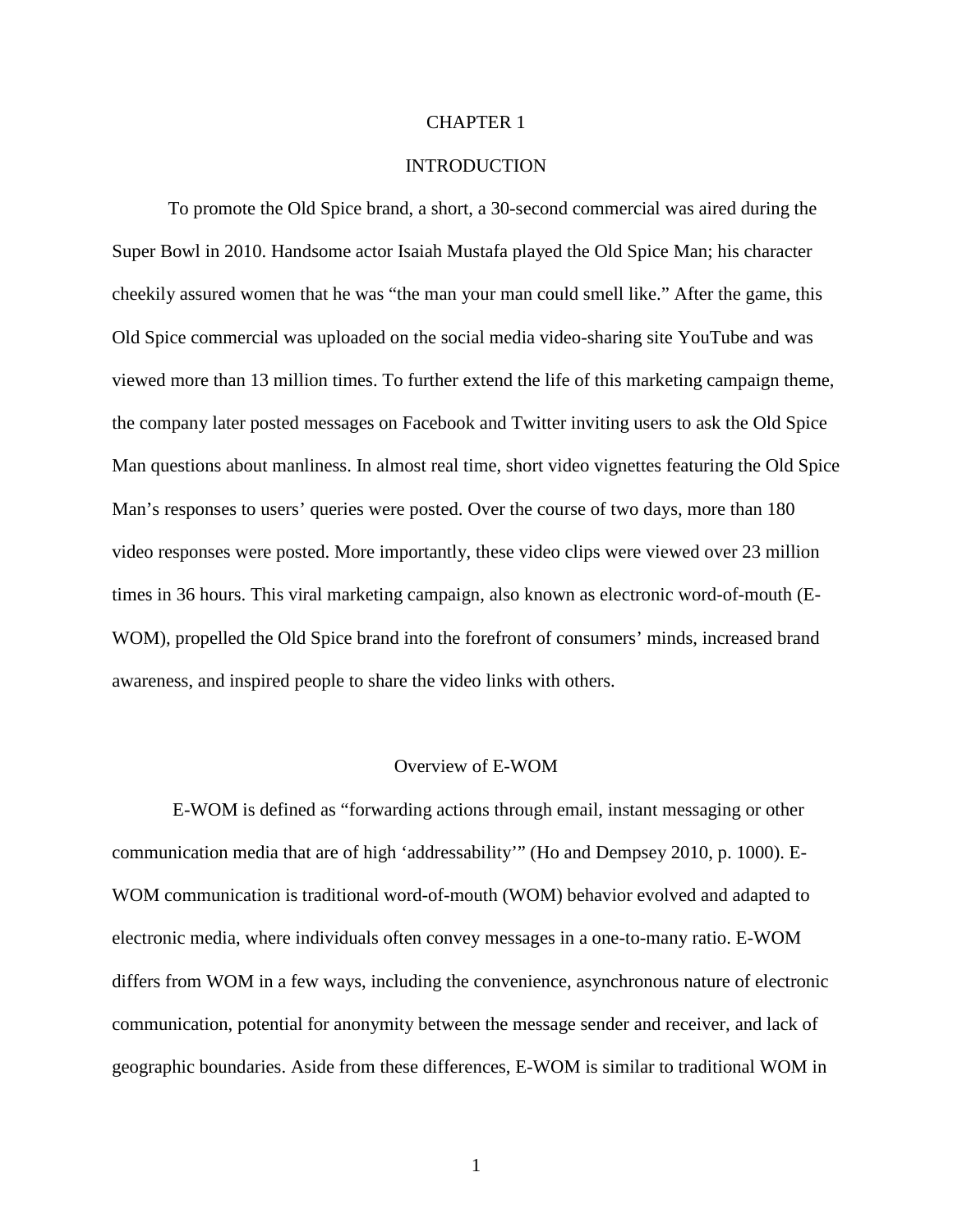# CHAPTER 1

# INTRODUCTION

To promote the Old Spice brand, a short, a 30-second commercial was aired during the Super Bowl in 2010. Handsome actor Isaiah Mustafa played the Old Spice Man; his character cheekily assured women that he was "the man your man could smell like." After the game, this Old Spice commercial was uploaded on the social media video-sharing site YouTube and was viewed more than 13 million times. To further extend the life of this marketing campaign theme, the company later posted messages on Facebook and Twitter inviting users to ask the Old Spice Man questions about manliness. In almost real time, short video vignettes featuring the Old Spice Man's responses to users' queries were posted. Over the course of two days, more than 180 video responses were posted. More importantly, these video clips were viewed over 23 million times in 36 hours. This viral marketing campaign, also known as electronic word-of-mouth (E-WOM), propelled the Old Spice brand into the forefront of consumers' minds, increased brand awareness, and inspired people to share the video links with others.

## Overview of E-WOM

E-WOM is defined as "forwarding actions through email, instant messaging or other communication media that are of high 'addressability'" (Ho and Dempsey 2010, p. 1000). E-WOM communication is traditional word-of-mouth (WOM) behavior evolved and adapted to electronic media, where individuals often convey messages in a one-to-many ratio. E-WOM differs from WOM in a few ways, including the convenience, asynchronous nature of electronic communication, potential for anonymity between the message sender and receiver, and lack of geographic boundaries. Aside from these differences, E-WOM is similar to traditional WOM in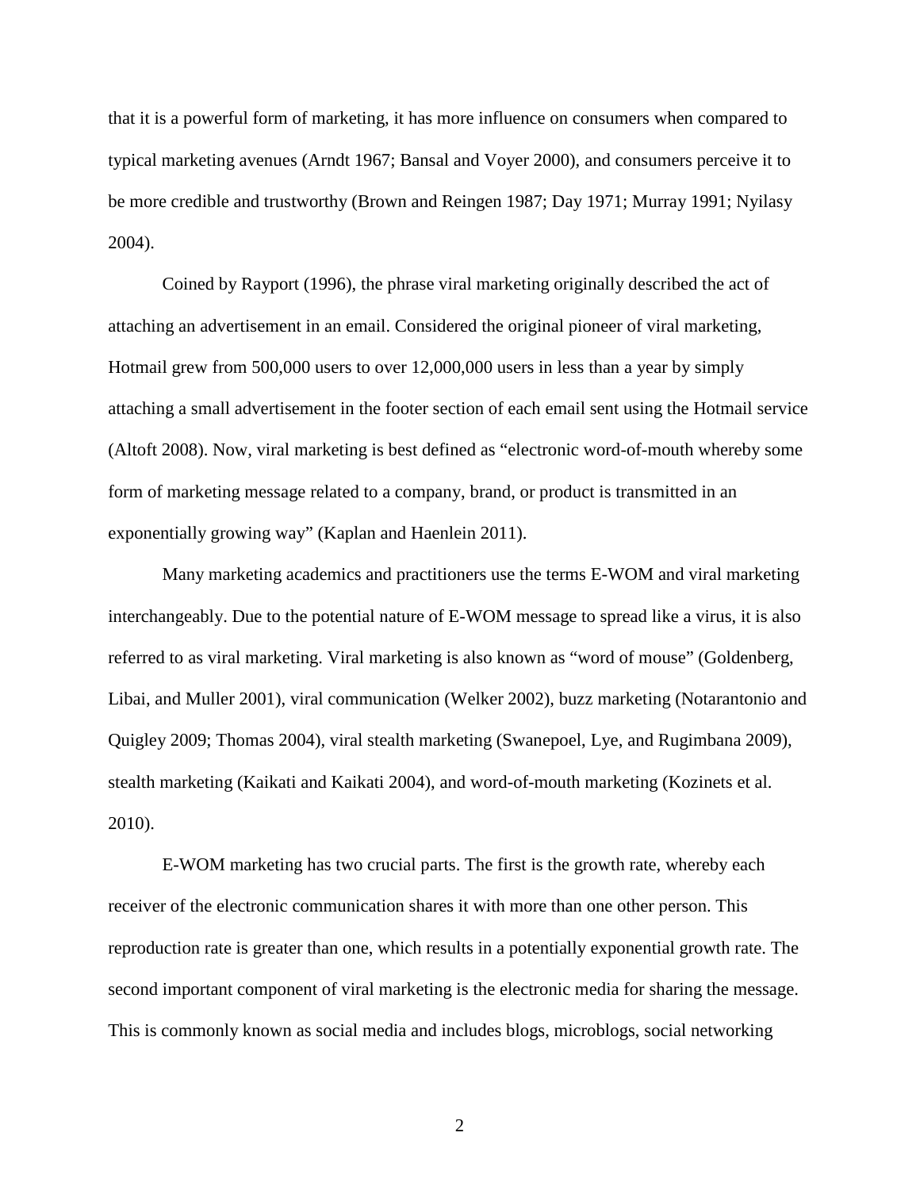that it is a powerful form of marketing, it has more influence on consumers when compared to typical marketing avenues (Arndt 1967; Bansal and Voyer 2000), and consumers perceive it to be more credible and trustworthy (Brown and Reingen 1987; Day 1971; Murray 1991; Nyilasy 2004).

Coined by Rayport (1996), the phrase viral marketing originally described the act of attaching an advertisement in an email. Considered the original pioneer of viral marketing, Hotmail grew from 500,000 users to over 12,000,000 users in less than a year by simply attaching a small advertisement in the footer section of each email sent using the Hotmail service (Altoft 2008). Now, viral marketing is best defined as "electronic word-of-mouth whereby some form of marketing message related to a company, brand, or product is transmitted in an exponentially growing way" (Kaplan and Haenlein 2011).

Many marketing academics and practitioners use the terms E-WOM and viral marketing interchangeably. Due to the potential nature of E-WOM message to spread like a virus, it is also referred to as viral marketing. Viral marketing is also known as "word of mouse" (Goldenberg, Libai, and Muller 2001), viral communication (Welker 2002), buzz marketing (Notarantonio and Quigley 2009; Thomas 2004), viral stealth marketing (Swanepoel, Lye, and Rugimbana 2009), stealth marketing (Kaikati and Kaikati 2004), and word-of-mouth marketing (Kozinets et al. 2010).

E-WOM marketing has two crucial parts. The first is the growth rate, whereby each receiver of the electronic communication shares it with more than one other person. This reproduction rate is greater than one, which results in a potentially exponential growth rate. The second important component of viral marketing is the electronic media for sharing the message. This is commonly known as social media and includes blogs, microblogs, social networking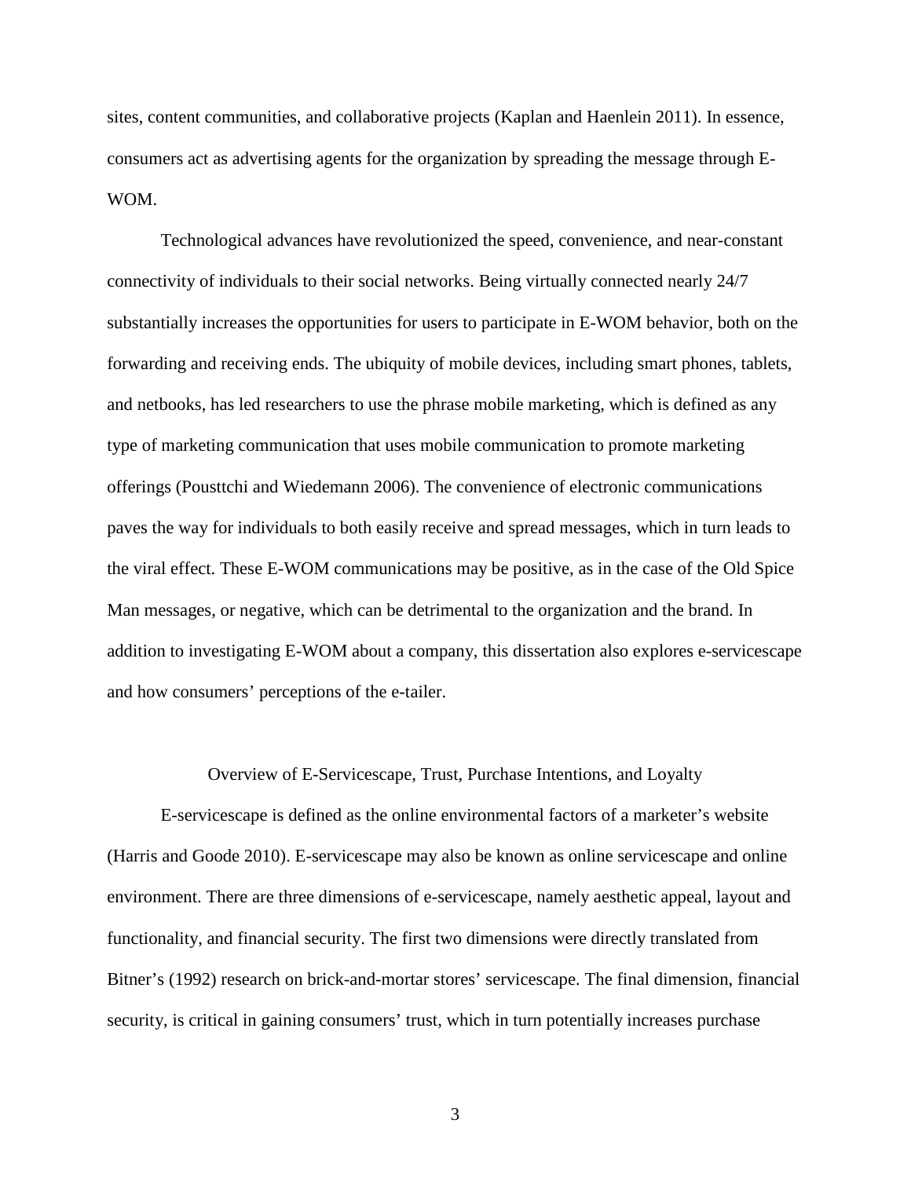sites, content communities, and collaborative projects (Kaplan and Haenlein 2011). In essence, consumers act as advertising agents for the organization by spreading the message through E-WOM.

Technological advances have revolutionized the speed, convenience, and near-constant connectivity of individuals to their social networks. Being virtually connected nearly 24/7 substantially increases the opportunities for users to participate in E-WOM behavior, both on the forwarding and receiving ends. The ubiquity of mobile devices, including smart phones, tablets, and netbooks, has led researchers to use the phrase mobile marketing, which is defined as any type of marketing communication that uses mobile communication to promote marketing offerings (Pousttchi and Wiedemann 2006). The convenience of electronic communications paves the way for individuals to both easily receive and spread messages, which in turn leads to the viral effect. These E-WOM communications may be positive, as in the case of the Old Spice Man messages, or negative, which can be detrimental to the organization and the brand. In addition to investigating E-WOM about a company, this dissertation also explores e-servicescape and how consumers' perceptions of the e-tailer.

## Overview of E-Servicescape, Trust, Purchase Intentions, and Loyalty

E-servicescape is defined as the online environmental factors of a marketer's website (Harris and Goode 2010). E-servicescape may also be known as online servicescape and online environment. There are three dimensions of e-servicescape, namely aesthetic appeal, layout and functionality, and financial security. The first two dimensions were directly translated from Bitner's (1992) research on brick-and-mortar stores' servicescape. The final dimension, financial security, is critical in gaining consumers' trust, which in turn potentially increases purchase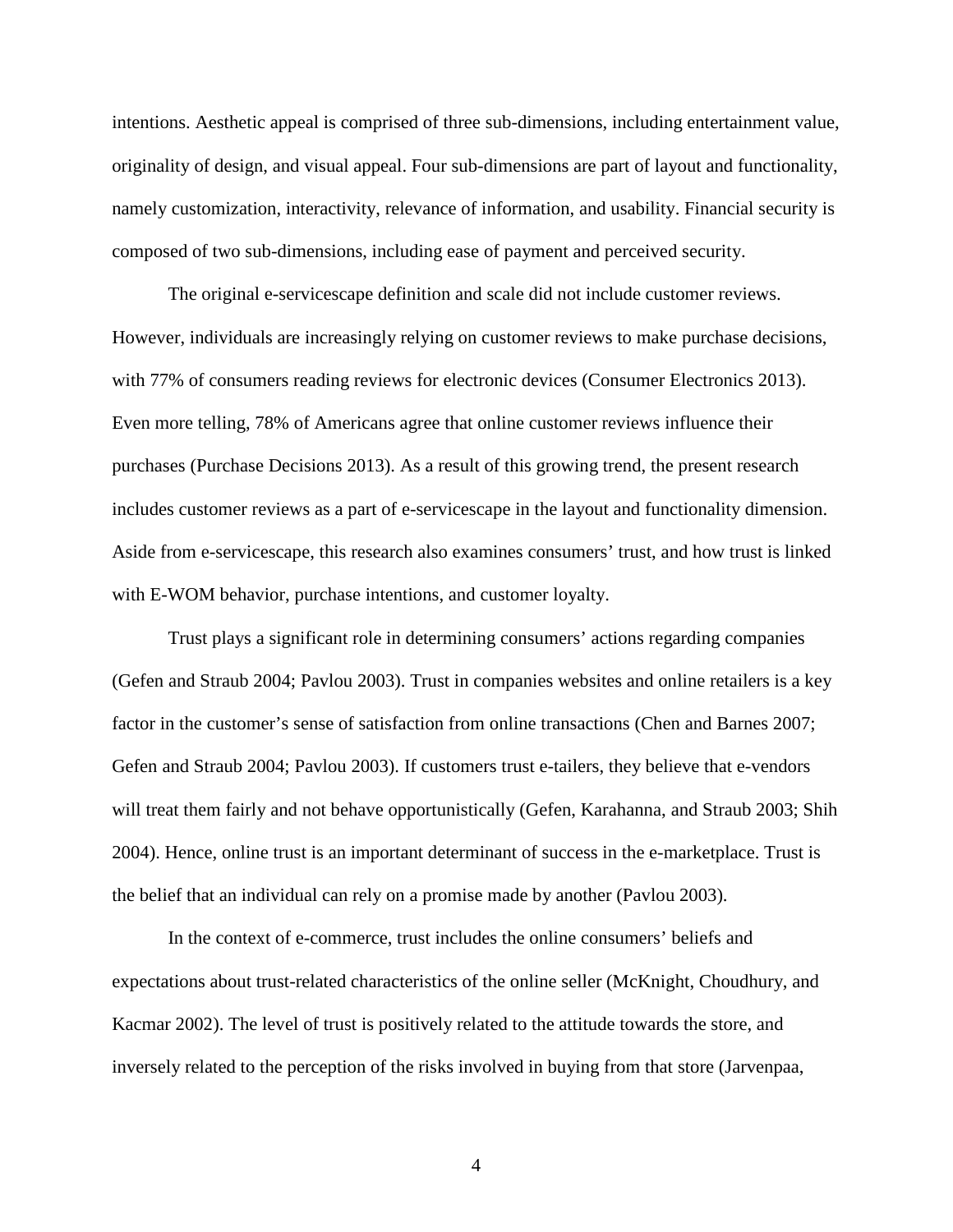intentions. Aesthetic appeal is comprised of three sub-dimensions, including entertainment value, originality of design, and visual appeal. Four sub-dimensions are part of layout and functionality, namely customization, interactivity, relevance of information, and usability. Financial security is composed of two sub-dimensions, including ease of payment and perceived security.

The original e-servicescape definition and scale did not include customer reviews. However, individuals are increasingly relying on customer reviews to make purchase decisions, with 77% of consumers reading reviews for electronic devices (Consumer Electronics 2013). Even more telling, 78% of Americans agree that online customer reviews influence their purchases (Purchase Decisions 2013). As a result of this growing trend, the present research includes customer reviews as a part of e-servicescape in the layout and functionality dimension. Aside from e-servicescape, this research also examines consumers' trust, and how trust is linked with E-WOM behavior, purchase intentions, and customer loyalty.

Trust plays a significant role in determining consumers' actions regarding companies (Gefen and Straub 2004; Pavlou 2003). Trust in companies websites and online retailers is a key factor in the customer's sense of satisfaction from online transactions (Chen and Barnes 2007; Gefen and Straub 2004; Pavlou 2003). If customers trust e-tailers, they believe that e-vendors will treat them fairly and not behave opportunistically (Gefen, Karahanna, and Straub 2003; Shih 2004). Hence, online trust is an important determinant of success in the e-marketplace. Trust is the belief that an individual can rely on a promise made by another (Pavlou 2003).

In the context of e-commerce, trust includes the online consumers' beliefs and expectations about trust-related characteristics of the online seller (McKnight, Choudhury, and Kacmar 2002). The level of trust is positively related to the attitude towards the store, and inversely related to the perception of the risks involved in buying from that store (Jarvenpaa,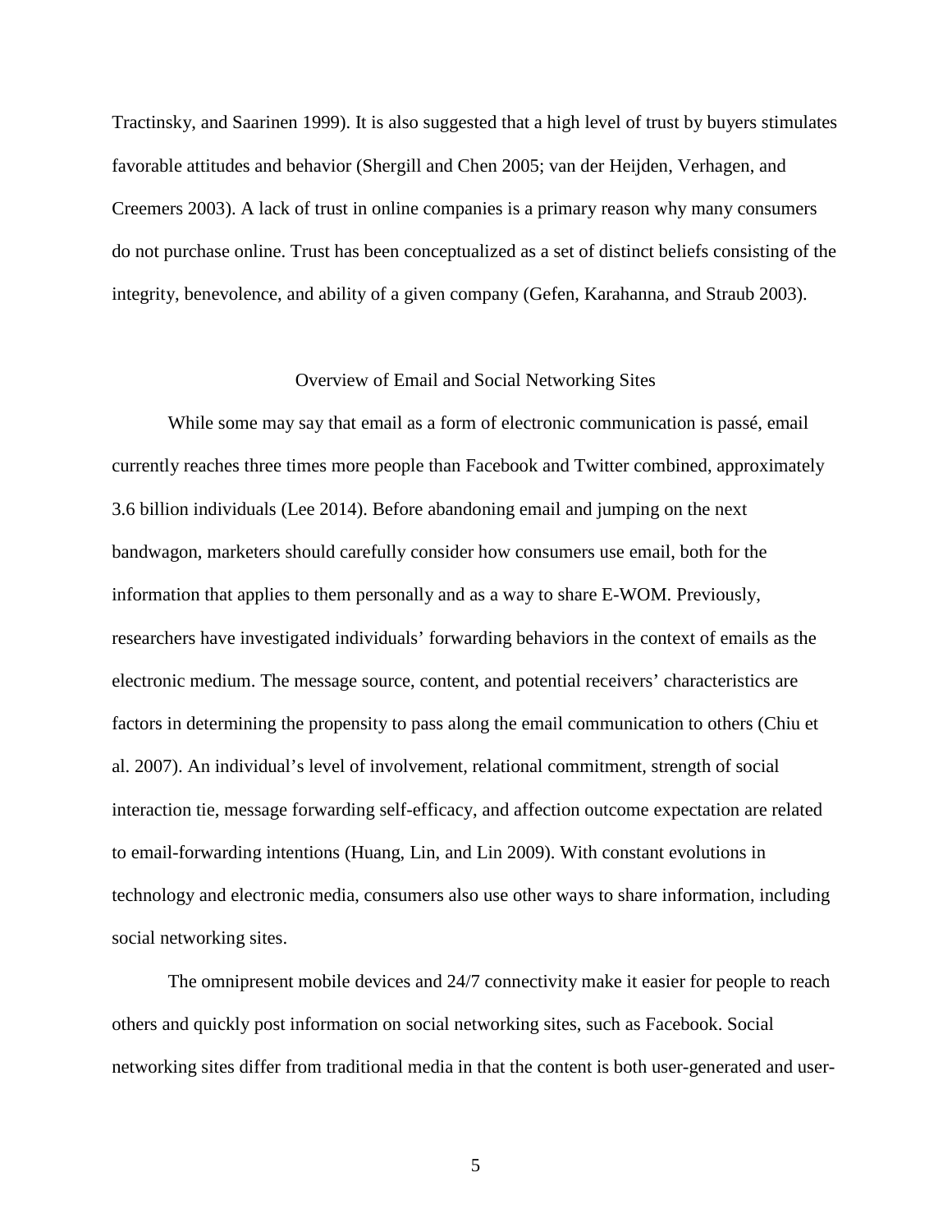Tractinsky, and Saarinen 1999). It is also suggested that a high level of trust by buyers stimulates favorable attitudes and behavior (Shergill and Chen 2005; van der Heijden, Verhagen, and Creemers 2003). A lack of trust in online companies is a primary reason why many consumers do not purchase online. Trust has been conceptualized as a set of distinct beliefs consisting of the integrity, benevolence, and ability of a given company (Gefen, Karahanna, and Straub 2003).

## Overview of Email and Social Networking Sites

While some may say that email as a form of electronic communication is passé, email currently reaches three times more people than Facebook and Twitter combined, approximately 3.6 billion individuals (Lee 2014). Before abandoning email and jumping on the next bandwagon, marketers should carefully consider how consumers use email, both for the information that applies to them personally and as a way to share E-WOM. Previously, researchers have investigated individuals' forwarding behaviors in the context of emails as the electronic medium. The message source, content, and potential receivers' characteristics are factors in determining the propensity to pass along the email communication to others (Chiu et al. 2007). An individual's level of involvement, relational commitment, strength of social interaction tie, message forwarding self-efficacy, and affection outcome expectation are related to email-forwarding intentions (Huang, Lin, and Lin 2009). With constant evolutions in technology and electronic media, consumers also use other ways to share information, including social networking sites.

The omnipresent mobile devices and 24/7 connectivity make it easier for people to reach others and quickly post information on social networking sites, such as Facebook. Social networking sites differ from traditional media in that the content is both user-generated and user-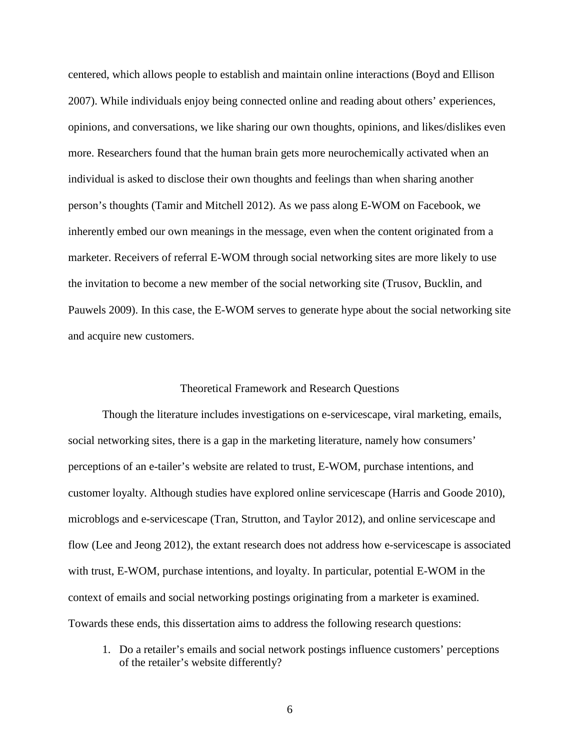centered, which allows people to establish and maintain online interactions (Boyd and Ellison 2007). While individuals enjoy being connected online and reading about others' experiences, opinions, and conversations, we like sharing our own thoughts, opinions, and likes/dislikes even more. Researchers found that the human brain gets more neurochemically activated when an individual is asked to disclose their own thoughts and feelings than when sharing another person's thoughts (Tamir and Mitchell 2012). As we pass along E-WOM on Facebook, we inherently embed our own meanings in the message, even when the content originated from a marketer. Receivers of referral E-WOM through social networking sites are more likely to use the invitation to become a new member of the social networking site (Trusov, Bucklin, and Pauwels 2009). In this case, the E-WOM serves to generate hype about the social networking site and acquire new customers.

## Theoretical Framework and Research Questions

Though the literature includes investigations on e-servicescape, viral marketing, emails, social networking sites, there is a gap in the marketing literature, namely how consumers' perceptions of an e-tailer's website are related to trust, E-WOM, purchase intentions, and customer loyalty. Although studies have explored online servicescape (Harris and Goode 2010), microblogs and e-servicescape (Tran, Strutton, and Taylor 2012), and online servicescape and flow (Lee and Jeong 2012), the extant research does not address how e-servicescape is associated with trust, E-WOM, purchase intentions, and loyalty. In particular, potential E-WOM in the context of emails and social networking postings originating from a marketer is examined. Towards these ends, this dissertation aims to address the following research questions:

1. Do a retailer's emails and social network postings influence customers' perceptions of the retailer's website differently?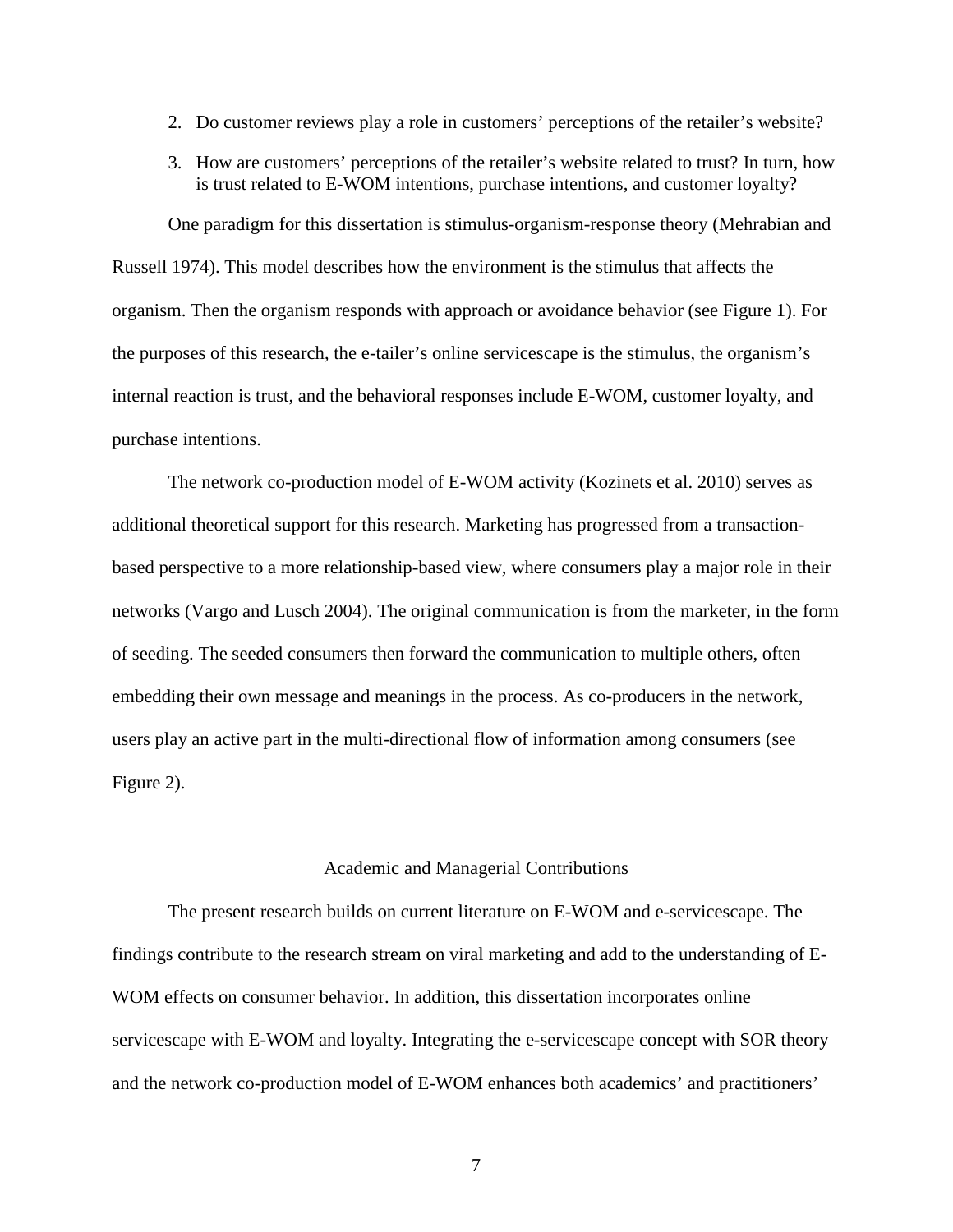2. Do customer reviews play a role in customers' perceptions of the retailer's website?
3. How are customers' perceptions of the retailer's website related to trust? In turn, how is trust related to E-WOM intentions, purchase intentions, and customer loyalty?

One paradigm for this dissertation is stimulus-organism-response theory (Mehrabian and Russell 1974). This model describes how the environment is the stimulus that affects the organism. Then the organism responds with approach or avoidance behavior (see Figure 1). For the purposes of this research, the e-tailer's online servicescape is the stimulus, the organism's internal reaction is trust, and the behavioral responses include E-WOM, customer loyalty, and purchase intentions.

The network co-production model of E-WOM activity (Kozinets et al. 2010) serves as additional theoretical support for this research. Marketing has progressed from a transaction-based perspective to a more relationship-based view, where consumers play a major role in their networks (Vargo and Lusch 2004). The original communication is from the marketer, in the form of seeding. The seeded consumers then forward the communication to multiple others, often embedding their own message and meanings in the process. As co-producers in the network, users play an active part in the multi-directional flow of information among consumers (see Figure 2).

## Academic and Managerial Contributions

The present research builds on current literature on E-WOM and e-servicescape. The findings contribute to the research stream on viral marketing and add to the understanding of E-WOM effects on consumer behavior. In addition, this dissertation incorporates online servicescape with E-WOM and loyalty. Integrating the e-servicescape concept with SOR theory and the network co-production model of E-WOM enhances both academics' and practitioners'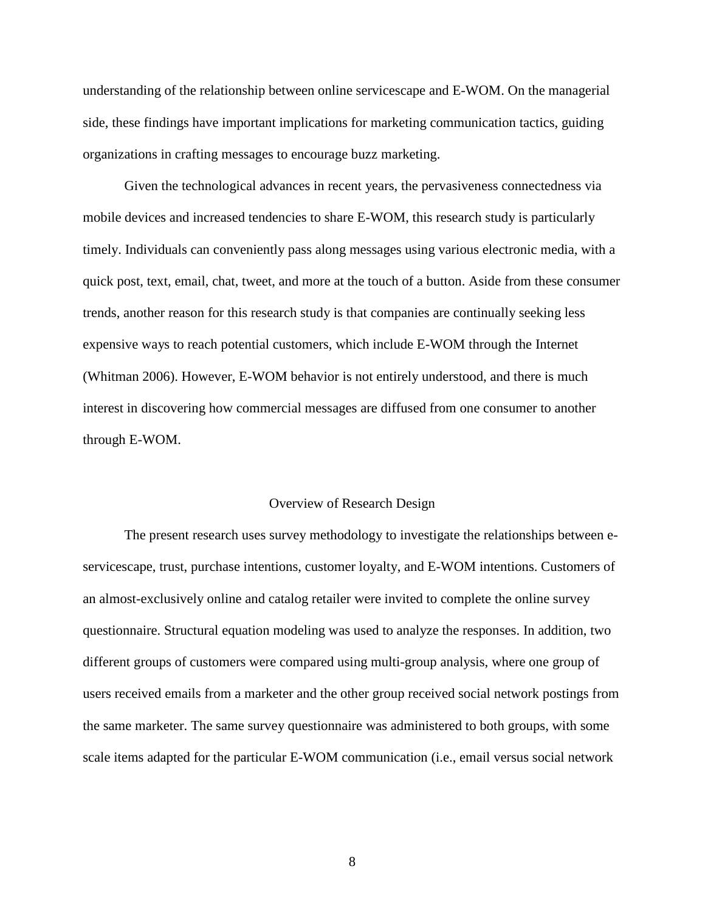understanding of the relationship between online servicescape and E-WOM. On the managerial side, these findings have important implications for marketing communication tactics, guiding organizations in crafting messages to encourage buzz marketing.

Given the technological advances in recent years, the pervasiveness connectedness via mobile devices and increased tendencies to share E-WOM, this research study is particularly timely. Individuals can conveniently pass along messages using various electronic media, with a quick post, text, email, chat, tweet, and more at the touch of a button. Aside from these consumer trends, another reason for this research study is that companies are continually seeking less expensive ways to reach potential customers, which include E-WOM through the Internet (Whitman 2006). However, E-WOM behavior is not entirely understood, and there is much interest in discovering how commercial messages are diffused from one consumer to another through E-WOM.

## Overview of Research Design

The present research uses survey methodology to investigate the relationships between e-servicescape, trust, purchase intentions, customer loyalty, and E-WOM intentions. Customers of an almost-exclusively online and catalog retailer were invited to complete the online survey questionnaire. Structural equation modeling was used to analyze the responses. In addition, two different groups of customers were compared using multi-group analysis, where one group of users received emails from a marketer and the other group received social network postings from the same marketer. The same survey questionnaire was administered to both groups, with some scale items adapted for the particular E-WOM communication (i.e., email versus social network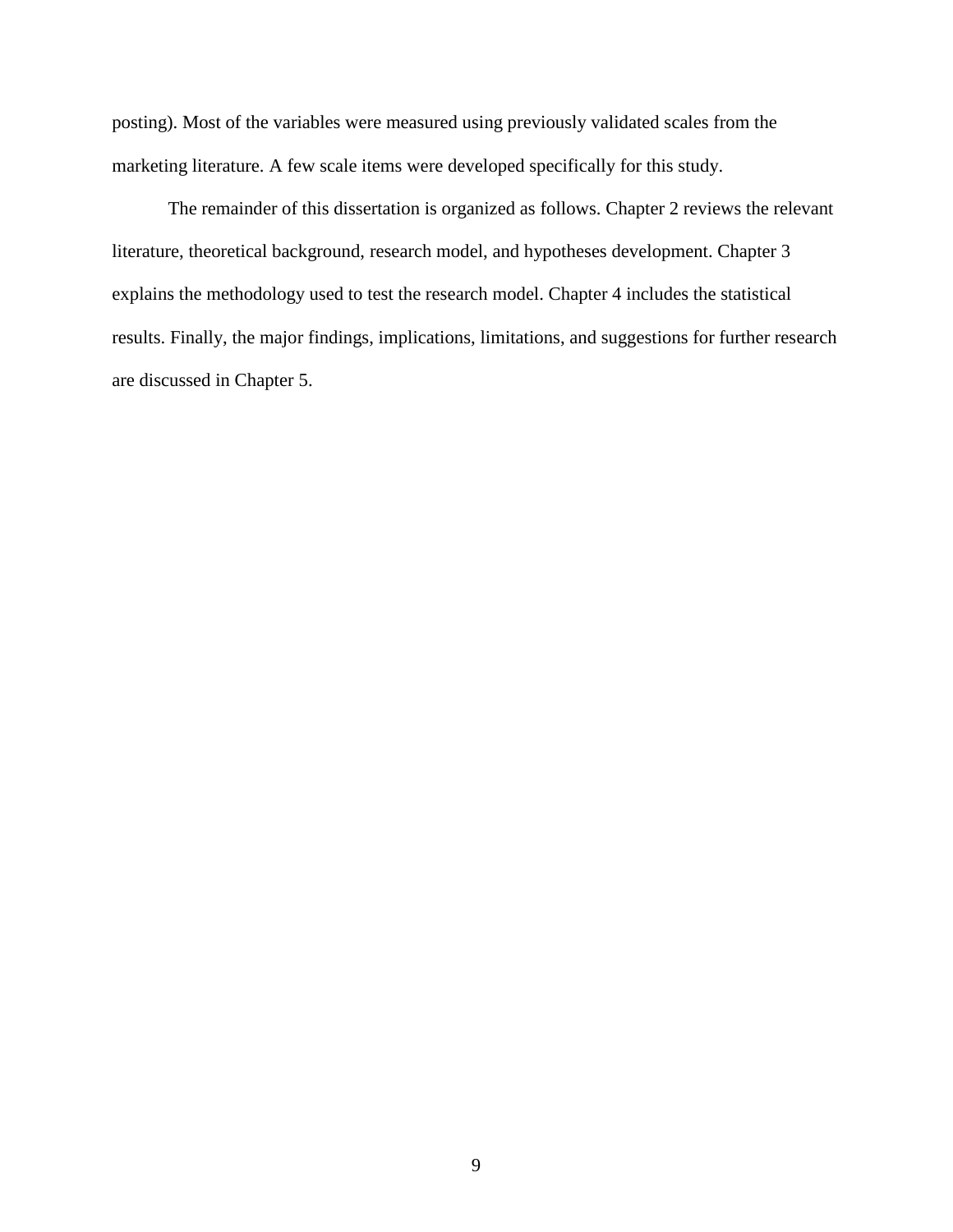posting). Most of the variables were measured using previously validated scales from the marketing literature. A few scale items were developed specifically for this study.

The remainder of this dissertation is organized as follows. Chapter 2 reviews the relevant literature, theoretical background, research model, and hypotheses development. Chapter 3 explains the methodology used to test the research model. Chapter 4 includes the statistical results. Finally, the major findings, implications, limitations, and suggestions for further research are discussed in Chapter 5.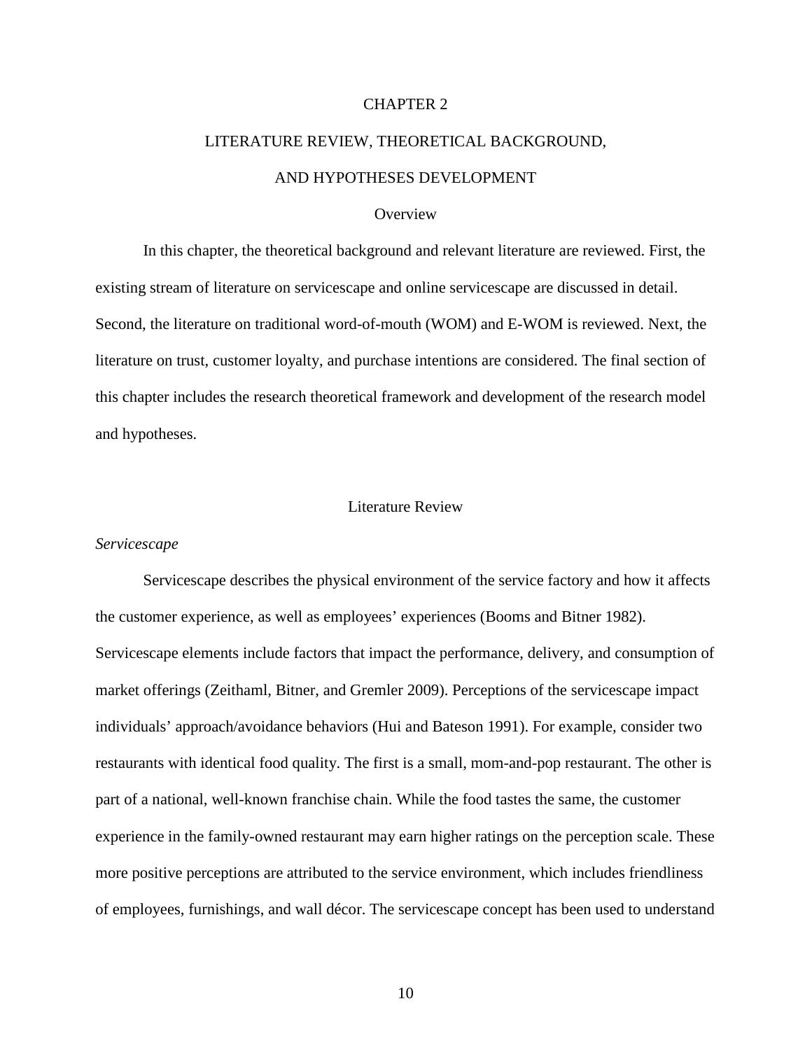# CHAPTER 2

# LITERATURE REVIEW, THEORETICAL BACKGROUND, AND HYPOTHESES DEVELOPMENT

## Overview

In this chapter, the theoretical background and relevant literature are reviewed. First, the existing stream of literature on servicescape and online servicescape are discussed in detail. Second, the literature on traditional word-of-mouth (WOM) and E-WOM is reviewed. Next, the literature on trust, customer loyalty, and purchase intentions are considered. The final section of this chapter includes the research theoretical framework and development of the research model and hypotheses.

## Literature Review

### *Servicescape*

Servicescape describes the physical environment of the service factory and how it affects the customer experience, as well as employees' experiences (Booms and Bitner 1982). Servicescape elements include factors that impact the performance, delivery, and consumption of market offerings (Zeithaml, Bitner, and Gremler 2009). Perceptions of the servicescape impact individuals' approach/avoidance behaviors (Hui and Bateson 1991). For example, consider two restaurants with identical food quality. The first is a small, mom-and-pop restaurant. The other is part of a national, well-known franchise chain. While the food tastes the same, the customer experience in the family-owned restaurant may earn higher ratings on the perception scale. These more positive perceptions are attributed to the service environment, which includes friendliness of employees, furnishings, and wall décor. The servicescape concept has been used to understand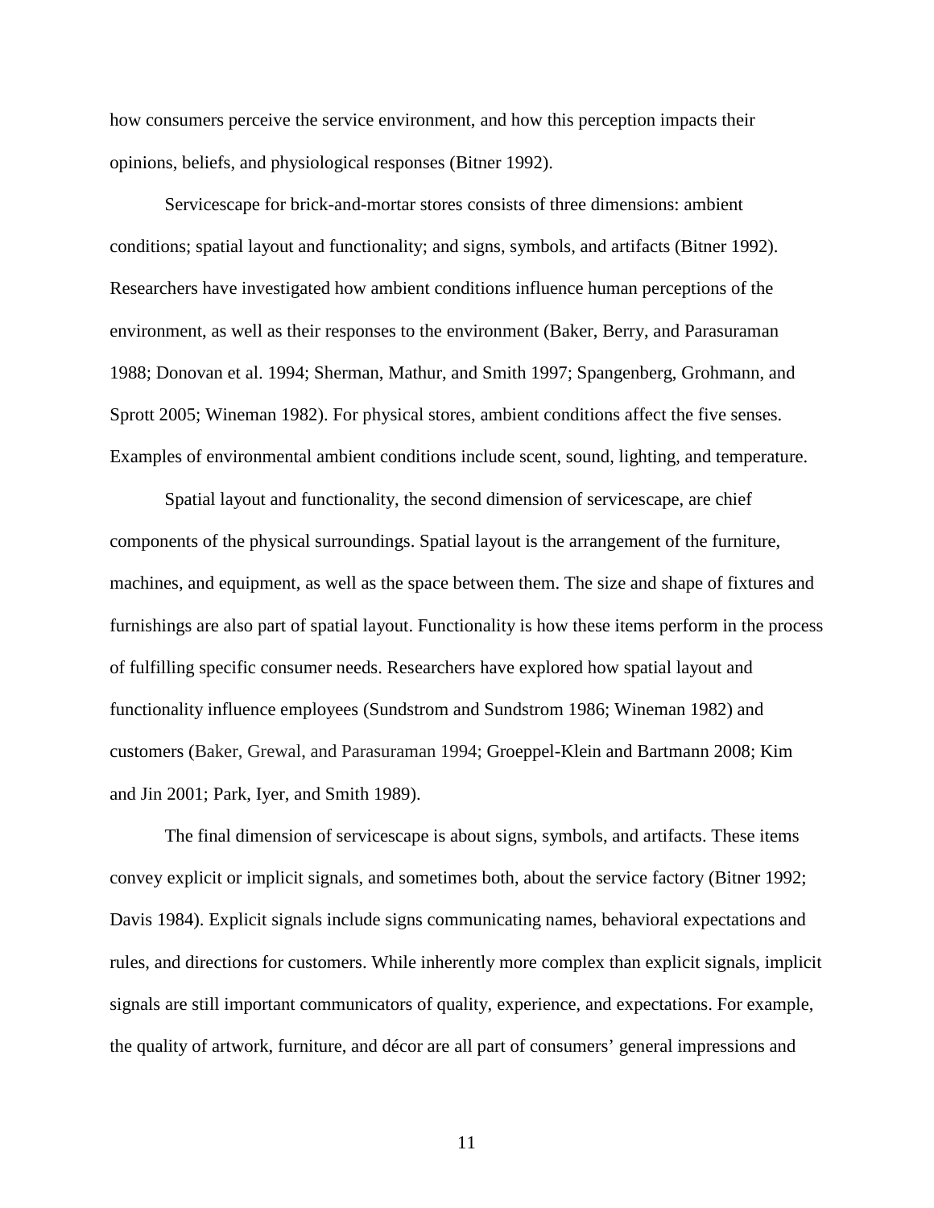how consumers perceive the service environment, and how this perception impacts their opinions, beliefs, and physiological responses (Bitner 1992).

Servicescape for brick-and-mortar stores consists of three dimensions: ambient conditions; spatial layout and functionality; and signs, symbols, and artifacts (Bitner 1992). Researchers have investigated how ambient conditions influence human perceptions of the environment, as well as their responses to the environment (Baker, Berry, and Parasuraman 1988; Donovan et al. 1994; Sherman, Mathur, and Smith 1997; Spangenberg, Grohmann, and Sprott 2005; Wineman 1982). For physical stores, ambient conditions affect the five senses. Examples of environmental ambient conditions include scent, sound, lighting, and temperature.

Spatial layout and functionality, the second dimension of servicescape, are chief components of the physical surroundings. Spatial layout is the arrangement of the furniture, machines, and equipment, as well as the space between them. The size and shape of fixtures and furnishings are also part of spatial layout. Functionality is how these items perform in the process of fulfilling specific consumer needs. Researchers have explored how spatial layout and functionality influence employees (Sundstrom and Sundstrom 1986; Wineman 1982) and customers (Baker, Grewal, and Parasuraman 1994; Groeppel-Klein and Bartmann 2008; Kim and Jin 2001; Park, Iyer, and Smith 1989).

The final dimension of servicescape is about signs, symbols, and artifacts. These items convey explicit or implicit signals, and sometimes both, about the service factory (Bitner 1992; Davis 1984). Explicit signals include signs communicating names, behavioral expectations and rules, and directions for customers. While inherently more complex than explicit signals, implicit signals are still important communicators of quality, experience, and expectations. For example, the quality of artwork, furniture, and décor are all part of consumers' general impressions and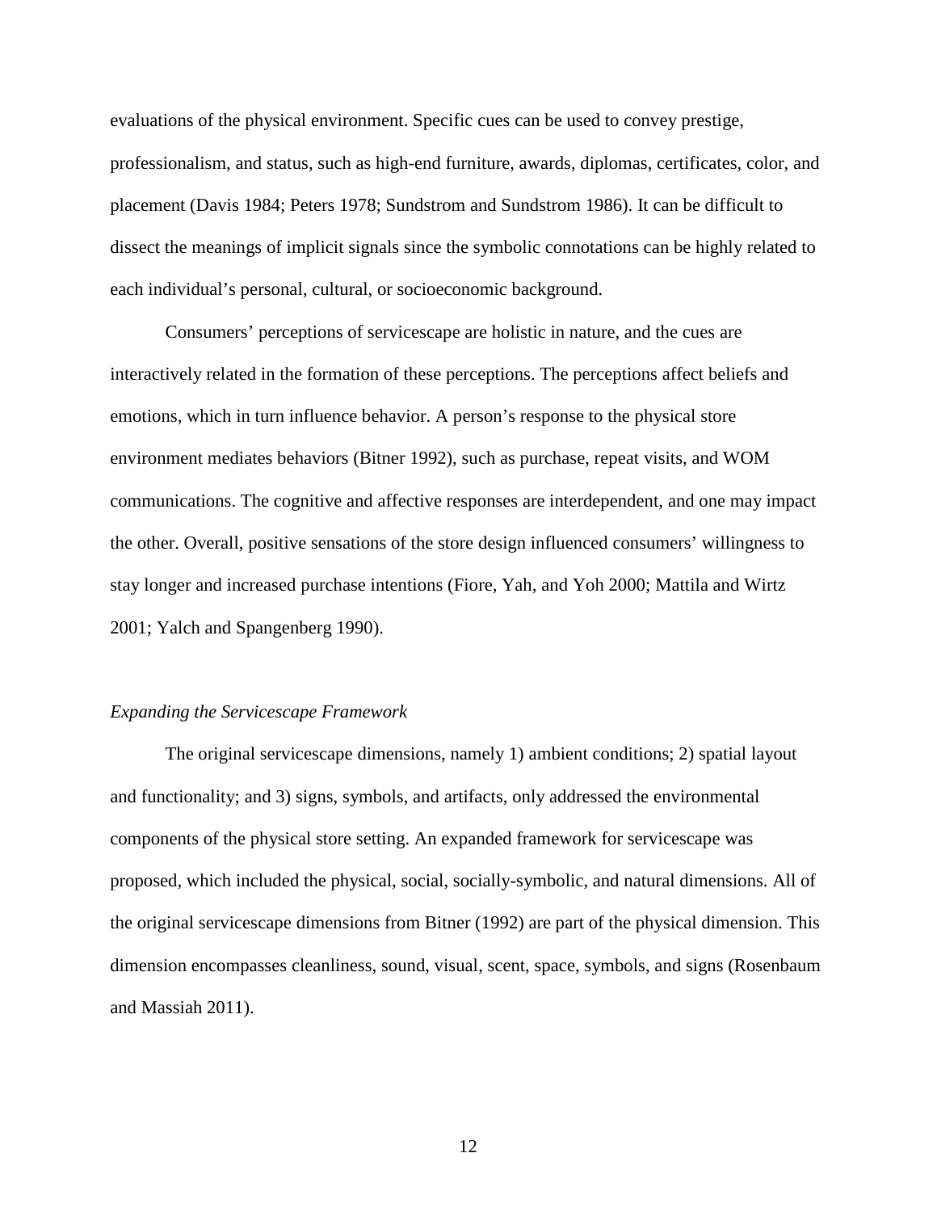evaluations of the physical environment. Specific cues can be used to convey prestige, professionalism, and status, such as high-end furniture, awards, diplomas, certificates, color, and placement (Davis 1984; Peters 1978; Sundstrom and Sundstrom 1986). It can be difficult to dissect the meanings of implicit signals since the symbolic connotations can be highly related to each individual's personal, cultural, or socioeconomic background.

Consumers' perceptions of servicescape are holistic in nature, and the cues are interactively related in the formation of these perceptions. The perceptions affect beliefs and emotions, which in turn influence behavior. A person's response to the physical store environment mediates behaviors (Bitner 1992), such as purchase, repeat visits, and WOM communications. The cognitive and affective responses are interdependent, and one may impact the other. Overall, positive sensations of the store design influenced consumers' willingness to stay longer and increased purchase intentions (Fiore, Yah, and Yoh 2000; Mattila and Wirtz 2001; Yalch and Spangenberg 1990).

*Expanding the Servicescape Framework*

The original servicescape dimensions, namely 1) ambient conditions; 2) spatial layout and functionality; and 3) signs, symbols, and artifacts, only addressed the environmental components of the physical store setting. An expanded framework for servicescape was proposed, which included the physical, social, socially-symbolic, and natural dimensions. All of the original servicescape dimensions from Bitner (1992) are part of the physical dimension. This dimension encompasses cleanliness, sound, visual, scent, space, symbols, and signs (Rosenbaum and Massiah 2011).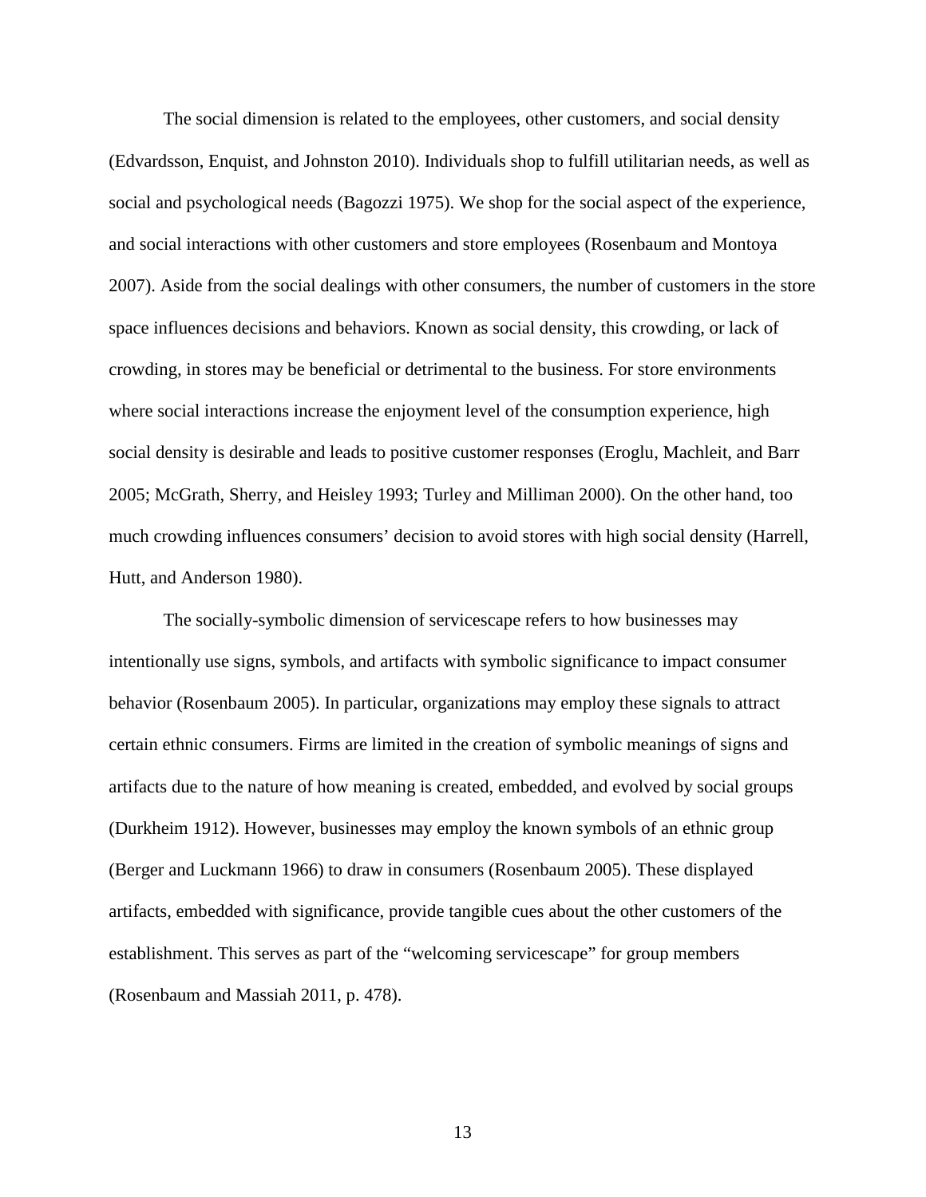The social dimension is related to the employees, other customers, and social density (Edvardsson, Enquist, and Johnston 2010). Individuals shop to fulfill utilitarian needs, as well as social and psychological needs (Bagozzi 1975). We shop for the social aspect of the experience, and social interactions with other customers and store employees (Rosenbaum and Montoya 2007). Aside from the social dealings with other consumers, the number of customers in the store space influences decisions and behaviors. Known as social density, this crowding, or lack of crowding, in stores may be beneficial or detrimental to the business. For store environments where social interactions increase the enjoyment level of the consumption experience, high social density is desirable and leads to positive customer responses (Eroglu, Machleit, and Barr 2005; McGrath, Sherry, and Heisley 1993; Turley and Milliman 2000). On the other hand, too much crowding influences consumers' decision to avoid stores with high social density (Harrell, Hutt, and Anderson 1980).

The socially-symbolic dimension of servicescape refers to how businesses may intentionally use signs, symbols, and artifacts with symbolic significance to impact consumer behavior (Rosenbaum 2005). In particular, organizations may employ these signals to attract certain ethnic consumers. Firms are limited in the creation of symbolic meanings of signs and artifacts due to the nature of how meaning is created, embedded, and evolved by social groups (Durkheim 1912). However, businesses may employ the known symbols of an ethnic group (Berger and Luckmann 1966) to draw in consumers (Rosenbaum 2005). These displayed artifacts, embedded with significance, provide tangible cues about the other customers of the establishment. This serves as part of the "welcoming servicescape" for group members (Rosenbaum and Massiah 2011, p. 478).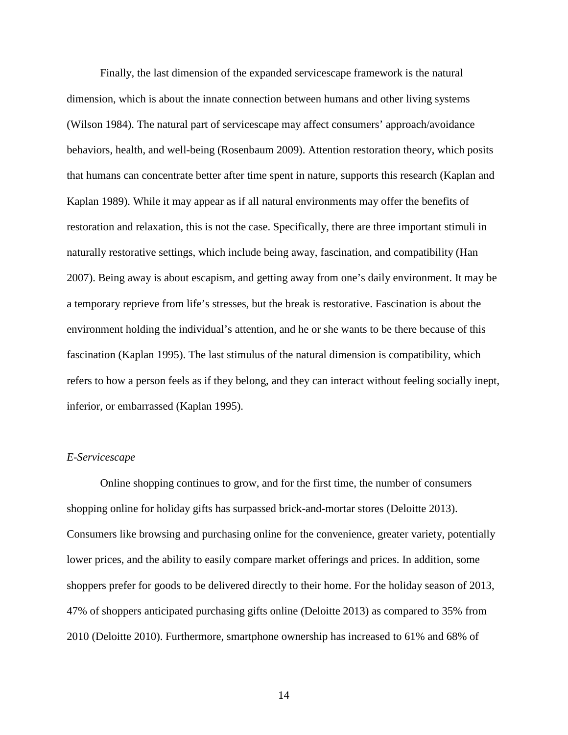Finally, the last dimension of the expanded servicescape framework is the natural dimension, which is about the innate connection between humans and other living systems (Wilson 1984). The natural part of servicescape may affect consumers' approach/avoidance behaviors, health, and well-being (Rosenbaum 2009). Attention restoration theory, which posits that humans can concentrate better after time spent in nature, supports this research (Kaplan and Kaplan 1989). While it may appear as if all natural environments may offer the benefits of restoration and relaxation, this is not the case. Specifically, there are three important stimuli in naturally restorative settings, which include being away, fascination, and compatibility (Han 2007). Being away is about escapism, and getting away from one's daily environment. It may be a temporary reprieve from life's stresses, but the break is restorative. Fascination is about the environment holding the individual's attention, and he or she wants to be there because of this fascination (Kaplan 1995). The last stimulus of the natural dimension is compatibility, which refers to how a person feels as if they belong, and they can interact without feeling socially inept, inferior, or embarrassed (Kaplan 1995).

### *E-Servicescape*

Online shopping continues to grow, and for the first time, the number of consumers shopping online for holiday gifts has surpassed brick-and-mortar stores (Deloitte 2013). Consumers like browsing and purchasing online for the convenience, greater variety, potentially lower prices, and the ability to easily compare market offerings and prices. In addition, some shoppers prefer for goods to be delivered directly to their home. For the holiday season of 2013, 47% of shoppers anticipated purchasing gifts online (Deloitte 2013) as compared to 35% from 2010 (Deloitte 2010). Furthermore, smartphone ownership has increased to 61% and 68% of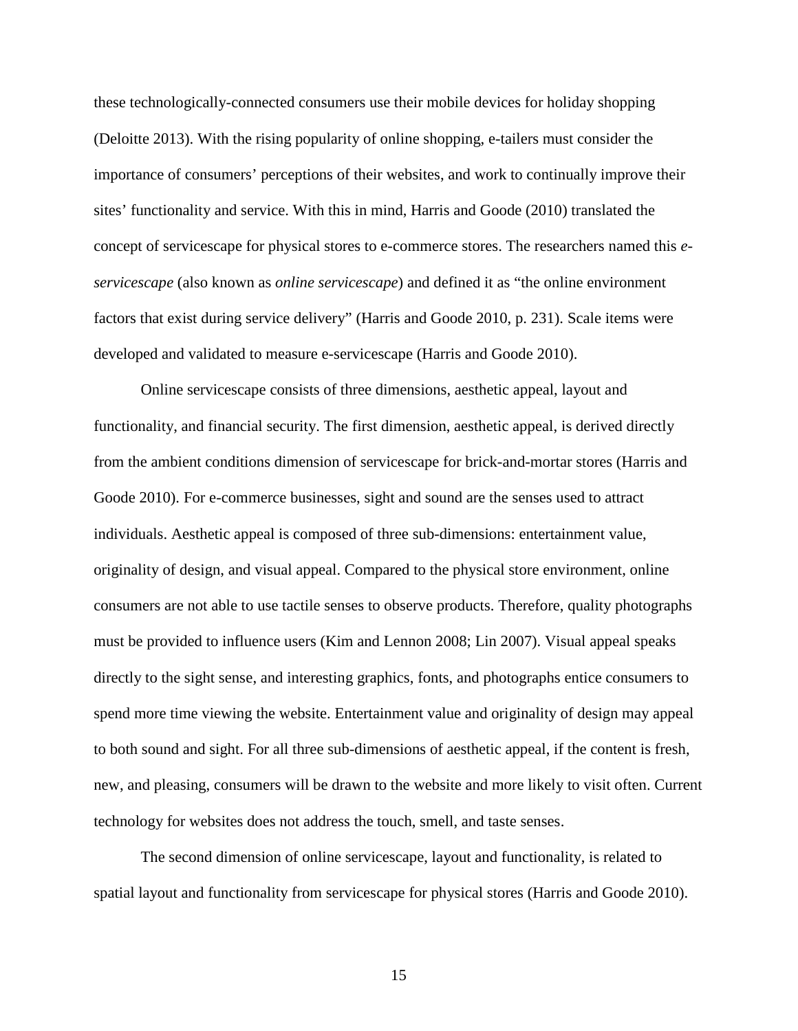these technologically-connected consumers use their mobile devices for holiday shopping (Deloitte 2013). With the rising popularity of online shopping, e-tailers must consider the importance of consumers' perceptions of their websites, and work to continually improve their sites' functionality and service. With this in mind, Harris and Goode (2010) translated the concept of servicescape for physical stores to e-commerce stores. The researchers named this *e-servicescape* (also known as *online servicescape*) and defined it as "the online environment factors that exist during service delivery" (Harris and Goode 2010, p. 231). Scale items were developed and validated to measure e-servicescape (Harris and Goode 2010).

Online servicescape consists of three dimensions, aesthetic appeal, layout and functionality, and financial security. The first dimension, aesthetic appeal, is derived directly from the ambient conditions dimension of servicescape for brick-and-mortar stores (Harris and Goode 2010). For e-commerce businesses, sight and sound are the senses used to attract individuals. Aesthetic appeal is composed of three sub-dimensions: entertainment value, originality of design, and visual appeal. Compared to the physical store environment, online consumers are not able to use tactile senses to observe products. Therefore, quality photographs must be provided to influence users (Kim and Lennon 2008; Lin 2007). Visual appeal speaks directly to the sight sense, and interesting graphics, fonts, and photographs entice consumers to spend more time viewing the website. Entertainment value and originality of design may appeal to both sound and sight. For all three sub-dimensions of aesthetic appeal, if the content is fresh, new, and pleasing, consumers will be drawn to the website and more likely to visit often. Current technology for websites does not address the touch, smell, and taste senses.

The second dimension of online servicescape, layout and functionality, is related to spatial layout and functionality from servicescape for physical stores (Harris and Goode 2010).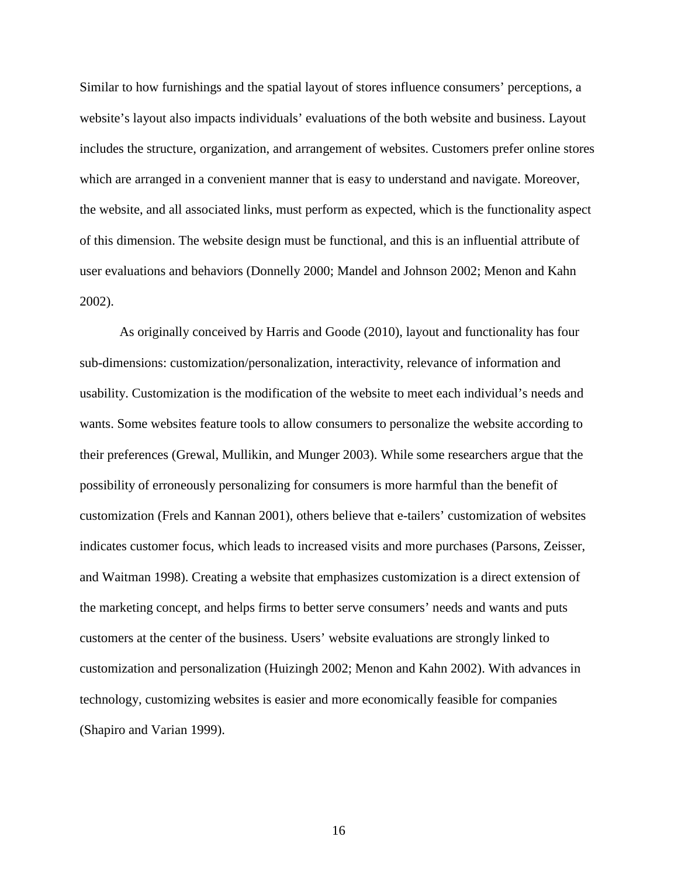Similar to how furnishings and the spatial layout of stores influence consumers' perceptions, a website's layout also impacts individuals' evaluations of the both website and business. Layout includes the structure, organization, and arrangement of websites. Customers prefer online stores which are arranged in a convenient manner that is easy to understand and navigate. Moreover, the website, and all associated links, must perform as expected, which is the functionality aspect of this dimension. The website design must be functional, and this is an influential attribute of user evaluations and behaviors (Donnelly 2000; Mandel and Johnson 2002; Menon and Kahn 2002).

As originally conceived by Harris and Goode (2010), layout and functionality has four sub-dimensions: customization/personalization, interactivity, relevance of information and usability. Customization is the modification of the website to meet each individual's needs and wants. Some websites feature tools to allow consumers to personalize the website according to their preferences (Grewal, Mullikin, and Munger 2003). While some researchers argue that the possibility of erroneously personalizing for consumers is more harmful than the benefit of customization (Frels and Kannan 2001), others believe that e-tailers' customization of websites indicates customer focus, which leads to increased visits and more purchases (Parsons, Zeisser, and Waitman 1998). Creating a website that emphasizes customization is a direct extension of the marketing concept, and helps firms to better serve consumers' needs and wants and puts customers at the center of the business. Users' website evaluations are strongly linked to customization and personalization (Huizingh 2002; Menon and Kahn 2002). With advances in technology, customizing websites is easier and more economically feasible for companies (Shapiro and Varian 1999).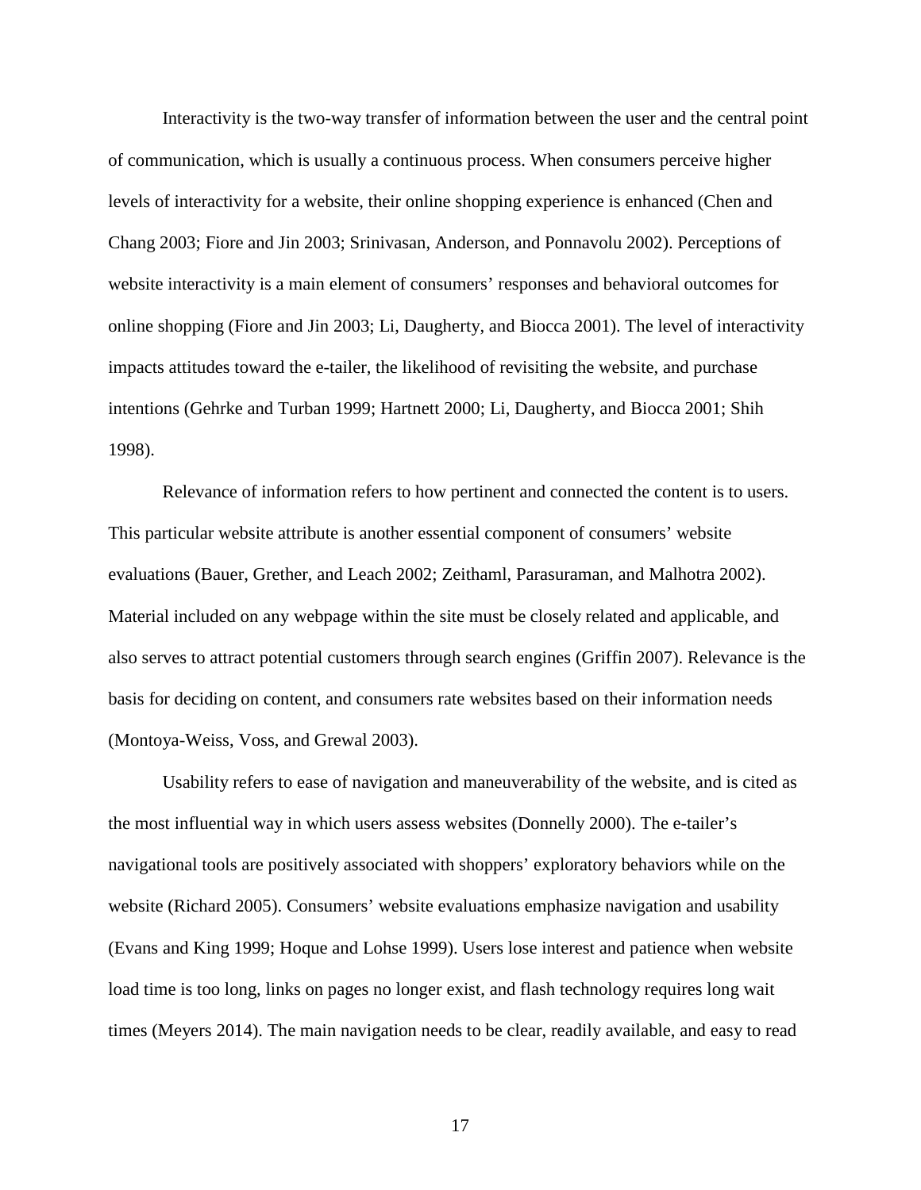Interactivity is the two-way transfer of information between the user and the central point of communication, which is usually a continuous process. When consumers perceive higher levels of interactivity for a website, their online shopping experience is enhanced (Chen and Chang 2003; Fiore and Jin 2003; Srinivasan, Anderson, and Ponnavolu 2002). Perceptions of website interactivity is a main element of consumers' responses and behavioral outcomes for online shopping (Fiore and Jin 2003; Li, Daugherty, and Biocca 2001). The level of interactivity impacts attitudes toward the e-tailer, the likelihood of revisiting the website, and purchase intentions (Gehrke and Turban 1999; Hartnett 2000; Li, Daugherty, and Biocca 2001; Shih 1998).

Relevance of information refers to how pertinent and connected the content is to users. This particular website attribute is another essential component of consumers' website evaluations (Bauer, Grether, and Leach 2002; Zeithaml, Parasuraman, and Malhotra 2002). Material included on any webpage within the site must be closely related and applicable, and also serves to attract potential customers through search engines (Griffin 2007). Relevance is the basis for deciding on content, and consumers rate websites based on their information needs (Montoya-Weiss, Voss, and Grewal 2003).

Usability refers to ease of navigation and maneuverability of the website, and is cited as the most influential way in which users assess websites (Donnelly 2000). The e-tailer's navigational tools are positively associated with shoppers' exploratory behaviors while on the website (Richard 2005). Consumers' website evaluations emphasize navigation and usability (Evans and King 1999; Hoque and Lohse 1999). Users lose interest and patience when website load time is too long, links on pages no longer exist, and flash technology requires long wait times (Meyers 2014). The main navigation needs to be clear, readily available, and easy to read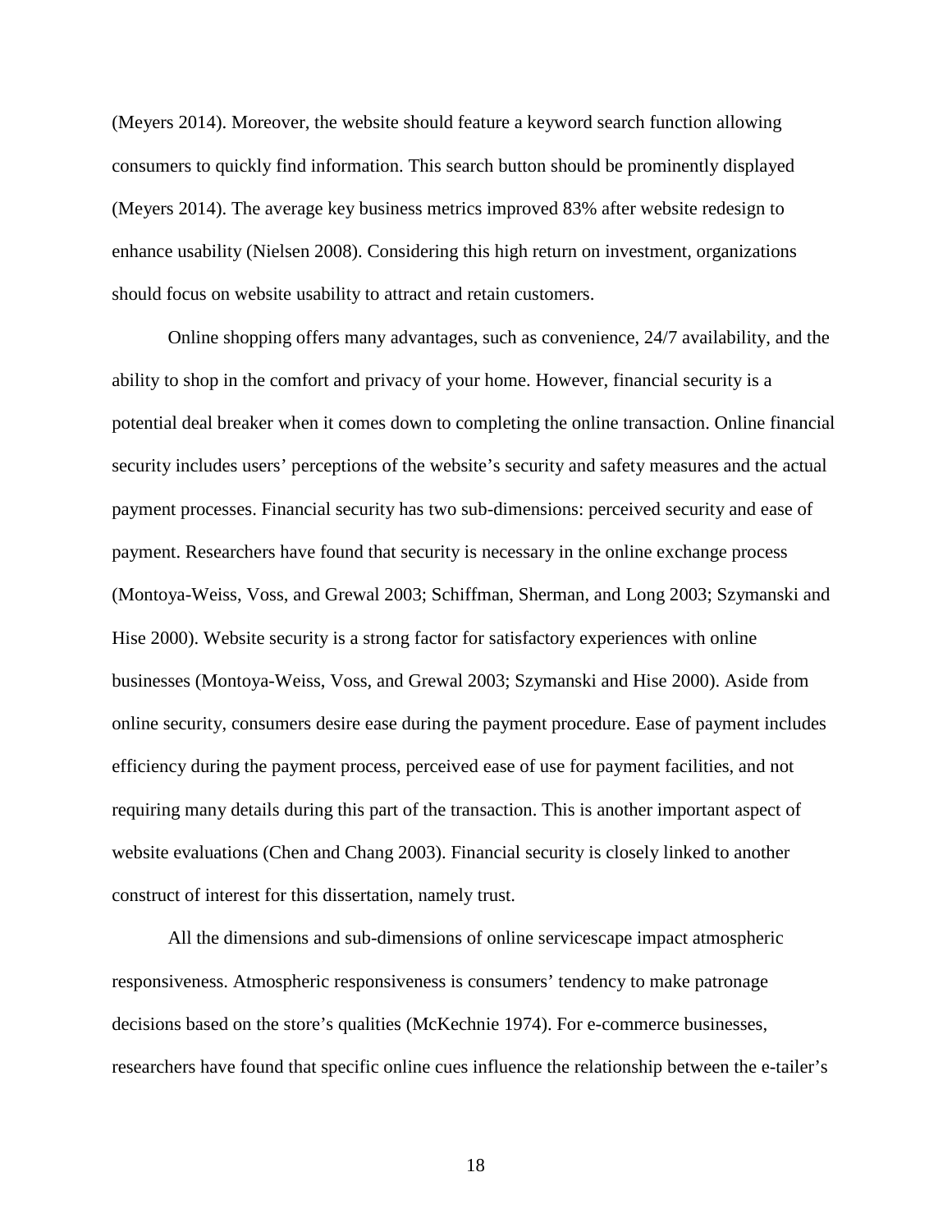(Meyers 2014). Moreover, the website should feature a keyword search function allowing consumers to quickly find information. This search button should be prominently displayed (Meyers 2014). The average key business metrics improved 83% after website redesign to enhance usability (Nielsen 2008). Considering this high return on investment, organizations should focus on website usability to attract and retain customers.

Online shopping offers many advantages, such as convenience, 24/7 availability, and the ability to shop in the comfort and privacy of your home. However, financial security is a potential deal breaker when it comes down to completing the online transaction. Online financial security includes users' perceptions of the website's security and safety measures and the actual payment processes. Financial security has two sub-dimensions: perceived security and ease of payment. Researchers have found that security is necessary in the online exchange process (Montoya-Weiss, Voss, and Grewal 2003; Schiffman, Sherman, and Long 2003; Szymanski and Hise 2000). Website security is a strong factor for satisfactory experiences with online businesses (Montoya-Weiss, Voss, and Grewal 2003; Szymanski and Hise 2000). Aside from online security, consumers desire ease during the payment procedure. Ease of payment includes efficiency during the payment process, perceived ease of use for payment facilities, and not requiring many details during this part of the transaction. This is another important aspect of website evaluations (Chen and Chang 2003). Financial security is closely linked to another construct of interest for this dissertation, namely trust.

All the dimensions and sub-dimensions of online servicescape impact atmospheric responsiveness. Atmospheric responsiveness is consumers' tendency to make patronage decisions based on the store's qualities (McKechnie 1974). For e-commerce businesses, researchers have found that specific online cues influence the relationship between the e-tailer's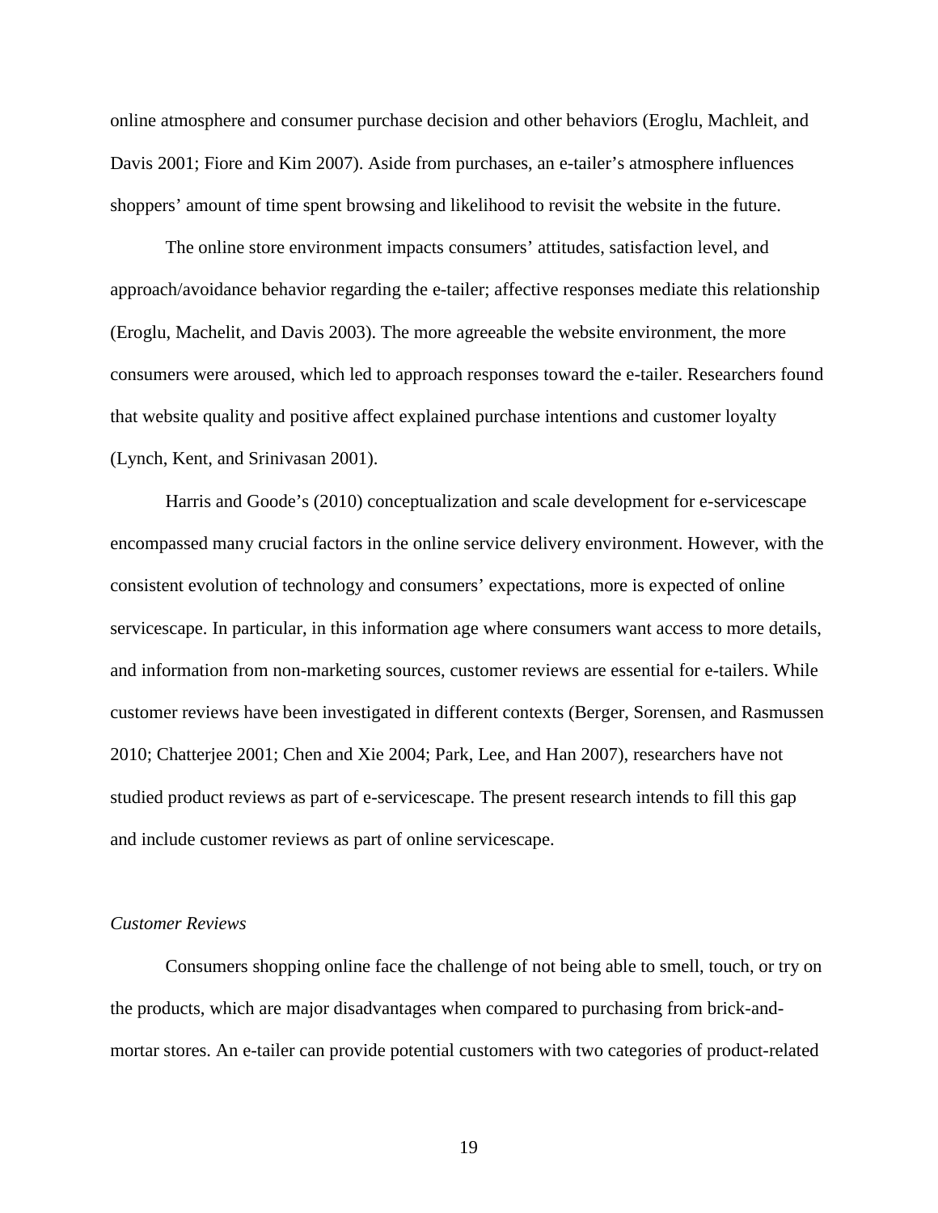online atmosphere and consumer purchase decision and other behaviors (Eroglu, Machleit, and Davis 2001; Fiore and Kim 2007). Aside from purchases, an e-tailer's atmosphere influences shoppers' amount of time spent browsing and likelihood to revisit the website in the future.

The online store environment impacts consumers' attitudes, satisfaction level, and approach/avoidance behavior regarding the e-tailer; affective responses mediate this relationship (Eroglu, Machelit, and Davis 2003). The more agreeable the website environment, the more consumers were aroused, which led to approach responses toward the e-tailer. Researchers found that website quality and positive affect explained purchase intentions and customer loyalty (Lynch, Kent, and Srinivasan 2001).

Harris and Goode's (2010) conceptualization and scale development for e-servicescape encompassed many crucial factors in the online service delivery environment. However, with the consistent evolution of technology and consumers' expectations, more is expected of online servicescape. In particular, in this information age where consumers want access to more details, and information from non-marketing sources, customer reviews are essential for e-tailers. While customer reviews have been investigated in different contexts (Berger, Sorensen, and Rasmussen 2010; Chatterjee 2001; Chen and Xie 2004; Park, Lee, and Han 2007), researchers have not studied product reviews as part of e-servicescape. The present research intends to fill this gap and include customer reviews as part of online servicescape.

*Customer Reviews*

Consumers shopping online face the challenge of not being able to smell, touch, or try on the products, which are major disadvantages when compared to purchasing from brick-and-mortar stores. An e-tailer can provide potential customers with two categories of product-related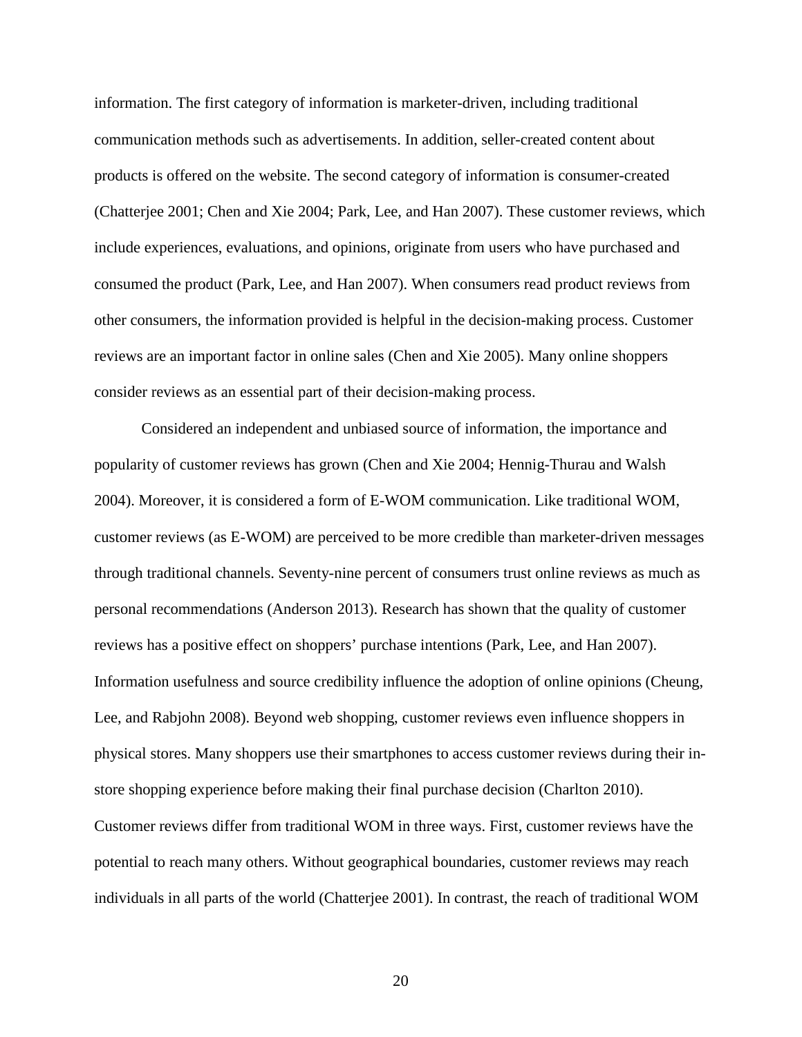information. The first category of information is marketer-driven, including traditional communication methods such as advertisements. In addition, seller-created content about products is offered on the website. The second category of information is consumer-created (Chatterjee 2001; Chen and Xie 2004; Park, Lee, and Han 2007). These customer reviews, which include experiences, evaluations, and opinions, originate from users who have purchased and consumed the product (Park, Lee, and Han 2007). When consumers read product reviews from other consumers, the information provided is helpful in the decision-making process. Customer reviews are an important factor in online sales (Chen and Xie 2005). Many online shoppers consider reviews as an essential part of their decision-making process.

Considered an independent and unbiased source of information, the importance and popularity of customer reviews has grown (Chen and Xie 2004; Hennig-Thurau and Walsh 2004). Moreover, it is considered a form of E-WOM communication. Like traditional WOM, customer reviews (as E-WOM) are perceived to be more credible than marketer-driven messages through traditional channels. Seventy-nine percent of consumers trust online reviews as much as personal recommendations (Anderson 2013). Research has shown that the quality of customer reviews has a positive effect on shoppers' purchase intentions (Park, Lee, and Han 2007). Information usefulness and source credibility influence the adoption of online opinions (Cheung, Lee, and Rabjohn 2008). Beyond web shopping, customer reviews even influence shoppers in physical stores. Many shoppers use their smartphones to access customer reviews during their in-store shopping experience before making their final purchase decision (Charlton 2010). Customer reviews differ from traditional WOM in three ways. First, customer reviews have the potential to reach many others. Without geographical boundaries, customer reviews may reach individuals in all parts of the world (Chatterjee 2001). In contrast, the reach of traditional WOM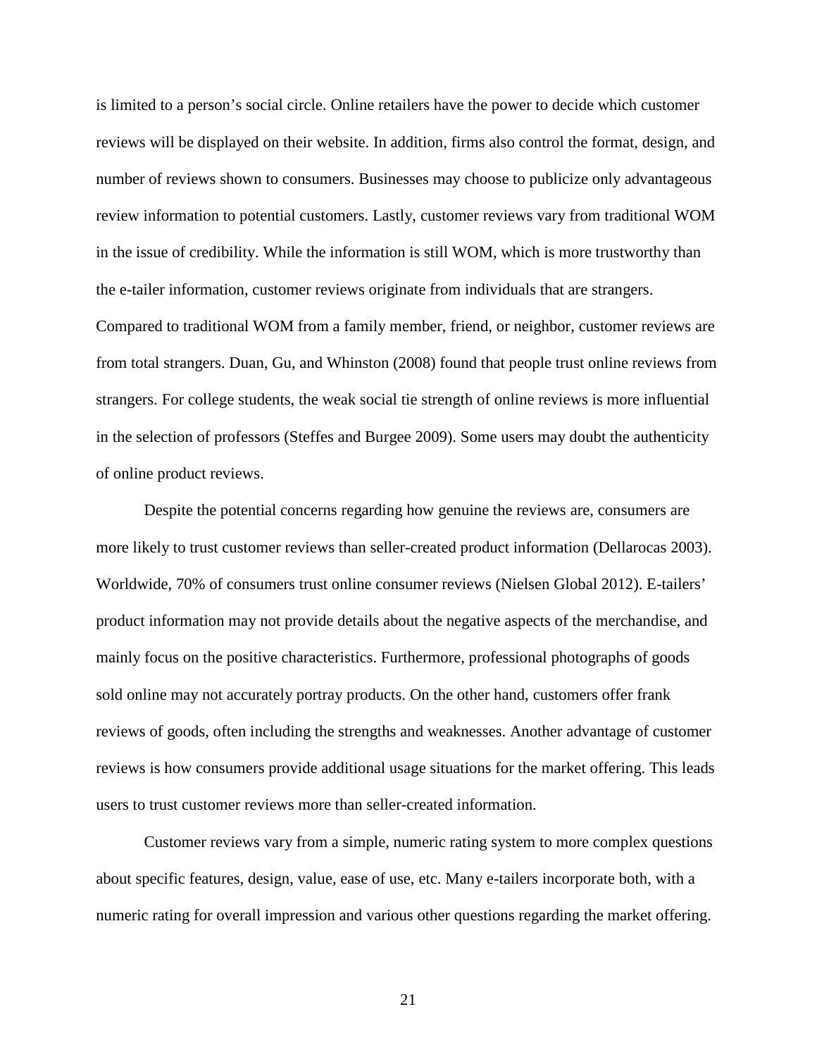is limited to a person's social circle. Online retailers have the power to decide which customer reviews will be displayed on their website. In addition, firms also control the format, design, and number of reviews shown to consumers. Businesses may choose to publicize only advantageous review information to potential customers. Lastly, customer reviews vary from traditional WOM in the issue of credibility. While the information is still WOM, which is more trustworthy than the e-tailer information, customer reviews originate from individuals that are strangers. Compared to traditional WOM from a family member, friend, or neighbor, customer reviews are from total strangers. Duan, Gu, and Whinston (2008) found that people trust online reviews from strangers. For college students, the weak social tie strength of online reviews is more influential in the selection of professors (Steffes and Burgee 2009). Some users may doubt the authenticity of online product reviews.

Despite the potential concerns regarding how genuine the reviews are, consumers are more likely to trust customer reviews than seller-created product information (Dellarocas 2003). Worldwide, 70% of consumers trust online consumer reviews (Nielsen Global 2012). E-tailers' product information may not provide details about the negative aspects of the merchandise, and mainly focus on the positive characteristics. Furthermore, professional photographs of goods sold online may not accurately portray products. On the other hand, customers offer frank reviews of goods, often including the strengths and weaknesses. Another advantage of customer reviews is how consumers provide additional usage situations for the market offering. This leads users to trust customer reviews more than seller-created information.

Customer reviews vary from a simple, numeric rating system to more complex questions about specific features, design, value, ease of use, etc. Many e-tailers incorporate both, with a numeric rating for overall impression and various other questions regarding the market offering.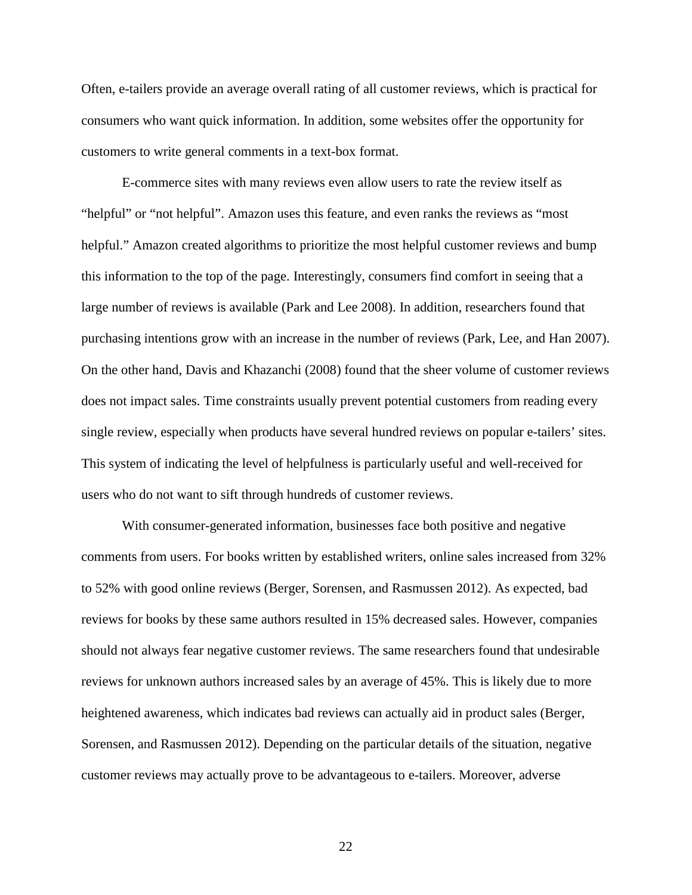Often, e-tailers provide an average overall rating of all customer reviews, which is practical for consumers who want quick information. In addition, some websites offer the opportunity for customers to write general comments in a text-box format.

E-commerce sites with many reviews even allow users to rate the review itself as "helpful" or "not helpful". Amazon uses this feature, and even ranks the reviews as "most helpful." Amazon created algorithms to prioritize the most helpful customer reviews and bump this information to the top of the page. Interestingly, consumers find comfort in seeing that a large number of reviews is available (Park and Lee 2008). In addition, researchers found that purchasing intentions grow with an increase in the number of reviews (Park, Lee, and Han 2007). On the other hand, Davis and Khazanchi (2008) found that the sheer volume of customer reviews does not impact sales. Time constraints usually prevent potential customers from reading every single review, especially when products have several hundred reviews on popular e-tailers' sites. This system of indicating the level of helpfulness is particularly useful and well-received for users who do not want to sift through hundreds of customer reviews.

With consumer-generated information, businesses face both positive and negative comments from users. For books written by established writers, online sales increased from 32% to 52% with good online reviews (Berger, Sorensen, and Rasmussen 2012). As expected, bad reviews for books by these same authors resulted in 15% decreased sales. However, companies should not always fear negative customer reviews. The same researchers found that undesirable reviews for unknown authors increased sales by an average of 45%. This is likely due to more heightened awareness, which indicates bad reviews can actually aid in product sales (Berger, Sorensen, and Rasmussen 2012). Depending on the particular details of the situation, negative customer reviews may actually prove to be advantageous to e-tailers. Moreover, adverse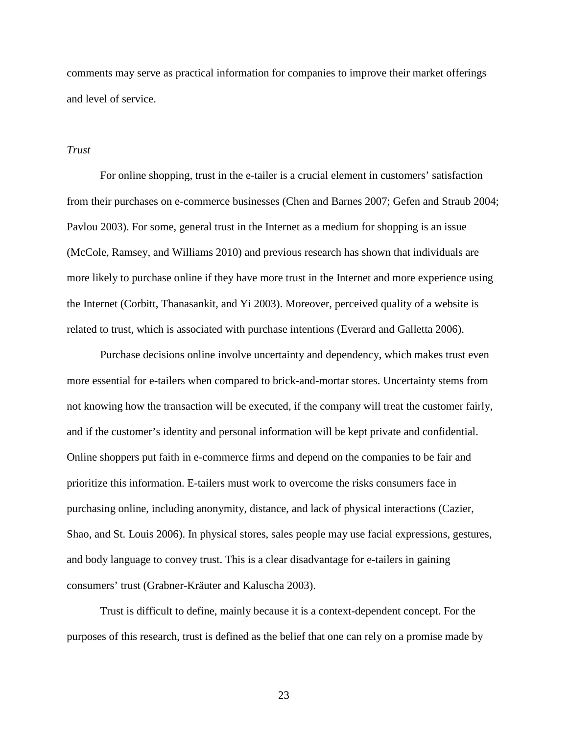comments may serve as practical information for companies to improve their market offerings and level of service.

*Trust*

For online shopping, trust in the e-tailer is a crucial element in customers' satisfaction from their purchases on e-commerce businesses (Chen and Barnes 2007; Gefen and Straub 2004; Pavlou 2003). For some, general trust in the Internet as a medium for shopping is an issue (McCole, Ramsey, and Williams 2010) and previous research has shown that individuals are more likely to purchase online if they have more trust in the Internet and more experience using the Internet (Corbitt, Thanasankit, and Yi 2003). Moreover, perceived quality of a website is related to trust, which is associated with purchase intentions (Everard and Galletta 2006).

Purchase decisions online involve uncertainty and dependency, which makes trust even more essential for e-tailers when compared to brick-and-mortar stores. Uncertainty stems from not knowing how the transaction will be executed, if the company will treat the customer fairly, and if the customer's identity and personal information will be kept private and confidential. Online shoppers put faith in e-commerce firms and depend on the companies to be fair and prioritize this information. E-tailers must work to overcome the risks consumers face in purchasing online, including anonymity, distance, and lack of physical interactions (Cazier, Shao, and St. Louis 2006). In physical stores, sales people may use facial expressions, gestures, and body language to convey trust. This is a clear disadvantage for e-tailers in gaining consumers' trust (Grabner-Kräuter and Kaluscha 2003).

Trust is difficult to define, mainly because it is a context-dependent concept. For the purposes of this research, trust is defined as the belief that one can rely on a promise made by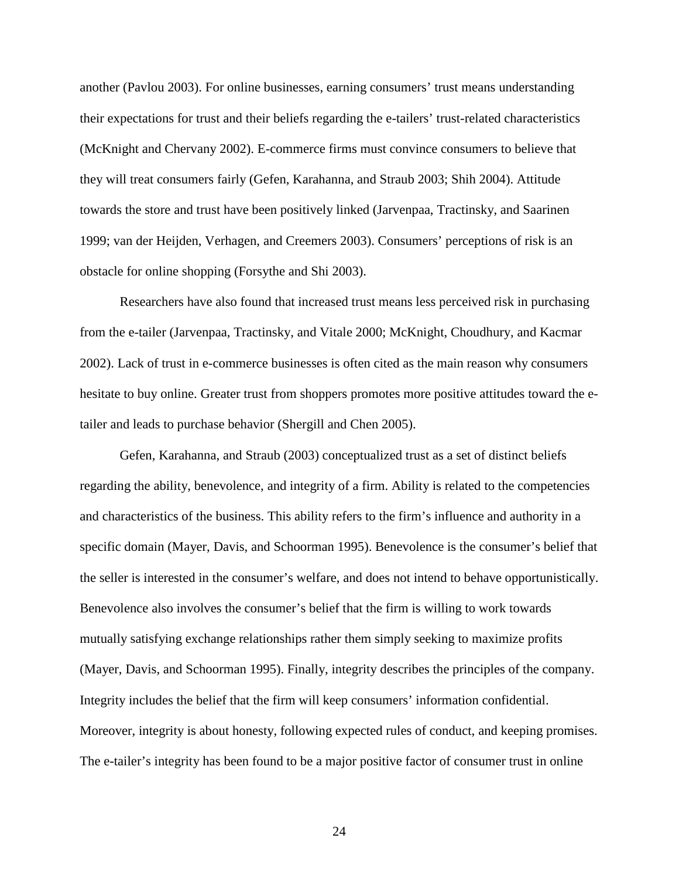another (Pavlou 2003). For online businesses, earning consumers' trust means understanding their expectations for trust and their beliefs regarding the e-tailers' trust-related characteristics (McKnight and Chervany 2002). E-commerce firms must convince consumers to believe that they will treat consumers fairly (Gefen, Karahanna, and Straub 2003; Shih 2004). Attitude towards the store and trust have been positively linked (Jarvenpaa, Tractinsky, and Saarinen 1999; van der Heijden, Verhagen, and Creemers 2003). Consumers' perceptions of risk is an obstacle for online shopping (Forsythe and Shi 2003).

Researchers have also found that increased trust means less perceived risk in purchasing from the e-tailer (Jarvenpaa, Tractinsky, and Vitale 2000; McKnight, Choudhury, and Kacmar 2002). Lack of trust in e-commerce businesses is often cited as the main reason why consumers hesitate to buy online. Greater trust from shoppers promotes more positive attitudes toward the e-tailer and leads to purchase behavior (Shergill and Chen 2005).

Gefen, Karahanna, and Straub (2003) conceptualized trust as a set of distinct beliefs regarding the ability, benevolence, and integrity of a firm. Ability is related to the competencies and characteristics of the business. This ability refers to the firm's influence and authority in a specific domain (Mayer, Davis, and Schoorman 1995). Benevolence is the consumer's belief that the seller is interested in the consumer's welfare, and does not intend to behave opportunistically. Benevolence also involves the consumer's belief that the firm is willing to work towards mutually satisfying exchange relationships rather them simply seeking to maximize profits (Mayer, Davis, and Schoorman 1995). Finally, integrity describes the principles of the company. Integrity includes the belief that the firm will keep consumers' information confidential. Moreover, integrity is about honesty, following expected rules of conduct, and keeping promises. The e-tailer's integrity has been found to be a major positive factor of consumer trust in online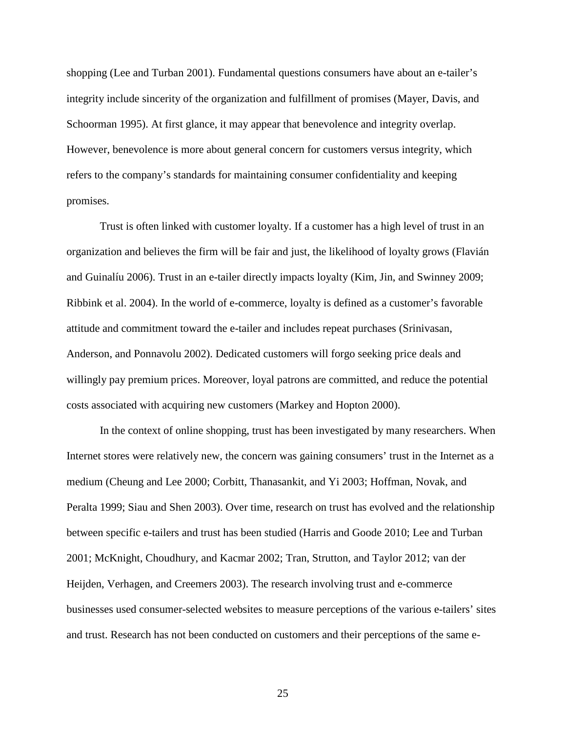shopping (Lee and Turban 2001). Fundamental questions consumers have about an e-tailer's integrity include sincerity of the organization and fulfillment of promises (Mayer, Davis, and Schoorman 1995). At first glance, it may appear that benevolence and integrity overlap. However, benevolence is more about general concern for customers versus integrity, which refers to the company's standards for maintaining consumer confidentiality and keeping promises.

Trust is often linked with customer loyalty. If a customer has a high level of trust in an organization and believes the firm will be fair and just, the likelihood of loyalty grows (Flavián and Guinalíu 2006). Trust in an e-tailer directly impacts loyalty (Kim, Jin, and Swinney 2009; Ribbink et al. 2004). In the world of e-commerce, loyalty is defined as a customer's favorable attitude and commitment toward the e-tailer and includes repeat purchases (Srinivasan, Anderson, and Ponnavolu 2002). Dedicated customers will forgo seeking price deals and willingly pay premium prices. Moreover, loyal patrons are committed, and reduce the potential costs associated with acquiring new customers (Markey and Hopton 2000).

In the context of online shopping, trust has been investigated by many researchers. When Internet stores were relatively new, the concern was gaining consumers' trust in the Internet as a medium (Cheung and Lee 2000; Corbitt, Thanasankit, and Yi 2003; Hoffman, Novak, and Peralta 1999; Siau and Shen 2003). Over time, research on trust has evolved and the relationship between specific e-tailers and trust has been studied (Harris and Goode 2010; Lee and Turban 2001; McKnight, Choudhury, and Kacmar 2002; Tran, Strutton, and Taylor 2012; van der Heijden, Verhagen, and Creemers 2003). The research involving trust and e-commerce businesses used consumer-selected websites to measure perceptions of the various e-tailers' sites and trust. Research has not been conducted on customers and their perceptions of the same e-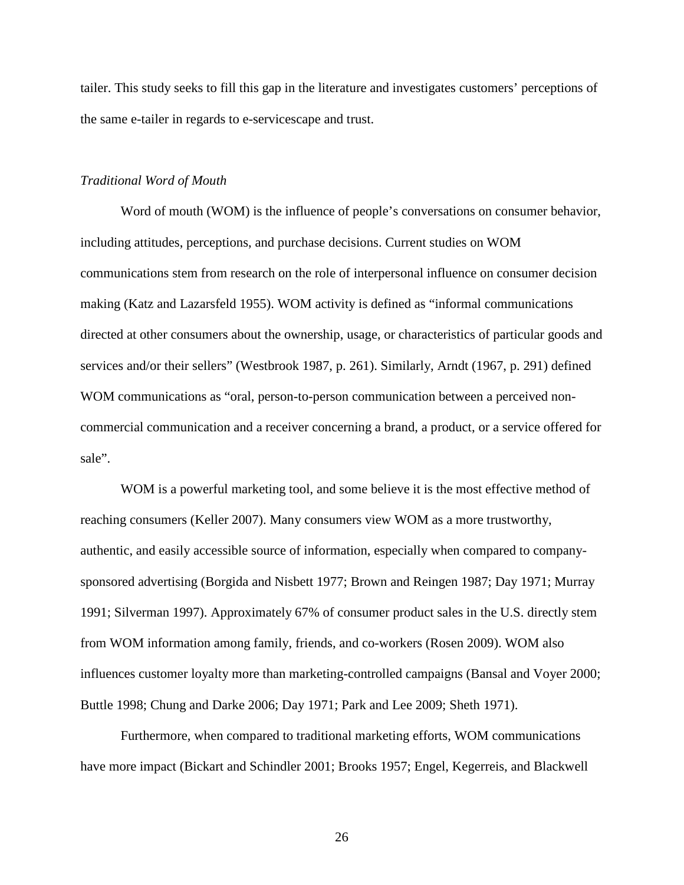tailer. This study seeks to fill this gap in the literature and investigates customers' perceptions of the same e-tailer in regards to e-servicescape and trust.

### *Traditional Word of Mouth*

Word of mouth (WOM) is the influence of people's conversations on consumer behavior, including attitudes, perceptions, and purchase decisions. Current studies on WOM communications stem from research on the role of interpersonal influence on consumer decision making (Katz and Lazarsfeld 1955). WOM activity is defined as "informal communications directed at other consumers about the ownership, usage, or characteristics of particular goods and services and/or their sellers" (Westbrook 1987, p. 261). Similarly, Arndt (1967, p. 291) defined WOM communications as "oral, person-to-person communication between a perceived non-commercial communication and a receiver concerning a brand, a product, or a service offered for sale".

WOM is a powerful marketing tool, and some believe it is the most effective method of reaching consumers (Keller 2007). Many consumers view WOM as a more trustworthy, authentic, and easily accessible source of information, especially when compared to company-sponsored advertising (Borgida and Nisbett 1977; Brown and Reingen 1987; Day 1971; Murray 1991; Silverman 1997). Approximately 67% of consumer product sales in the U.S. directly stem from WOM information among family, friends, and co-workers (Rosen 2009). WOM also influences customer loyalty more than marketing-controlled campaigns (Bansal and Voyer 2000; Buttle 1998; Chung and Darke 2006; Day 1971; Park and Lee 2009; Sheth 1971).

Furthermore, when compared to traditional marketing efforts, WOM communications have more impact (Bickart and Schindler 2001; Brooks 1957; Engel, Kegerreis, and Blackwell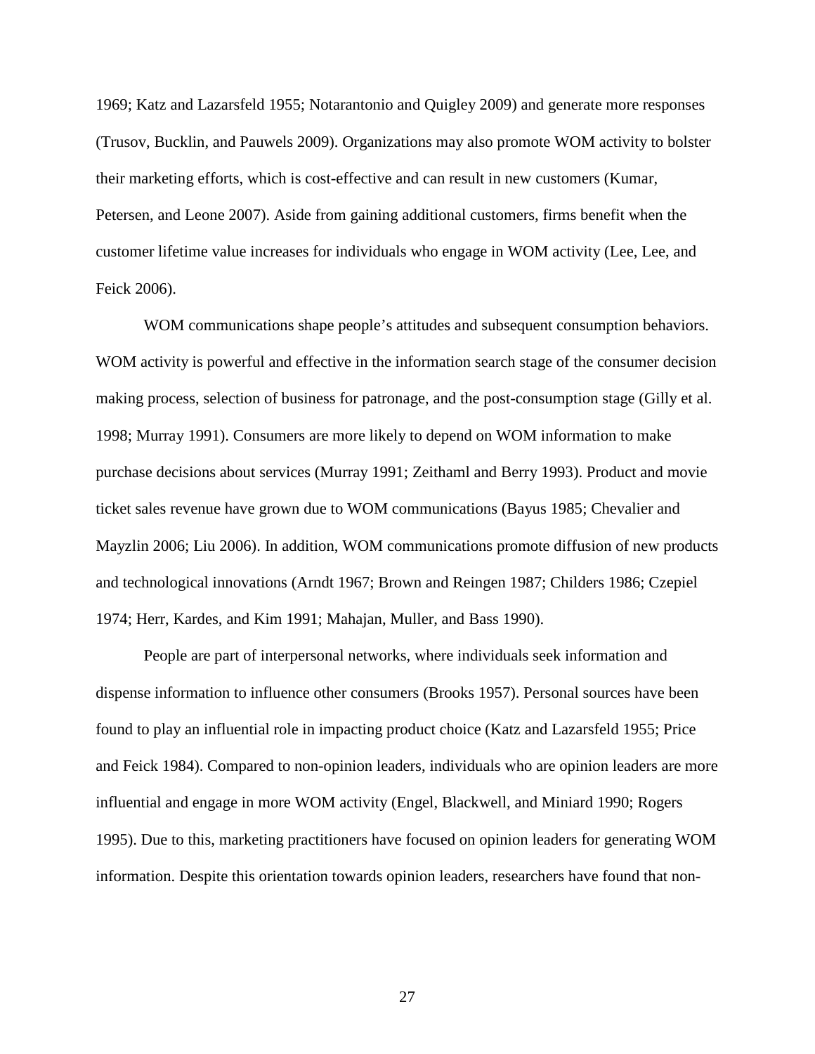1969; Katz and Lazarsfeld 1955; Notarantonio and Quigley 2009) and generate more responses (Trusov, Bucklin, and Pauwels 2009). Organizations may also promote WOM activity to bolster their marketing efforts, which is cost-effective and can result in new customers (Kumar, Petersen, and Leone 2007). Aside from gaining additional customers, firms benefit when the customer lifetime value increases for individuals who engage in WOM activity (Lee, Lee, and Feick 2006).

WOM communications shape people's attitudes and subsequent consumption behaviors. WOM activity is powerful and effective in the information search stage of the consumer decision making process, selection of business for patronage, and the post-consumption stage (Gilly et al. 1998; Murray 1991). Consumers are more likely to depend on WOM information to make purchase decisions about services (Murray 1991; Zeithaml and Berry 1993). Product and movie ticket sales revenue have grown due to WOM communications (Bayus 1985; Chevalier and Mayzlin 2006; Liu 2006). In addition, WOM communications promote diffusion of new products and technological innovations (Arndt 1967; Brown and Reingen 1987; Childers 1986; Czepiel 1974; Herr, Kardes, and Kim 1991; Mahajan, Muller, and Bass 1990).

People are part of interpersonal networks, where individuals seek information and dispense information to influence other consumers (Brooks 1957). Personal sources have been found to play an influential role in impacting product choice (Katz and Lazarsfeld 1955; Price and Feick 1984). Compared to non-opinion leaders, individuals who are opinion leaders are more influential and engage in more WOM activity (Engel, Blackwell, and Miniard 1990; Rogers 1995). Due to this, marketing practitioners have focused on opinion leaders for generating WOM information. Despite this orientation towards opinion leaders, researchers have found that non-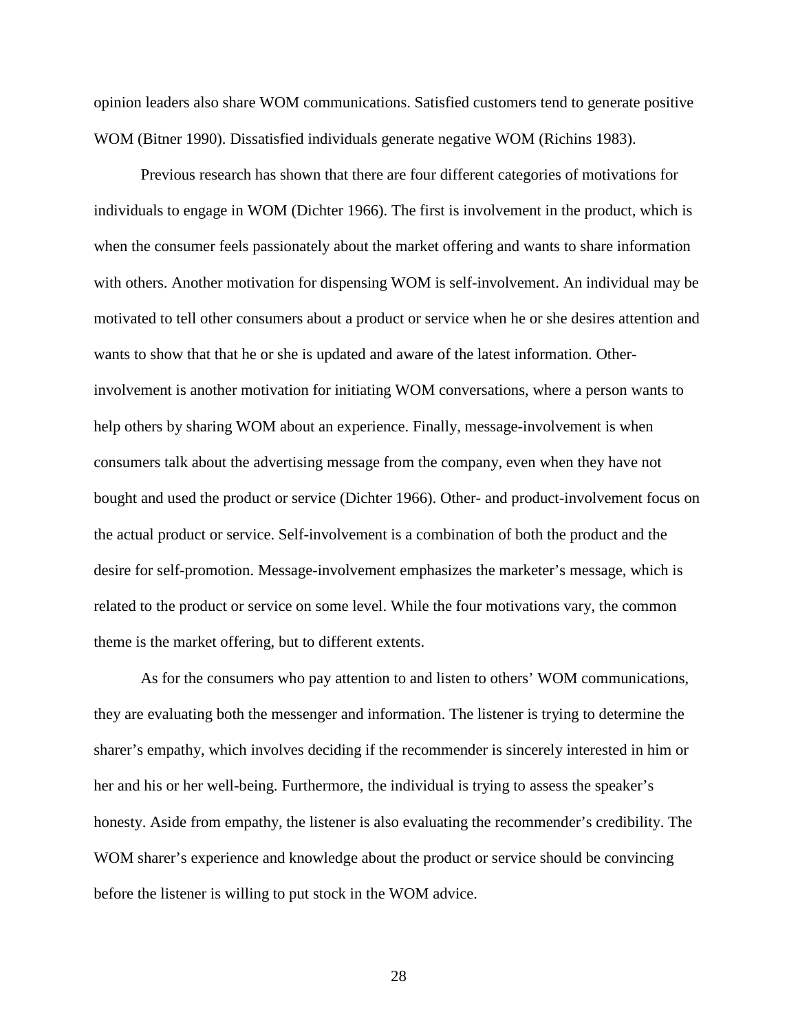opinion leaders also share WOM communications. Satisfied customers tend to generate positive WOM (Bitner 1990). Dissatisfied individuals generate negative WOM (Richins 1983).

Previous research has shown that there are four different categories of motivations for individuals to engage in WOM (Dichter 1966). The first is involvement in the product, which is when the consumer feels passionately about the market offering and wants to share information with others. Another motivation for dispensing WOM is self-involvement. An individual may be motivated to tell other consumers about a product or service when he or she desires attention and wants to show that that he or she is updated and aware of the latest information. Other-involvement is another motivation for initiating WOM conversations, where a person wants to help others by sharing WOM about an experience. Finally, message-involvement is when consumers talk about the advertising message from the company, even when they have not bought and used the product or service (Dichter 1966). Other- and product-involvement focus on the actual product or service. Self-involvement is a combination of both the product and the desire for self-promotion. Message-involvement emphasizes the marketer's message, which is related to the product or service on some level. While the four motivations vary, the common theme is the market offering, but to different extents.

As for the consumers who pay attention to and listen to others' WOM communications, they are evaluating both the messenger and information. The listener is trying to determine the sharer's empathy, which involves deciding if the recommender is sincerely interested in him or her and his or her well-being. Furthermore, the individual is trying to assess the speaker's honesty. Aside from empathy, the listener is also evaluating the recommender's credibility. The WOM sharer's experience and knowledge about the product or service should be convincing before the listener is willing to put stock in the WOM advice.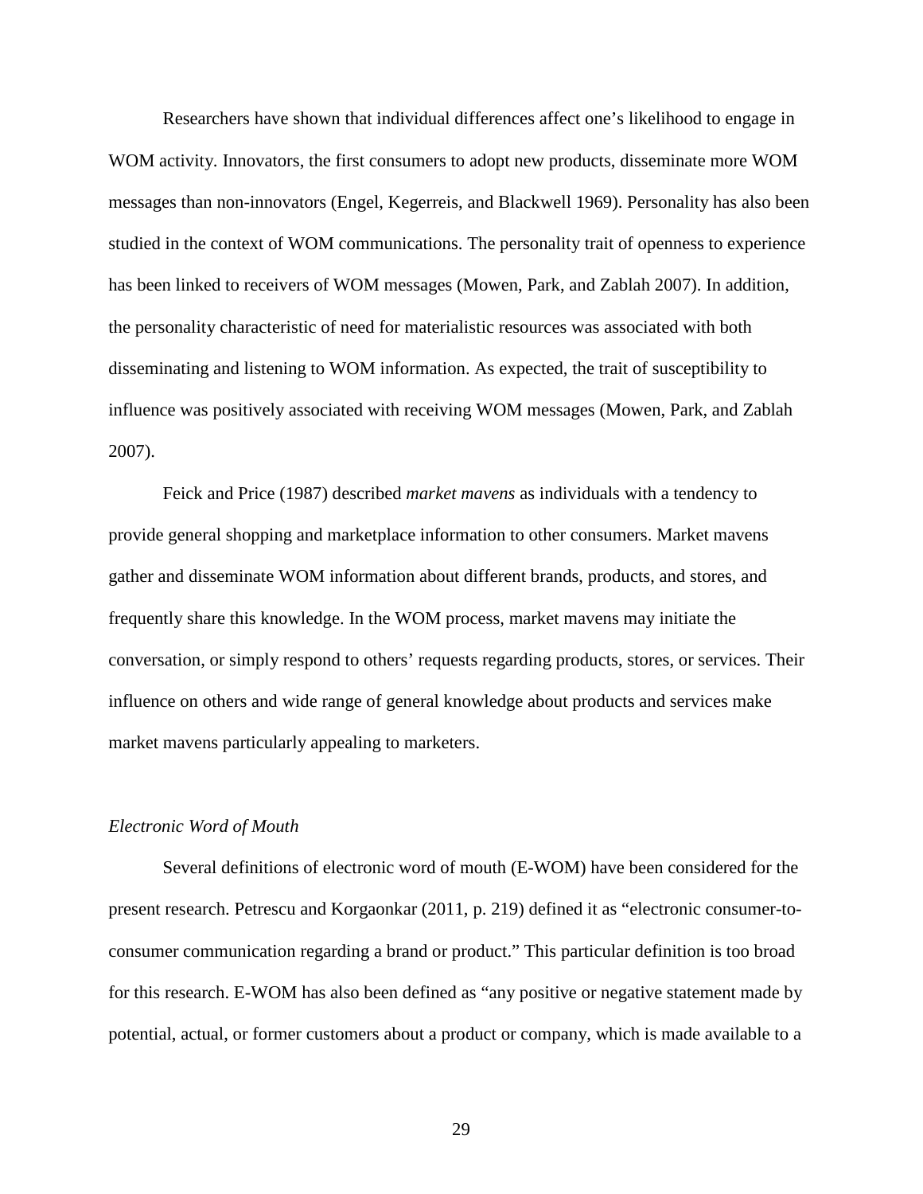Researchers have shown that individual differences affect one's likelihood to engage in WOM activity. Innovators, the first consumers to adopt new products, disseminate more WOM messages than non-innovators (Engel, Kegerreis, and Blackwell 1969). Personality has also been studied in the context of WOM communications. The personality trait of openness to experience has been linked to receivers of WOM messages (Mowen, Park, and Zablah 2007). In addition, the personality characteristic of need for materialistic resources was associated with both disseminating and listening to WOM information. As expected, the trait of susceptibility to influence was positively associated with receiving WOM messages (Mowen, Park, and Zablah 2007).

Feick and Price (1987) described *market mavens* as individuals with a tendency to provide general shopping and marketplace information to other consumers. Market mavens gather and disseminate WOM information about different brands, products, and stores, and frequently share this knowledge. In the WOM process, market mavens may initiate the conversation, or simply respond to others' requests regarding products, stores, or services. Their influence on others and wide range of general knowledge about products and services make market mavens particularly appealing to marketers.

### *Electronic Word of Mouth*

Several definitions of electronic word of mouth (E-WOM) have been considered for the present research. Petrescu and Korgaonkar (2011, p. 219) defined it as "electronic consumer-to-consumer communication regarding a brand or product." This particular definition is too broad for this research. E-WOM has also been defined as "any positive or negative statement made by potential, actual, or former customers about a product or company, which is made available to a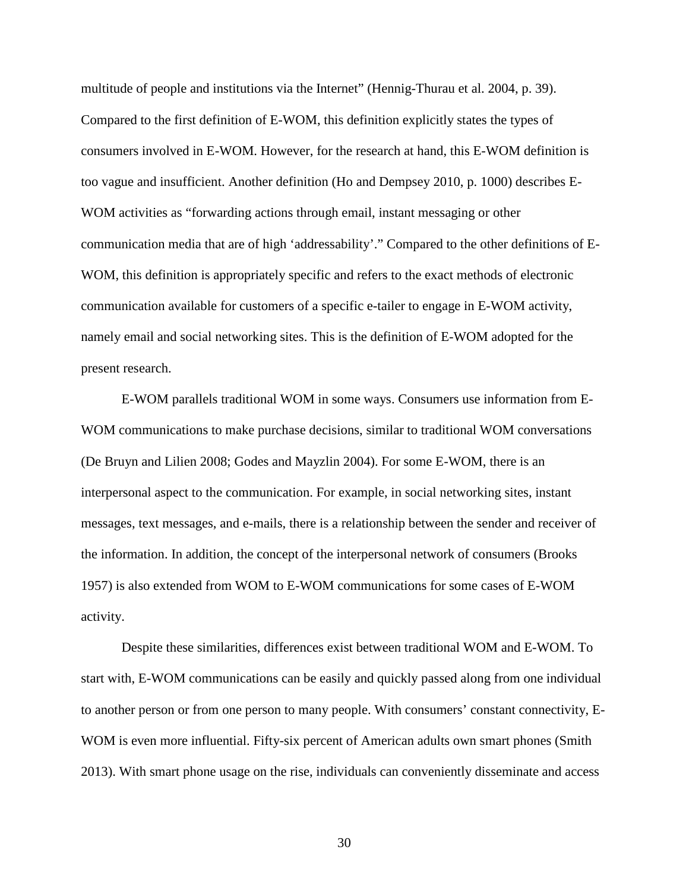multitude of people and institutions via the Internet" (Hennig-Thurau et al. 2004, p. 39). Compared to the first definition of E-WOM, this definition explicitly states the types of consumers involved in E-WOM. However, for the research at hand, this E-WOM definition is too vague and insufficient. Another definition (Ho and Dempsey 2010, p. 1000) describes E-WOM activities as "forwarding actions through email, instant messaging or other communication media that are of high 'addressability'." Compared to the other definitions of E-WOM, this definition is appropriately specific and refers to the exact methods of electronic communication available for customers of a specific e-tailer to engage in E-WOM activity, namely email and social networking sites. This is the definition of E-WOM adopted for the present research.

E-WOM parallels traditional WOM in some ways. Consumers use information from E-WOM communications to make purchase decisions, similar to traditional WOM conversations (De Bruyn and Lilien 2008; Godes and Mayzlin 2004). For some E-WOM, there is an interpersonal aspect to the communication. For example, in social networking sites, instant messages, text messages, and e-mails, there is a relationship between the sender and receiver of the information. In addition, the concept of the interpersonal network of consumers (Brooks 1957) is also extended from WOM to E-WOM communications for some cases of E-WOM activity.

Despite these similarities, differences exist between traditional WOM and E-WOM. To start with, E-WOM communications can be easily and quickly passed along from one individual to another person or from one person to many people. With consumers' constant connectivity, E-WOM is even more influential. Fifty-six percent of American adults own smart phones (Smith 2013). With smart phone usage on the rise, individuals can conveniently disseminate and access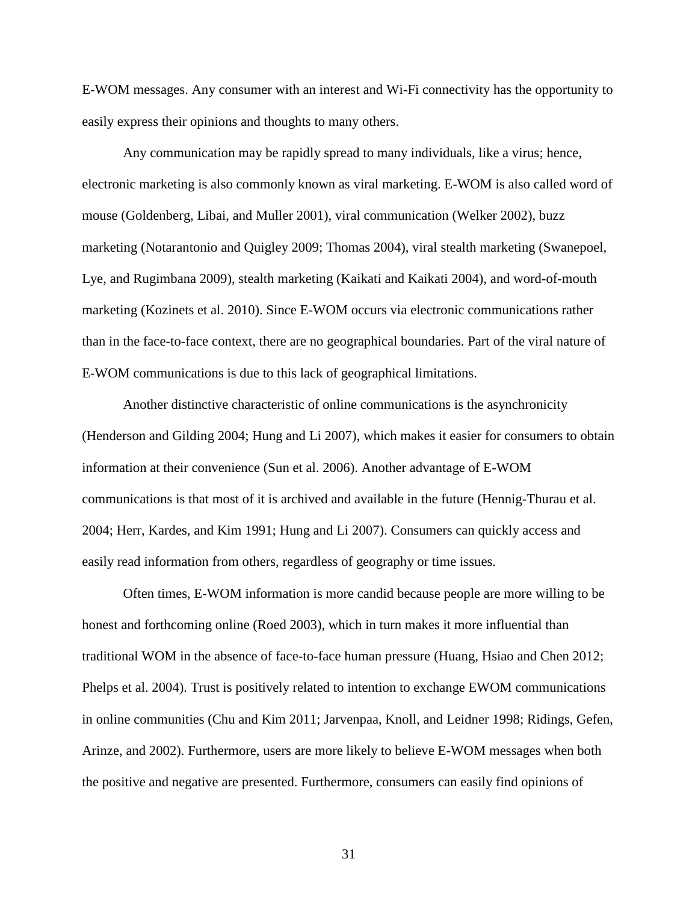E-WOM messages. Any consumer with an interest and Wi-Fi connectivity has the opportunity to easily express their opinions and thoughts to many others.

Any communication may be rapidly spread to many individuals, like a virus; hence, electronic marketing is also commonly known as viral marketing. E-WOM is also called word of mouse (Goldenberg, Libai, and Muller 2001), viral communication (Welker 2002), buzz marketing (Notarantonio and Quigley 2009; Thomas 2004), viral stealth marketing (Swanepoel, Lye, and Rugimbana 2009), stealth marketing (Kaikati and Kaikati 2004), and word-of-mouth marketing (Kozinets et al. 2010). Since E-WOM occurs via electronic communications rather than in the face-to-face context, there are no geographical boundaries. Part of the viral nature of E-WOM communications is due to this lack of geographical limitations.

Another distinctive characteristic of online communications is the asynchronicity (Henderson and Gilding 2004; Hung and Li 2007), which makes it easier for consumers to obtain information at their convenience (Sun et al. 2006). Another advantage of E-WOM communications is that most of it is archived and available in the future (Hennig-Thurau et al. 2004; Herr, Kardes, and Kim 1991; Hung and Li 2007). Consumers can quickly access and easily read information from others, regardless of geography or time issues.

Often times, E-WOM information is more candid because people are more willing to be honest and forthcoming online (Roed 2003), which in turn makes it more influential than traditional WOM in the absence of face-to-face human pressure (Huang, Hsiao and Chen 2012; Phelps et al. 2004). Trust is positively related to intention to exchange EWOM communications in online communities (Chu and Kim 2011; Jarvenpaa, Knoll, and Leidner 1998; Ridings, Gefen, Arinze, and 2002). Furthermore, users are more likely to believe E-WOM messages when both the positive and negative are presented. Furthermore, consumers can easily find opinions of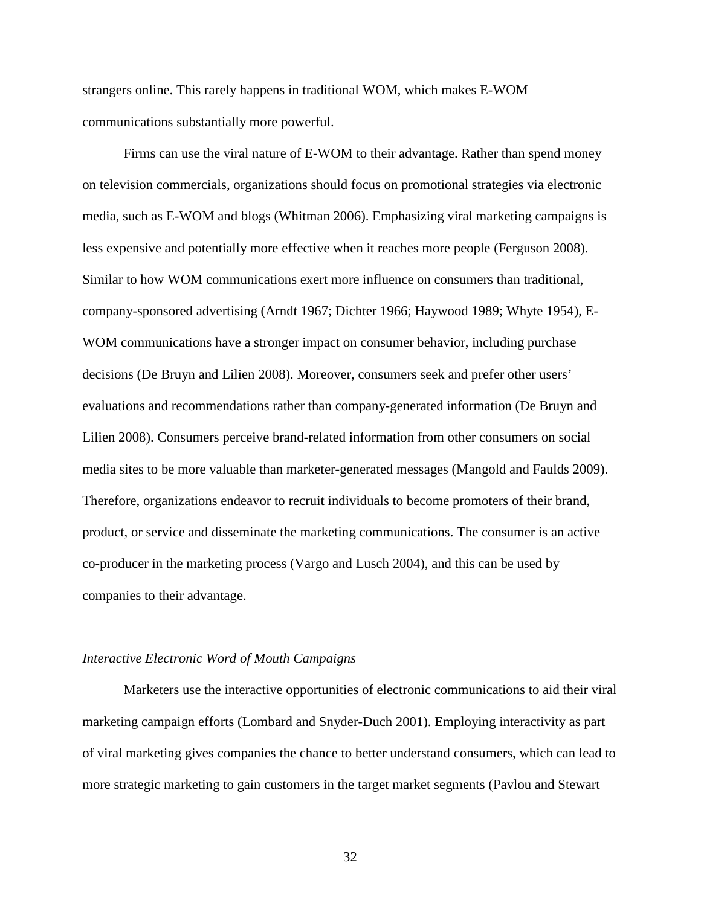strangers online. This rarely happens in traditional WOM, which makes E-WOM communications substantially more powerful.

Firms can use the viral nature of E-WOM to their advantage. Rather than spend money on television commercials, organizations should focus on promotional strategies via electronic media, such as E-WOM and blogs (Whitman 2006). Emphasizing viral marketing campaigns is less expensive and potentially more effective when it reaches more people (Ferguson 2008). Similar to how WOM communications exert more influence on consumers than traditional, company-sponsored advertising (Arndt 1967; Dichter 1966; Haywood 1989; Whyte 1954), E-WOM communications have a stronger impact on consumer behavior, including purchase decisions (De Bruyn and Lilien 2008). Moreover, consumers seek and prefer other users' evaluations and recommendations rather than company-generated information (De Bruyn and Lilien 2008). Consumers perceive brand-related information from other consumers on social media sites to be more valuable than marketer-generated messages (Mangold and Faulds 2009). Therefore, organizations endeavor to recruit individuals to become promoters of their brand, product, or service and disseminate the marketing communications. The consumer is an active co-producer in the marketing process (Vargo and Lusch 2004), and this can be used by companies to their advantage.

### *Interactive Electronic Word of Mouth Campaigns*

Marketers use the interactive opportunities of electronic communications to aid their viral marketing campaign efforts (Lombard and Snyder-Duch 2001). Employing interactivity as part of viral marketing gives companies the chance to better understand consumers, which can lead to more strategic marketing to gain customers in the target market segments (Pavlou and Stewart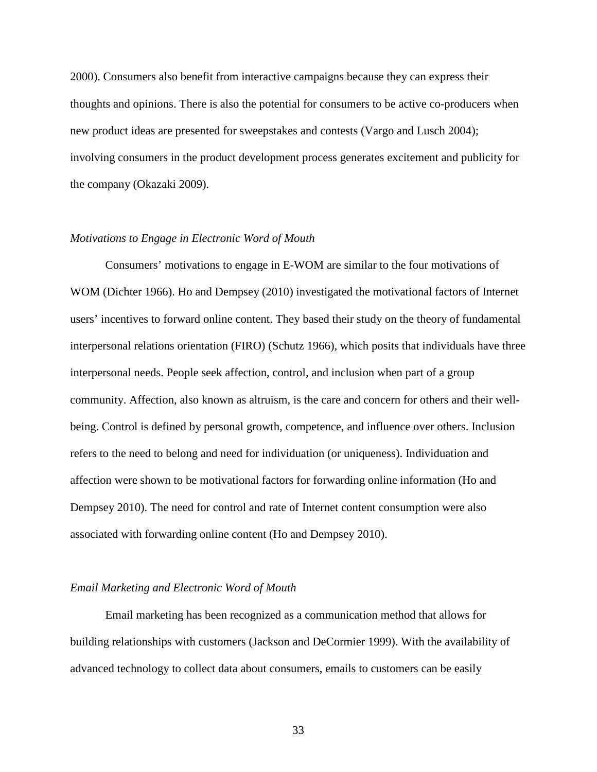2000). Consumers also benefit from interactive campaigns because they can express their thoughts and opinions. There is also the potential for consumers to be active co-producers when new product ideas are presented for sweepstakes and contests (Vargo and Lusch 2004); involving consumers in the product development process generates excitement and publicity for the company (Okazaki 2009).

*Motivations to Engage in Electronic Word of Mouth*

Consumers' motivations to engage in E-WOM are similar to the four motivations of WOM (Dichter 1966). Ho and Dempsey (2010) investigated the motivational factors of Internet users' incentives to forward online content. They based their study on the theory of fundamental interpersonal relations orientation (FIRO) (Schutz 1966), which posits that individuals have three interpersonal needs. People seek affection, control, and inclusion when part of a group community. Affection, also known as altruism, is the care and concern for others and their well-being. Control is defined by personal growth, competence, and influence over others. Inclusion refers to the need to belong and need for individuation (or uniqueness). Individuation and affection were shown to be motivational factors for forwarding online information (Ho and Dempsey 2010). The need for control and rate of Internet content consumption were also associated with forwarding online content (Ho and Dempsey 2010).

*Email Marketing and Electronic Word of Mouth*

Email marketing has been recognized as a communication method that allows for building relationships with customers (Jackson and DeCormier 1999). With the availability of advanced technology to collect data about consumers, emails to customers can be easily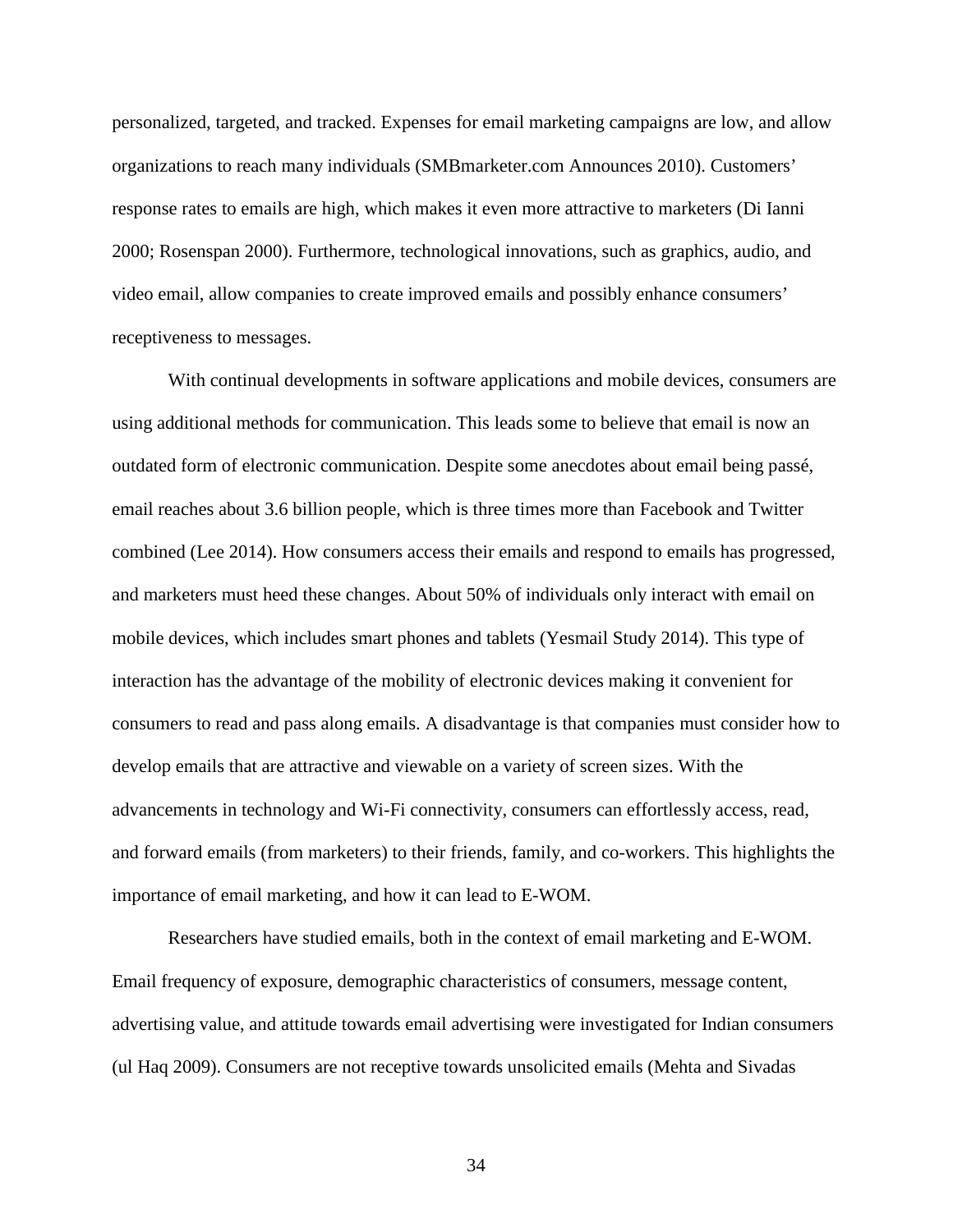personalized, targeted, and tracked. Expenses for email marketing campaigns are low, and allow organizations to reach many individuals (SMBmarketer.com Announces 2010). Customers' response rates to emails are high, which makes it even more attractive to marketers (Di Ianni 2000; Rosenspan 2000). Furthermore, technological innovations, such as graphics, audio, and video email, allow companies to create improved emails and possibly enhance consumers' receptiveness to messages.

With continual developments in software applications and mobile devices, consumers are using additional methods for communication. This leads some to believe that email is now an outdated form of electronic communication. Despite some anecdotes about email being passé, email reaches about 3.6 billion people, which is three times more than Facebook and Twitter combined (Lee 2014). How consumers access their emails and respond to emails has progressed, and marketers must heed these changes. About 50% of individuals only interact with email on mobile devices, which includes smart phones and tablets (Yesmail Study 2014). This type of interaction has the advantage of the mobility of electronic devices making it convenient for consumers to read and pass along emails. A disadvantage is that companies must consider how to develop emails that are attractive and viewable on a variety of screen sizes. With the advancements in technology and Wi-Fi connectivity, consumers can effortlessly access, read, and forward emails (from marketers) to their friends, family, and co-workers. This highlights the importance of email marketing, and how it can lead to E-WOM.

Researchers have studied emails, both in the context of email marketing and E-WOM. Email frequency of exposure, demographic characteristics of consumers, message content, advertising value, and attitude towards email advertising were investigated for Indian consumers (ul Haq 2009). Consumers are not receptive towards unsolicited emails (Mehta and Sivadas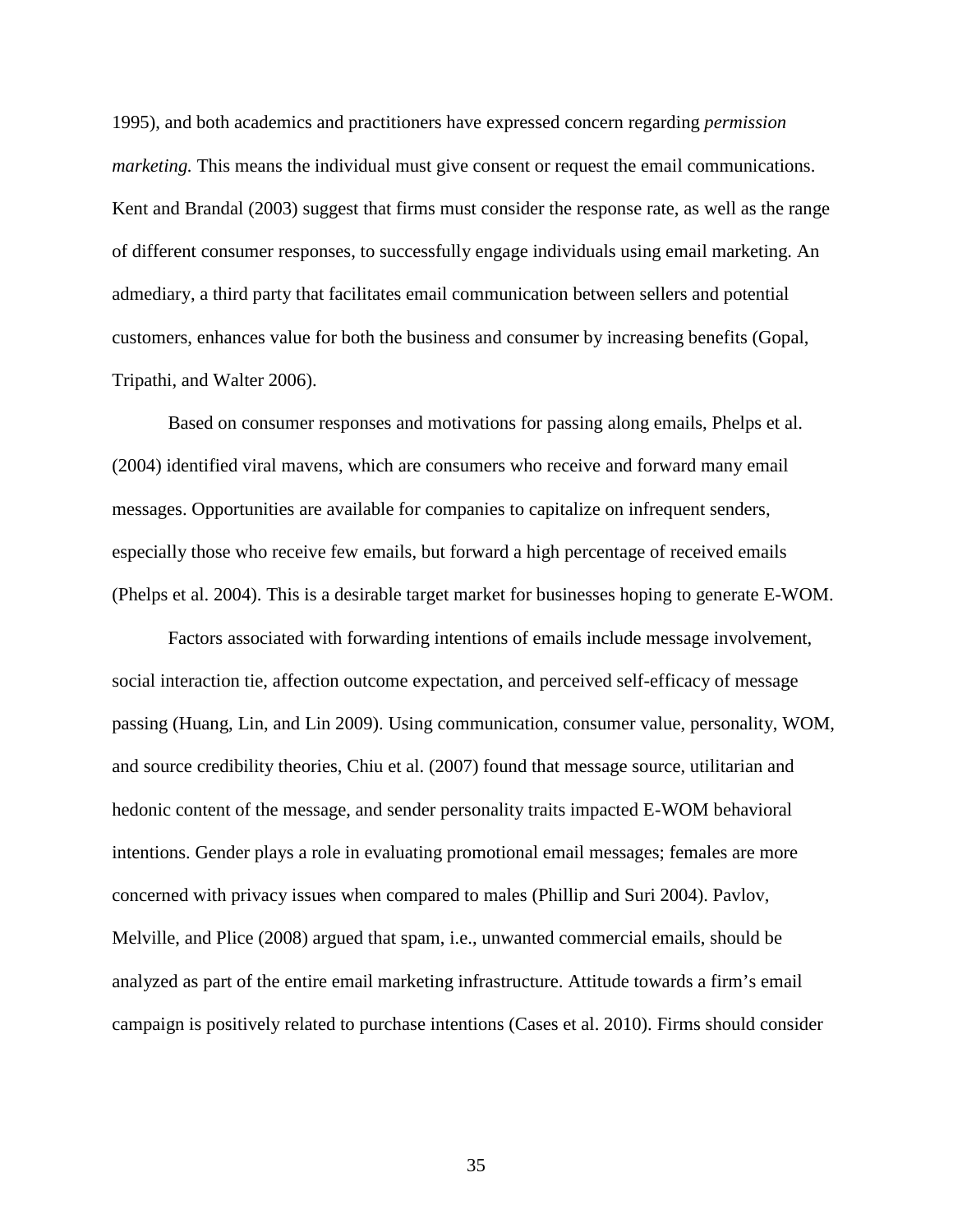1995), and both academics and practitioners have expressed concern regarding *permission marketing.* This means the individual must give consent or request the email communications. Kent and Brandal (2003) suggest that firms must consider the response rate, as well as the range of different consumer responses, to successfully engage individuals using email marketing. An admediary, a third party that facilitates email communication between sellers and potential customers, enhances value for both the business and consumer by increasing benefits (Gopal, Tripathi, and Walter 2006).

Based on consumer responses and motivations for passing along emails, Phelps et al. (2004) identified viral mavens, which are consumers who receive and forward many email messages. Opportunities are available for companies to capitalize on infrequent senders, especially those who receive few emails, but forward a high percentage of received emails (Phelps et al. 2004). This is a desirable target market for businesses hoping to generate E-WOM.

Factors associated with forwarding intentions of emails include message involvement, social interaction tie, affection outcome expectation, and perceived self-efficacy of message passing (Huang, Lin, and Lin 2009). Using communication, consumer value, personality, WOM, and source credibility theories, Chiu et al. (2007) found that message source, utilitarian and hedonic content of the message, and sender personality traits impacted E-WOM behavioral intentions. Gender plays a role in evaluating promotional email messages; females are more concerned with privacy issues when compared to males (Phillip and Suri 2004). Pavlov, Melville, and Plice (2008) argued that spam, i.e., unwanted commercial emails, should be analyzed as part of the entire email marketing infrastructure. Attitude towards a firm's email campaign is positively related to purchase intentions (Cases et al. 2010). Firms should consider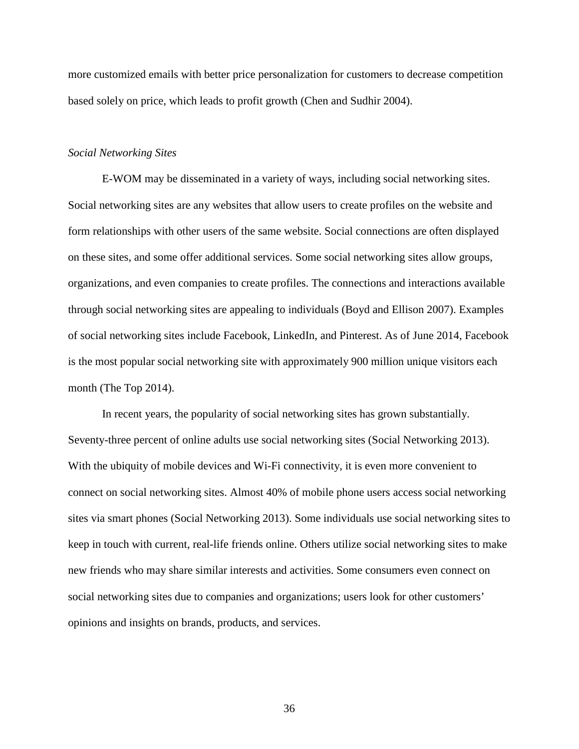more customized emails with better price personalization for customers to decrease competition based solely on price, which leads to profit growth (Chen and Sudhir 2004).

*Social Networking Sites*

E-WOM may be disseminated in a variety of ways, including social networking sites. Social networking sites are any websites that allow users to create profiles on the website and form relationships with other users of the same website. Social connections are often displayed on these sites, and some offer additional services. Some social networking sites allow groups, organizations, and even companies to create profiles. The connections and interactions available through social networking sites are appealing to individuals (Boyd and Ellison 2007). Examples of social networking sites include Facebook, LinkedIn, and Pinterest. As of June 2014, Facebook is the most popular social networking site with approximately 900 million unique visitors each month (The Top 2014).

In recent years, the popularity of social networking sites has grown substantially. Seventy-three percent of online adults use social networking sites (Social Networking 2013). With the ubiquity of mobile devices and Wi-Fi connectivity, it is even more convenient to connect on social networking sites. Almost 40% of mobile phone users access social networking sites via smart phones (Social Networking 2013). Some individuals use social networking sites to keep in touch with current, real-life friends online. Others utilize social networking sites to make new friends who may share similar interests and activities. Some consumers even connect on social networking sites due to companies and organizations; users look for other customers' opinions and insights on brands, products, and services.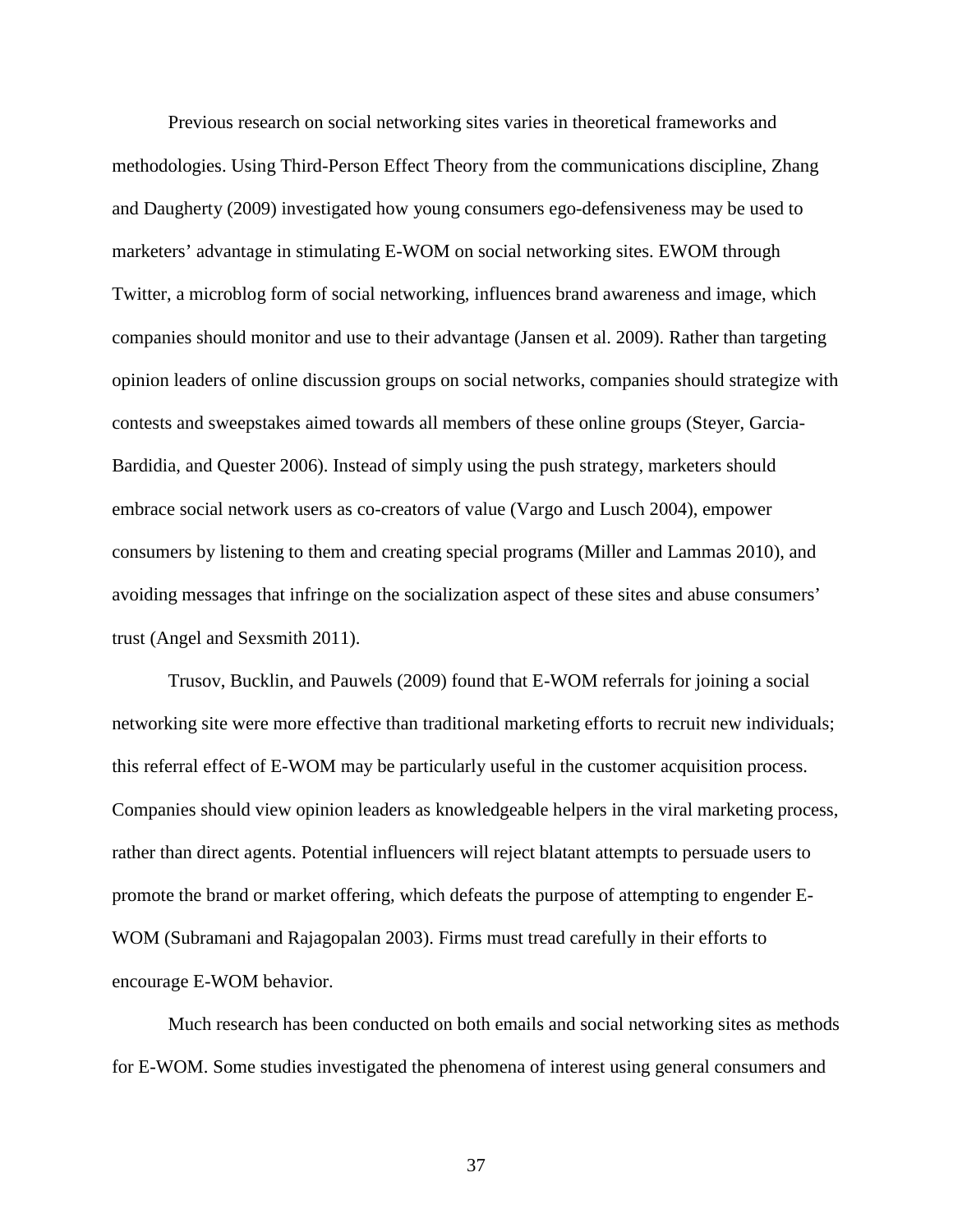Previous research on social networking sites varies in theoretical frameworks and methodologies. Using Third-Person Effect Theory from the communications discipline, Zhang and Daugherty (2009) investigated how young consumers ego-defensiveness may be used to marketers' advantage in stimulating E-WOM on social networking sites. EWOM through Twitter, a microblog form of social networking, influences brand awareness and image, which companies should monitor and use to their advantage (Jansen et al. 2009). Rather than targeting opinion leaders of online discussion groups on social networks, companies should strategize with contests and sweepstakes aimed towards all members of these online groups (Steyer, Garcia-Bardidia, and Quester 2006). Instead of simply using the push strategy, marketers should embrace social network users as co-creators of value (Vargo and Lusch 2004), empower consumers by listening to them and creating special programs (Miller and Lammas 2010), and avoiding messages that infringe on the socialization aspect of these sites and abuse consumers' trust (Angel and Sexsmith 2011).

Trusov, Bucklin, and Pauwels (2009) found that E-WOM referrals for joining a social networking site were more effective than traditional marketing efforts to recruit new individuals; this referral effect of E-WOM may be particularly useful in the customer acquisition process. Companies should view opinion leaders as knowledgeable helpers in the viral marketing process, rather than direct agents. Potential influencers will reject blatant attempts to persuade users to promote the brand or market offering, which defeats the purpose of attempting to engender E-WOM (Subramani and Rajagopalan 2003). Firms must tread carefully in their efforts to encourage E-WOM behavior.

Much research has been conducted on both emails and social networking sites as methods for E-WOM. Some studies investigated the phenomena of interest using general consumers and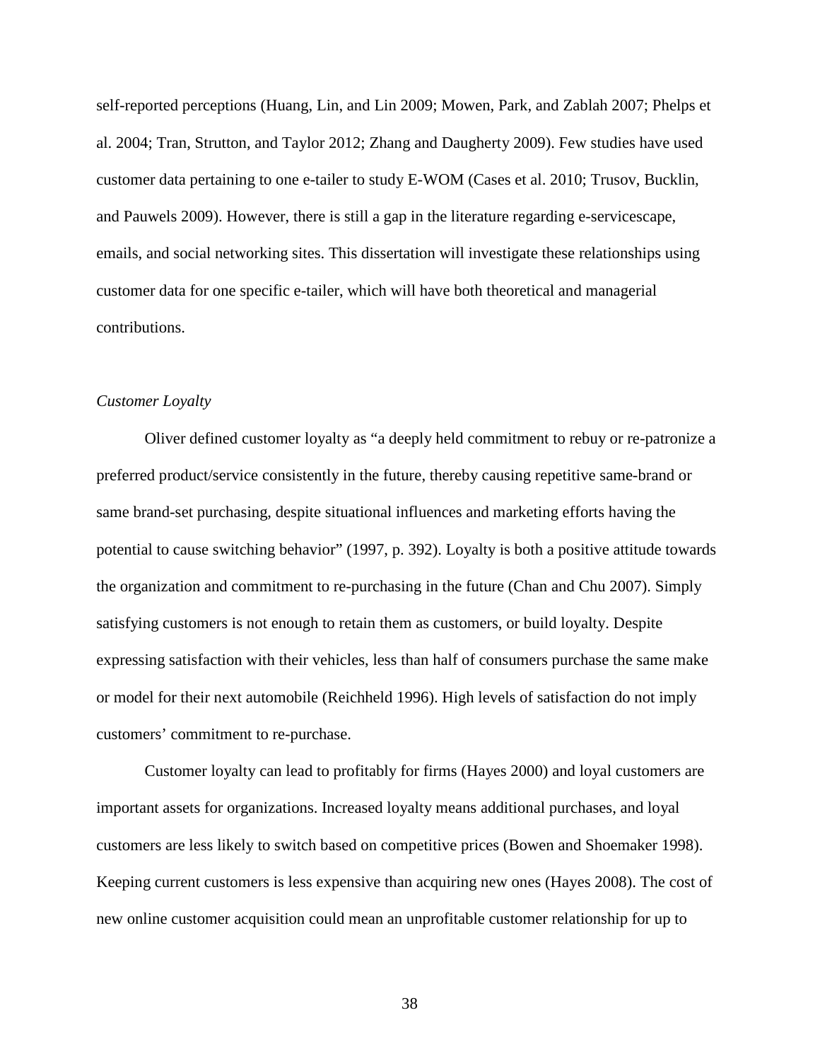self-reported perceptions (Huang, Lin, and Lin 2009; Mowen, Park, and Zablah 2007; Phelps et al. 2004; Tran, Strutton, and Taylor 2012; Zhang and Daugherty 2009). Few studies have used customer data pertaining to one e-tailer to study E-WOM (Cases et al. 2010; Trusov, Bucklin, and Pauwels 2009). However, there is still a gap in the literature regarding e-servicescape, emails, and social networking sites. This dissertation will investigate these relationships using customer data for one specific e-tailer, which will have both theoretical and managerial contributions.

### *Customer Loyalty*

Oliver defined customer loyalty as "a deeply held commitment to rebuy or re-patronize a preferred product/service consistently in the future, thereby causing repetitive same-brand or same brand-set purchasing, despite situational influences and marketing efforts having the potential to cause switching behavior" (1997, p. 392). Loyalty is both a positive attitude towards the organization and commitment to re-purchasing in the future (Chan and Chu 2007). Simply satisfying customers is not enough to retain them as customers, or build loyalty. Despite expressing satisfaction with their vehicles, less than half of consumers purchase the same make or model for their next automobile (Reichheld 1996). High levels of satisfaction do not imply customers' commitment to re-purchase.

Customer loyalty can lead to profitably for firms (Hayes 2000) and loyal customers are important assets for organizations. Increased loyalty means additional purchases, and loyal customers are less likely to switch based on competitive prices (Bowen and Shoemaker 1998). Keeping current customers is less expensive than acquiring new ones (Hayes 2008). The cost of new online customer acquisition could mean an unprofitable customer relationship for up to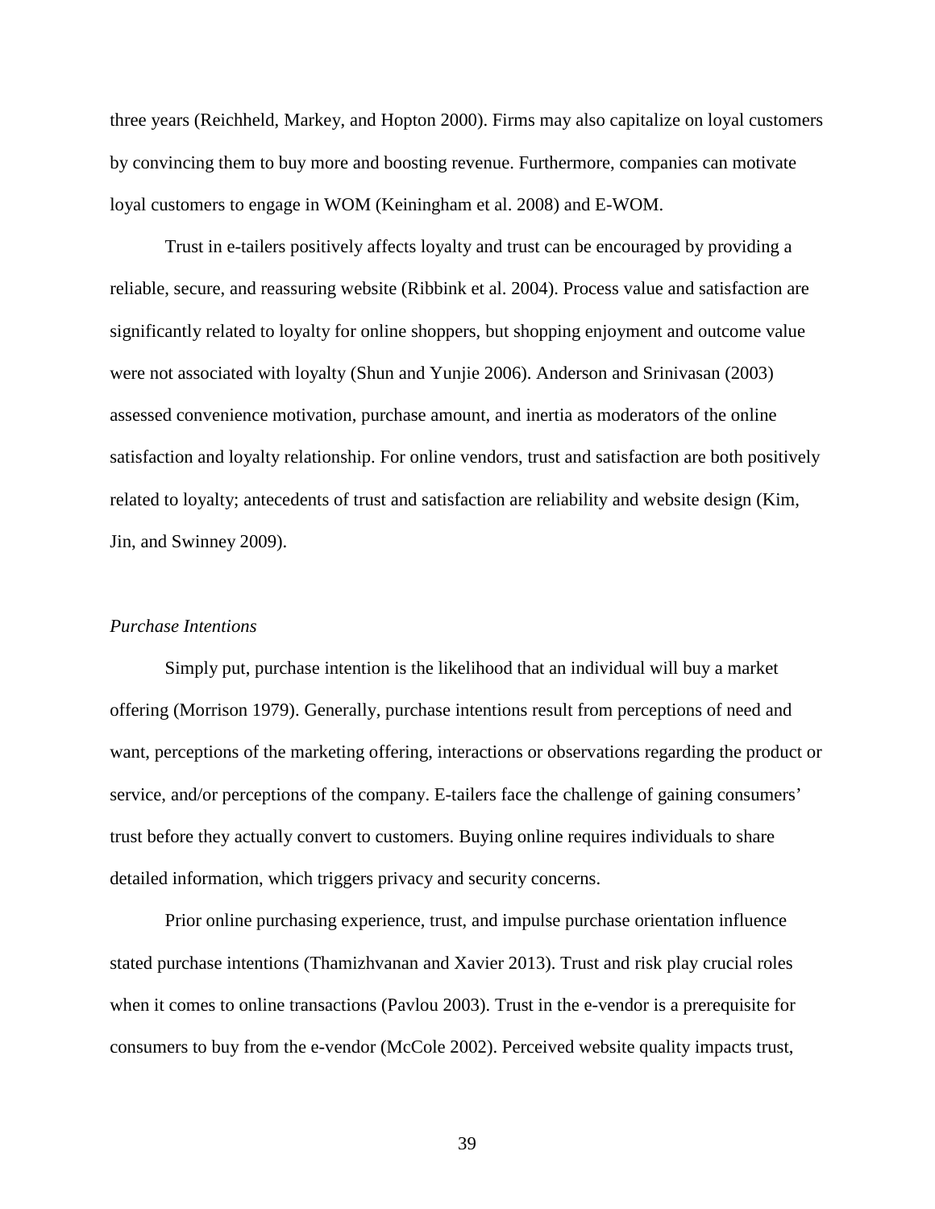three years (Reichheld, Markey, and Hopton 2000). Firms may also capitalize on loyal customers by convincing them to buy more and boosting revenue. Furthermore, companies can motivate loyal customers to engage in WOM (Keiningham et al. 2008) and E-WOM.

Trust in e-tailers positively affects loyalty and trust can be encouraged by providing a reliable, secure, and reassuring website (Ribbink et al. 2004). Process value and satisfaction are significantly related to loyalty for online shoppers, but shopping enjoyment and outcome value were not associated with loyalty (Shun and Yunjie 2006). Anderson and Srinivasan (2003) assessed convenience motivation, purchase amount, and inertia as moderators of the online satisfaction and loyalty relationship. For online vendors, trust and satisfaction are both positively related to loyalty; antecedents of trust and satisfaction are reliability and website design (Kim, Jin, and Swinney 2009).

*Purchase Intentions*

Simply put, purchase intention is the likelihood that an individual will buy a market offering (Morrison 1979). Generally, purchase intentions result from perceptions of need and want, perceptions of the marketing offering, interactions or observations regarding the product or service, and/or perceptions of the company. E-tailers face the challenge of gaining consumers' trust before they actually convert to customers. Buying online requires individuals to share detailed information, which triggers privacy and security concerns.

Prior online purchasing experience, trust, and impulse purchase orientation influence stated purchase intentions (Thamizhvanan and Xavier 2013). Trust and risk play crucial roles when it comes to online transactions (Pavlou 2003). Trust in the e-vendor is a prerequisite for consumers to buy from the e-vendor (McCole 2002). Perceived website quality impacts trust,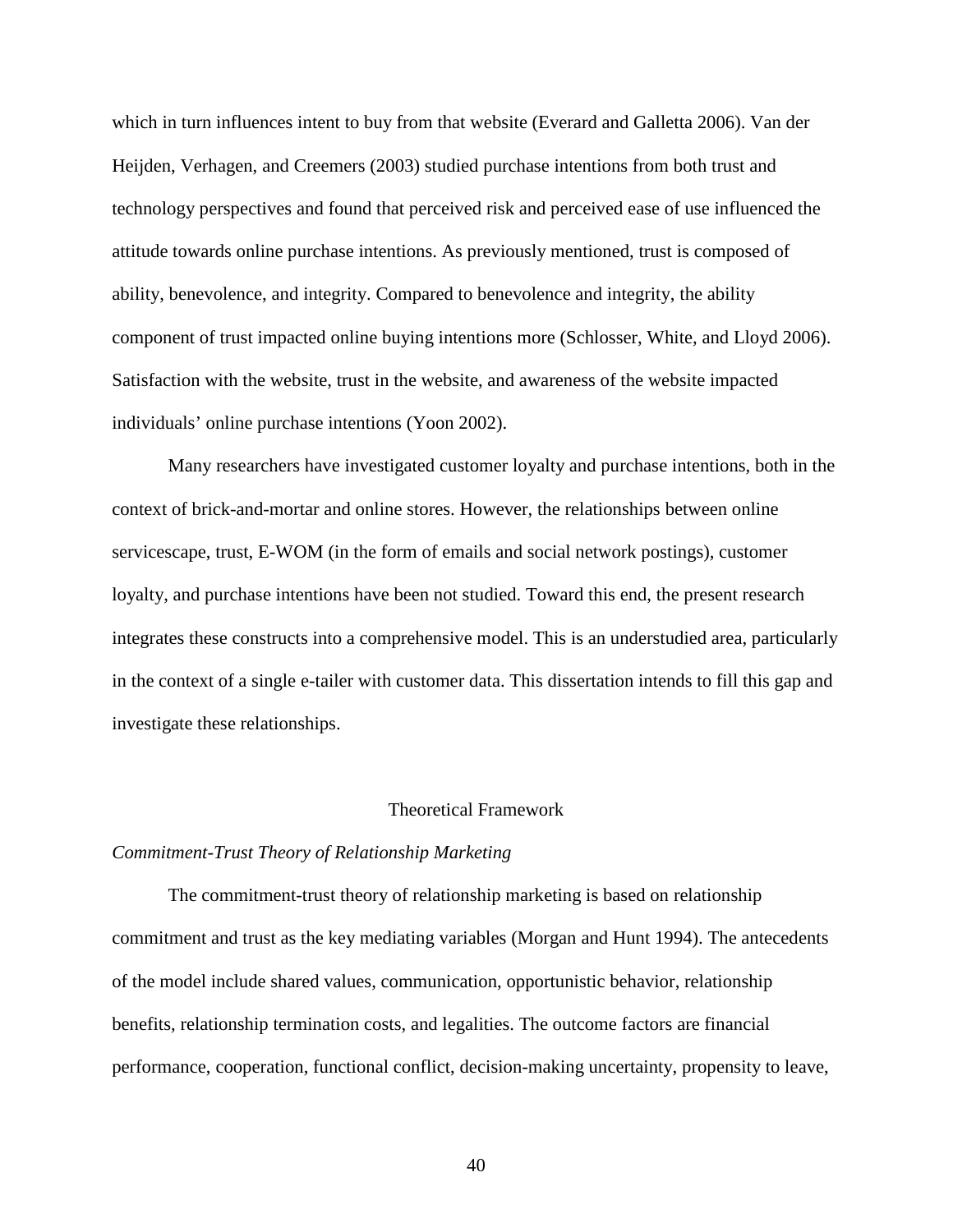which in turn influences intent to buy from that website (Everard and Galletta 2006). Van der Heijden, Verhagen, and Creemers (2003) studied purchase intentions from both trust and technology perspectives and found that perceived risk and perceived ease of use influenced the attitude towards online purchase intentions. As previously mentioned, trust is composed of ability, benevolence, and integrity. Compared to benevolence and integrity, the ability component of trust impacted online buying intentions more (Schlosser, White, and Lloyd 2006). Satisfaction with the website, trust in the website, and awareness of the website impacted individuals' online purchase intentions (Yoon 2002).

Many researchers have investigated customer loyalty and purchase intentions, both in the context of brick-and-mortar and online stores. However, the relationships between online servicescape, trust, E-WOM (in the form of emails and social network postings), customer loyalty, and purchase intentions have been not studied. Toward this end, the present research integrates these constructs into a comprehensive model. This is an understudied area, particularly in the context of a single e-tailer with customer data. This dissertation intends to fill this gap and investigate these relationships.

## Theoretical Framework

### *Commitment-Trust Theory of Relationship Marketing*

The commitment-trust theory of relationship marketing is based on relationship commitment and trust as the key mediating variables (Morgan and Hunt 1994). The antecedents of the model include shared values, communication, opportunistic behavior, relationship benefits, relationship termination costs, and legalities. The outcome factors are financial performance, cooperation, functional conflict, decision-making uncertainty, propensity to leave,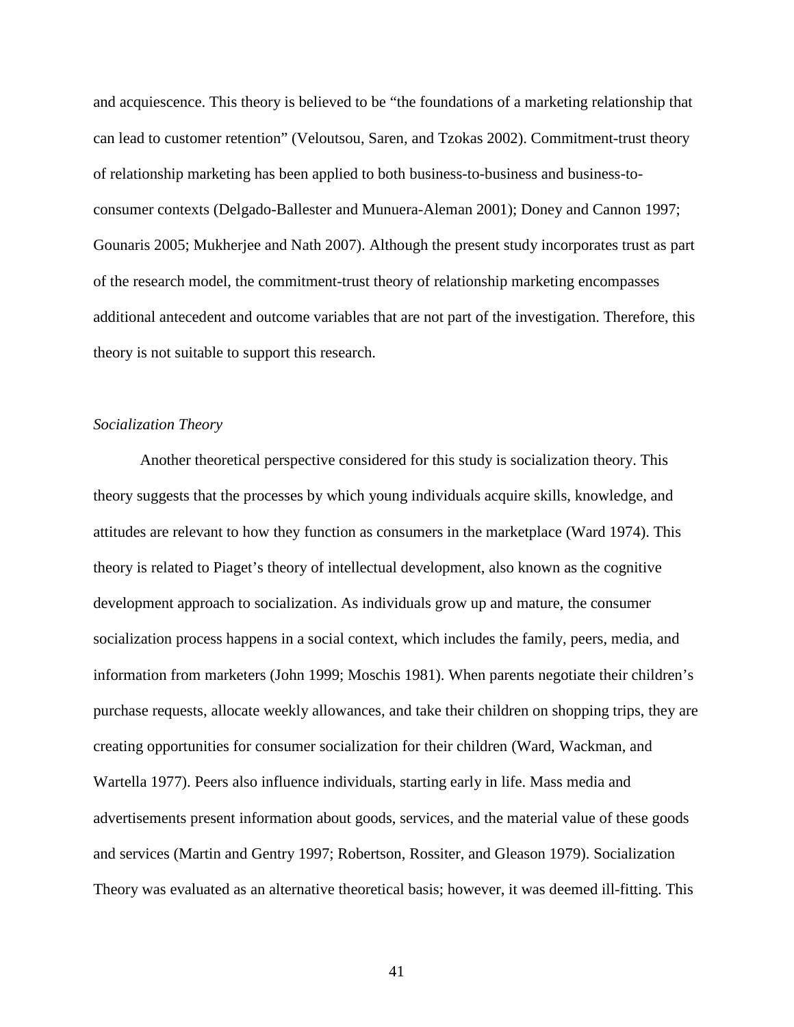and acquiescence. This theory is believed to be "the foundations of a marketing relationship that can lead to customer retention" (Veloutsou, Saren, and Tzokas 2002). Commitment-trust theory of relationship marketing has been applied to both business-to-business and business-to-consumer contexts (Delgado-Ballester and Munuera-Aleman 2001); Doney and Cannon 1997; Gounaris 2005; Mukherjee and Nath 2007). Although the present study incorporates trust as part of the research model, the commitment-trust theory of relationship marketing encompasses additional antecedent and outcome variables that are not part of the investigation. Therefore, this theory is not suitable to support this research.

### *Socialization Theory*

Another theoretical perspective considered for this study is socialization theory. This theory suggests that the processes by which young individuals acquire skills, knowledge, and attitudes are relevant to how they function as consumers in the marketplace (Ward 1974). This theory is related to Piaget's theory of intellectual development, also known as the cognitive development approach to socialization. As individuals grow up and mature, the consumer socialization process happens in a social context, which includes the family, peers, media, and information from marketers (John 1999; Moschis 1981). When parents negotiate their children's purchase requests, allocate weekly allowances, and take their children on shopping trips, they are creating opportunities for consumer socialization for their children (Ward, Wackman, and Wartella 1977). Peers also influence individuals, starting early in life. Mass media and advertisements present information about goods, services, and the material value of these goods and services (Martin and Gentry 1997; Robertson, Rossiter, and Gleason 1979). Socialization Theory was evaluated as an alternative theoretical basis; however, it was deemed ill-fitting. This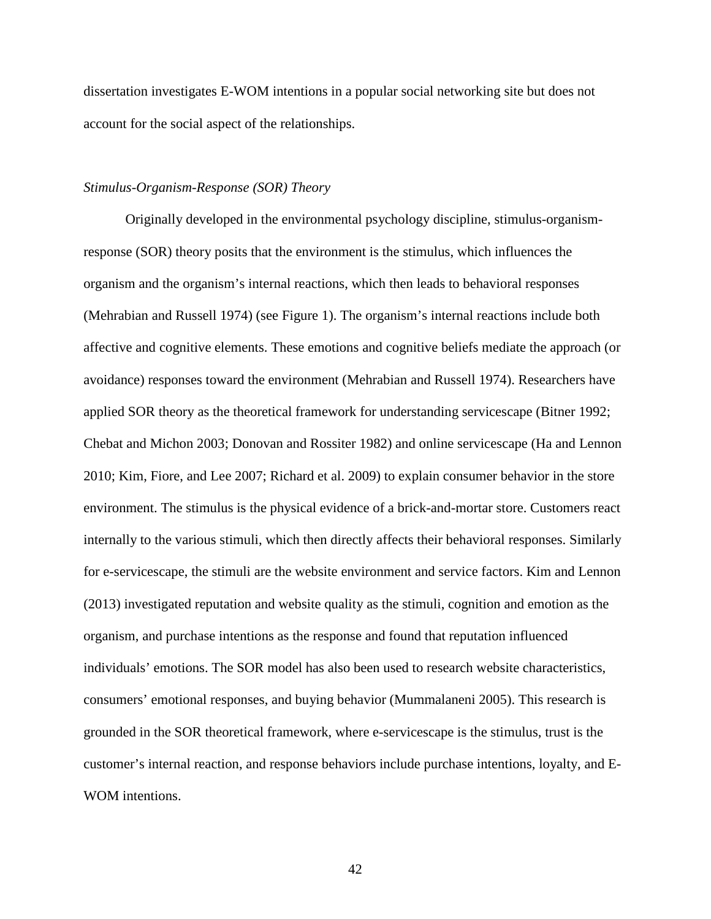dissertation investigates E-WOM intentions in a popular social networking site but does not account for the social aspect of the relationships.

*Stimulus-Organism-Response (SOR) Theory*

Originally developed in the environmental psychology discipline, stimulus-organism-response (SOR) theory posits that the environment is the stimulus, which influences the organism and the organism's internal reactions, which then leads to behavioral responses (Mehrabian and Russell 1974) (see Figure 1). The organism's internal reactions include both affective and cognitive elements. These emotions and cognitive beliefs mediate the approach (or avoidance) responses toward the environment (Mehrabian and Russell 1974). Researchers have applied SOR theory as the theoretical framework for understanding servicescape (Bitner 1992; Chebat and Michon 2003; Donovan and Rossiter 1982) and online servicescape (Ha and Lennon 2010; Kim, Fiore, and Lee 2007; Richard et al. 2009) to explain consumer behavior in the store environment. The stimulus is the physical evidence of a brick-and-mortar store. Customers react internally to the various stimuli, which then directly affects their behavioral responses. Similarly for e-servicescape, the stimuli are the website environment and service factors. Kim and Lennon (2013) investigated reputation and website quality as the stimuli, cognition and emotion as the organism, and purchase intentions as the response and found that reputation influenced individuals' emotions. The SOR model has also been used to research website characteristics, consumers' emotional responses, and buying behavior (Mummalaneni 2005). This research is grounded in the SOR theoretical framework, where e-servicescape is the stimulus, trust is the customer's internal reaction, and response behaviors include purchase intentions, loyalty, and E-WOM intentions.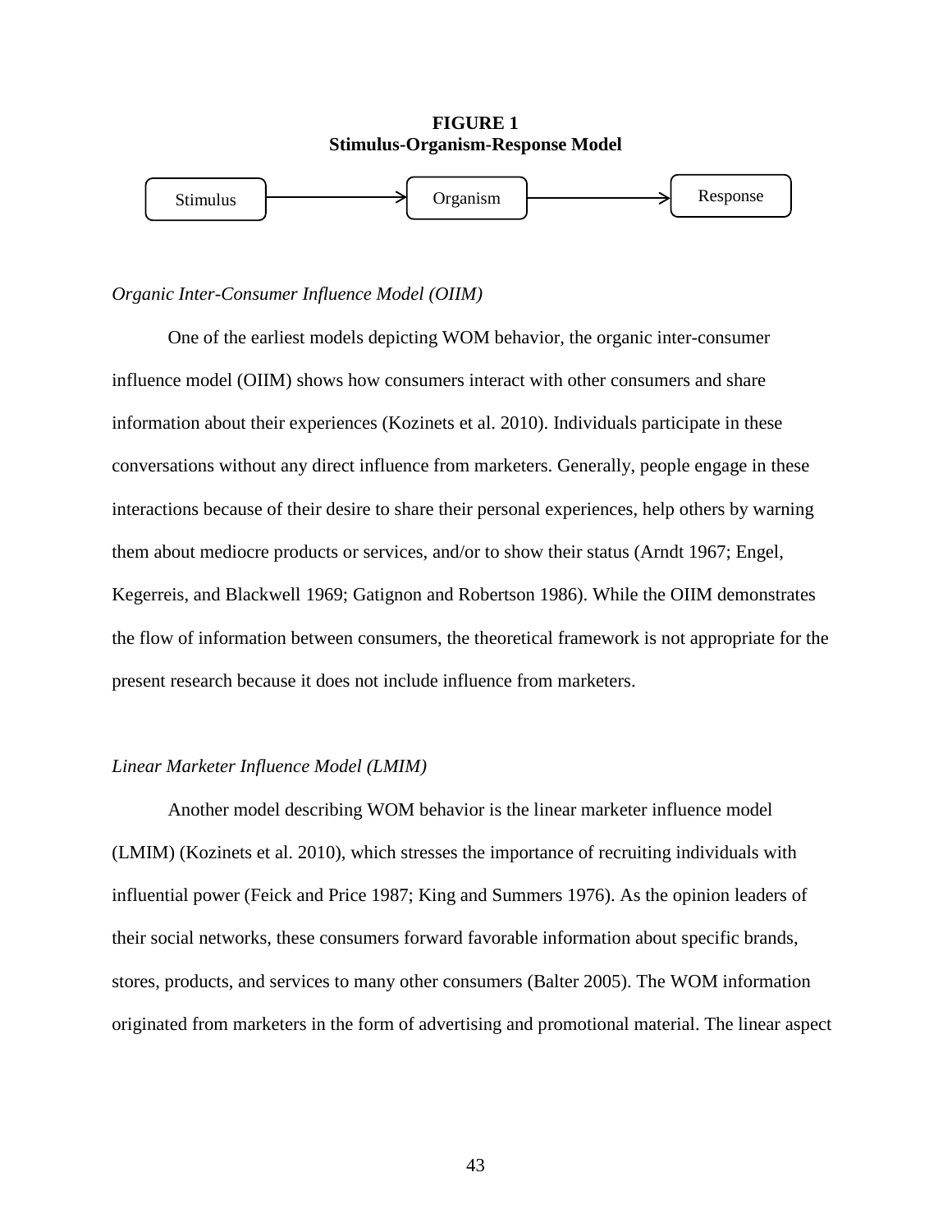**FIGURE 1**
**Stimulus-Organism-Response Model**

Stimulus → Organism → Response

*Organic Inter-Consumer Influence Model (OIIM)*

One of the earliest models depicting WOM behavior, the organic inter-consumer influence model (OIIM) shows how consumers interact with other consumers and share information about their experiences (Kozinets et al. 2010). Individuals participate in these conversations without any direct influence from marketers. Generally, people engage in these interactions because of their desire to share their personal experiences, help others by warning them about mediocre products or services, and/or to show their status (Arndt 1967; Engel, Kegerreis, and Blackwell 1969; Gatignon and Robertson 1986). While the OIIM demonstrates the flow of information between consumers, the theoretical framework is not appropriate for the present research because it does not include influence from marketers.

*Linear Marketer Influence Model (LMIM)*

Another model describing WOM behavior is the linear marketer influence model (LMIM) (Kozinets et al. 2010), which stresses the importance of recruiting individuals with influential power (Feick and Price 1987; King and Summers 1976). As the opinion leaders of their social networks, these consumers forward favorable information about specific brands, stores, products, and services to many other consumers (Balter 2005). The WOM information originated from marketers in the form of advertising and promotional material. The linear aspect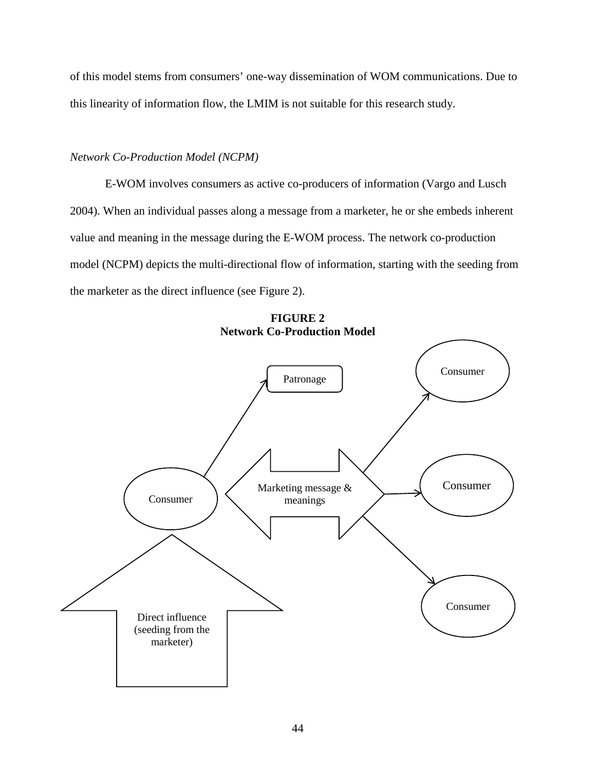of this model stems from consumers' one-way dissemination of WOM communications. Due to this linearity of information flow, the LMIM is not suitable for this research study.

*Network Co-Production Model (NCPM)*

E-WOM involves consumers as active co-producers of information (Vargo and Lusch 2004). When an individual passes along a message from a marketer, he or she embeds inherent value and meaning in the message during the E-WOM process. The network co-production model (NCPM) depicts the multi-directional flow of information, starting with the seeding from the marketer as the direct influence (see Figure 2).

**FIGURE 2**
**Network Co-Production Model**

Patronage

Consumer

Consumer

Marketing message & meanings

Consumer

Consumer

Direct influence (seeding from the marketer)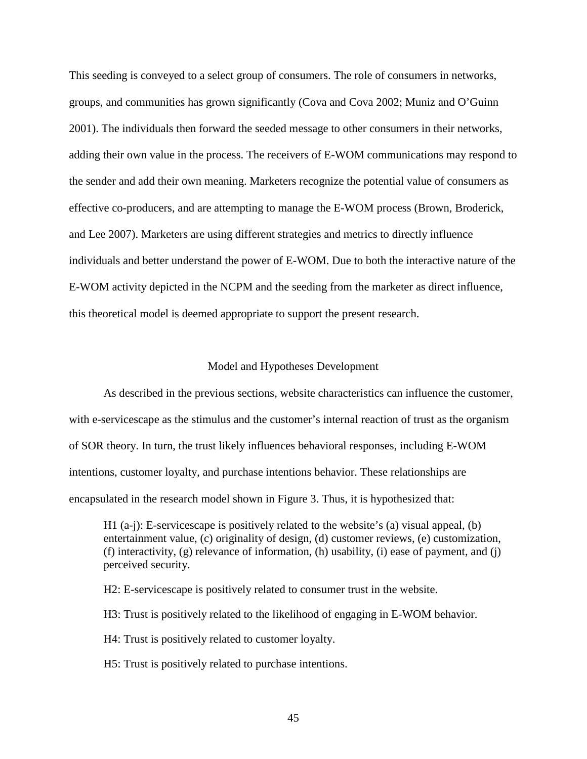This seeding is conveyed to a select group of consumers. The role of consumers in networks, groups, and communities has grown significantly (Cova and Cova 2002; Muniz and O'Guinn 2001). The individuals then forward the seeded message to other consumers in their networks, adding their own value in the process. The receivers of E-WOM communications may respond to the sender and add their own meaning. Marketers recognize the potential value of consumers as effective co-producers, and are attempting to manage the E-WOM process (Brown, Broderick, and Lee 2007). Marketers are using different strategies and metrics to directly influence individuals and better understand the power of E-WOM. Due to both the interactive nature of the E-WOM activity depicted in the NCPM and the seeding from the marketer as direct influence, this theoretical model is deemed appropriate to support the present research.

## Model and Hypotheses Development

As described in the previous sections, website characteristics can influence the customer, with e-servicescape as the stimulus and the customer's internal reaction of trust as the organism of SOR theory. In turn, the trust likely influences behavioral responses, including E-WOM intentions, customer loyalty, and purchase intentions behavior. These relationships are encapsulated in the research model shown in Figure 3. Thus, it is hypothesized that:

> H1 (a-j): E-servicescape is positively related to the website's (a) visual appeal, (b) entertainment value, (c) originality of design, (d) customer reviews, (e) customization, (f) interactivity, (g) relevance of information, (h) usability, (i) ease of payment, and (j) perceived security.
>
> H2: E-servicescape is positively related to consumer trust in the website.
>
> H3: Trust is positively related to the likelihood of engaging in E-WOM behavior.
>
> H4: Trust is positively related to customer loyalty.
>
> H5: Trust is positively related to purchase intentions.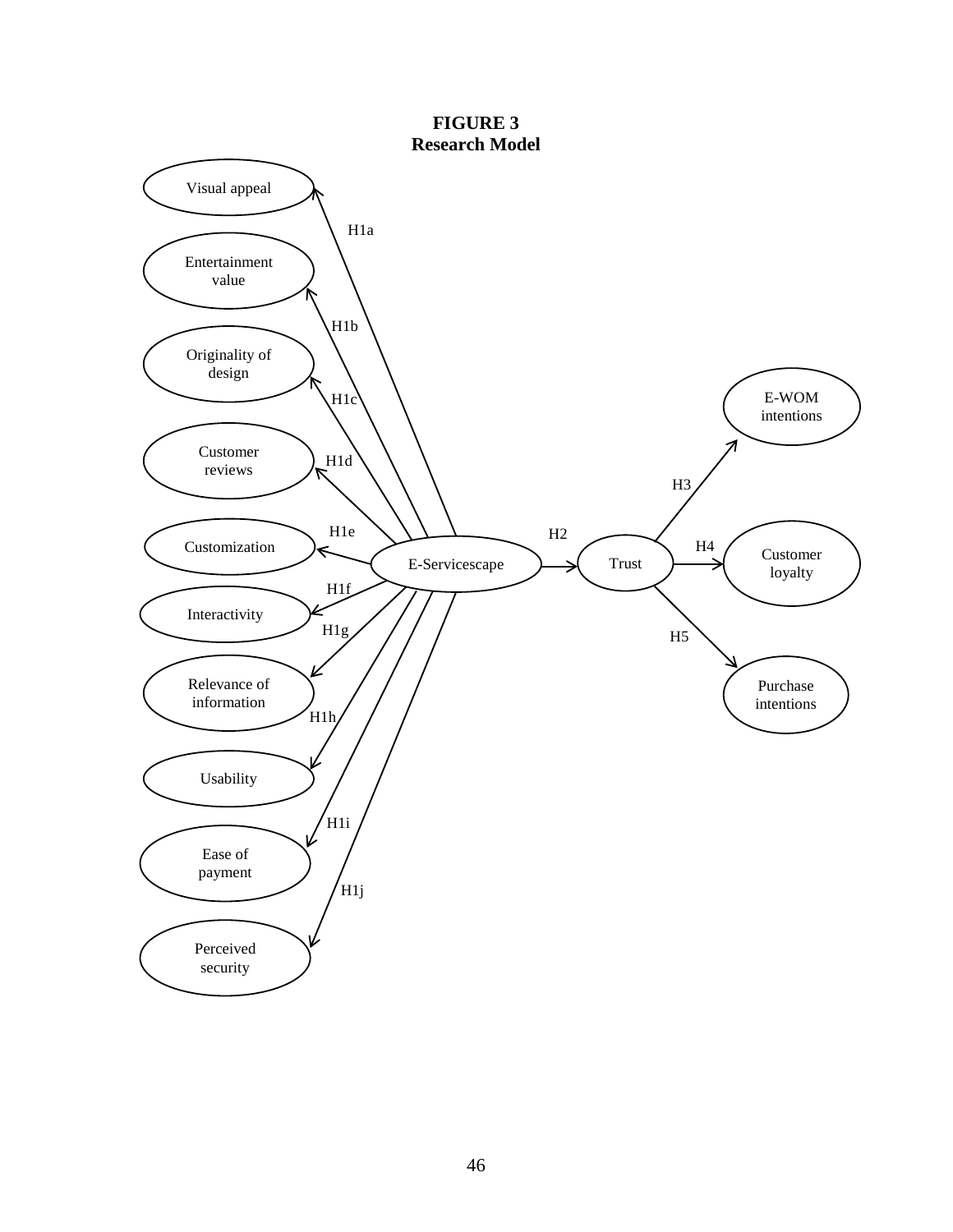**FIGURE 3**
**Research Model**

| Hypothesis | From | To |
|---|---|---|
| H1a | E-Servicescape | Visual appeal |
| H1b | E-Servicescape | Entertainment value |
| H1c | E-Servicescape | Originality of design |
| H1d | E-Servicescape | Customer reviews |
| H1e | E-Servicescape | Customization |
| H1f | E-Servicescape | Interactivity |
| H1g | E-Servicescape | Relevance of information |
| H1h | E-Servicescape | Usability |
| H1i | E-Servicescape | Ease of payment |
| H1j | E-Servicescape | Perceived security |
| H2 | E-Servicescape | Trust |
| H3 | Trust | E-WOM intentions |
| H4 | Trust | Customer loyalty |
| H5 | Trust | Purchase intentions |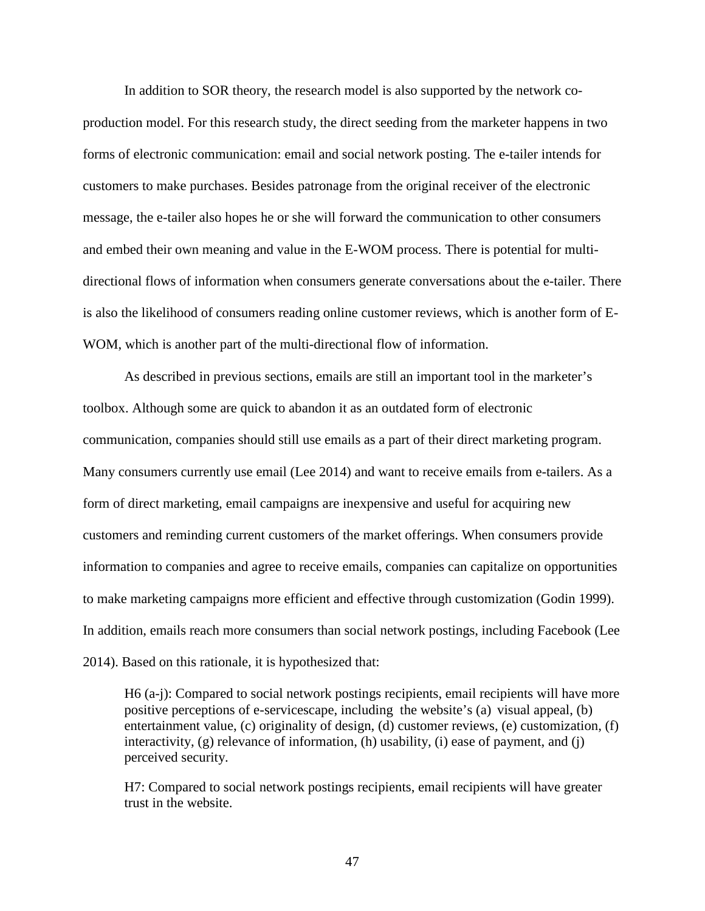In addition to SOR theory, the research model is also supported by the network co-production model. For this research study, the direct seeding from the marketer happens in two forms of electronic communication: email and social network posting. The e-tailer intends for customers to make purchases. Besides patronage from the original receiver of the electronic message, the e-tailer also hopes he or she will forward the communication to other consumers and embed their own meaning and value in the E-WOM process. There is potential for multi-directional flows of information when consumers generate conversations about the e-tailer. There is also the likelihood of consumers reading online customer reviews, which is another form of E-WOM, which is another part of the multi-directional flow of information.

As described in previous sections, emails are still an important tool in the marketer's toolbox. Although some are quick to abandon it as an outdated form of electronic communication, companies should still use emails as a part of their direct marketing program. Many consumers currently use email (Lee 2014) and want to receive emails from e-tailers. As a form of direct marketing, email campaigns are inexpensive and useful for acquiring new customers and reminding current customers of the market offerings. When consumers provide information to companies and agree to receive emails, companies can capitalize on opportunities to make marketing campaigns more efficient and effective through customization (Godin 1999). In addition, emails reach more consumers than social network postings, including Facebook (Lee 2014). Based on this rationale, it is hypothesized that:

> H6 (a-j): Compared to social network postings recipients, email recipients will have more positive perceptions of e-servicescape, including the website's (a) visual appeal, (b) entertainment value, (c) originality of design, (d) customer reviews, (e) customization, (f) interactivity, (g) relevance of information, (h) usability, (i) ease of payment, and (j) perceived security.

> H7: Compared to social network postings recipients, email recipients will have greater trust in the website.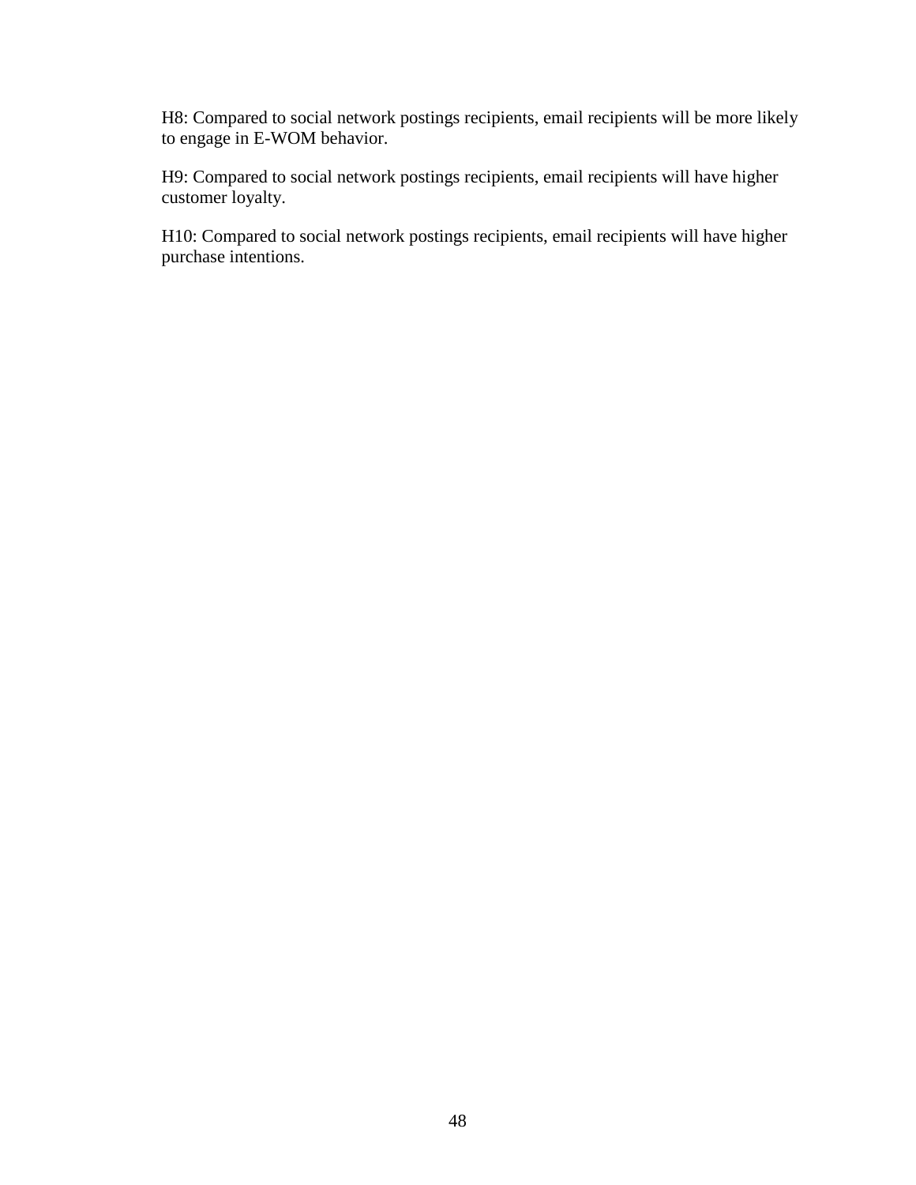H8: Compared to social network postings recipients, email recipients will be more likely to engage in E-WOM behavior.

H9: Compared to social network postings recipients, email recipients will have higher customer loyalty.

H10: Compared to social network postings recipients, email recipients will have higher purchase intentions.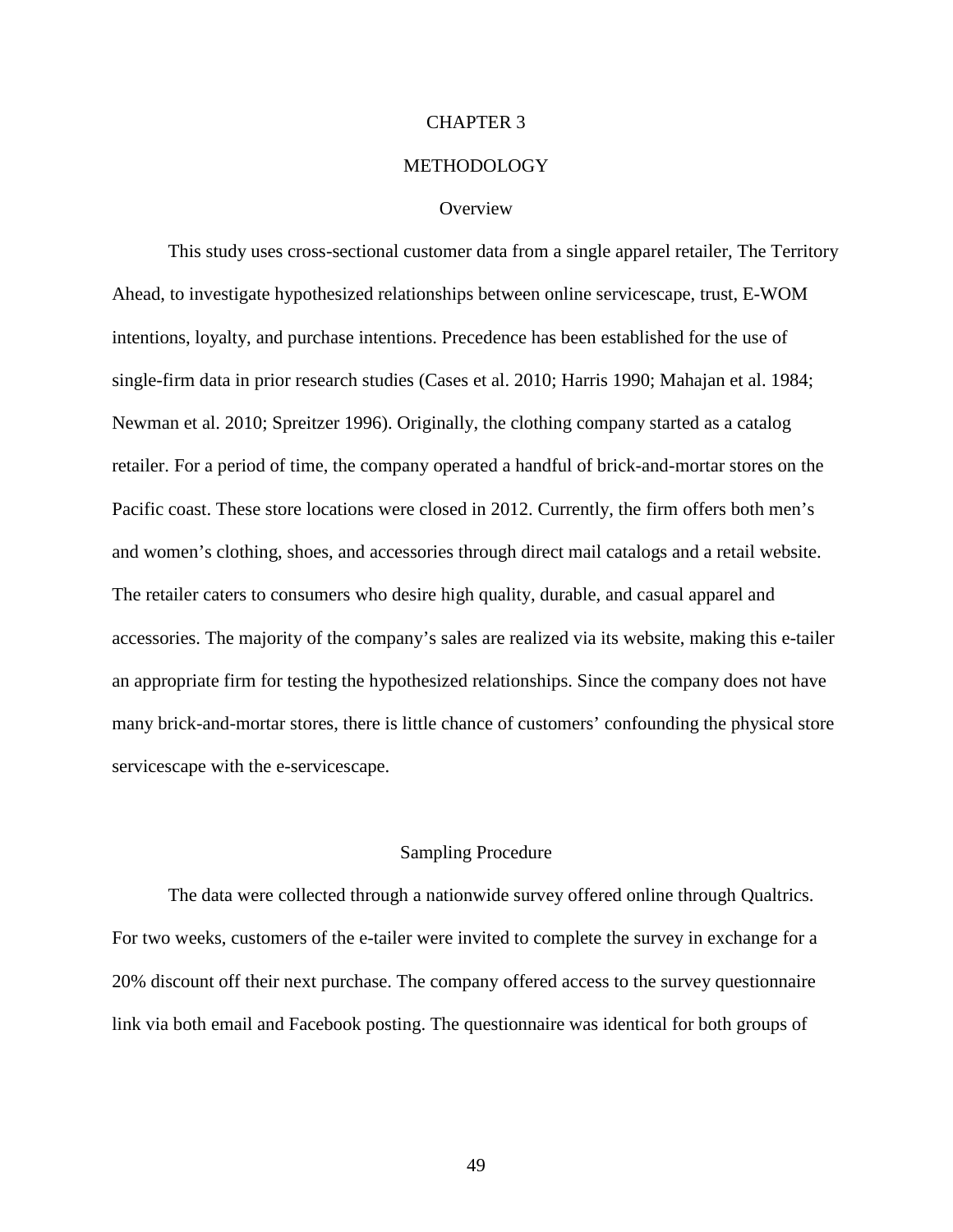# CHAPTER 3

# METHODOLOGY

## Overview

This study uses cross-sectional customer data from a single apparel retailer, The Territory Ahead, to investigate hypothesized relationships between online servicescape, trust, E-WOM intentions, loyalty, and purchase intentions. Precedence has been established for the use of single-firm data in prior research studies (Cases et al. 2010; Harris 1990; Mahajan et al. 1984; Newman et al. 2010; Spreitzer 1996). Originally, the clothing company started as a catalog retailer. For a period of time, the company operated a handful of brick-and-mortar stores on the Pacific coast. These store locations were closed in 2012. Currently, the firm offers both men's and women's clothing, shoes, and accessories through direct mail catalogs and a retail website. The retailer caters to consumers who desire high quality, durable, and casual apparel and accessories. The majority of the company's sales are realized via its website, making this e-tailer an appropriate firm for testing the hypothesized relationships. Since the company does not have many brick-and-mortar stores, there is little chance of customers' confounding the physical store servicescape with the e-servicescape.

## Sampling Procedure

The data were collected through a nationwide survey offered online through Qualtrics. For two weeks, customers of the e-tailer were invited to complete the survey in exchange for a 20% discount off their next purchase. The company offered access to the survey questionnaire link via both email and Facebook posting. The questionnaire was identical for both groups of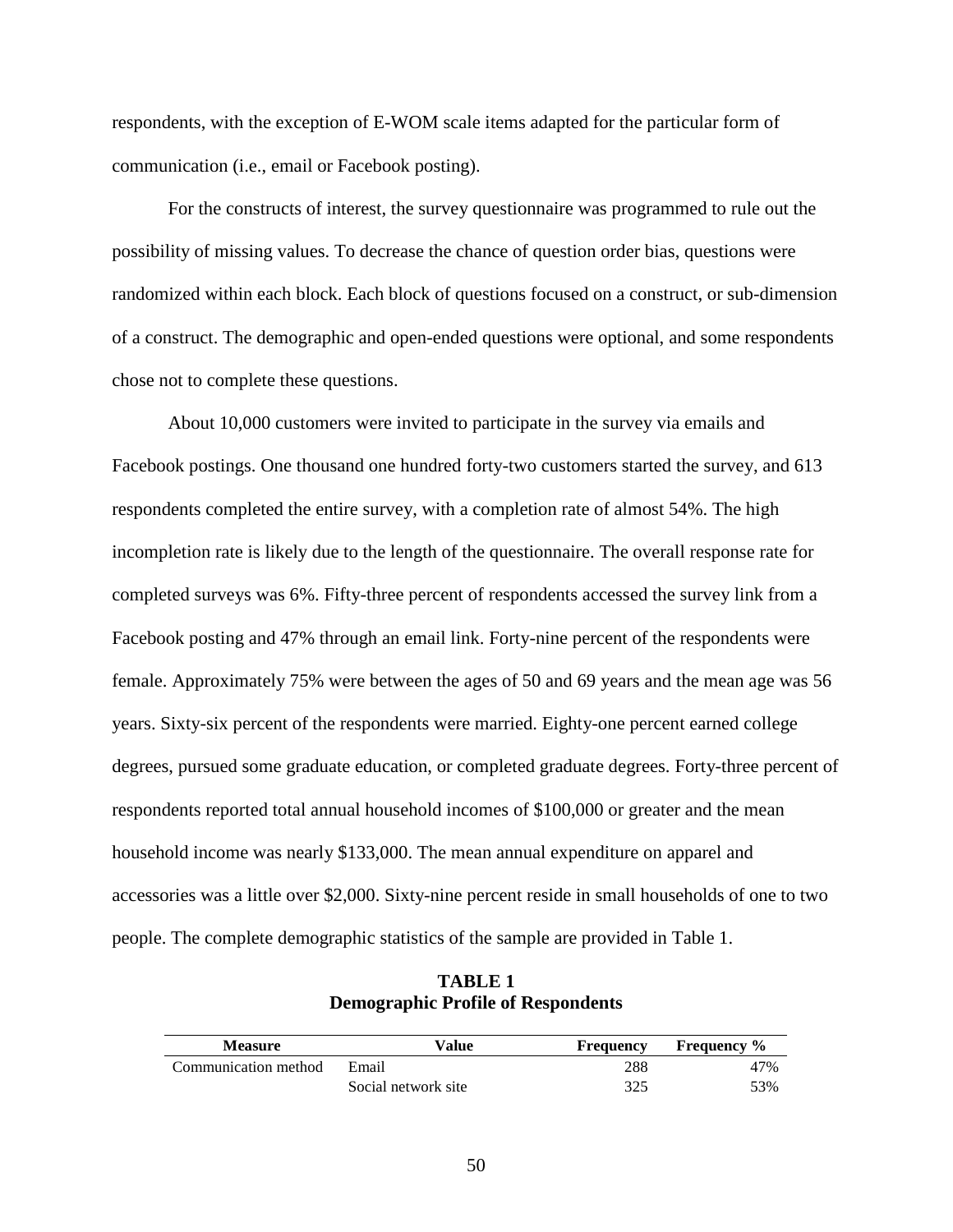respondents, with the exception of E-WOM scale items adapted for the particular form of communication (i.e., email or Facebook posting).

For the constructs of interest, the survey questionnaire was programmed to rule out the possibility of missing values. To decrease the chance of question order bias, questions were randomized within each block. Each block of questions focused on a construct, or sub-dimension of a construct. The demographic and open-ended questions were optional, and some respondents chose not to complete these questions.

About 10,000 customers were invited to participate in the survey via emails and Facebook postings. One thousand one hundred forty-two customers started the survey, and 613 respondents completed the entire survey, with a completion rate of almost 54%. The high incompletion rate is likely due to the length of the questionnaire. The overall response rate for completed surveys was 6%. Fifty-three percent of respondents accessed the survey link from a Facebook posting and 47% through an email link. Forty-nine percent of the respondents were female. Approximately 75% were between the ages of 50 and 69 years and the mean age was 56 years. Sixty-six percent of the respondents were married. Eighty-one percent earned college degrees, pursued some graduate education, or completed graduate degrees. Forty-three percent of respondents reported total annual household incomes of $100,000 or greater and the mean household income was nearly $133,000. The mean annual expenditure on apparel and accessories was a little over $2,000. Sixty-nine percent reside in small households of one to two people. The complete demographic statistics of the sample are provided in Table 1.

**TABLE 1**
**Demographic Profile of Respondents**

| Measure | Value | Frequency | Frequency % |
|---|---|---|---|
| Communication method | Email | 288 | 47% |
| | Social network site | 325 | 53% |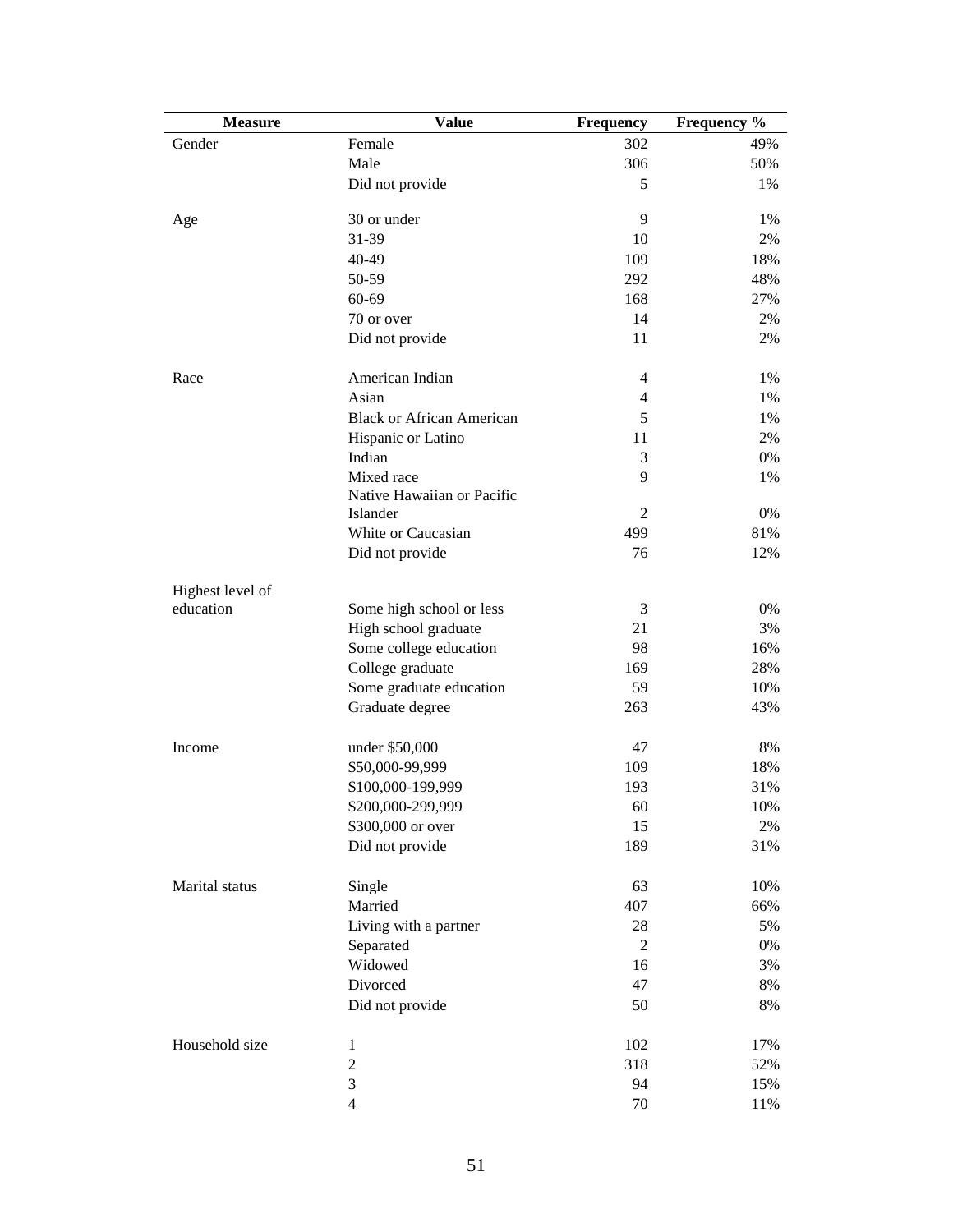| Measure | Value | Frequency | Frequency % |
|---|---|---|---|
| Gender | Female | 302 | 49% |
| | Male | 306 | 50% |
| | Did not provide | 5 | 1% |
| Age | 30 or under | 9 | 1% |
| | 31-39 | 10 | 2% |
| | 40-49 | 109 | 18% |
| | 50-59 | 292 | 48% |
| | 60-69 | 168 | 27% |
| | 70 or over | 14 | 2% |
| | Did not provide | 11 | 2% |
| Race | American Indian | 4 | 1% |
| | Asian | 4 | 1% |
| | Black or African American | 5 | 1% |
| | Hispanic or Latino | 11 | 2% |
| | Indian | 3 | 0% |
| | Mixed race | 9 | 1% |
| | Native Hawaiian or Pacific Islander | 2 | 0% |
| | White or Caucasian | 499 | 81% |
| | Did not provide | 76 | 12% |
| Highest level of education | Some high school or less | 3 | 0% |
| | High school graduate | 21 | 3% |
| | Some college education | 98 | 16% |
| | College graduate | 169 | 28% |
| | Some graduate education | 59 | 10% |
| | Graduate degree | 263 | 43% |
| Income | under $50,000 | 47 | 8% |
| | $50,000-99,999 | 109 | 18% |
| | $100,000-199,999 | 193 | 31% |
| | $200,000-299,999 | 60 | 10% |
| | $300,000 or over | 15 | 2% |
| | Did not provide | 189 | 31% |
| Marital status | Single | 63 | 10% |
| | Married | 407 | 66% |
| | Living with a partner | 28 | 5% |
| | Separated | 2 | 0% |
| | Widowed | 16 | 3% |
| | Divorced | 47 | 8% |
| | Did not provide | 50 | 8% |
| Household size | 1 | 102 | 17% |
| | 2 | 318 | 52% |
| | 3 | 94 | 15% |
| | 4 | 70 | 11% |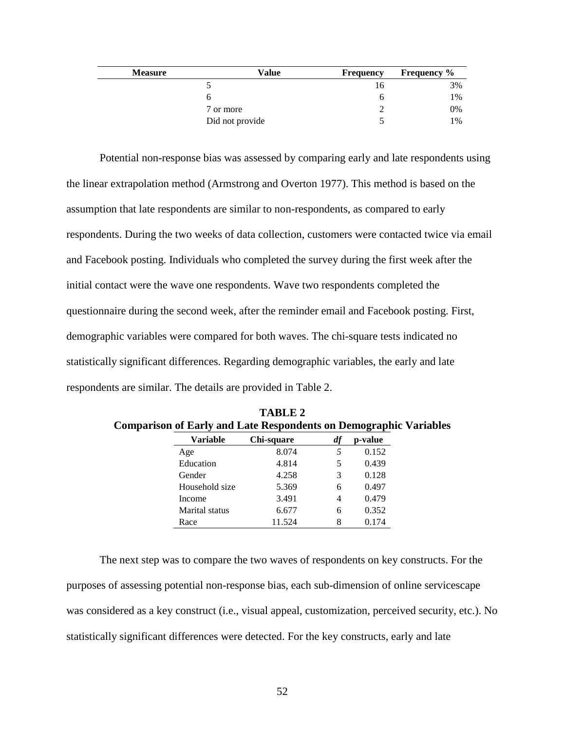| Measure | Value | Frequency | Frequency % |
|---|---|---|---|
| | 5 | 16 | 3% |
| | 6 | 6 | 1% |
| | 7 or more | 2 | 0% |
| | Did not provide | 5 | 1% |

Potential non-response bias was assessed by comparing early and late respondents using the linear extrapolation method (Armstrong and Overton 1977). This method is based on the assumption that late respondents are similar to non-respondents, as compared to early respondents. During the two weeks of data collection, customers were contacted twice via email and Facebook posting. Individuals who completed the survey during the first week after the initial contact were the wave one respondents. Wave two respondents completed the questionnaire during the second week, after the reminder email and Facebook posting. First, demographic variables were compared for both waves. The chi-square tests indicated no statistically significant differences. Regarding demographic variables, the early and late respondents are similar. The details are provided in Table 2.

**TABLE 2**
**Comparison of Early and Late Respondents on Demographic Variables**

| Variable | Chi-square | *df* | p-value |
|---|---|---|---|
| Age | 8.074 | 5 | 0.152 |
| Education | 4.814 | 5 | 0.439 |
| Gender | 4.258 | 3 | 0.128 |
| Household size | 5.369 | 6 | 0.497 |
| Income | 3.491 | 4 | 0.479 |
| Marital status | 6.677 | 6 | 0.352 |
| Race | 11.524 | 8 | 0.174 |

The next step was to compare the two waves of respondents on key constructs. For the purposes of assessing potential non-response bias, each sub-dimension of online servicescape was considered as a key construct (i.e., visual appeal, customization, perceived security, etc.). No statistically significant differences were detected. For the key constructs, early and late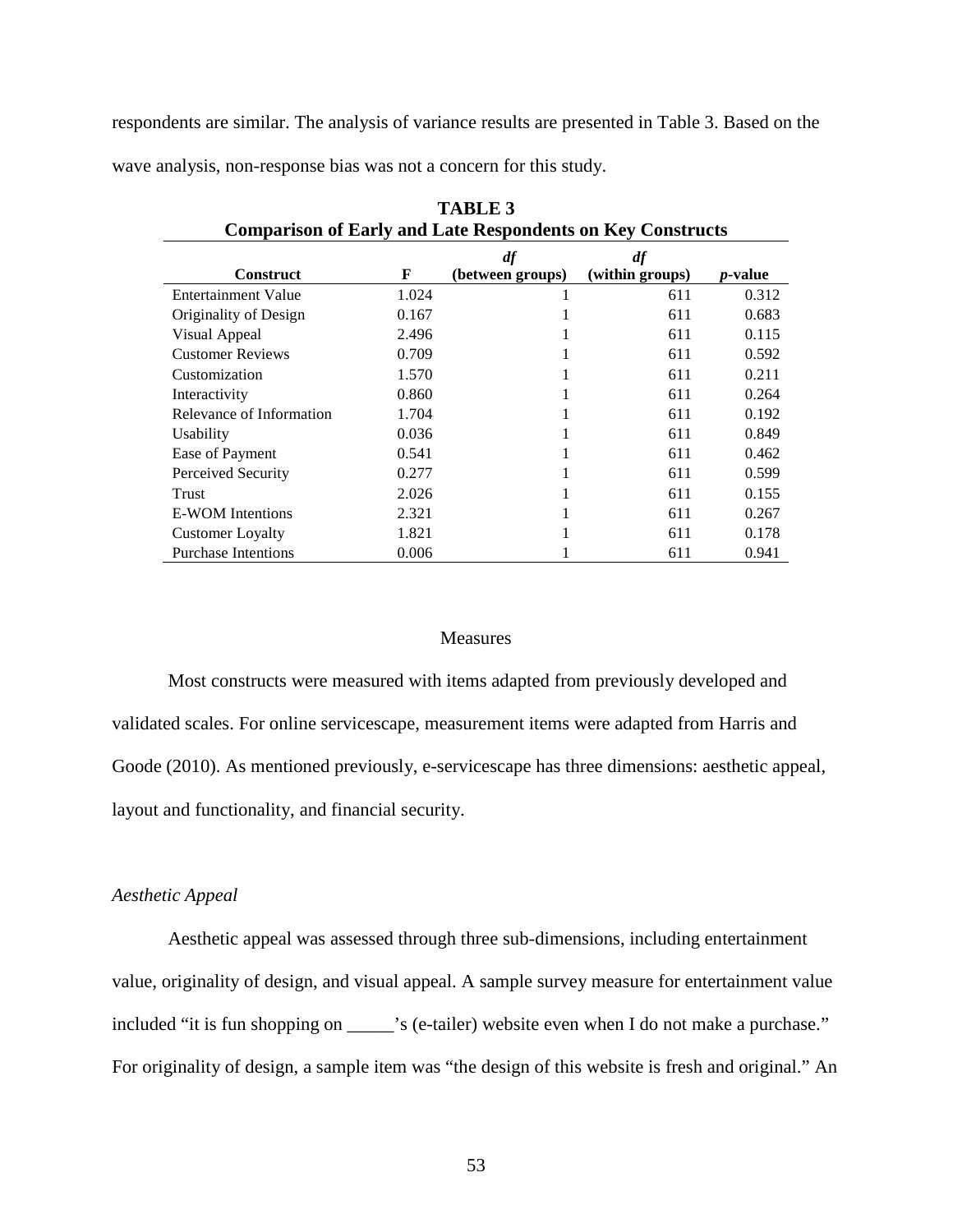respondents are similar. The analysis of variance results are presented in Table 3. Based on the wave analysis, non-response bias was not a concern for this study.

**TABLE 3**
**Comparison of Early and Late Respondents on Key Constructs**

| Construct | F | *df* (between groups) | *df* (within groups) | *p*-value |
|---|---|---|---|---|
| Entertainment Value | 1.024 | 1 | 611 | 0.312 |
| Originality of Design | 0.167 | 1 | 611 | 0.683 |
| Visual Appeal | 2.496 | 1 | 611 | 0.115 |
| Customer Reviews | 0.709 | 1 | 611 | 0.592 |
| Customization | 1.570 | 1 | 611 | 0.211 |
| Interactivity | 0.860 | 1 | 611 | 0.264 |
| Relevance of Information | 1.704 | 1 | 611 | 0.192 |
| Usability | 0.036 | 1 | 611 | 0.849 |
| Ease of Payment | 0.541 | 1 | 611 | 0.462 |
| Perceived Security | 0.277 | 1 | 611 | 0.599 |
| Trust | 2.026 | 1 | 611 | 0.155 |
| E-WOM Intentions | 2.321 | 1 | 611 | 0.267 |
| Customer Loyalty | 1.821 | 1 | 611 | 0.178 |
| Purchase Intentions | 0.006 | 1 | 611 | 0.941 |

## Measures

Most constructs were measured with items adapted from previously developed and validated scales. For online servicescape, measurement items were adapted from Harris and Goode (2010). As mentioned previously, e-servicescape has three dimensions: aesthetic appeal, layout and functionality, and financial security.

### *Aesthetic Appeal*

Aesthetic appeal was assessed through three sub-dimensions, including entertainment value, originality of design, and visual appeal. A sample survey measure for entertainment value included "it is fun shopping on _____'s (e-tailer) website even when I do not make a purchase." For originality of design, a sample item was "the design of this website is fresh and original." An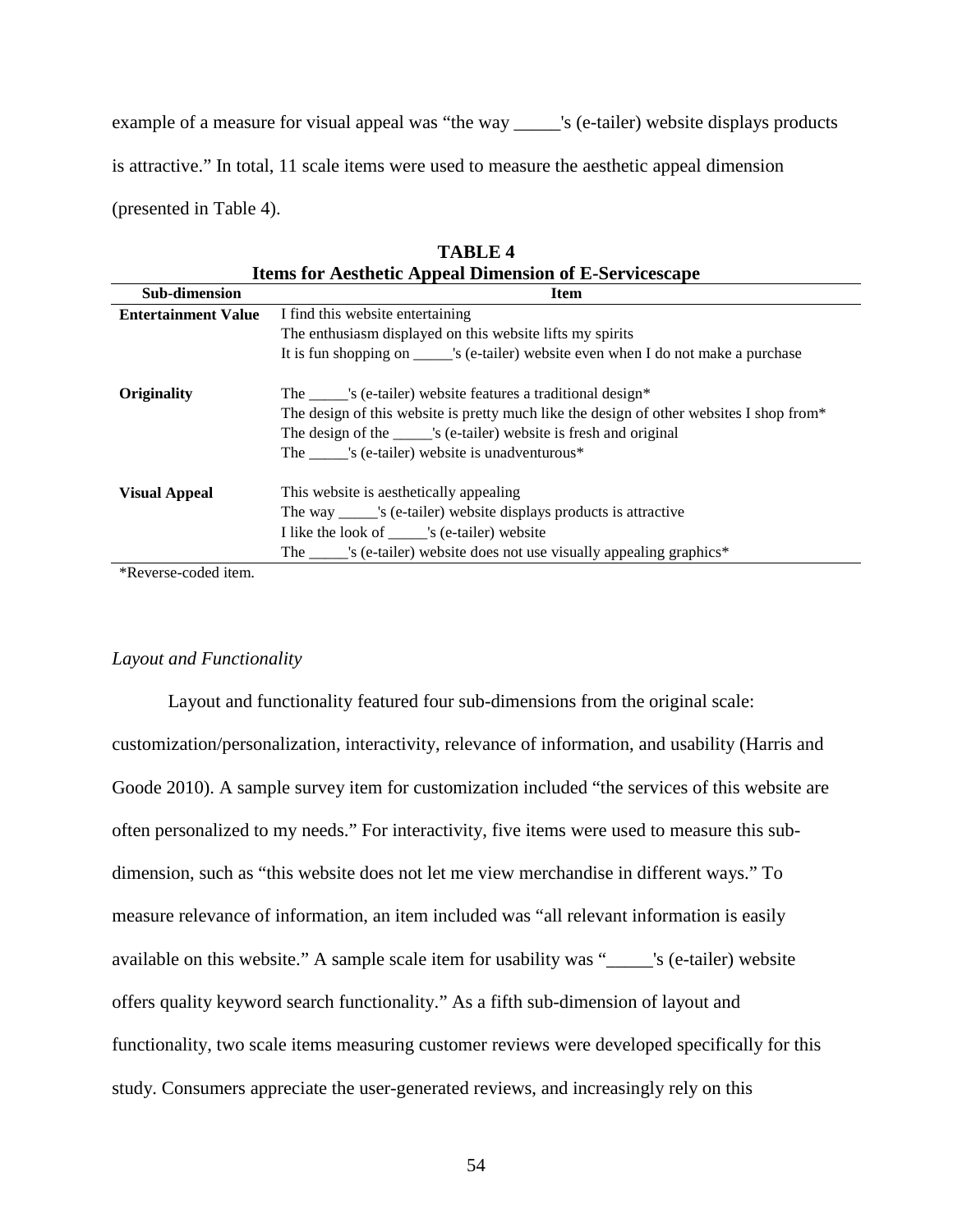example of a measure for visual appeal was “the way _____'s (e-tailer) website displays products is attractive.” In total, 11 scale items were used to measure the aesthetic appeal dimension (presented in Table 4).

**TABLE 4**
**Items for Aesthetic Appeal Dimension of E-Servicescape**

| Sub-dimension | Item |
|---|---|
| **Entertainment Value** | I find this website entertaining |
| | The enthusiasm displayed on this website lifts my spirits |
| | It is fun shopping on _____'s (e-tailer) website even when I do not make a purchase |
| **Originality** | The _____'s (e-tailer) website features a traditional design* |
| | The design of this website is pretty much like the design of other websites I shop from* |
| | The design of the _____'s (e-tailer) website is fresh and original |
| | The _____'s (e-tailer) website is unadventurous* |
| **Visual Appeal** | This website is aesthetically appealing |
| | The way _____'s (e-tailer) website displays products is attractive |
| | I like the look of _____'s (e-tailer) website |
| | The _____'s (e-tailer) website does not use visually appealing graphics* |

*Reverse-coded item.

*Layout and Functionality*

Layout and functionality featured four sub-dimensions from the original scale: customization/personalization, interactivity, relevance of information, and usability (Harris and Goode 2010). A sample survey item for customization included “the services of this website are often personalized to my needs.” For interactivity, five items were used to measure this sub-dimension, such as “this website does not let me view merchandise in different ways.” To measure relevance of information, an item included was “all relevant information is easily available on this website.” A sample scale item for usability was “_____'s (e-tailer) website offers quality keyword search functionality.” As a fifth sub-dimension of layout and functionality, two scale items measuring customer reviews were developed specifically for this study. Consumers appreciate the user-generated reviews, and increasingly rely on this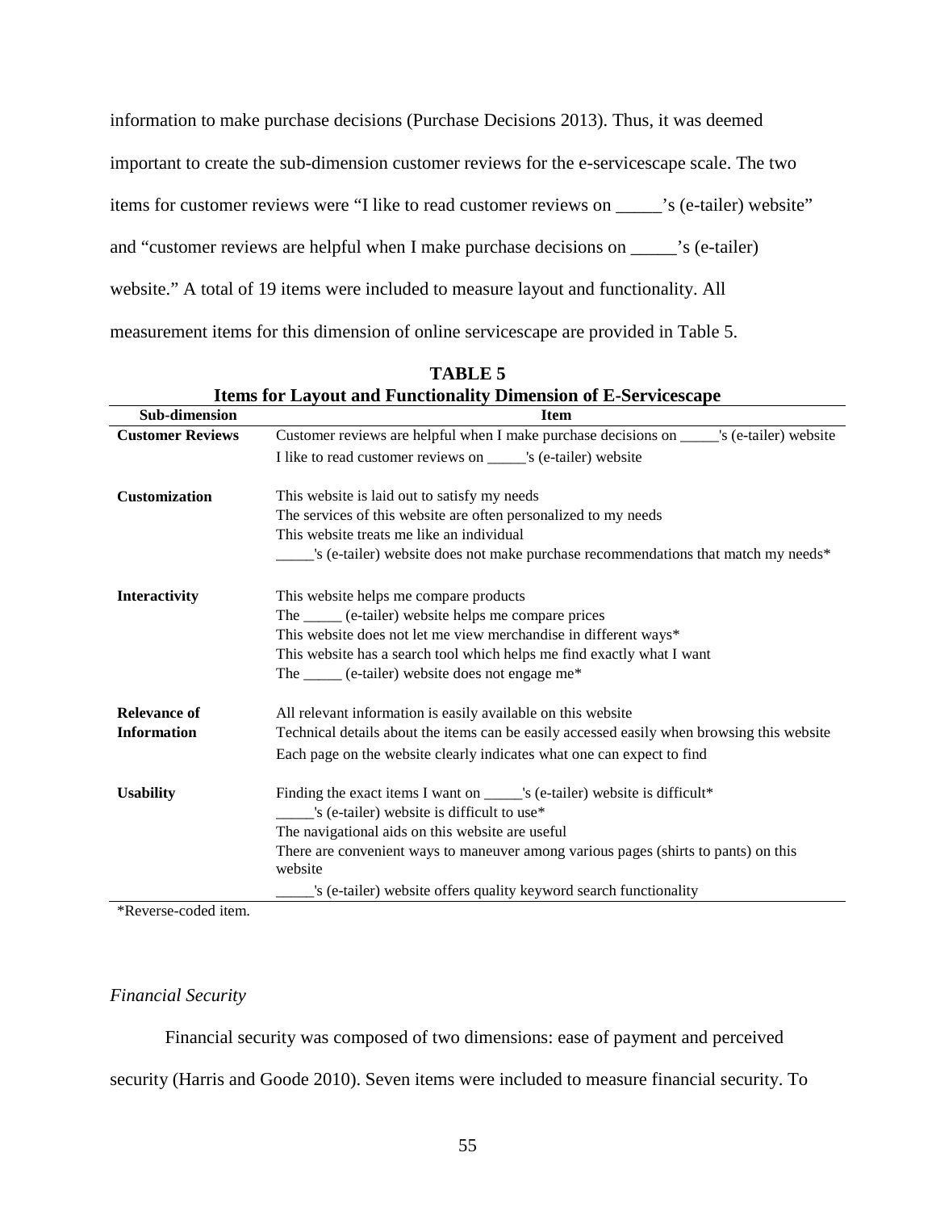information to make purchase decisions (Purchase Decisions 2013). Thus, it was deemed important to create the sub-dimension customer reviews for the e-servicescape scale. The two items for customer reviews were "I like to read customer reviews on _____'s (e-tailer) website" and "customer reviews are helpful when I make purchase decisions on _____'s (e-tailer) website." A total of 19 items were included to measure layout and functionality. All measurement items for this dimension of online servicescape are provided in Table 5.

**TABLE 5**
**Items for Layout and Functionality Dimension of E-Servicescape**

| Sub-dimension | Item |
|---|---|
| **Customer Reviews** | Customer reviews are helpful when I make purchase decisions on _____'s (e-tailer) website |
| | I like to read customer reviews on _____'s (e-tailer) website |
| **Customization** | This website is laid out to satisfy my needs |
| | The services of this website are often personalized to my needs |
| | This website treats me like an individual |
| | _____'s (e-tailer) website does not make purchase recommendations that match my needs* |
| **Interactivity** | This website helps me compare products |
| | The _____ (e-tailer) website helps me compare prices |
| | This website does not let me view merchandise in different ways* |
| | This website has a search tool which helps me find exactly what I want |
| | The _____ (e-tailer) website does not engage me* |
| **Relevance of Information** | All relevant information is easily available on this website |
| | Technical details about the items can be easily accessed easily when browsing this website |
| | Each page on the website clearly indicates what one can expect to find |
| **Usability** | Finding the exact items I want on _____'s (e-tailer) website is difficult* |
| | _____'s (e-tailer) website is difficult to use* |
| | The navigational aids on this website are useful |
| | There are convenient ways to maneuver among various pages (shirts to pants) on this website |
| | _____'s (e-tailer) website offers quality keyword search functionality |

*Reverse-coded item.

*Financial Security*

Financial security was composed of two dimensions: ease of payment and perceived security (Harris and Goode 2010). Seven items were included to measure financial security. To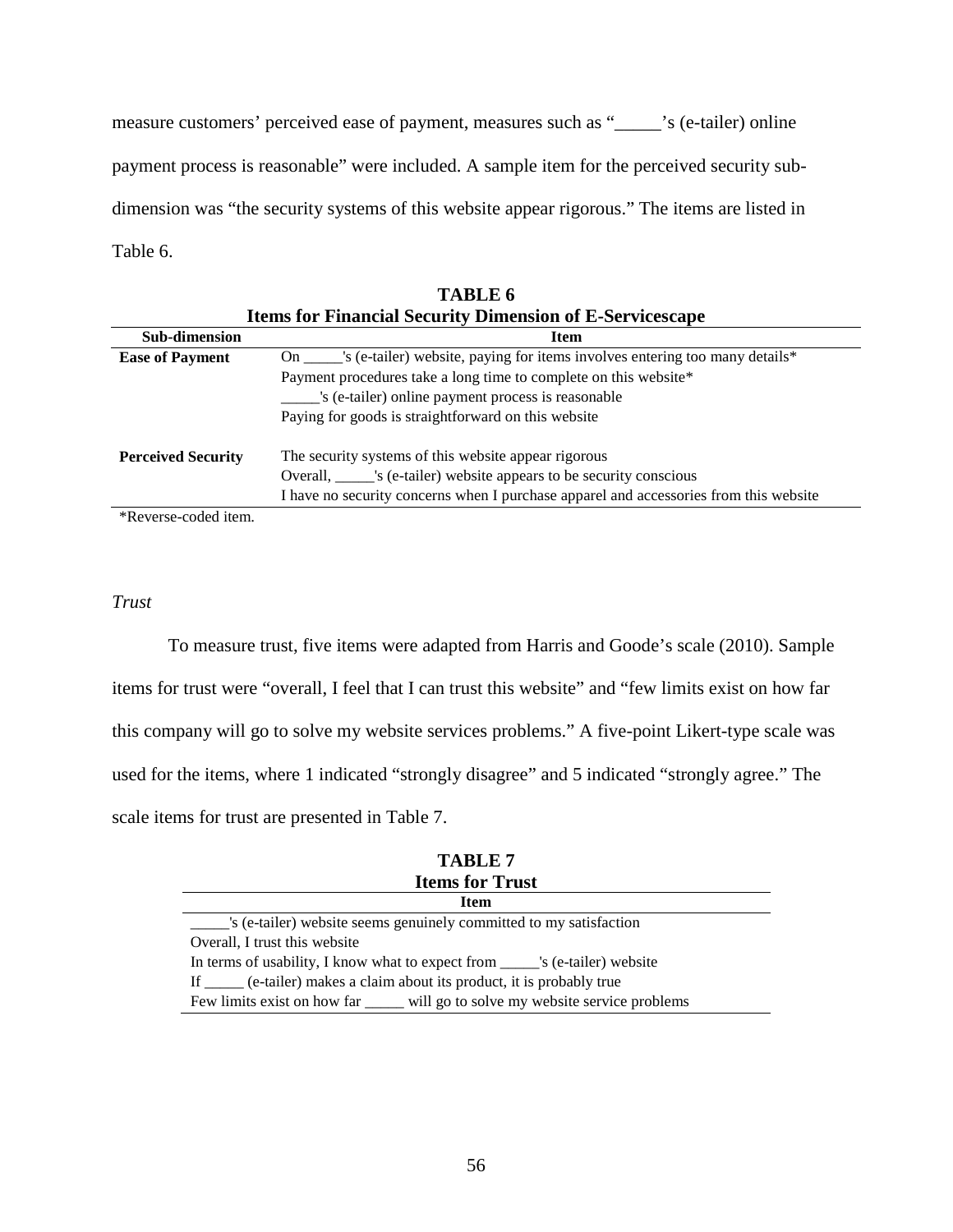measure customers' perceived ease of payment, measures such as "_____'s (e-tailer) online payment process is reasonable" were included. A sample item for the perceived security sub-dimension was "the security systems of this website appear rigorous." The items are listed in Table 6.

**TABLE 6**
**Items for Financial Security Dimension of E-Servicescape**

| Sub-dimension | Item |
|---|---|
| **Ease of Payment** | On _____'s (e-tailer) website, paying for items involves entering too many details* |
| | Payment procedures take a long time to complete on this website* |
| | _____'s (e-tailer) online payment process is reasonable |
| | Paying for goods is straightforward on this website |
| **Perceived Security** | The security systems of this website appear rigorous |
| | Overall, _____'s (e-tailer) website appears to be security conscious |
| | I have no security concerns when I purchase apparel and accessories from this website |

*Reverse-coded item.

*Trust*

To measure trust, five items were adapted from Harris and Goode's scale (2010). Sample items for trust were "overall, I feel that I can trust this website" and "few limits exist on how far this company will go to solve my website services problems." A five-point Likert-type scale was used for the items, where 1 indicated "strongly disagree" and 5 indicated "strongly agree." The scale items for trust are presented in Table 7.

**TABLE 7**
**Items for Trust**

| Item |
|---|
| _____'s (e-tailer) website seems genuinely committed to my satisfaction |
| Overall, I trust this website |
| In terms of usability, I know what to expect from _____'s (e-tailer) website |
| If _____ (e-tailer) makes a claim about its product, it is probably true |
| Few limits exist on how far _____ will go to solve my website service problems |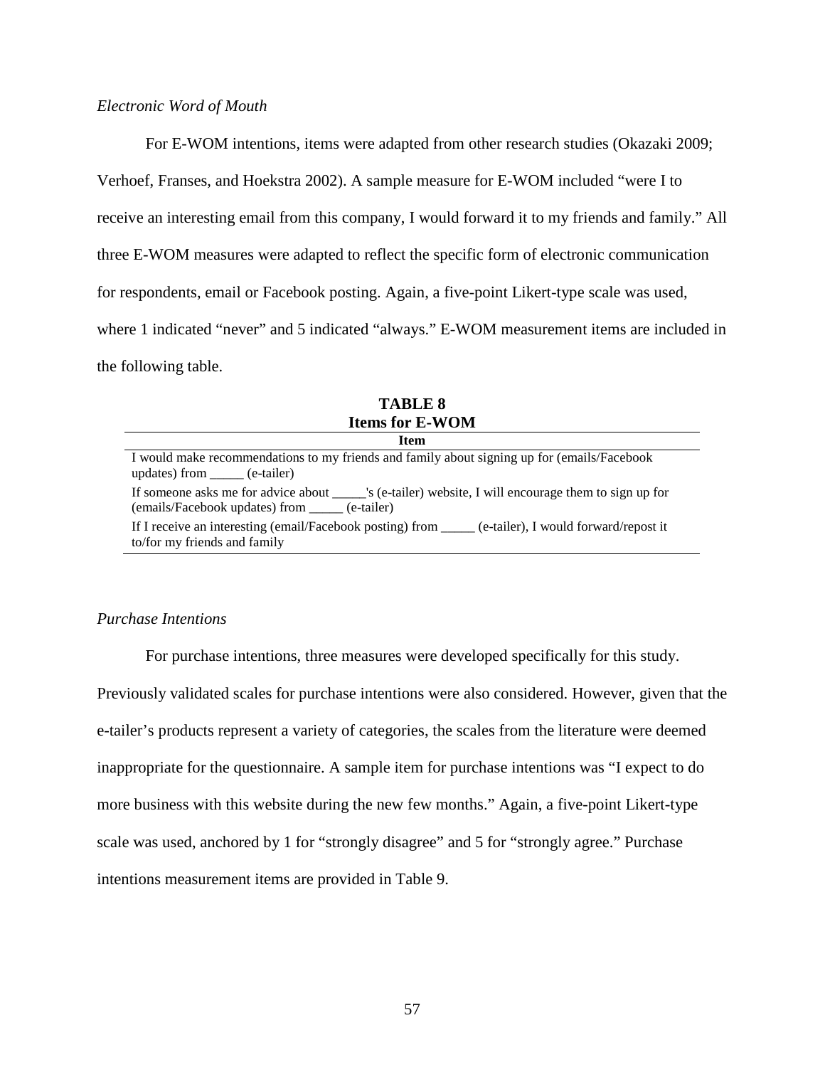*Electronic Word of Mouth*

For E-WOM intentions, items were adapted from other research studies (Okazaki 2009; Verhoef, Franses, and Hoekstra 2002). A sample measure for E-WOM included "were I to receive an interesting email from this company, I would forward it to my friends and family." All three E-WOM measures were adapted to reflect the specific form of electronic communication for respondents, email or Facebook posting. Again, a five-point Likert-type scale was used, where 1 indicated "never" and 5 indicated "always." E-WOM measurement items are included in the following table.

**TABLE 8**
**Items for E-WOM**

| Item |
| --- |
| I would make recommendations to my friends and family about signing up for (emails/Facebook updates) from _____ (e-tailer) |
| If someone asks me for advice about _____'s (e-tailer) website, I will encourage them to sign up for (emails/Facebook updates) from _____ (e-tailer) |
| If I receive an interesting (email/Facebook posting) from _____ (e-tailer), I would forward/repost it to/for my friends and family |

*Purchase Intentions*

For purchase intentions, three measures were developed specifically for this study. Previously validated scales for purchase intentions were also considered. However, given that the e-tailer's products represent a variety of categories, the scales from the literature were deemed inappropriate for the questionnaire. A sample item for purchase intentions was "I expect to do more business with this website during the new few months." Again, a five-point Likert-type scale was used, anchored by 1 for "strongly disagree" and 5 for "strongly agree." Purchase intentions measurement items are provided in Table 9.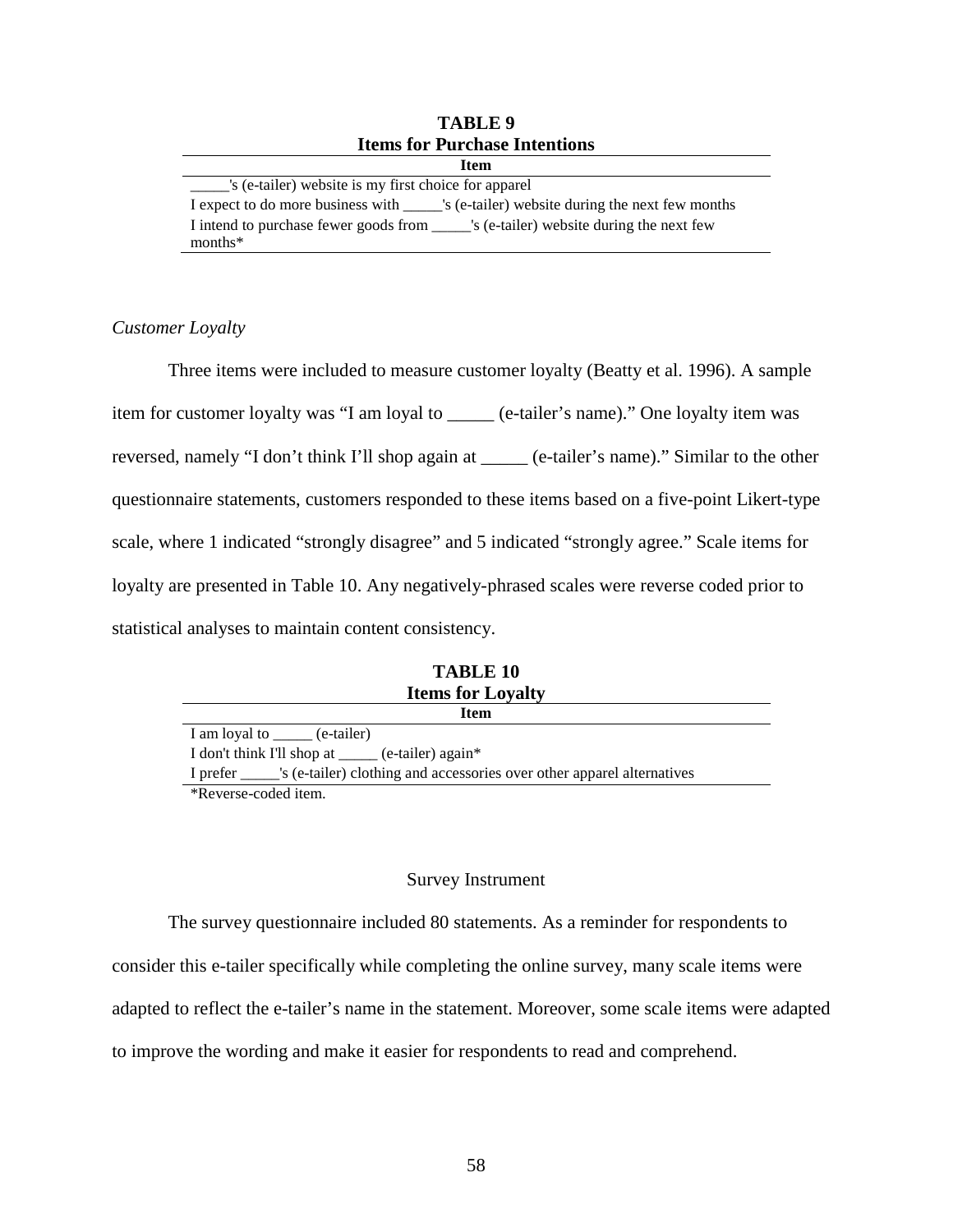**TABLE 9**
**Items for Purchase Intentions**

| Item |
|---|
| _____'s (e-tailer) website is my first choice for apparel |
| I expect to do more business with _____'s (e-tailer) website during the next few months |
| I intend to purchase fewer goods from _____'s (e-tailer) website during the next few months* |

*Customer Loyalty*

Three items were included to measure customer loyalty (Beatty et al. 1996). A sample item for customer loyalty was "I am loyal to _____ (e-tailer's name)." One loyalty item was reversed, namely "I don't think I'll shop again at _____ (e-tailer's name)." Similar to the other questionnaire statements, customers responded to these items based on a five-point Likert-type scale, where 1 indicated "strongly disagree" and 5 indicated "strongly agree." Scale items for loyalty are presented in Table 10. Any negatively-phrased scales were reverse coded prior to statistical analyses to maintain content consistency.

**TABLE 10**
**Items for Loyalty**

| Item |
|---|
| I am loyal to _____ (e-tailer) |
| I don't think I'll shop at _____ (e-tailer) again* |
| I prefer _____'s (e-tailer) clothing and accessories over other apparel alternatives |

*Reverse-coded item.

## Survey Instrument

The survey questionnaire included 80 statements. As a reminder for respondents to consider this e-tailer specifically while completing the online survey, many scale items were adapted to reflect the e-tailer's name in the statement. Moreover, some scale items were adapted to improve the wording and make it easier for respondents to read and comprehend.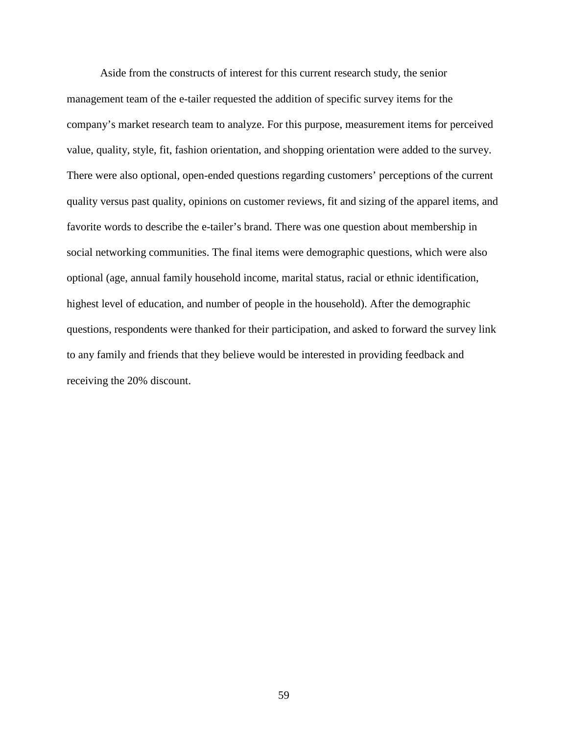Aside from the constructs of interest for this current research study, the senior management team of the e-tailer requested the addition of specific survey items for the company's market research team to analyze. For this purpose, measurement items for perceived value, quality, style, fit, fashion orientation, and shopping orientation were added to the survey. There were also optional, open-ended questions regarding customers' perceptions of the current quality versus past quality, opinions on customer reviews, fit and sizing of the apparel items, and favorite words to describe the e-tailer's brand. There was one question about membership in social networking communities. The final items were demographic questions, which were also optional (age, annual family household income, marital status, racial or ethnic identification, highest level of education, and number of people in the household). After the demographic questions, respondents were thanked for their participation, and asked to forward the survey link to any family and friends that they believe would be interested in providing feedback and receiving the 20% discount.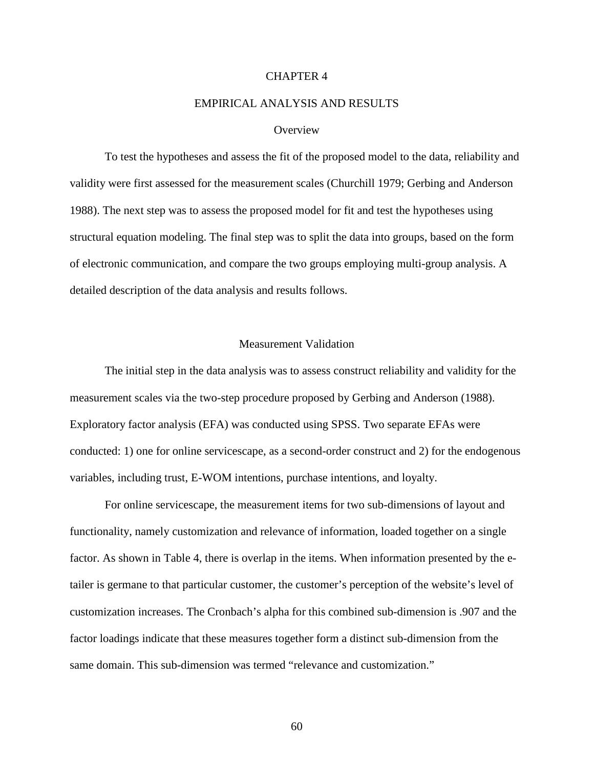# CHAPTER 4

# EMPIRICAL ANALYSIS AND RESULTS

## Overview

To test the hypotheses and assess the fit of the proposed model to the data, reliability and validity were first assessed for the measurement scales (Churchill 1979; Gerbing and Anderson 1988). The next step was to assess the proposed model for fit and test the hypotheses using structural equation modeling. The final step was to split the data into groups, based on the form of electronic communication, and compare the two groups employing multi-group analysis. A detailed description of the data analysis and results follows.

## Measurement Validation

The initial step in the data analysis was to assess construct reliability and validity for the measurement scales via the two-step procedure proposed by Gerbing and Anderson (1988). Exploratory factor analysis (EFA) was conducted using SPSS. Two separate EFAs were conducted: 1) one for online servicescape, as a second-order construct and 2) for the endogenous variables, including trust, E-WOM intentions, purchase intentions, and loyalty.

For online servicescape, the measurement items for two sub-dimensions of layout and functionality, namely customization and relevance of information, loaded together on a single factor. As shown in Table 4, there is overlap in the items. When information presented by the e-tailer is germane to that particular customer, the customer's perception of the website's level of customization increases. The Cronbach's alpha for this combined sub-dimension is .907 and the factor loadings indicate that these measures together form a distinct sub-dimension from the same domain. This sub-dimension was termed "relevance and customization."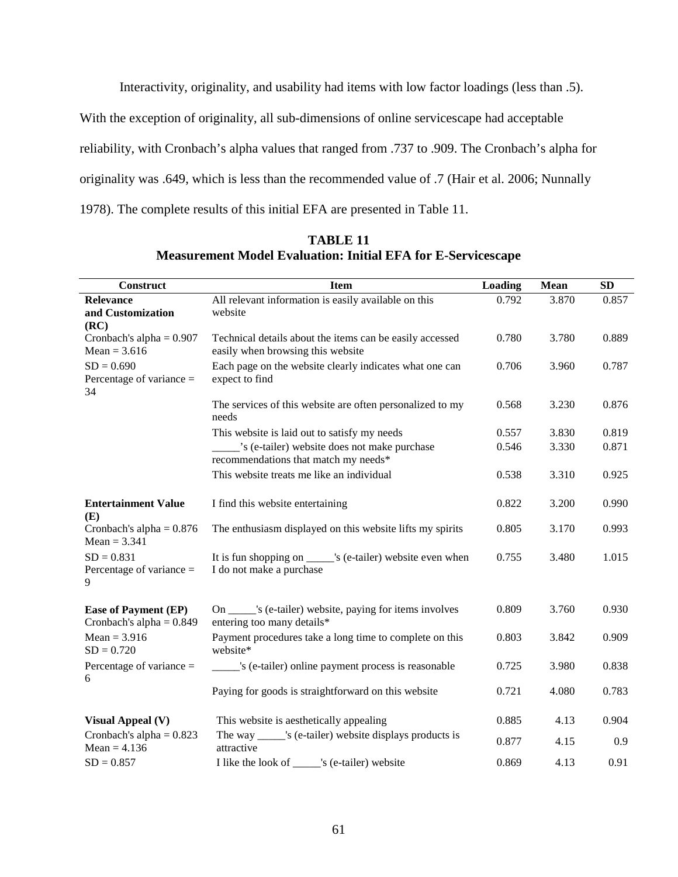Interactivity, originality, and usability had items with low factor loadings (less than .5). With the exception of originality, all sub-dimensions of online servicescape had acceptable reliability, with Cronbach's alpha values that ranged from .737 to .909. The Cronbach's alpha for originality was .649, which is less than the recommended value of .7 (Hair et al. 2006; Nunnally 1978). The complete results of this initial EFA are presented in Table 11.

**TABLE 11**
**Measurement Model Evaluation: Initial EFA for E-Servicescape**

| Construct | Item | Loading | Mean | SD |
|---|---|---|---|---|
| **Relevance and Customization (RC)** | All relevant information is easily available on this website | 0.792 | 3.870 | 0.857 |
| Cronbach's alpha = 0.907<br>Mean = 3.616 | Technical details about the items can be easily accessed easily when browsing this website | 0.780 | 3.780 | 0.889 |
| SD = 0.690<br>Percentage of variance = 34 | Each page on the website clearly indicates what one can expect to find | 0.706 | 3.960 | 0.787 |
| | The services of this website are often personalized to my needs | 0.568 | 3.230 | 0.876 |
| | This website is laid out to satisfy my needs | 0.557 | 3.830 | 0.819 |
| | _____'s (e-tailer) website does not make purchase recommendations that match my needs* | 0.546 | 3.330 | 0.871 |
| | This website treats me like an individual | 0.538 | 3.310 | 0.925 |
| **Entertainment Value (E)** | I find this website entertaining | 0.822 | 3.200 | 0.990 |
| Cronbach's alpha = 0.876<br>Mean = 3.341 | The enthusiasm displayed on this website lifts my spirits | 0.805 | 3.170 | 0.993 |
| SD = 0.831<br>Percentage of variance = 9 | It is fun shopping on _____'s (e-tailer) website even when I do not make a purchase | 0.755 | 3.480 | 1.015 |
| **Ease of Payment (EP)**<br>Cronbach's alpha = 0.849 | On _____'s (e-tailer) website, paying for items involves entering too many details* | 0.809 | 3.760 | 0.930 |
| Mean = 3.916<br>SD = 0.720 | Payment procedures take a long time to complete on this website* | 0.803 | 3.842 | 0.909 |
| Percentage of variance = 6 | _____'s (e-tailer) online payment process is reasonable | 0.725 | 3.980 | 0.838 |
| | Paying for goods is straightforward on this website | 0.721 | 4.080 | 0.783 |
| **Visual Appeal (V)** | This website is aesthetically appealing | 0.885 | 4.13 | 0.904 |
| Cronbach's alpha = 0.823<br>Mean = 4.136 | The way _____'s (e-tailer) website displays products is attractive | 0.877 | 4.15 | 0.9 |
| SD = 0.857 | I like the look of _____'s (e-tailer) website | 0.869 | 4.13 | 0.91 |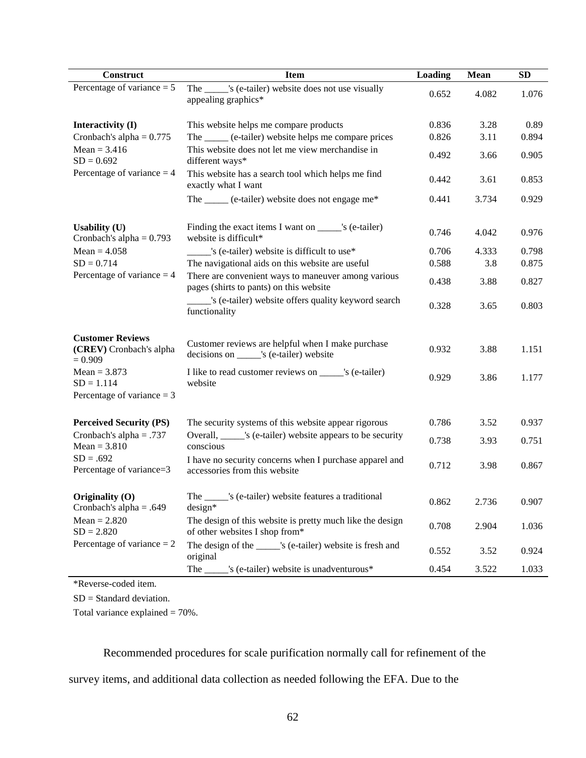| Construct | Item | Loading | Mean | SD |
|---|---|---|---|---|
| Percentage of variance = 5 | The _____'s (e-tailer) website does not use visually appealing graphics* | 0.652 | 4.082 | 1.076 |
| **Interactivity (I)** | This website helps me compare products | 0.836 | 3.28 | 0.89 |
| Cronbach's alpha = 0.775 | The _____ (e-tailer) website helps me compare prices | 0.826 | 3.11 | 0.894 |
| Mean = 3.416<br>SD = 0.692 | This website does not let me view merchandise in different ways* | 0.492 | 3.66 | 0.905 |
| Percentage of variance = 4 | This website has a search tool which helps me find exactly what I want | 0.442 | 3.61 | 0.853 |
| | The _____ (e-tailer) website does not engage me* | 0.441 | 3.734 | 0.929 |
| **Usability (U)**<br>Cronbach's alpha = 0.793 | Finding the exact items I want on _____'s (e-tailer) website is difficult* | 0.746 | 4.042 | 0.976 |
| Mean = 4.058 | _____'s (e-tailer) website is difficult to use* | 0.706 | 4.333 | 0.798 |
| SD = 0.714 | The navigational aids on this website are useful | 0.588 | 3.8 | 0.875 |
| Percentage of variance = 4 | There are convenient ways to maneuver among various pages (shirts to pants) on this website | 0.438 | 3.88 | 0.827 |
| | _____'s (e-tailer) website offers quality keyword search functionality | 0.328 | 3.65 | 0.803 |
| **Customer Reviews (CREV)** Cronbach's alpha = 0.909 | Customer reviews are helpful when I make purchase decisions on _____'s (e-tailer) website | 0.932 | 3.88 | 1.151 |
| Mean = 3.873<br>SD = 1.114 | I like to read customer reviews on _____'s (e-tailer) website | 0.929 | 3.86 | 1.177 |
| Percentage of variance = 3 | | | | |
| **Perceived Security (PS)** | The security systems of this website appear rigorous | 0.786 | 3.52 | 0.937 |
| Cronbach's alpha = .737<br>Mean = 3.810 | Overall, _____'s (e-tailer) website appears to be security conscious | 0.738 | 3.93 | 0.751 |
| SD = .692<br>Percentage of variance=3 | I have no security concerns when I purchase apparel and accessories from this website | 0.712 | 3.98 | 0.867 |
| **Originality (O)**<br>Cronbach's alpha = .649 | The _____'s (e-tailer) website features a traditional design* | 0.862 | 2.736 | 0.907 |
| Mean = 2.820<br>SD = 2.820 | The design of this website is pretty much like the design of other websites I shop from* | 0.708 | 2.904 | 1.036 |
| Percentage of variance = 2 | The design of the _____'s (e-tailer) website is fresh and original | 0.552 | 3.52 | 0.924 |
| | The _____'s (e-tailer) website is unadventurous* | 0.454 | 3.522 | 1.033 |

*Reverse-coded item.

SD = Standard deviation.

Total variance explained = 70%.

Recommended procedures for scale purification normally call for refinement of the survey items, and additional data collection as needed following the EFA. Due to the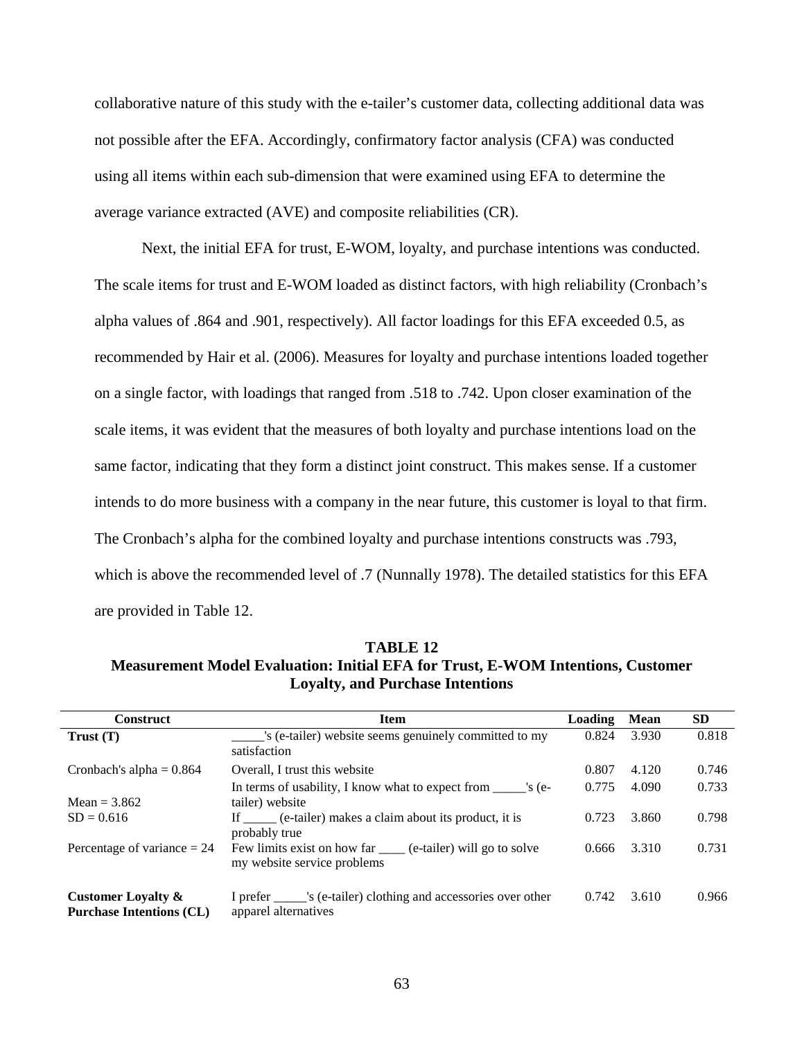collaborative nature of this study with the e-tailer's customer data, collecting additional data was not possible after the EFA. Accordingly, confirmatory factor analysis (CFA) was conducted using all items within each sub-dimension that were examined using EFA to determine the average variance extracted (AVE) and composite reliabilities (CR).

Next, the initial EFA for trust, E-WOM, loyalty, and purchase intentions was conducted. The scale items for trust and E-WOM loaded as distinct factors, with high reliability (Cronbach's alpha values of .864 and .901, respectively). All factor loadings for this EFA exceeded 0.5, as recommended by Hair et al. (2006). Measures for loyalty and purchase intentions loaded together on a single factor, with loadings that ranged from .518 to .742. Upon closer examination of the scale items, it was evident that the measures of both loyalty and purchase intentions load on the same factor, indicating that they form a distinct joint construct. This makes sense. If a customer intends to do more business with a company in the near future, this customer is loyal to that firm. The Cronbach's alpha for the combined loyalty and purchase intentions constructs was .793, which is above the recommended level of .7 (Nunnally 1978). The detailed statistics for this EFA are provided in Table 12.

**TABLE 12**
**Measurement Model Evaluation: Initial EFA for Trust, E-WOM Intentions, Customer Loyalty, and Purchase Intentions**

| Construct | Item | Loading | Mean | SD |
|---|---|---|---|---|
| **Trust (T)** | _____'s (e-tailer) website seems genuinely committed to my satisfaction | 0.824 | 3.930 | 0.818 |
| Cronbach's alpha = 0.864 | Overall, I trust this website | 0.807 | 4.120 | 0.746 |
| Mean = 3.862 | In terms of usability, I know what to expect from _____'s (e-tailer) website | 0.775 | 4.090 | 0.733 |
| SD = 0.616 | If _____ (e-tailer) makes a claim about its product, it is probably true | 0.723 | 3.860 | 0.798 |
| Percentage of variance = 24 | Few limits exist on how far ____ (e-tailer) will go to solve my website service problems | 0.666 | 3.310 | 0.731 |
| **Customer Loyalty & Purchase Intentions (CL)** | I prefer _____'s (e-tailer) clothing and accessories over other apparel alternatives | 0.742 | 3.610 | 0.966 |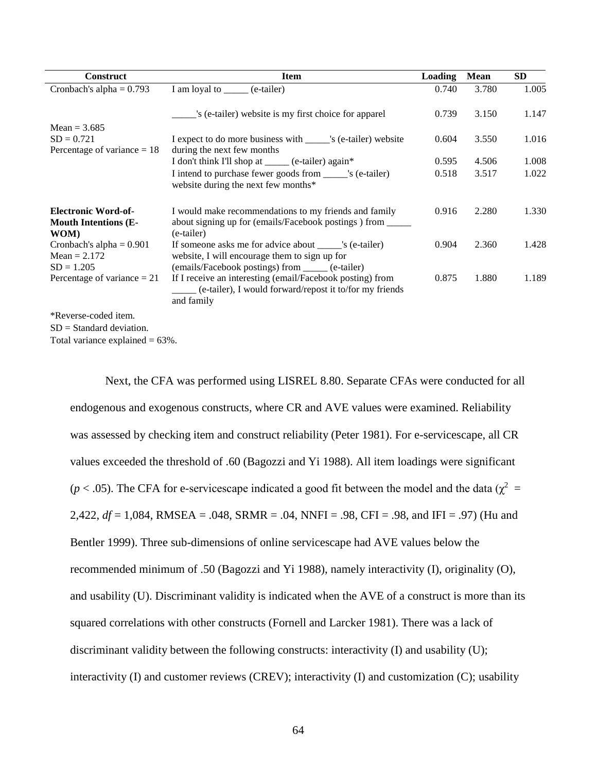| Construct | Item | Loading | Mean | SD |
|---|---|---|---|---|
| Cronbach's alpha = 0.793 | I am loyal to _____ (e-tailer) | 0.740 | 3.780 | 1.005 |
| | _____'s (e-tailer) website is my first choice for apparel | 0.739 | 3.150 | 1.147 |
| Mean = 3.685<br>SD = 0.721<br>Percentage of variance = 18 | I expect to do more business with _____'s (e-tailer) website during the next few months | 0.604 | 3.550 | 1.016 |
| | I don't think I'll shop at _____ (e-tailer) again* | 0.595 | 4.506 | 1.008 |
| | I intend to purchase fewer goods from _____'s (e-tailer) website during the next few months* | 0.518 | 3.517 | 1.022 |
| **Electronic Word-of-Mouth Intentions (E-WOM)** | I would make recommendations to my friends and family about signing up for (emails/Facebook postings ) from _____ (e-tailer) | 0.916 | 2.280 | 1.330 |
| Cronbach's alpha = 0.901<br>Mean = 2.172<br>SD = 1.205 | If someone asks me for advice about _____'s (e-tailer) website, I will encourage them to sign up for (emails/Facebook postings) from _____ (e-tailer) | 0.904 | 2.360 | 1.428 |
| Percentage of variance = 21 | If I receive an interesting (email/Facebook posting) from _____ (e-tailer), I would forward/repost it to/for my friends and family | 0.875 | 1.880 | 1.189 |

*Reverse-coded item.
SD = Standard deviation.
Total variance explained = 63%.

Next, the CFA was performed using LISREL 8.80. Separate CFAs were conducted for all endogenous and exogenous constructs, where CR and AVE values were examined. Reliability was assessed by checking item and construct reliability (Peter 1981). For e-servicescape, all CR values exceeded the threshold of .60 (Bagozzi and Yi 1988). All item loadings were significant ($p < .05$). The CFA for e-servicescape indicated a good fit between the model and the data ($\chi^2$ = 2,422, *df* = 1,084, RMSEA = .048, SRMR = .04, NNFI = .98, CFI = .98, and IFI = .97) (Hu and Bentler 1999). Three sub-dimensions of online servicescape had AVE values below the recommended minimum of .50 (Bagozzi and Yi 1988), namely interactivity (I), originality (O), and usability (U). Discriminant validity is indicated when the AVE of a construct is more than its squared correlations with other constructs (Fornell and Larcker 1981). There was a lack of discriminant validity between the following constructs: interactivity (I) and usability (U); interactivity (I) and customer reviews (CREV); interactivity (I) and customization (C); usability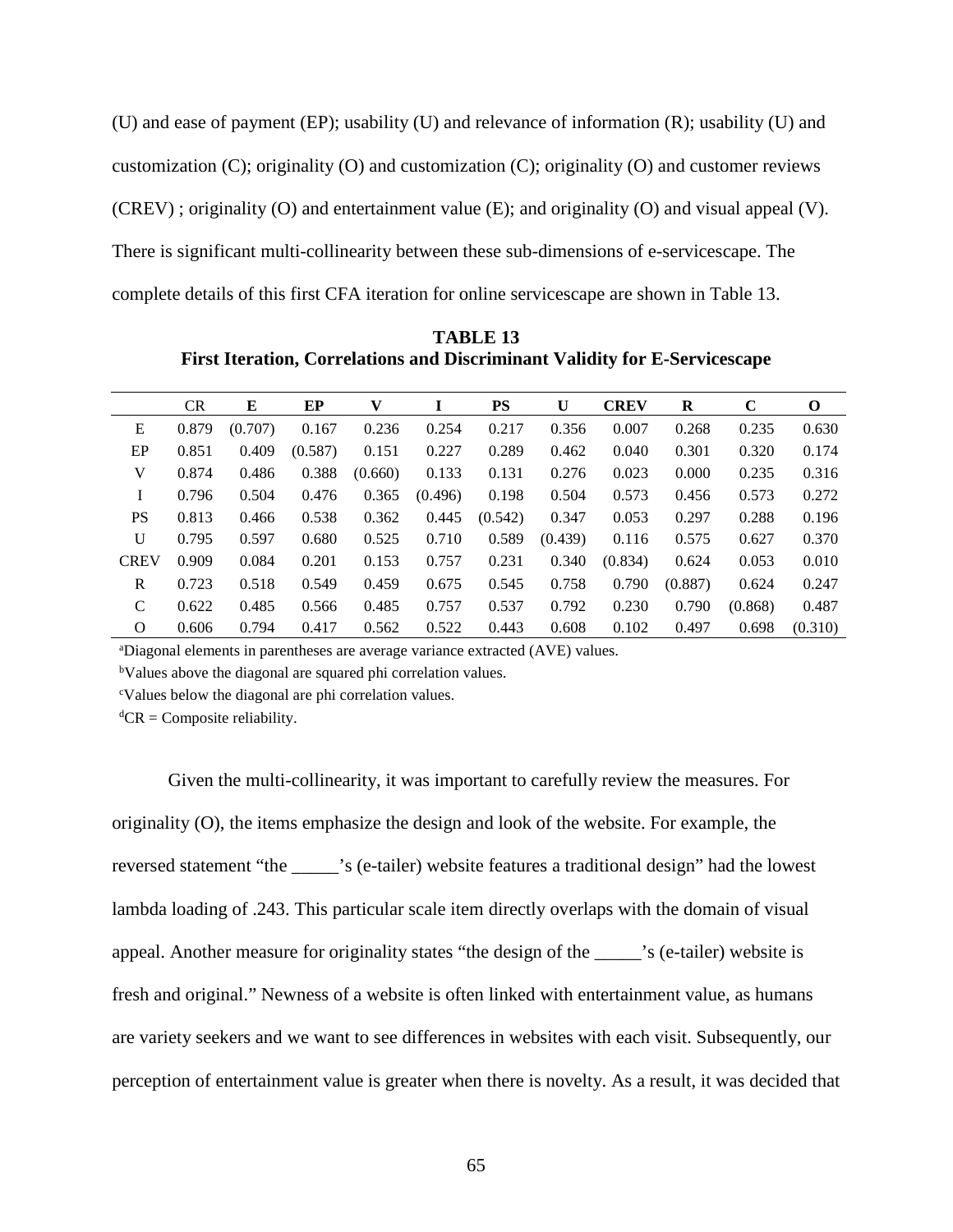(U) and ease of payment (EP); usability (U) and relevance of information (R); usability (U) and customization (C); originality (O) and customization (C); originality (O) and customer reviews (CREV) ; originality (O) and entertainment value (E); and originality (O) and visual appeal (V). There is significant multi-collinearity between these sub-dimensions of e-servicescape. The complete details of this first CFA iteration for online servicescape are shown in Table 13.

**TABLE 13**
**First Iteration, Correlations and Discriminant Validity for E-Servicescape**

| | CR | E | EP | V | I | PS | U | CREV | R | C | O |
|---|---|---|---|---|---|---|---|---|---|---|---|
| E | 0.879 | (0.707) | 0.167 | 0.236 | 0.254 | 0.217 | 0.356 | 0.007 | 0.268 | 0.235 | 0.630 |
| EP | 0.851 | 0.409 | (0.587) | 0.151 | 0.227 | 0.289 | 0.462 | 0.040 | 0.301 | 0.320 | 0.174 |
| V | 0.874 | 0.486 | 0.388 | (0.660) | 0.133 | 0.131 | 0.276 | 0.023 | 0.000 | 0.235 | 0.316 |
| I | 0.796 | 0.504 | 0.476 | 0.365 | (0.496) | 0.198 | 0.504 | 0.573 | 0.456 | 0.573 | 0.272 |
| PS | 0.813 | 0.466 | 0.538 | 0.362 | 0.445 | (0.542) | 0.347 | 0.053 | 0.297 | 0.288 | 0.196 |
| U | 0.795 | 0.597 | 0.680 | 0.525 | 0.710 | 0.589 | (0.439) | 0.116 | 0.575 | 0.627 | 0.370 |
| CREV | 0.909 | 0.084 | 0.201 | 0.153 | 0.757 | 0.231 | 0.340 | (0.834) | 0.624 | 0.053 | 0.010 |
| R | 0.723 | 0.518 | 0.549 | 0.459 | 0.675 | 0.545 | 0.758 | 0.790 | (0.887) | 0.624 | 0.247 |
| C | 0.622 | 0.485 | 0.566 | 0.485 | 0.757 | 0.537 | 0.792 | 0.230 | 0.790 | (0.868) | 0.487 |
| O | 0.606 | 0.794 | 0.417 | 0.562 | 0.522 | 0.443 | 0.608 | 0.102 | 0.497 | 0.698 | (0.310) |

[a]Diagonal elements in parentheses are average variance extracted (AVE) values.

[b]Values above the diagonal are squared phi correlation values.

[c]Values below the diagonal are phi correlation values.

[d]CR = Composite reliability.

Given the multi-collinearity, it was important to carefully review the measures. For originality (O), the items emphasize the design and look of the website. For example, the reversed statement "the _____'s (e-tailer) website features a traditional design" had the lowest lambda loading of .243. This particular scale item directly overlaps with the domain of visual appeal. Another measure for originality states "the design of the _____'s (e-tailer) website is fresh and original." Newness of a website is often linked with entertainment value, as humans are variety seekers and we want to see differences in websites with each visit. Subsequently, our perception of entertainment value is greater when there is novelty. As a result, it was decided that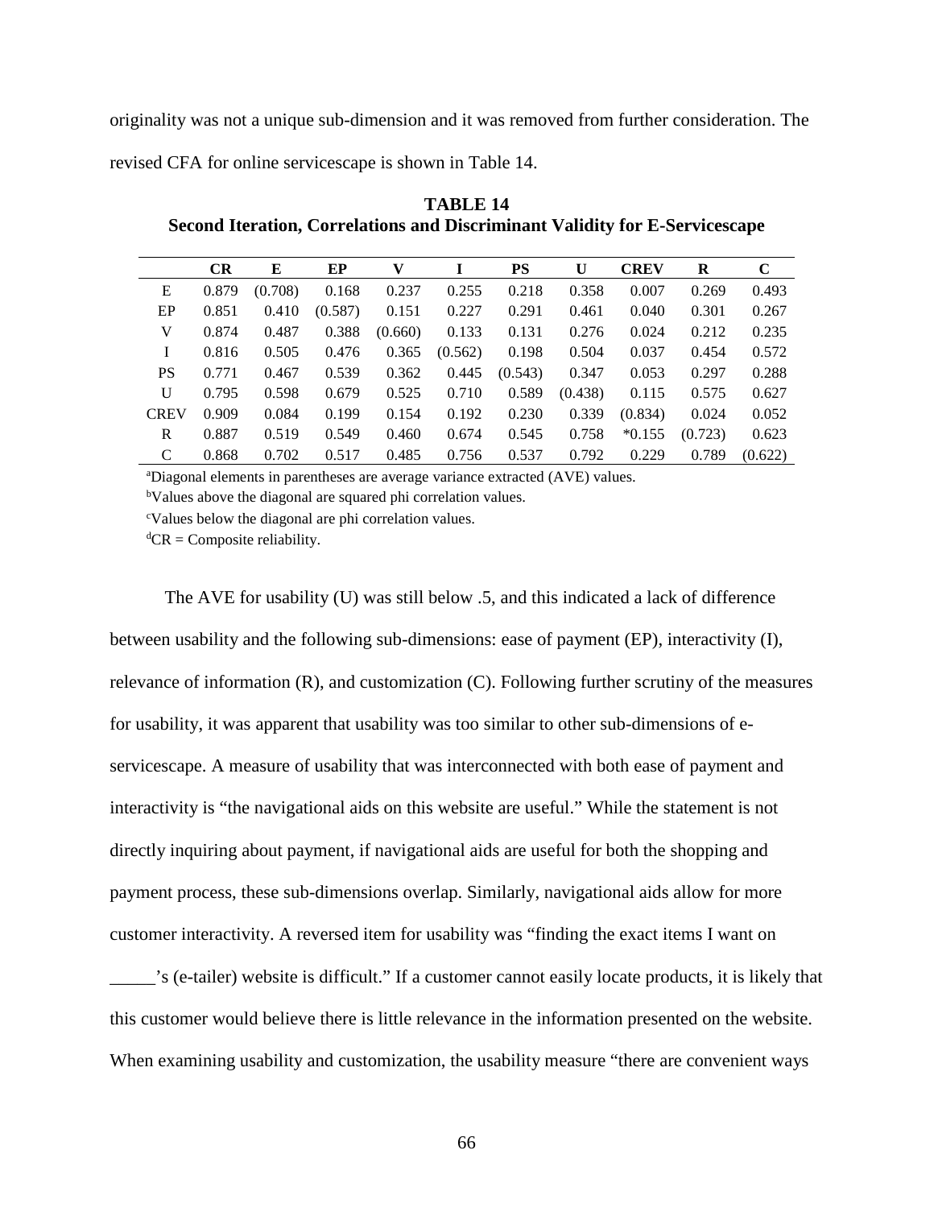originality was not a unique sub-dimension and it was removed from further consideration. The revised CFA for online servicescape is shown in Table 14.

**TABLE 14**
**Second Iteration, Correlations and Discriminant Validity for E-Servicescape**

| | CR | E | EP | V | I | PS | U | CREV | R | C |
|---|---|---|---|---|---|---|---|---|---|---|
| E | 0.879 | (0.708) | 0.168 | 0.237 | 0.255 | 0.218 | 0.358 | 0.007 | 0.269 | 0.493 |
| EP | 0.851 | 0.410 | (0.587) | 0.151 | 0.227 | 0.291 | 0.461 | 0.040 | 0.301 | 0.267 |
| V | 0.874 | 0.487 | 0.388 | (0.660) | 0.133 | 0.131 | 0.276 | 0.024 | 0.212 | 0.235 |
| I | 0.816 | 0.505 | 0.476 | 0.365 | (0.562) | 0.198 | 0.504 | 0.037 | 0.454 | 0.572 |
| PS | 0.771 | 0.467 | 0.539 | 0.362 | 0.445 | (0.543) | 0.347 | 0.053 | 0.297 | 0.288 |
| U | 0.795 | 0.598 | 0.679 | 0.525 | 0.710 | 0.589 | (0.438) | 0.115 | 0.575 | 0.627 |
| CREV | 0.909 | 0.084 | 0.199 | 0.154 | 0.192 | 0.230 | 0.339 | (0.834) | 0.024 | 0.052 |
| R | 0.887 | 0.519 | 0.549 | 0.460 | 0.674 | 0.545 | 0.758 | *0.155 | (0.723) | 0.623 |
| C | 0.868 | 0.702 | 0.517 | 0.485 | 0.756 | 0.537 | 0.792 | 0.229 | 0.789 | (0.622) |

[a]Diagonal elements in parentheses are average variance extracted (AVE) values.
[b]Values above the diagonal are squared phi correlation values.
[c]Values below the diagonal are phi correlation values.
[d]CR = Composite reliability.

The AVE for usability (U) was still below .5, and this indicated a lack of difference between usability and the following sub-dimensions: ease of payment (EP), interactivity (I), relevance of information (R), and customization (C). Following further scrutiny of the measures for usability, it was apparent that usability was too similar to other sub-dimensions of e-servicescape. A measure of usability that was interconnected with both ease of payment and interactivity is "the navigational aids on this website are useful." While the statement is not directly inquiring about payment, if navigational aids are useful for both the shopping and payment process, these sub-dimensions overlap. Similarly, navigational aids allow for more customer interactivity. A reversed item for usability was "finding the exact items I want on _____'s (e-tailer) website is difficult." If a customer cannot easily locate products, it is likely that this customer would believe there is little relevance in the information presented on the website. When examining usability and customization, the usability measure "there are convenient ways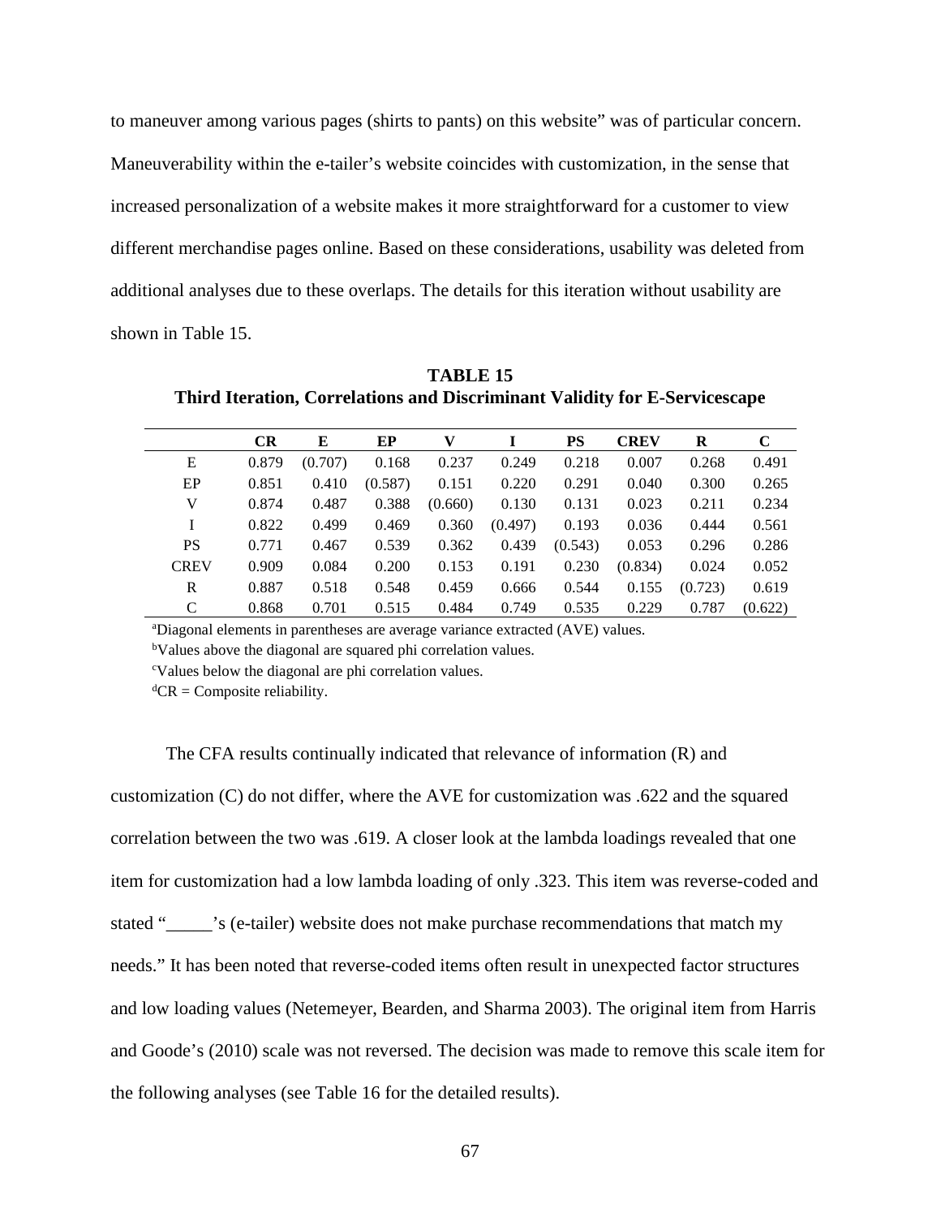to maneuver among various pages (shirts to pants) on this website" was of particular concern. Maneuverability within the e-tailer's website coincides with customization, in the sense that increased personalization of a website makes it more straightforward for a customer to view different merchandise pages online. Based on these considerations, usability was deleted from additional analyses due to these overlaps. The details for this iteration without usability are shown in Table 15.

**TABLE 15**
**Third Iteration, Correlations and Discriminant Validity for E-Servicescape**

| | CR | E | EP | V | I | PS | CREV | R | C |
|---|---|---|---|---|---|---|---|---|---|
| E | 0.879 | (0.707) | 0.168 | 0.237 | 0.249 | 0.218 | 0.007 | 0.268 | 0.491 |
| EP | 0.851 | 0.410 | (0.587) | 0.151 | 0.220 | 0.291 | 0.040 | 0.300 | 0.265 |
| V | 0.874 | 0.487 | 0.388 | (0.660) | 0.130 | 0.131 | 0.023 | 0.211 | 0.234 |
| I | 0.822 | 0.499 | 0.469 | 0.360 | (0.497) | 0.193 | 0.036 | 0.444 | 0.561 |
| PS | 0.771 | 0.467 | 0.539 | 0.362 | 0.439 | (0.543) | 0.053 | 0.296 | 0.286 |
| CREV | 0.909 | 0.084 | 0.200 | 0.153 | 0.191 | 0.230 | (0.834) | 0.024 | 0.052 |
| R | 0.887 | 0.518 | 0.548 | 0.459 | 0.666 | 0.544 | 0.155 | (0.723) | 0.619 |
| C | 0.868 | 0.701 | 0.515 | 0.484 | 0.749 | 0.535 | 0.229 | 0.787 | (0.622) |

[a]Diagonal elements in parentheses are average variance extracted (AVE) values.
[b]Values above the diagonal are squared phi correlation values.
[c]Values below the diagonal are phi correlation values.
[d]CR = Composite reliability.

The CFA results continually indicated that relevance of information (R) and customization (C) do not differ, where the AVE for customization was .622 and the squared correlation between the two was .619. A closer look at the lambda loadings revealed that one item for customization had a low lambda loading of only .323. This item was reverse-coded and stated "_____'s (e-tailer) website does not make purchase recommendations that match my needs." It has been noted that reverse-coded items often result in unexpected factor structures and low loading values (Netemeyer, Bearden, and Sharma 2003). The original item from Harris and Goode's (2010) scale was not reversed. The decision was made to remove this scale item for the following analyses (see Table 16 for the detailed results).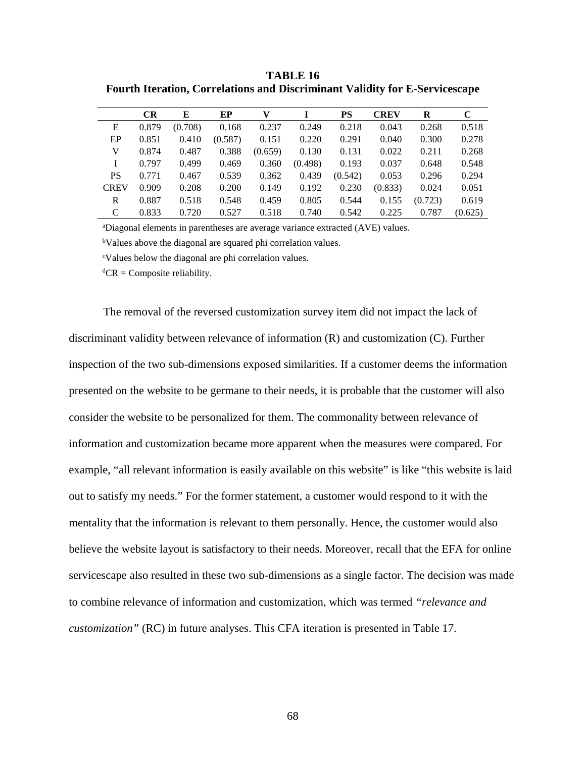**TABLE 16**
**Fourth Iteration, Correlations and Discriminant Validity for E-Servicescape**

| | CR | E | EP | V | I | PS | CREV | R | C |
|---|---|---|---|---|---|---|---|---|---|
| E | 0.879 | (0.708) | 0.168 | 0.237 | 0.249 | 0.218 | 0.043 | 0.268 | 0.518 |
| EP | 0.851 | 0.410 | (0.587) | 0.151 | 0.220 | 0.291 | 0.040 | 0.300 | 0.278 |
| V | 0.874 | 0.487 | 0.388 | (0.659) | 0.130 | 0.131 | 0.022 | 0.211 | 0.268 |
| I | 0.797 | 0.499 | 0.469 | 0.360 | (0.498) | 0.193 | 0.037 | 0.648 | 0.548 |
| PS | 0.771 | 0.467 | 0.539 | 0.362 | 0.439 | (0.542) | 0.053 | 0.296 | 0.294 |
| CREV | 0.909 | 0.208 | 0.200 | 0.149 | 0.192 | 0.230 | (0.833) | 0.024 | 0.051 |
| R | 0.887 | 0.518 | 0.548 | 0.459 | 0.805 | 0.544 | 0.155 | (0.723) | 0.619 |
| C | 0.833 | 0.720 | 0.527 | 0.518 | 0.740 | 0.542 | 0.225 | 0.787 | (0.625) |

[a]Diagonal elements in parentheses are average variance extracted (AVE) values.

[b]Values above the diagonal are squared phi correlation values.

[c]Values below the diagonal are phi correlation values.

[d]CR = Composite reliability.

The removal of the reversed customization survey item did not impact the lack of discriminant validity between relevance of information (R) and customization (C). Further inspection of the two sub-dimensions exposed similarities. If a customer deems the information presented on the website to be germane to their needs, it is probable that the customer will also consider the website to be personalized for them. The commonality between relevance of information and customization became more apparent when the measures were compared. For example, "all relevant information is easily available on this website" is like "this website is laid out to satisfy my needs." For the former statement, a customer would respond to it with the mentality that the information is relevant to them personally. Hence, the customer would also believe the website layout is satisfactory to their needs. Moreover, recall that the EFA for online servicescape also resulted in these two sub-dimensions as a single factor. The decision was made to combine relevance of information and customization, which was termed *"relevance and customization"* (RC) in future analyses. This CFA iteration is presented in Table 17.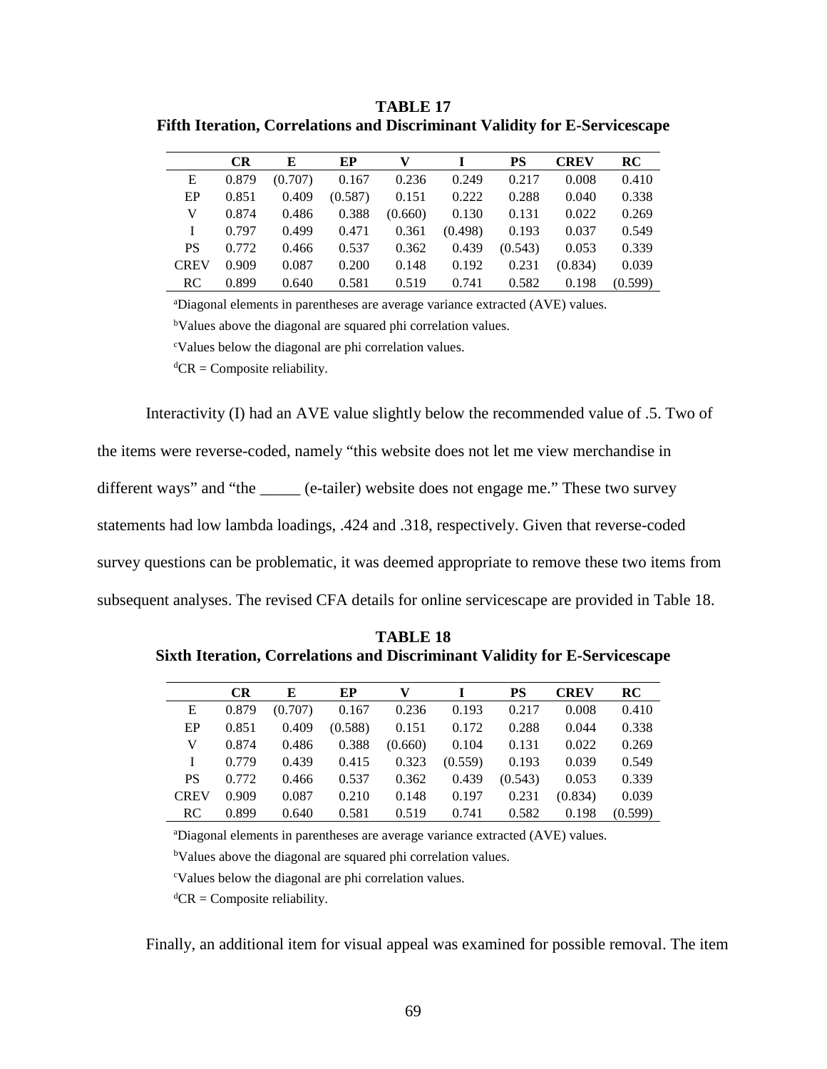**TABLE 17**
**Fifth Iteration, Correlations and Discriminant Validity for E-Servicescape**

| | CR | E | EP | V | I | PS | CREV | RC |
|---|---|---|---|---|---|---|---|---|
| E | 0.879 | (0.707) | 0.167 | 0.236 | 0.249 | 0.217 | 0.008 | 0.410 |
| EP | 0.851 | 0.409 | (0.587) | 0.151 | 0.222 | 0.288 | 0.040 | 0.338 |
| V | 0.874 | 0.486 | 0.388 | (0.660) | 0.130 | 0.131 | 0.022 | 0.269 |
| I | 0.797 | 0.499 | 0.471 | 0.361 | (0.498) | 0.193 | 0.037 | 0.549 |
| PS | 0.772 | 0.466 | 0.537 | 0.362 | 0.439 | (0.543) | 0.053 | 0.339 |
| CREV | 0.909 | 0.087 | 0.200 | 0.148 | 0.192 | 0.231 | (0.834) | 0.039 |
| RC | 0.899 | 0.640 | 0.581 | 0.519 | 0.741 | 0.582 | 0.198 | (0.599) |

[a]Diagonal elements in parentheses are average variance extracted (AVE) values.

[b]Values above the diagonal are squared phi correlation values.

[c]Values below the diagonal are phi correlation values.

[d]CR = Composite reliability.

Interactivity (I) had an AVE value slightly below the recommended value of .5. Two of the items were reverse-coded, namely "this website does not let me view merchandise in different ways" and "the _____ (e-tailer) website does not engage me." These two survey statements had low lambda loadings, .424 and .318, respectively. Given that reverse-coded survey questions can be problematic, it was deemed appropriate to remove these two items from subsequent analyses. The revised CFA details for online servicescape are provided in Table 18.

**TABLE 18**
**Sixth Iteration, Correlations and Discriminant Validity for E-Servicescape**

| | CR | E | EP | V | I | PS | CREV | RC |
|---|---|---|---|---|---|---|---|---|
| E | 0.879 | (0.707) | 0.167 | 0.236 | 0.193 | 0.217 | 0.008 | 0.410 |
| EP | 0.851 | 0.409 | (0.588) | 0.151 | 0.172 | 0.288 | 0.044 | 0.338 |
| V | 0.874 | 0.486 | 0.388 | (0.660) | 0.104 | 0.131 | 0.022 | 0.269 |
| I | 0.779 | 0.439 | 0.415 | 0.323 | (0.559) | 0.193 | 0.039 | 0.549 |
| PS | 0.772 | 0.466 | 0.537 | 0.362 | 0.439 | (0.543) | 0.053 | 0.339 |
| CREV | 0.909 | 0.087 | 0.210 | 0.148 | 0.197 | 0.231 | (0.834) | 0.039 |
| RC | 0.899 | 0.640 | 0.581 | 0.519 | 0.741 | 0.582 | 0.198 | (0.599) |

[a]Diagonal elements in parentheses are average variance extracted (AVE) values.

[b]Values above the diagonal are squared phi correlation values.

[c]Values below the diagonal are phi correlation values.

[d]CR = Composite reliability.

Finally, an additional item for visual appeal was examined for possible removal. The item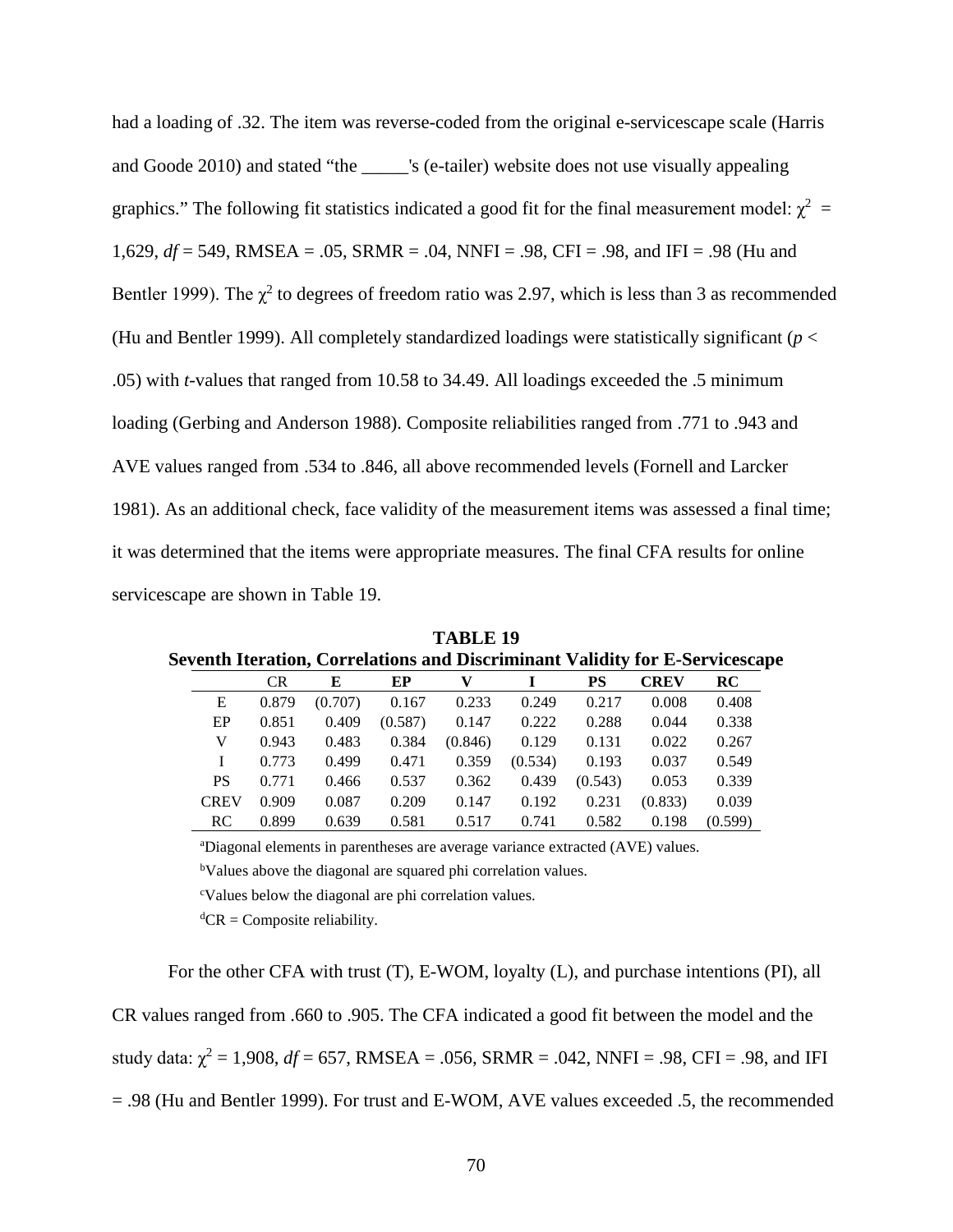had a loading of .32. The item was reverse-coded from the original e-servicescape scale (Harris and Goode 2010) and stated "the _____'s (e-tailer) website does not use visually appealing graphics." The following fit statistics indicated a good fit for the final measurement model: $\chi^2$ = 1,629, *df* = 549, RMSEA = .05, SRMR = .04, NNFI = .98, CFI = .98, and IFI = .98 (Hu and Bentler 1999). The $\chi^2$ to degrees of freedom ratio was 2.97, which is less than 3 as recommended (Hu and Bentler 1999). All completely standardized loadings were statistically significant ($p <$ .05) with *t*-values that ranged from 10.58 to 34.49. All loadings exceeded the .5 minimum loading (Gerbing and Anderson 1988). Composite reliabilities ranged from .771 to .943 and AVE values ranged from .534 to .846, all above recommended levels (Fornell and Larcker 1981). As an additional check, face validity of the measurement items was assessed a final time; it was determined that the items were appropriate measures. The final CFA results for online servicescape are shown in Table 19.

**TABLE 19**
**Seventh Iteration, Correlations and Discriminant Validity for E-Servicescape**

| | CR | E | EP | V | I | PS | CREV | RC |
|---|---|---|---|---|---|---|---|---|
| E | 0.879 | (0.707) | 0.167 | 0.233 | 0.249 | 0.217 | 0.008 | 0.408 |
| EP | 0.851 | 0.409 | (0.587) | 0.147 | 0.222 | 0.288 | 0.044 | 0.338 |
| V | 0.943 | 0.483 | 0.384 | (0.846) | 0.129 | 0.131 | 0.022 | 0.267 |
| I | 0.773 | 0.499 | 0.471 | 0.359 | (0.534) | 0.193 | 0.037 | 0.549 |
| PS | 0.771 | 0.466 | 0.537 | 0.362 | 0.439 | (0.543) | 0.053 | 0.339 |
| CREV | 0.909 | 0.087 | 0.209 | 0.147 | 0.192 | 0.231 | (0.833) | 0.039 |
| RC | 0.899 | 0.639 | 0.581 | 0.517 | 0.741 | 0.582 | 0.198 | (0.599) |

[a]Diagonal elements in parentheses are average variance extracted (AVE) values.

[b]Values above the diagonal are squared phi correlation values.

[c]Values below the diagonal are phi correlation values.

[d]CR = Composite reliability.

For the other CFA with trust (T), E-WOM, loyalty (L), and purchase intentions (PI), all CR values ranged from .660 to .905. The CFA indicated a good fit between the model and the study data: $\chi^2$ = 1,908, *df* = 657, RMSEA = .056, SRMR = .042, NNFI = .98, CFI = .98, and IFI = .98 (Hu and Bentler 1999). For trust and E-WOM, AVE values exceeded .5, the recommended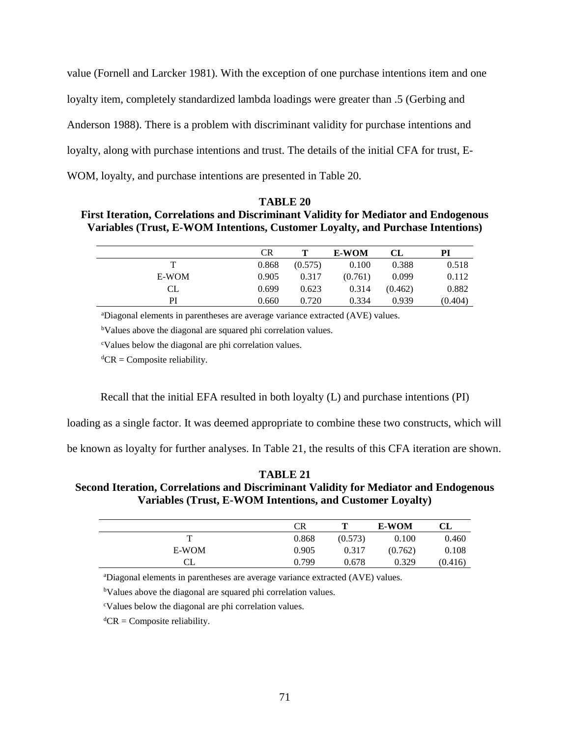value (Fornell and Larcker 1981). With the exception of one purchase intentions item and one loyalty item, completely standardized lambda loadings were greater than .5 (Gerbing and Anderson 1988). There is a problem with discriminant validity for purchase intentions and loyalty, along with purchase intentions and trust. The details of the initial CFA for trust, E-WOM, loyalty, and purchase intentions are presented in Table 20.

**TABLE 20**
**First Iteration, Correlations and Discriminant Validity for Mediator and Endogenous Variables (Trust, E-WOM Intentions, Customer Loyalty, and Purchase Intentions)**

| | CR | T | E-WOM | CL | PI |
|---|---|---|---|---|---|
| T | 0.868 | (0.575) | 0.100 | 0.388 | 0.518 |
| E-WOM | 0.905 | 0.317 | (0.761) | 0.099 | 0.112 |
| CL | 0.699 | 0.623 | 0.314 | (0.462) | 0.882 |
| PI | 0.660 | 0.720 | 0.334 | 0.939 | (0.404) |

[a]Diagonal elements in parentheses are average variance extracted (AVE) values.

[b]Values above the diagonal are squared phi correlation values.

[c]Values below the diagonal are phi correlation values.

[d]CR = Composite reliability.

Recall that the initial EFA resulted in both loyalty (L) and purchase intentions (PI) loading as a single factor. It was deemed appropriate to combine these two constructs, which will be known as loyalty for further analyses. In Table 21, the results of this CFA iteration are shown.

**TABLE 21**
**Second Iteration, Correlations and Discriminant Validity for Mediator and Endogenous Variables (Trust, E-WOM Intentions, and Customer Loyalty)**

| | CR | T | E-WOM | CL |
|---|---|---|---|---|
| T | 0.868 | (0.573) | 0.100 | 0.460 |
| E-WOM | 0.905 | 0.317 | (0.762) | 0.108 |
| CL | 0.799 | 0.678 | 0.329 | (0.416) |

[a]Diagonal elements in parentheses are average variance extracted (AVE) values.

[b]Values above the diagonal are squared phi correlation values.

[c]Values below the diagonal are phi correlation values.

[d]CR = Composite reliability.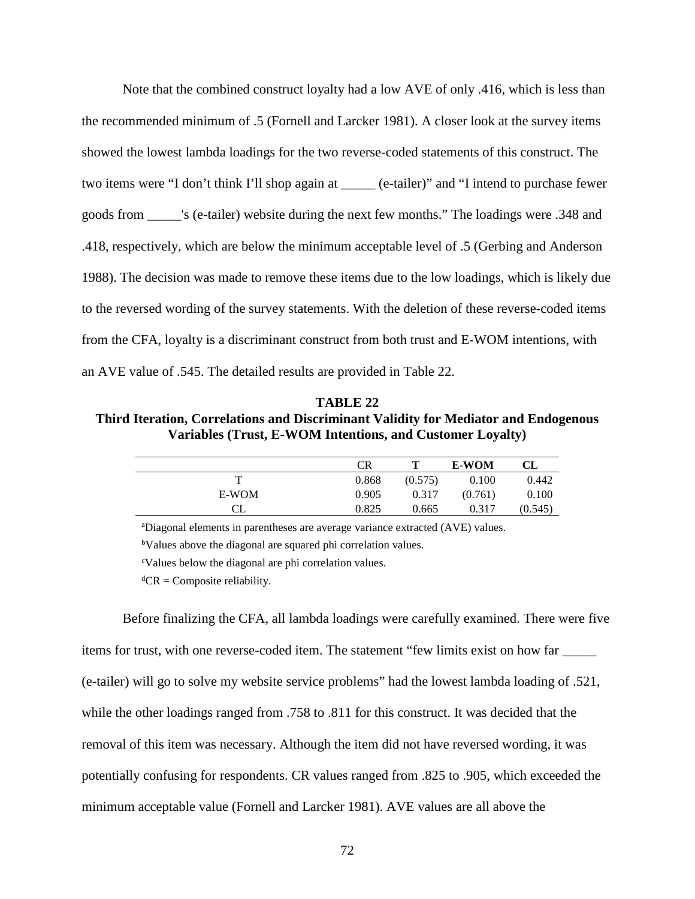Note that the combined construct loyalty had a low AVE of only .416, which is less than the recommended minimum of .5 (Fornell and Larcker 1981). A closer look at the survey items showed the lowest lambda loadings for the two reverse-coded statements of this construct. The two items were "I don't think I'll shop again at _____ (e-tailer)" and "I intend to purchase fewer goods from _____'s (e-tailer) website during the next few months." The loadings were .348 and .418, respectively, which are below the minimum acceptable level of .5 (Gerbing and Anderson 1988). The decision was made to remove these items due to the low loadings, which is likely due to the reversed wording of the survey statements. With the deletion of these reverse-coded items from the CFA, loyalty is a discriminant construct from both trust and E-WOM intentions, with an AVE value of .545. The detailed results are provided in Table 22.

**TABLE 22**
**Third Iteration, Correlations and Discriminant Validity for Mediator and Endogenous Variables (Trust, E-WOM Intentions, and Customer Loyalty)**

| | CR | T | E-WOM | CL |
|---|---|---|---|---|
| T | 0.868 | (0.575) | 0.100 | 0.442 |
| E-WOM | 0.905 | 0.317 | (0.761) | 0.100 |
| CL | 0.825 | 0.665 | 0.317 | (0.545) |

[a]Diagonal elements in parentheses are average variance extracted (AVE) values.

[b]Values above the diagonal are squared phi correlation values.

[c]Values below the diagonal are phi correlation values.

[d]CR = Composite reliability.

Before finalizing the CFA, all lambda loadings were carefully examined. There were five items for trust, with one reverse-coded item. The statement "few limits exist on how far _____ (e-tailer) will go to solve my website service problems" had the lowest lambda loading of .521, while the other loadings ranged from .758 to .811 for this construct. It was decided that the removal of this item was necessary. Although the item did not have reversed wording, it was potentially confusing for respondents. CR values ranged from .825 to .905, which exceeded the minimum acceptable value (Fornell and Larcker 1981). AVE values are all above the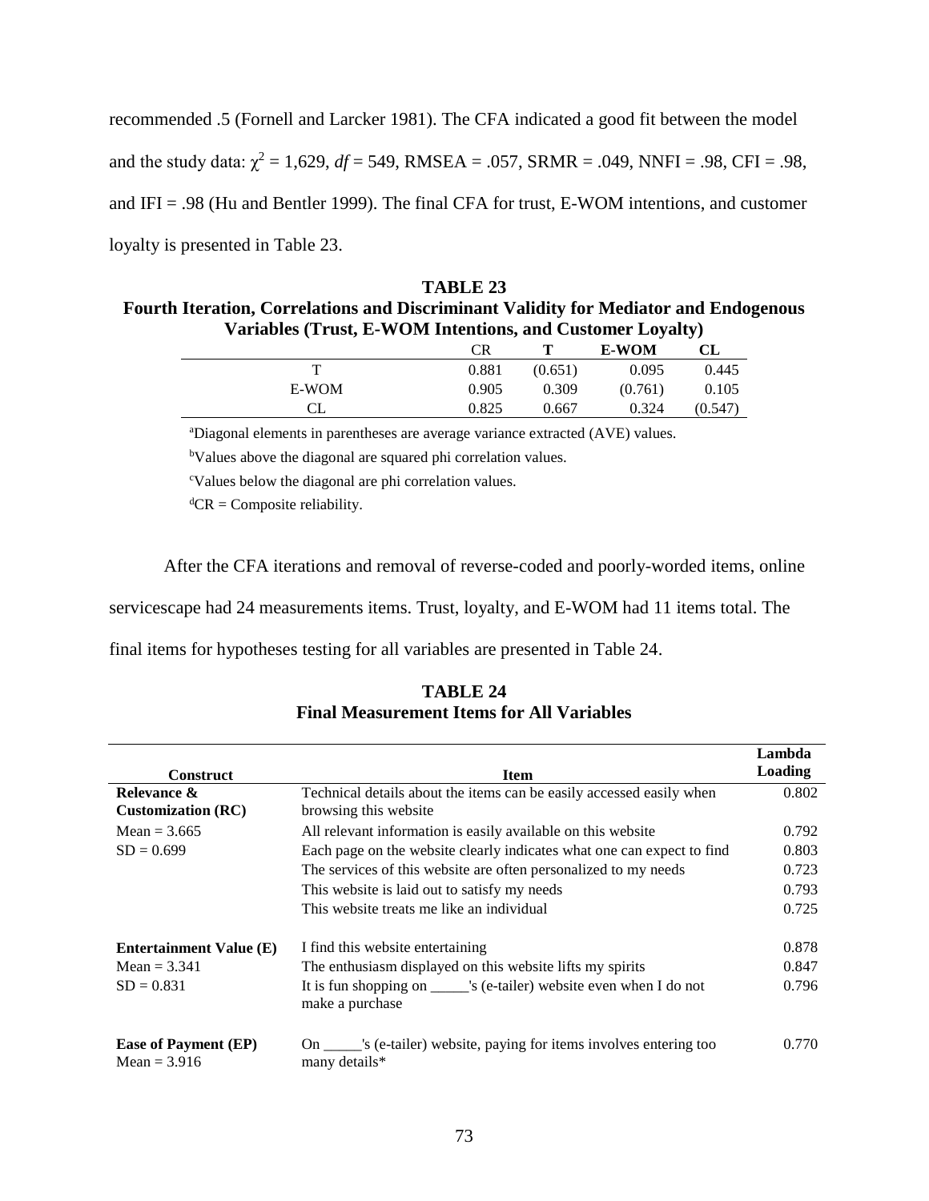recommended .5 (Fornell and Larcker 1981). The CFA indicated a good fit between the model and the study data: $\chi^2$ = 1,629, *df* = 549, RMSEA = .057, SRMR = .049, NNFI = .98, CFI = .98, and IFI = .98 (Hu and Bentler 1999). The final CFA for trust, E-WOM intentions, and customer loyalty is presented in Table 23.

**TABLE 23**
**Fourth Iteration, Correlations and Discriminant Validity for Mediator and Endogenous Variables (Trust, E-WOM Intentions, and Customer Loyalty)**

| | CR | T | E-WOM | CL |
|---|---|---|---|---|
| T | 0.881 | (0.651) | 0.095 | 0.445 |
| E-WOM | 0.905 | 0.309 | (0.761) | 0.105 |
| CL | 0.825 | 0.667 | 0.324 | (0.547) |

[a]Diagonal elements in parentheses are average variance extracted (AVE) values.

[b]Values above the diagonal are squared phi correlation values.

[c]Values below the diagonal are phi correlation values.

[d]CR = Composite reliability.

After the CFA iterations and removal of reverse-coded and poorly-worded items, online servicescape had 24 measurements items. Trust, loyalty, and E-WOM had 11 items total. The final items for hypotheses testing for all variables are presented in Table 24.

**TABLE 24**
**Final Measurement Items for All Variables**

| Construct | Item | Lambda Loading |
|---|---|---|
| **Relevance & Customization (RC)** | Technical details about the items can be easily accessed easily when browsing this website | 0.802 |
| Mean = 3.665 | All relevant information is easily available on this website | 0.792 |
| SD = 0.699 | Each page on the website clearly indicates what one can expect to find | 0.803 |
| | The services of this website are often personalized to my needs | 0.723 |
| | This website is laid out to satisfy my needs | 0.793 |
| | This website treats me like an individual | 0.725 |
| **Entertainment Value (E)** | I find this website entertaining | 0.878 |
| Mean = 3.341 | The enthusiasm displayed on this website lifts my spirits | 0.847 |
| SD = 0.831 | It is fun shopping on _____'s (e-tailer) website even when I do not make a purchase | 0.796 |
| **Ease of Payment (EP)** | On _____'s (e-tailer) website, paying for items involves entering too many details* | 0.770 |
| Mean = 3.916 | | |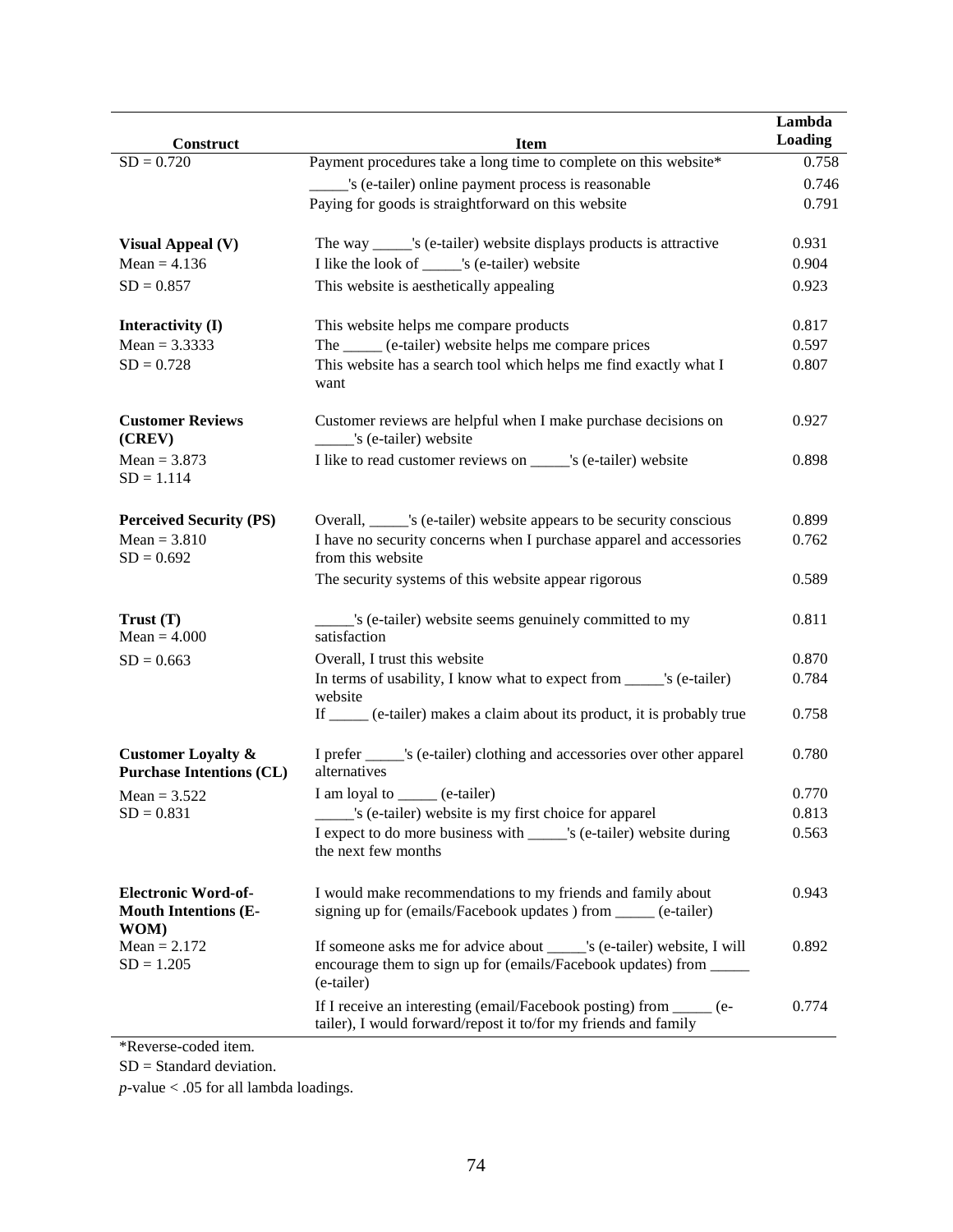| Construct | Item | Lambda Loading |
|---|---|---|
| SD = 0.720 | Payment procedures take a long time to complete on this website* | 0.758 |
| | _____'s (e-tailer) online payment process is reasonable | 0.746 |
| | Paying for goods is straightforward on this website | 0.791 |
| **Visual Appeal (V)** | The way _____'s (e-tailer) website displays products is attractive | 0.931 |
| Mean = 4.136 | I like the look of _____'s (e-tailer) website | 0.904 |
| SD = 0.857 | This website is aesthetically appealing | 0.923 |
| **Interactivity (I)** | This website helps me compare products | 0.817 |
| Mean = 3.3333 | The _____ (e-tailer) website helps me compare prices | 0.597 |
| SD = 0.728 | This website has a search tool which helps me find exactly what I want | 0.807 |
| **Customer Reviews (CREV)** | Customer reviews are helpful when I make purchase decisions on _____'s (e-tailer) website | 0.927 |
| Mean = 3.873<br>SD = 1.114 | I like to read customer reviews on _____'s (e-tailer) website | 0.898 |
| **Perceived Security (PS)** | Overall, _____'s (e-tailer) website appears to be security conscious | 0.899 |
| Mean = 3.810<br>SD = 0.692 | I have no security concerns when I purchase apparel and accessories from this website | 0.762 |
| | The security systems of this website appear rigorous | 0.589 |
| **Trust (T)**<br>Mean = 4.000 | _____'s (e-tailer) website seems genuinely committed to my satisfaction | 0.811 |
| SD = 0.663 | Overall, I trust this website | 0.870 |
| | In terms of usability, I know what to expect from _____'s (e-tailer) website | 0.784 |
| | If _____ (e-tailer) makes a claim about its product, it is probably true | 0.758 |
| **Customer Loyalty & Purchase Intentions (CL)** | I prefer _____'s (e-tailer) clothing and accessories over other apparel alternatives | 0.780 |
| Mean = 3.522 | I am loyal to _____ (e-tailer) | 0.770 |
| SD = 0.831 | _____'s (e-tailer) website is my first choice for apparel | 0.813 |
| | I expect to do more business with _____'s (e-tailer) website during the next few months | 0.563 |
| **Electronic Word-of-Mouth Intentions (E-WOM)** | I would make recommendations to my friends and family about signing up for (emails/Facebook updates ) from _____ (e-tailer) | 0.943 |
| Mean = 2.172<br>SD = 1.205 | If someone asks me for advice about _____'s (e-tailer) website, I will encourage them to sign up for (emails/Facebook updates) from _____ (e-tailer) | 0.892 |
| | If I receive an interesting (email/Facebook posting) from _____ (e-tailer), I would forward/repost it to/for my friends and family | 0.774 |

*Reverse-coded item.

SD = Standard deviation.

*p*-value < .05 for all lambda loadings.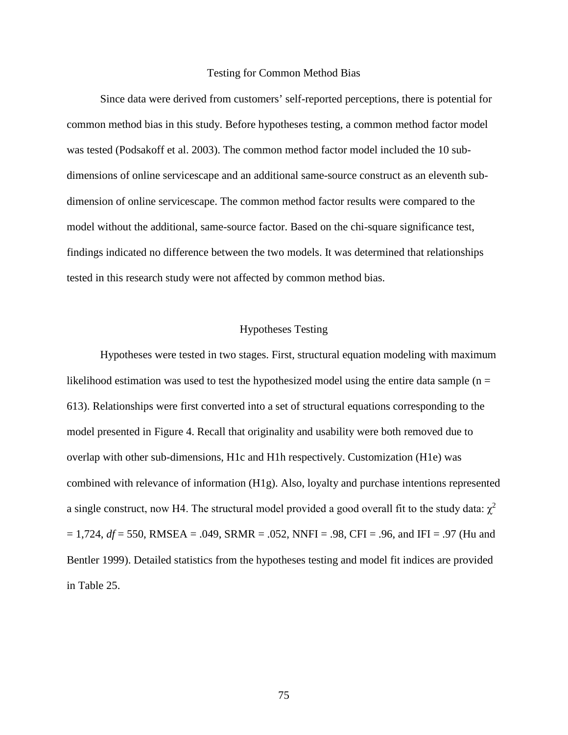## Testing for Common Method Bias

Since data were derived from customers' self-reported perceptions, there is potential for common method bias in this study. Before hypotheses testing, a common method factor model was tested (Podsakoff et al. 2003). The common method factor model included the 10 sub-dimensions of online servicescape and an additional same-source construct as an eleventh sub-dimension of online servicescape. The common method factor results were compared to the model without the additional, same-source factor. Based on the chi-square significance test, findings indicated no difference between the two models. It was determined that relationships tested in this research study were not affected by common method bias.

## Hypotheses Testing

Hypotheses were tested in two stages. First, structural equation modeling with maximum likelihood estimation was used to test the hypothesized model using the entire data sample (n = 613). Relationships were first converted into a set of structural equations corresponding to the model presented in Figure 4. Recall that originality and usability were both removed due to overlap with other sub-dimensions, H1c and H1h respectively. Customization (H1e) was combined with relevance of information (H1g). Also, loyalty and purchase intentions represented a single construct, now H4. The structural model provided a good overall fit to the study data: $\chi^2$ = 1,724, *df* = 550, RMSEA = .049, SRMR = .052, NNFI = .98, CFI = .96, and IFI = .97 (Hu and Bentler 1999). Detailed statistics from the hypotheses testing and model fit indices are provided in Table 25.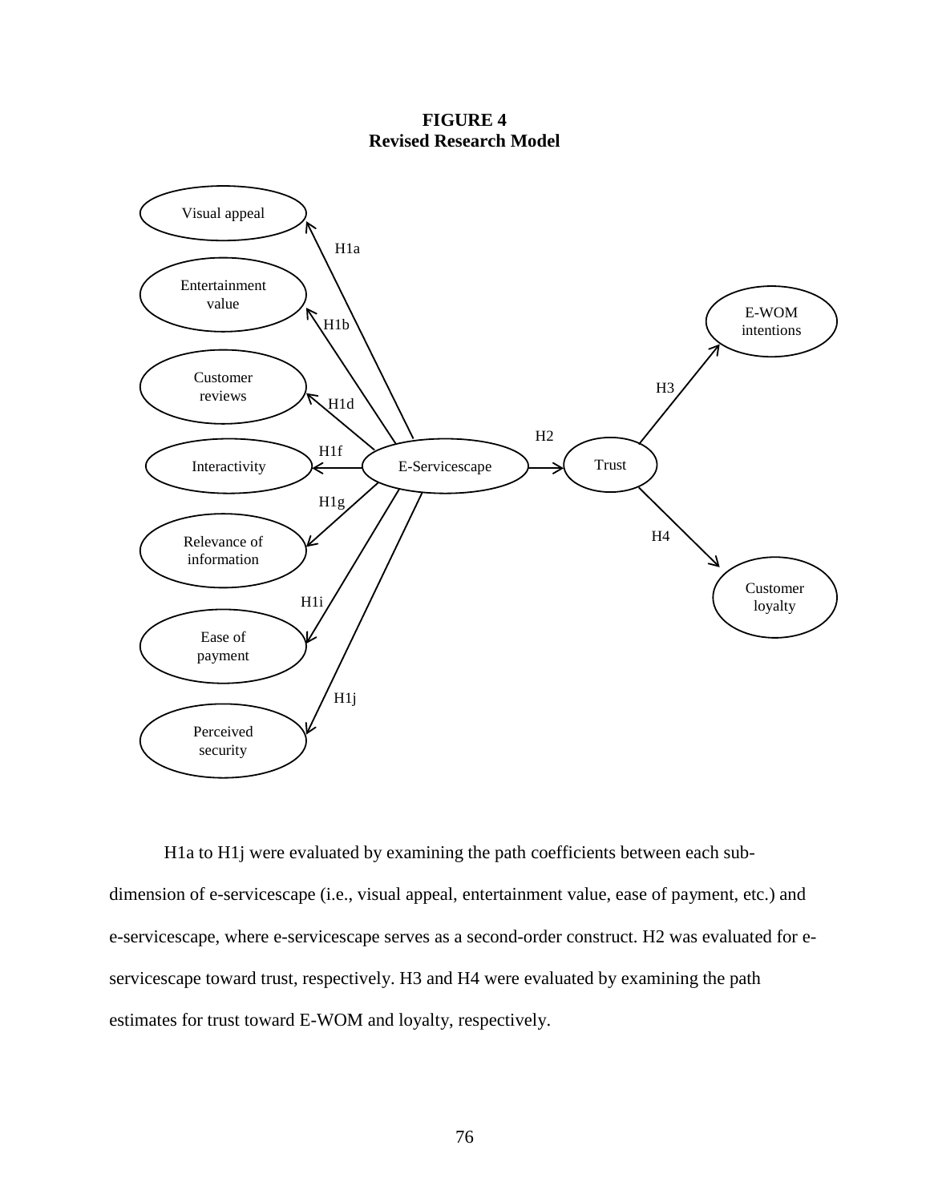**FIGURE 4**
**Revised Research Model**

Visual appeal

H1a

Entertainment value

H1b

Customer reviews

H1d

Interactivity

H1f

E-Servicescape

H2

Trust

H3

E-WOM intentions

H4

Customer loyalty

H1g

Relevance of information

H1i

Ease of payment

H1j

Perceived security

H1a to H1j were evaluated by examining the path coefficients between each sub-dimension of e-servicescape (i.e., visual appeal, entertainment value, ease of payment, etc.) and e-servicescape, where e-servicescape serves as a second-order construct. H2 was evaluated for e-servicescape toward trust, respectively. H3 and H4 were evaluated by examining the path estimates for trust toward E-WOM and loyalty, respectively.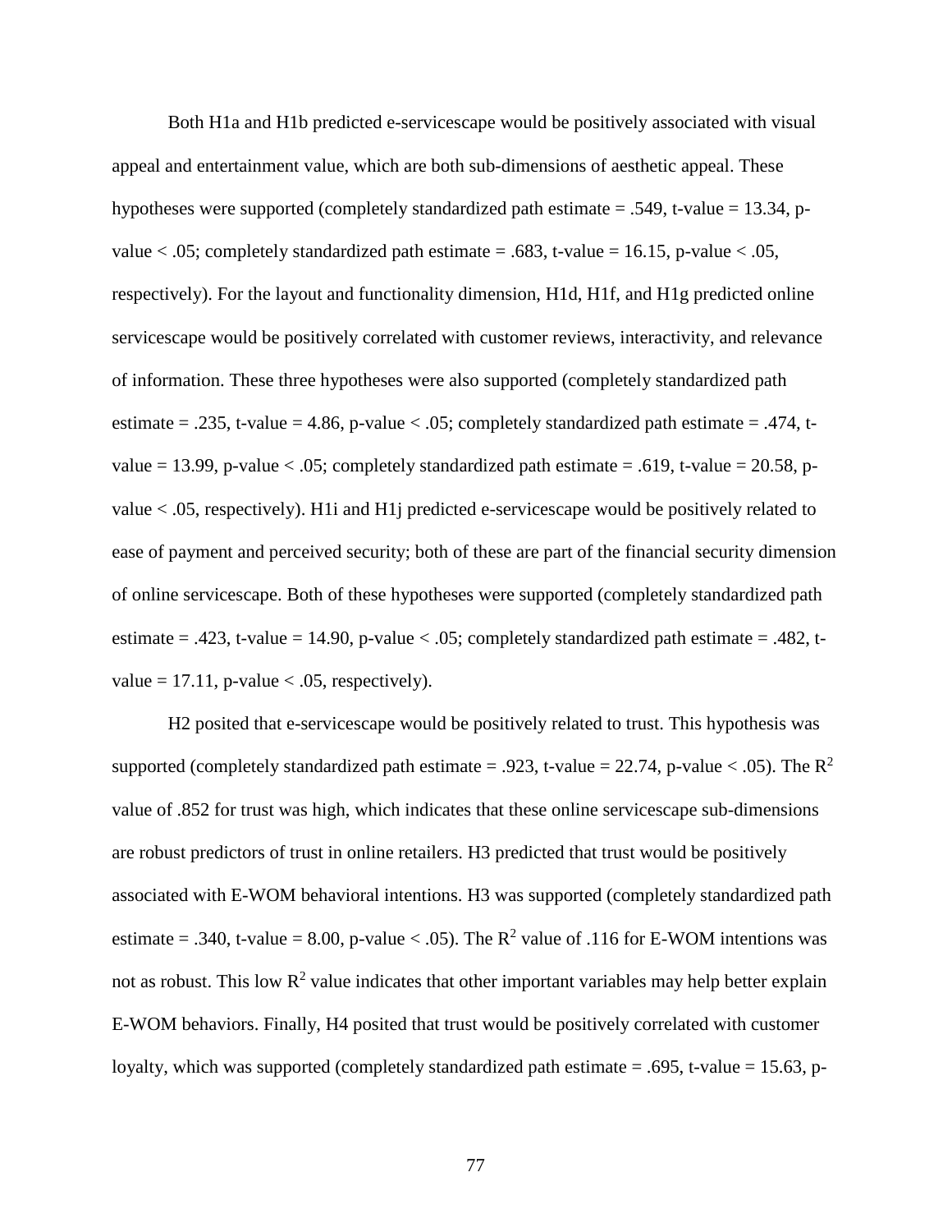Both H1a and H1b predicted e-servicescape would be positively associated with visual appeal and entertainment value, which are both sub-dimensions of aesthetic appeal. These hypotheses were supported (completely standardized path estimate = .549, t-value = 13.34, p-value $< .05$; completely standardized path estimate = .683, t-value = 16.15, p-value $< .05$, respectively). For the layout and functionality dimension, H1d, H1f, and H1g predicted online servicescape would be positively correlated with customer reviews, interactivity, and relevance of information. These three hypotheses were also supported (completely standardized path estimate = .235, t-value = 4.86, p-value $< .05$; completely standardized path estimate = .474, t-value = 13.99, p-value $< .05$; completely standardized path estimate = .619, t-value = 20.58, p-value $< .05$, respectively). H1i and H1j predicted e-servicescape would be positively related to ease of payment and perceived security; both of these are part of the financial security dimension of online servicescape. Both of these hypotheses were supported (completely standardized path estimate = .423, t-value = 14.90, p-value $< .05$; completely standardized path estimate = .482, t-value = 17.11, p-value $< .05$, respectively).

H2 posited that e-servicescape would be positively related to trust. This hypothesis was supported (completely standardized path estimate = .923, t-value = 22.74, p-value $< .05$). The $R^2$ value of .852 for trust was high, which indicates that these online servicescape sub-dimensions are robust predictors of trust in online retailers. H3 predicted that trust would be positively associated with E-WOM behavioral intentions. H3 was supported (completely standardized path estimate = .340, t-value = 8.00, p-value $< .05$). The $R^2$ value of .116 for E-WOM intentions was not as robust. This low $R^2$ value indicates that other important variables may help better explain E-WOM behaviors. Finally, H4 posited that trust would be positively correlated with customer loyalty, which was supported (completely standardized path estimate = .695, t-value = 15.63, p-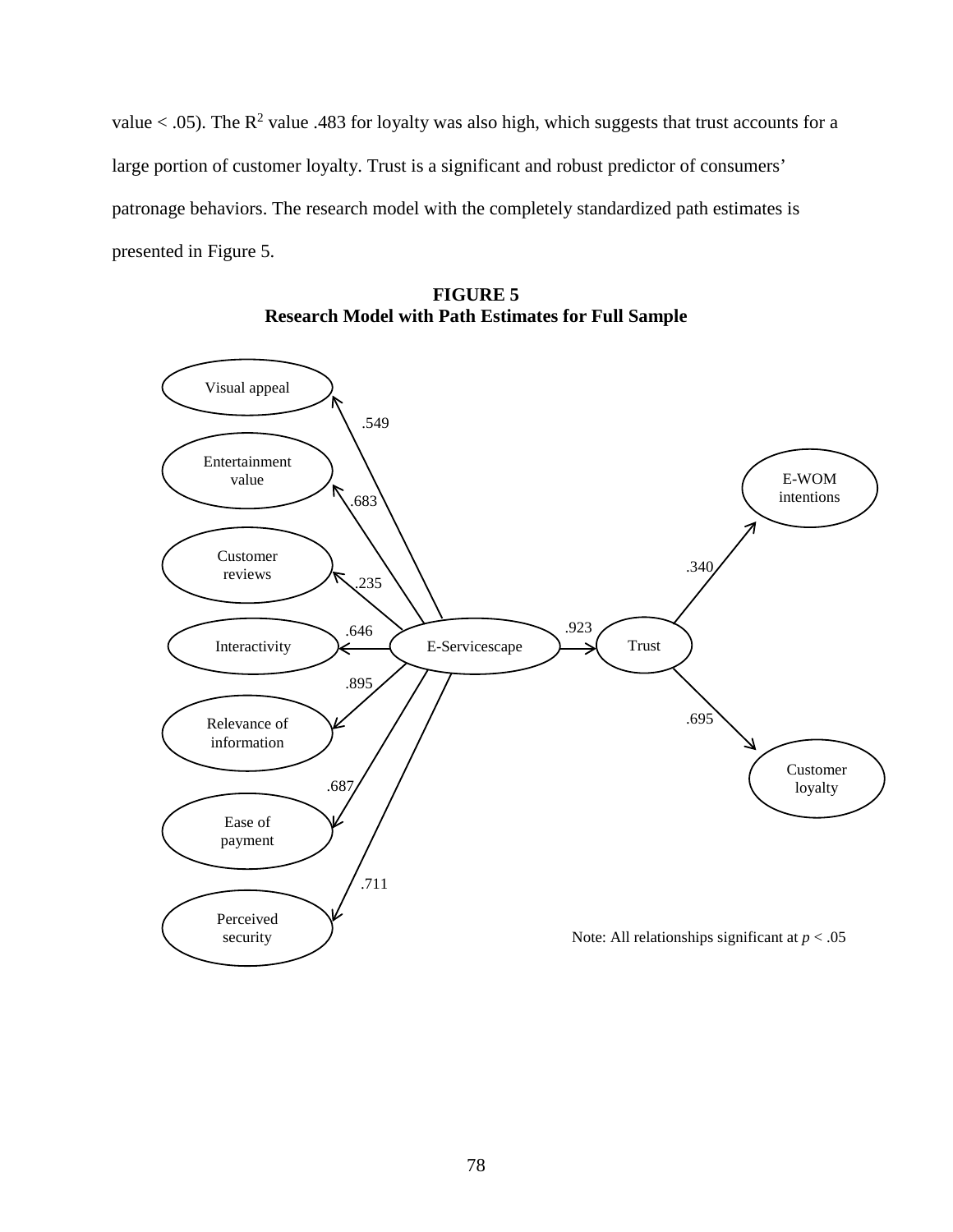value < .05). The $R^2$ value .483 for loyalty was also high, which suggests that trust accounts for a large portion of customer loyalty. Trust is a significant and robust predictor of consumers' patronage behaviors. The research model with the completely standardized path estimates is presented in Figure 5.

**FIGURE 5**
**Research Model with Path Estimates for Full Sample**

Visual appeal

Entertainment value

Customer reviews

Interactivity

Relevance of information

Ease of payment

Perceived security

E-Servicescape

Trust

E-WOM intentions

Customer loyalty

.549

.683

.235

.646

.895

.687

.711

.923

.340

.695

Note: All relationships significant at $p < .05$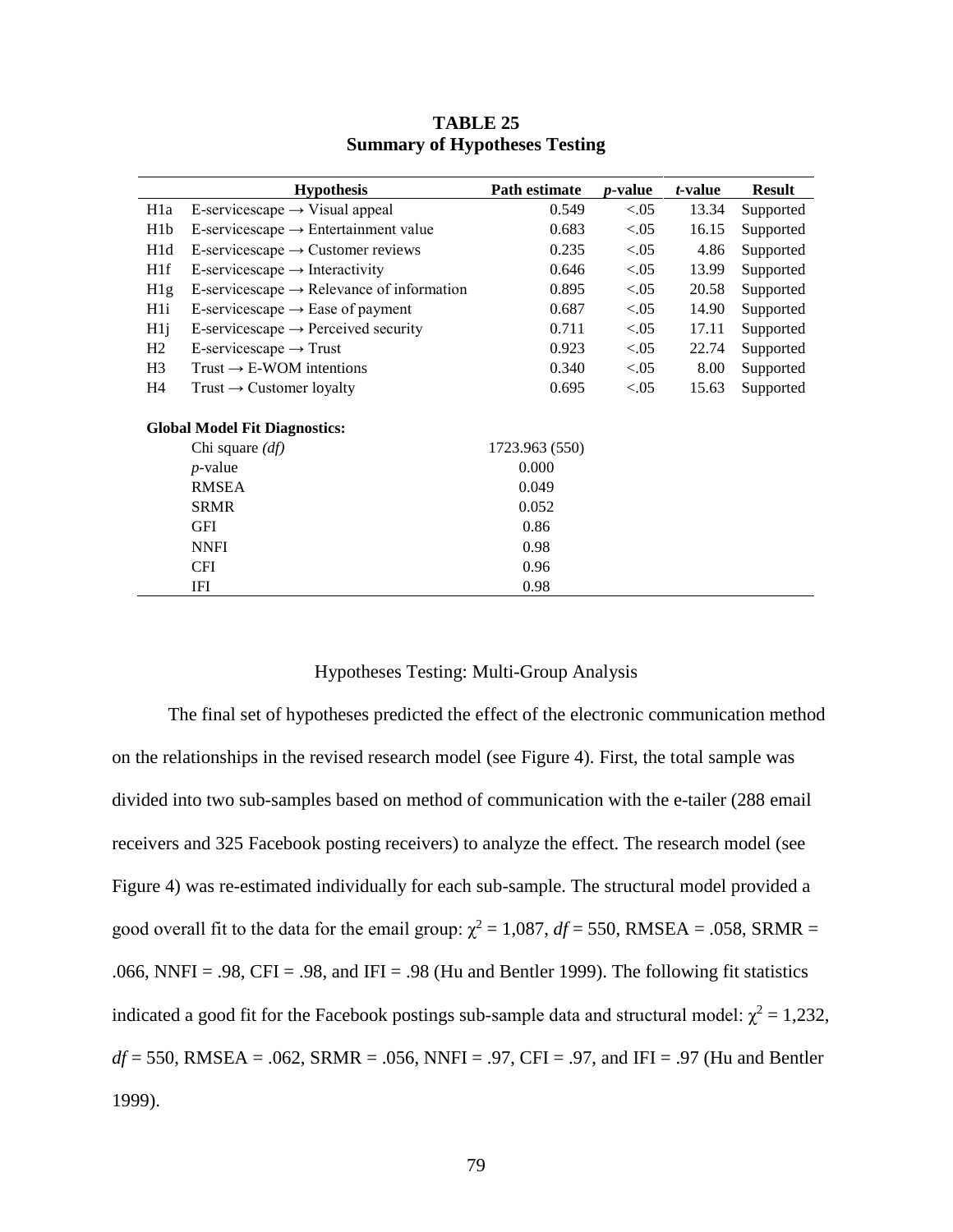**TABLE 25**
**Summary of Hypotheses Testing**

| | Hypothesis | Path estimate | *p*-value | *t*-value | Result |
|---|---|---|---|---|---|
| H1a | E-servicescape → Visual appeal | 0.549 | <.05 | 13.34 | Supported |
| H1b | E-servicescape → Entertainment value | 0.683 | <.05 | 16.15 | Supported |
| H1d | E-servicescape → Customer reviews | 0.235 | <.05 | 4.86 | Supported |
| H1f | E-servicescape → Interactivity | 0.646 | <.05 | 13.99 | Supported |
| H1g | E-servicescape → Relevance of information | 0.895 | <.05 | 20.58 | Supported |
| H1i | E-servicescape → Ease of payment | 0.687 | <.05 | 14.90 | Supported |
| H1j | E-servicescape → Perceived security | 0.711 | <.05 | 17.11 | Supported |
| H2 | E-servicescape → Trust | 0.923 | <.05 | 22.74 | Supported |
| H3 | Trust → E-WOM intentions | 0.340 | <.05 | 8.00 | Supported |
| H4 | Trust → Customer loyalty | 0.695 | <.05 | 15.63 | Supported |
| **Global Model Fit Diagnostics:** | | | | | |
| | Chi square *(df)* | 1723.963 (550) | | | |
| | *p*-value | 0.000 | | | |
| | RMSEA | 0.049 | | | |
| | SRMR | 0.052 | | | |
| | GFI | 0.86 | | | |
| | NNFI | 0.98 | | | |
| | CFI | 0.96 | | | |
| | IFI | 0.98 | | | |

Hypotheses Testing: Multi-Group Analysis

The final set of hypotheses predicted the effect of the electronic communication method on the relationships in the revised research model (see Figure 4). First, the total sample was divided into two sub-samples based on method of communication with the e-tailer (288 email receivers and 325 Facebook posting receivers) to analyze the effect. The research model (see Figure 4) was re-estimated individually for each sub-sample. The structural model provided a good overall fit to the data for the email group: $\chi^2$ = 1,087, *df* = 550, RMSEA = .058, SRMR = .066, NNFI = .98, CFI = .98, and IFI = .98 (Hu and Bentler 1999). The following fit statistics indicated a good fit for the Facebook postings sub-sample data and structural model: $\chi^2$ = 1,232, *df* = 550, RMSEA = .062, SRMR = .056, NNFI = .97, CFI = .97, and IFI = .97 (Hu and Bentler 1999).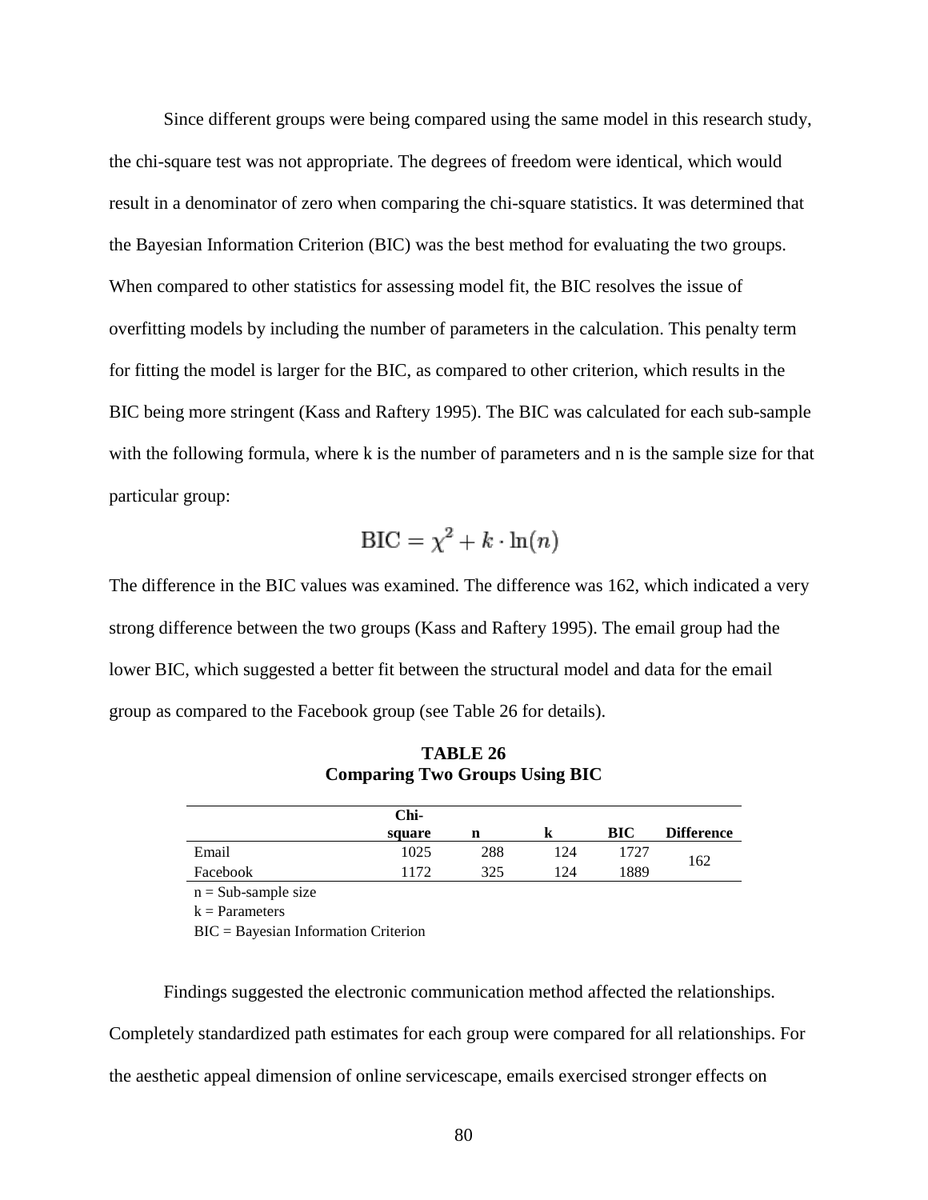Since different groups were being compared using the same model in this research study, the chi-square test was not appropriate. The degrees of freedom were identical, which would result in a denominator of zero when comparing the chi-square statistics. It was determined that the Bayesian Information Criterion (BIC) was the best method for evaluating the two groups. When compared to other statistics for assessing model fit, the BIC resolves the issue of overfitting models by including the number of parameters in the calculation. This penalty term for fitting the model is larger for the BIC, as compared to other criterion, which results in the BIC being more stringent (Kass and Raftery 1995). The BIC was calculated for each sub-sample with the following formula, where k is the number of parameters and n is the sample size for that particular group:

$$\text{BIC} = \chi^2 + k \cdot \ln(n)$$

The difference in the BIC values was examined. The difference was 162, which indicated a very strong difference between the two groups (Kass and Raftery 1995). The email group had the lower BIC, which suggested a better fit between the structural model and data for the email group as compared to the Facebook group (see Table 26 for details).

**TABLE 26**
**Comparing Two Groups Using BIC**

| | **Chi-square** | **n** | **k** | **BIC** | **Difference** |
|---|---|---|---|---|---|
| Email | 1025 | 288 | 124 | 1727 | 162 |
| Facebook | 1172 | 325 | 124 | 1889 | |

n = Sub-sample size
k = Parameters
BIC = Bayesian Information Criterion

Findings suggested the electronic communication method affected the relationships. Completely standardized path estimates for each group were compared for all relationships. For the aesthetic appeal dimension of online servicescape, emails exercised stronger effects on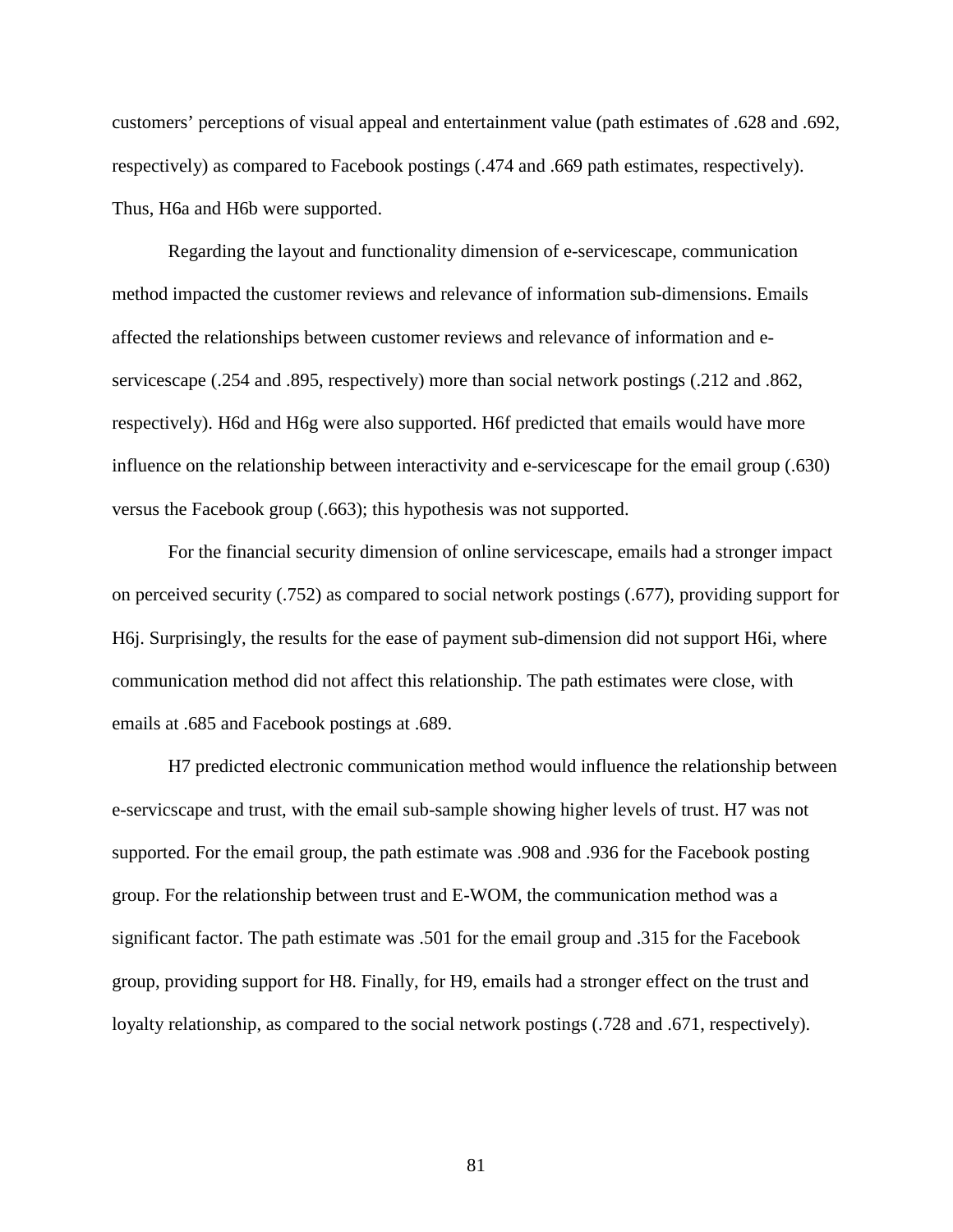customers' perceptions of visual appeal and entertainment value (path estimates of .628 and .692, respectively) as compared to Facebook postings (.474 and .669 path estimates, respectively). Thus, H6a and H6b were supported.

Regarding the layout and functionality dimension of e-servicescape, communication method impacted the customer reviews and relevance of information sub-dimensions. Emails affected the relationships between customer reviews and relevance of information and e-servicescape (.254 and .895, respectively) more than social network postings (.212 and .862, respectively). H6d and H6g were also supported. H6f predicted that emails would have more influence on the relationship between interactivity and e-servicescape for the email group (.630) versus the Facebook group (.663); this hypothesis was not supported.

For the financial security dimension of online servicescape, emails had a stronger impact on perceived security (.752) as compared to social network postings (.677), providing support for H6j. Surprisingly, the results for the ease of payment sub-dimension did not support H6i, where communication method did not affect this relationship. The path estimates were close, with emails at .685 and Facebook postings at .689.

H7 predicted electronic communication method would influence the relationship between e-servicscape and trust, with the email sub-sample showing higher levels of trust. H7 was not supported. For the email group, the path estimate was .908 and .936 for the Facebook posting group. For the relationship between trust and E-WOM, the communication method was a significant factor. The path estimate was .501 for the email group and .315 for the Facebook group, providing support for H8. Finally, for H9, emails had a stronger effect on the trust and loyalty relationship, as compared to the social network postings (.728 and .671, respectively).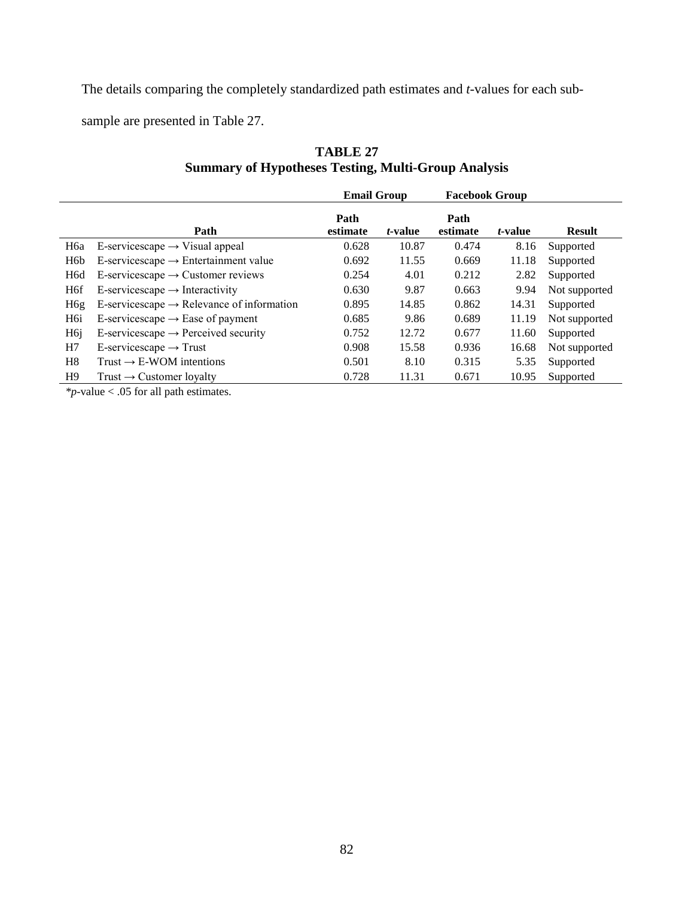The details comparing the completely standardized path estimates and *t*-values for each sub-sample are presented in Table 27.

**TABLE 27**
**Summary of Hypotheses Testing, Multi-Group Analysis**

| | | Email Group | | Facebook Group | | |
|---|---|---|---|---|---|---|
| | **Path** | **Path estimate** | ***t*-value** | **Path estimate** | ***t*-value** | **Result** |
| H6a | E-servicescape → Visual appeal | 0.628 | 10.87 | 0.474 | 8.16 | Supported |
| H6b | E-servicescape → Entertainment value | 0.692 | 11.55 | 0.669 | 11.18 | Supported |
| H6d | E-servicescape → Customer reviews | 0.254 | 4.01 | 0.212 | 2.82 | Supported |
| H6f | E-servicescape → Interactivity | 0.630 | 9.87 | 0.663 | 9.94 | Not supported |
| H6g | E-servicescape → Relevance of information | 0.895 | 14.85 | 0.862 | 14.31 | Supported |
| H6i | E-servicescape → Ease of payment | 0.685 | 9.86 | 0.689 | 11.19 | Not supported |
| H6j | E-servicescape → Perceived security | 0.752 | 12.72 | 0.677 | 11.60 | Supported |
| H7 | E-servicescape → Trust | 0.908 | 15.58 | 0.936 | 16.68 | Not supported |
| H8 | Trust → E-WOM intentions | 0.501 | 8.10 | 0.315 | 5.35 | Supported |
| H9 | Trust → Customer loyalty | 0.728 | 11.31 | 0.671 | 10.95 | Supported |

\**p*-value < .05 for all path estimates.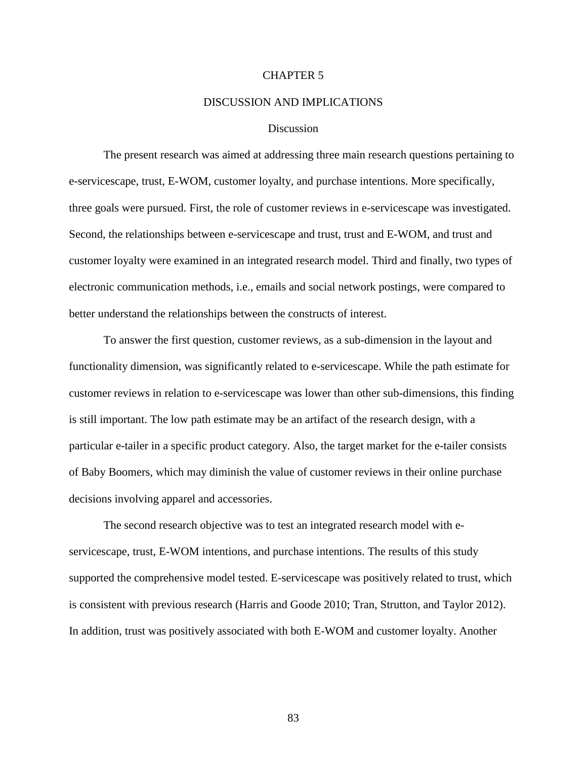# CHAPTER 5

## DISCUSSION AND IMPLICATIONS

### Discussion

The present research was aimed at addressing three main research questions pertaining to e-servicescape, trust, E-WOM, customer loyalty, and purchase intentions. More specifically, three goals were pursued. First, the role of customer reviews in e-servicescape was investigated. Second, the relationships between e-servicescape and trust, trust and E-WOM, and trust and customer loyalty were examined in an integrated research model. Third and finally, two types of electronic communication methods, i.e., emails and social network postings, were compared to better understand the relationships between the constructs of interest.

To answer the first question, customer reviews, as a sub-dimension in the layout and functionality dimension, was significantly related to e-servicescape. While the path estimate for customer reviews in relation to e-servicescape was lower than other sub-dimensions, this finding is still important. The low path estimate may be an artifact of the research design, with a particular e-tailer in a specific product category. Also, the target market for the e-tailer consists of Baby Boomers, which may diminish the value of customer reviews in their online purchase decisions involving apparel and accessories.

The second research objective was to test an integrated research model with e-servicescape, trust, E-WOM intentions, and purchase intentions. The results of this study supported the comprehensive model tested. E-servicescape was positively related to trust, which is consistent with previous research (Harris and Goode 2010; Tran, Strutton, and Taylor 2012). In addition, trust was positively associated with both E-WOM and customer loyalty. Another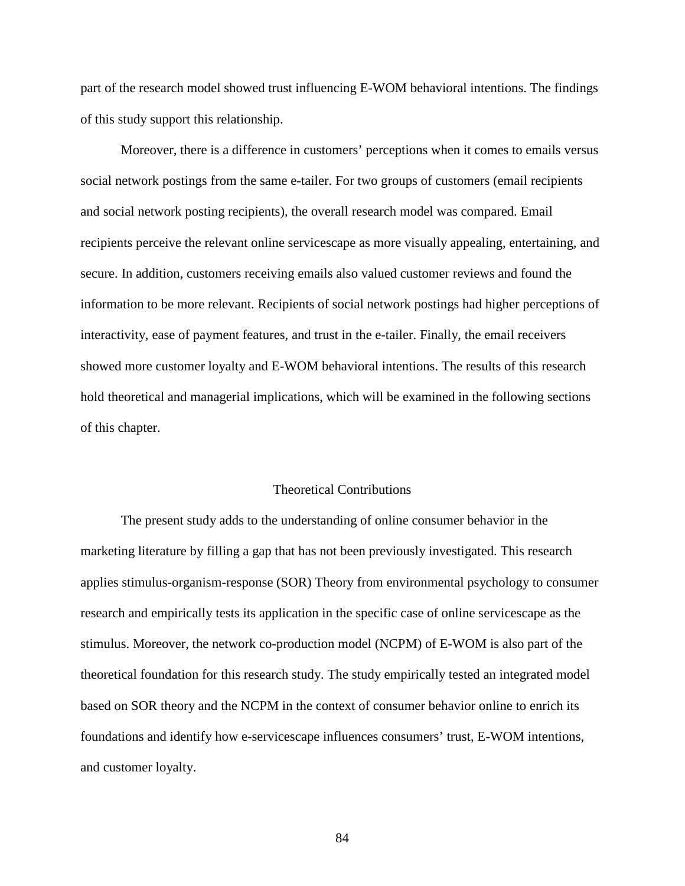part of the research model showed trust influencing E-WOM behavioral intentions. The findings of this study support this relationship.

Moreover, there is a difference in customers' perceptions when it comes to emails versus social network postings from the same e-tailer. For two groups of customers (email recipients and social network posting recipients), the overall research model was compared. Email recipients perceive the relevant online servicescape as more visually appealing, entertaining, and secure. In addition, customers receiving emails also valued customer reviews and found the information to be more relevant. Recipients of social network postings had higher perceptions of interactivity, ease of payment features, and trust in the e-tailer. Finally, the email receivers showed more customer loyalty and E-WOM behavioral intentions. The results of this research hold theoretical and managerial implications, which will be examined in the following sections of this chapter.

## Theoretical Contributions

The present study adds to the understanding of online consumer behavior in the marketing literature by filling a gap that has not been previously investigated. This research applies stimulus-organism-response (SOR) Theory from environmental psychology to consumer research and empirically tests its application in the specific case of online servicescape as the stimulus. Moreover, the network co-production model (NCPM) of E-WOM is also part of the theoretical foundation for this research study. The study empirically tested an integrated model based on SOR theory and the NCPM in the context of consumer behavior online to enrich its foundations and identify how e-servicescape influences consumers' trust, E-WOM intentions, and customer loyalty.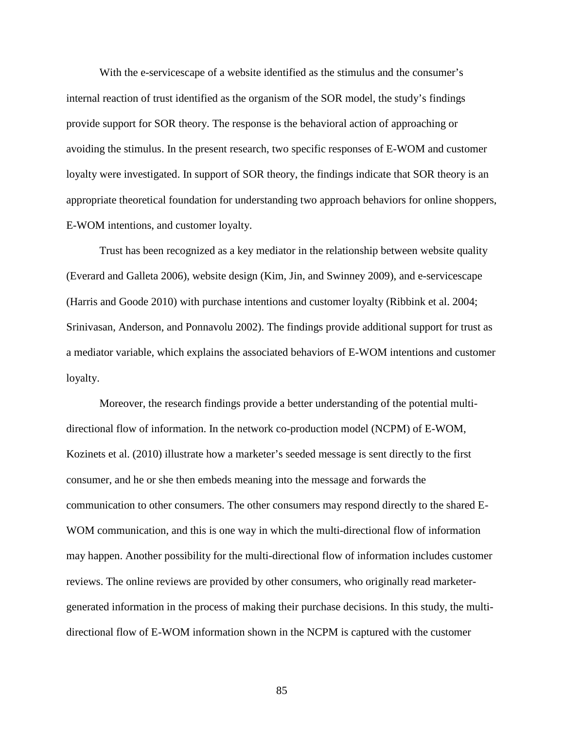With the e-servicescape of a website identified as the stimulus and the consumer's internal reaction of trust identified as the organism of the SOR model, the study's findings provide support for SOR theory. The response is the behavioral action of approaching or avoiding the stimulus. In the present research, two specific responses of E-WOM and customer loyalty were investigated. In support of SOR theory, the findings indicate that SOR theory is an appropriate theoretical foundation for understanding two approach behaviors for online shoppers, E-WOM intentions, and customer loyalty.

Trust has been recognized as a key mediator in the relationship between website quality (Everard and Galleta 2006), website design (Kim, Jin, and Swinney 2009), and e-servicescape (Harris and Goode 2010) with purchase intentions and customer loyalty (Ribbink et al. 2004; Srinivasan, Anderson, and Ponnavolu 2002). The findings provide additional support for trust as a mediator variable, which explains the associated behaviors of E-WOM intentions and customer loyalty.

Moreover, the research findings provide a better understanding of the potential multi-directional flow of information. In the network co-production model (NCPM) of E-WOM, Kozinets et al. (2010) illustrate how a marketer's seeded message is sent directly to the first consumer, and he or she then embeds meaning into the message and forwards the communication to other consumers. The other consumers may respond directly to the shared E-WOM communication, and this is one way in which the multi-directional flow of information may happen. Another possibility for the multi-directional flow of information includes customer reviews. The online reviews are provided by other consumers, who originally read marketer-generated information in the process of making their purchase decisions. In this study, the multi-directional flow of E-WOM information shown in the NCPM is captured with the customer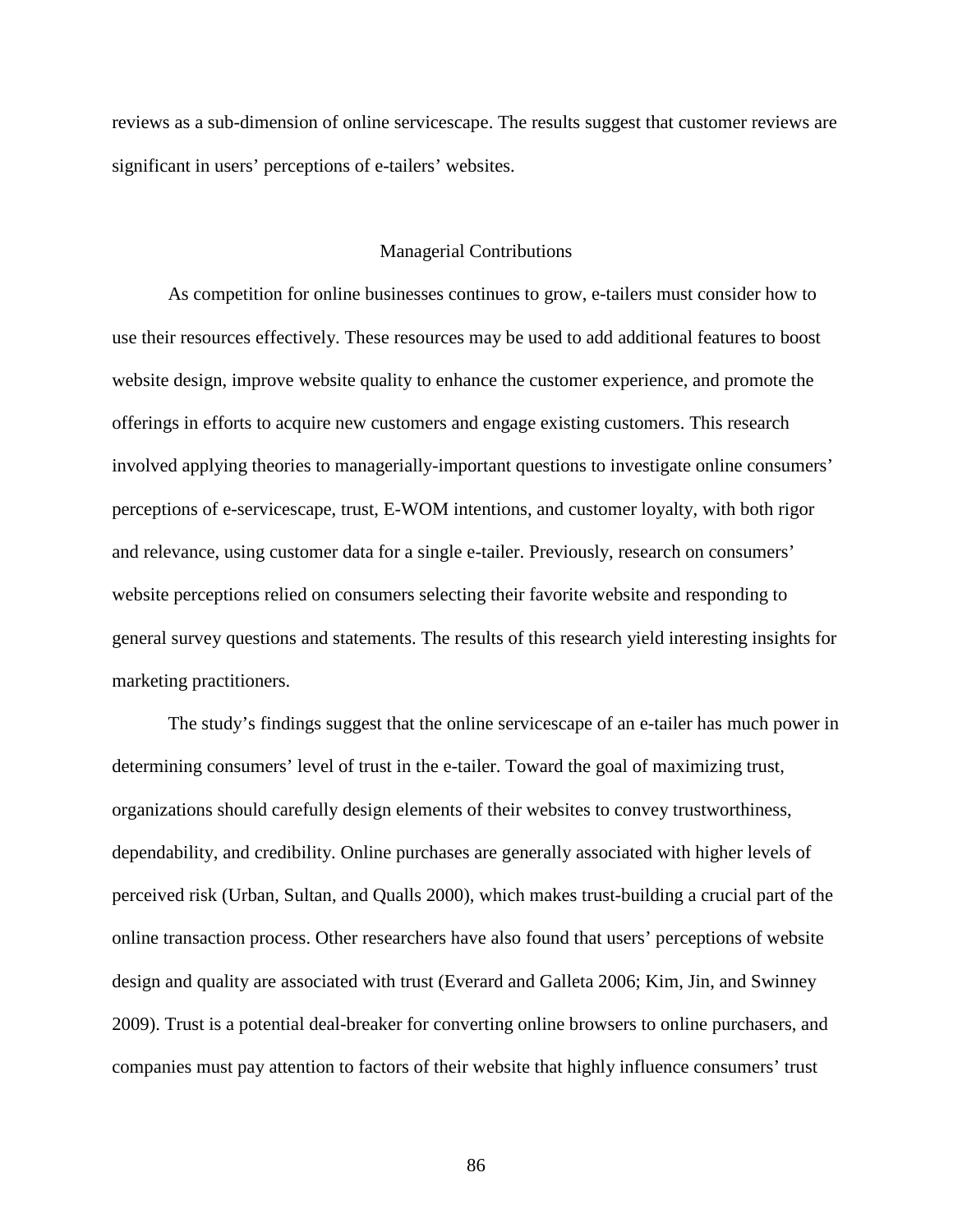reviews as a sub-dimension of online servicescape. The results suggest that customer reviews are significant in users' perceptions of e-tailers' websites.

## Managerial Contributions

As competition for online businesses continues to grow, e-tailers must consider how to use their resources effectively. These resources may be used to add additional features to boost website design, improve website quality to enhance the customer experience, and promote the offerings in efforts to acquire new customers and engage existing customers. This research involved applying theories to managerially-important questions to investigate online consumers' perceptions of e-servicescape, trust, E-WOM intentions, and customer loyalty, with both rigor and relevance, using customer data for a single e-tailer. Previously, research on consumers' website perceptions relied on consumers selecting their favorite website and responding to general survey questions and statements. The results of this research yield interesting insights for marketing practitioners.

The study's findings suggest that the online servicescape of an e-tailer has much power in determining consumers' level of trust in the e-tailer. Toward the goal of maximizing trust, organizations should carefully design elements of their websites to convey trustworthiness, dependability, and credibility. Online purchases are generally associated with higher levels of perceived risk (Urban, Sultan, and Qualls 2000), which makes trust-building a crucial part of the online transaction process. Other researchers have also found that users' perceptions of website design and quality are associated with trust (Everard and Galleta 2006; Kim, Jin, and Swinney 2009). Trust is a potential deal-breaker for converting online browsers to online purchasers, and companies must pay attention to factors of their website that highly influence consumers' trust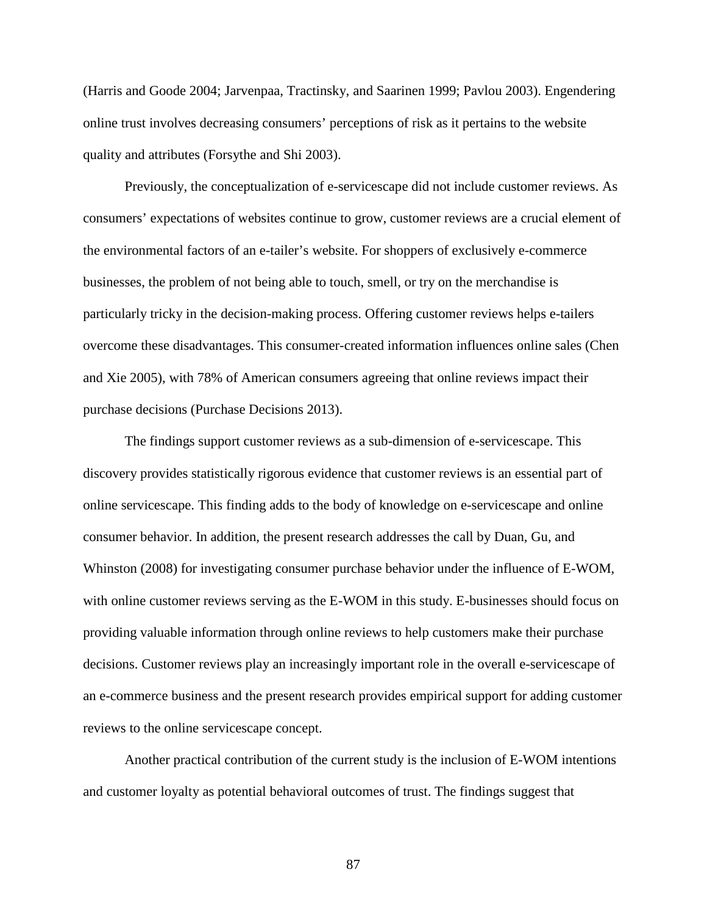(Harris and Goode 2004; Jarvenpaa, Tractinsky, and Saarinen 1999; Pavlou 2003). Engendering online trust involves decreasing consumers' perceptions of risk as it pertains to the website quality and attributes (Forsythe and Shi 2003).

Previously, the conceptualization of e-servicescape did not include customer reviews. As consumers' expectations of websites continue to grow, customer reviews are a crucial element of the environmental factors of an e-tailer's website. For shoppers of exclusively e-commerce businesses, the problem of not being able to touch, smell, or try on the merchandise is particularly tricky in the decision-making process. Offering customer reviews helps e-tailers overcome these disadvantages. This consumer-created information influences online sales (Chen and Xie 2005), with 78% of American consumers agreeing that online reviews impact their purchase decisions (Purchase Decisions 2013).

The findings support customer reviews as a sub-dimension of e-servicescape. This discovery provides statistically rigorous evidence that customer reviews is an essential part of online servicescape. This finding adds to the body of knowledge on e-servicescape and online consumer behavior. In addition, the present research addresses the call by Duan, Gu, and Whinston (2008) for investigating consumer purchase behavior under the influence of E-WOM, with online customer reviews serving as the E-WOM in this study. E-businesses should focus on providing valuable information through online reviews to help customers make their purchase decisions. Customer reviews play an increasingly important role in the overall e-servicescape of an e-commerce business and the present research provides empirical support for adding customer reviews to the online servicescape concept.

Another practical contribution of the current study is the inclusion of E-WOM intentions and customer loyalty as potential behavioral outcomes of trust. The findings suggest that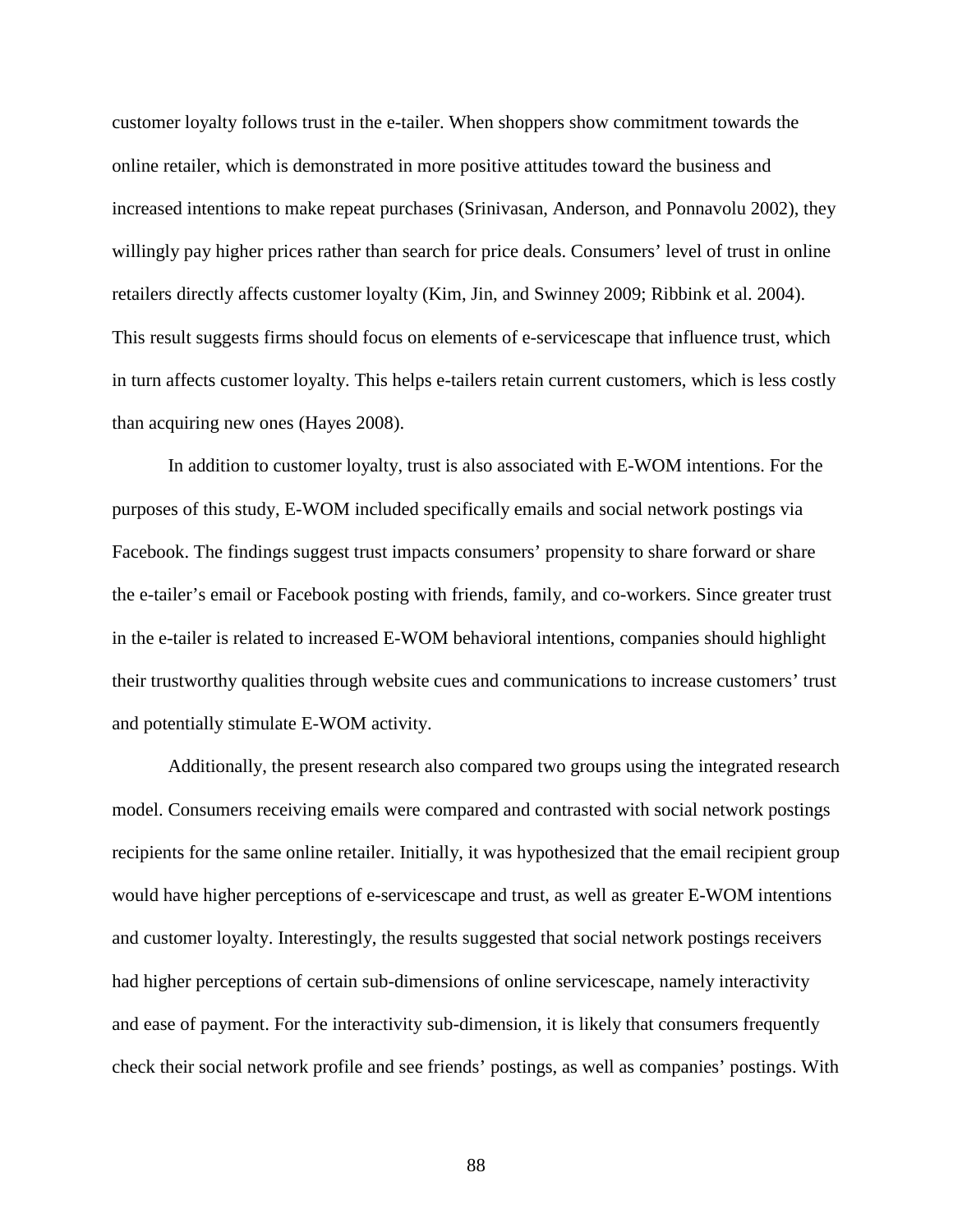customer loyalty follows trust in the e-tailer. When shoppers show commitment towards the online retailer, which is demonstrated in more positive attitudes toward the business and increased intentions to make repeat purchases (Srinivasan, Anderson, and Ponnavolu 2002), they willingly pay higher prices rather than search for price deals. Consumers' level of trust in online retailers directly affects customer loyalty (Kim, Jin, and Swinney 2009; Ribbink et al. 2004). This result suggests firms should focus on elements of e-servicescape that influence trust, which in turn affects customer loyalty. This helps e-tailers retain current customers, which is less costly than acquiring new ones (Hayes 2008).

In addition to customer loyalty, trust is also associated with E-WOM intentions. For the purposes of this study, E-WOM included specifically emails and social network postings via Facebook. The findings suggest trust impacts consumers' propensity to share forward or share the e-tailer's email or Facebook posting with friends, family, and co-workers. Since greater trust in the e-tailer is related to increased E-WOM behavioral intentions, companies should highlight their trustworthy qualities through website cues and communications to increase customers' trust and potentially stimulate E-WOM activity.

Additionally, the present research also compared two groups using the integrated research model. Consumers receiving emails were compared and contrasted with social network postings recipients for the same online retailer. Initially, it was hypothesized that the email recipient group would have higher perceptions of e-servicescape and trust, as well as greater E-WOM intentions and customer loyalty. Interestingly, the results suggested that social network postings receivers had higher perceptions of certain sub-dimensions of online servicescape, namely interactivity and ease of payment. For the interactivity sub-dimension, it is likely that consumers frequently check their social network profile and see friends' postings, as well as companies' postings. With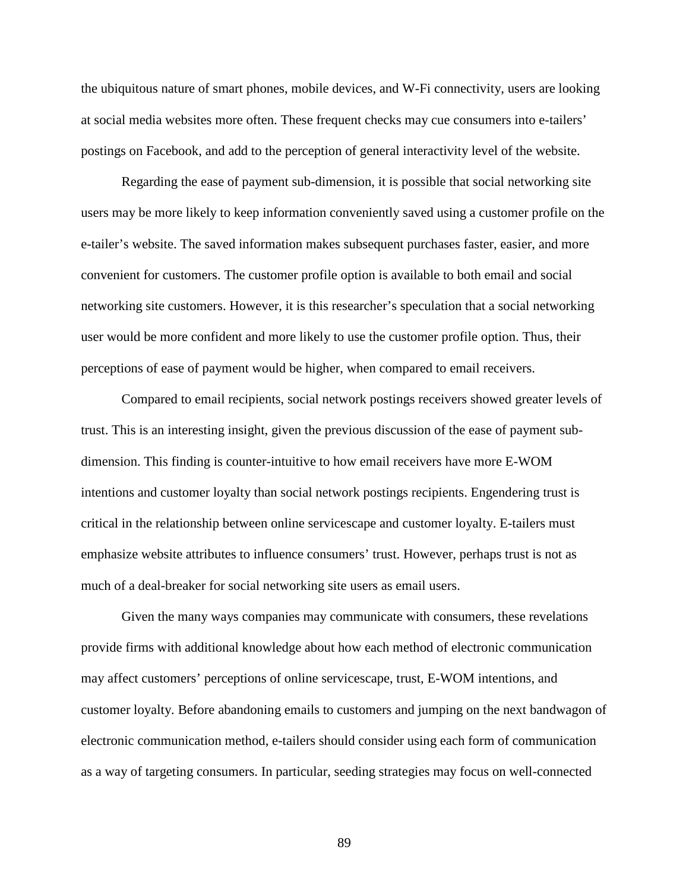the ubiquitous nature of smart phones, mobile devices, and W-Fi connectivity, users are looking at social media websites more often. These frequent checks may cue consumers into e-tailers' postings on Facebook, and add to the perception of general interactivity level of the website.

Regarding the ease of payment sub-dimension, it is possible that social networking site users may be more likely to keep information conveniently saved using a customer profile on the e-tailer's website. The saved information makes subsequent purchases faster, easier, and more convenient for customers. The customer profile option is available to both email and social networking site customers. However, it is this researcher's speculation that a social networking user would be more confident and more likely to use the customer profile option. Thus, their perceptions of ease of payment would be higher, when compared to email receivers.

Compared to email recipients, social network postings receivers showed greater levels of trust. This is an interesting insight, given the previous discussion of the ease of payment sub-dimension. This finding is counter-intuitive to how email receivers have more E-WOM intentions and customer loyalty than social network postings recipients. Engendering trust is critical in the relationship between online servicescape and customer loyalty. E-tailers must emphasize website attributes to influence consumers' trust. However, perhaps trust is not as much of a deal-breaker for social networking site users as email users.

Given the many ways companies may communicate with consumers, these revelations provide firms with additional knowledge about how each method of electronic communication may affect customers' perceptions of online servicescape, trust, E-WOM intentions, and customer loyalty. Before abandoning emails to customers and jumping on the next bandwagon of electronic communication method, e-tailers should consider using each form of communication as a way of targeting consumers. In particular, seeding strategies may focus on well-connected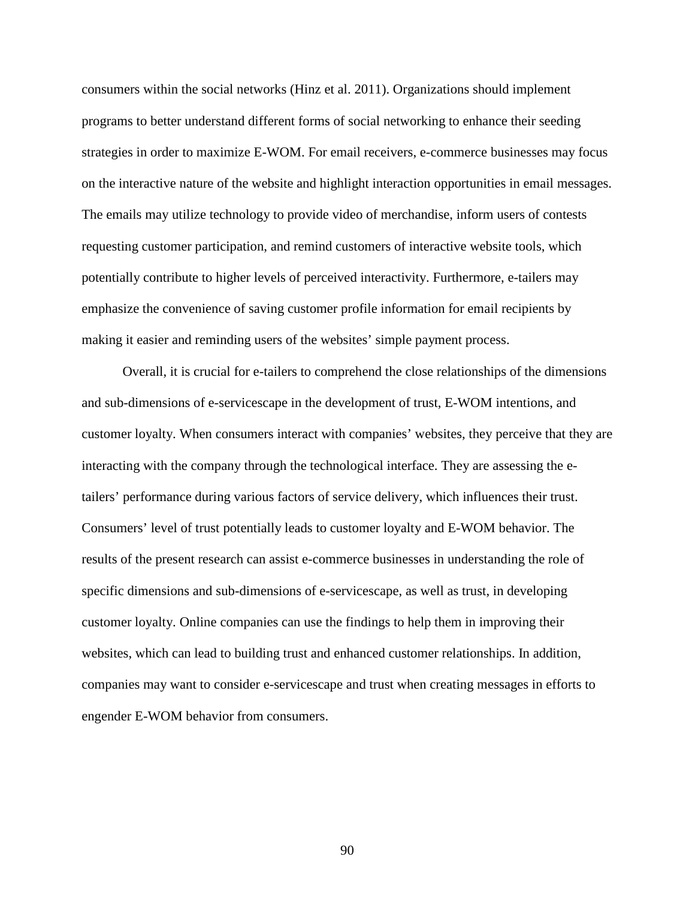consumers within the social networks (Hinz et al. 2011). Organizations should implement programs to better understand different forms of social networking to enhance their seeding strategies in order to maximize E-WOM. For email receivers, e-commerce businesses may focus on the interactive nature of the website and highlight interaction opportunities in email messages. The emails may utilize technology to provide video of merchandise, inform users of contests requesting customer participation, and remind customers of interactive website tools, which potentially contribute to higher levels of perceived interactivity. Furthermore, e-tailers may emphasize the convenience of saving customer profile information for email recipients by making it easier and reminding users of the websites' simple payment process.

Overall, it is crucial for e-tailers to comprehend the close relationships of the dimensions and sub-dimensions of e-servicescape in the development of trust, E-WOM intentions, and customer loyalty. When consumers interact with companies' websites, they perceive that they are interacting with the company through the technological interface. They are assessing the e-tailers' performance during various factors of service delivery, which influences their trust. Consumers' level of trust potentially leads to customer loyalty and E-WOM behavior. The results of the present research can assist e-commerce businesses in understanding the role of specific dimensions and sub-dimensions of e-servicescape, as well as trust, in developing customer loyalty. Online companies can use the findings to help them in improving their websites, which can lead to building trust and enhanced customer relationships. In addition, companies may want to consider e-servicescape and trust when creating messages in efforts to engender E-WOM behavior from consumers.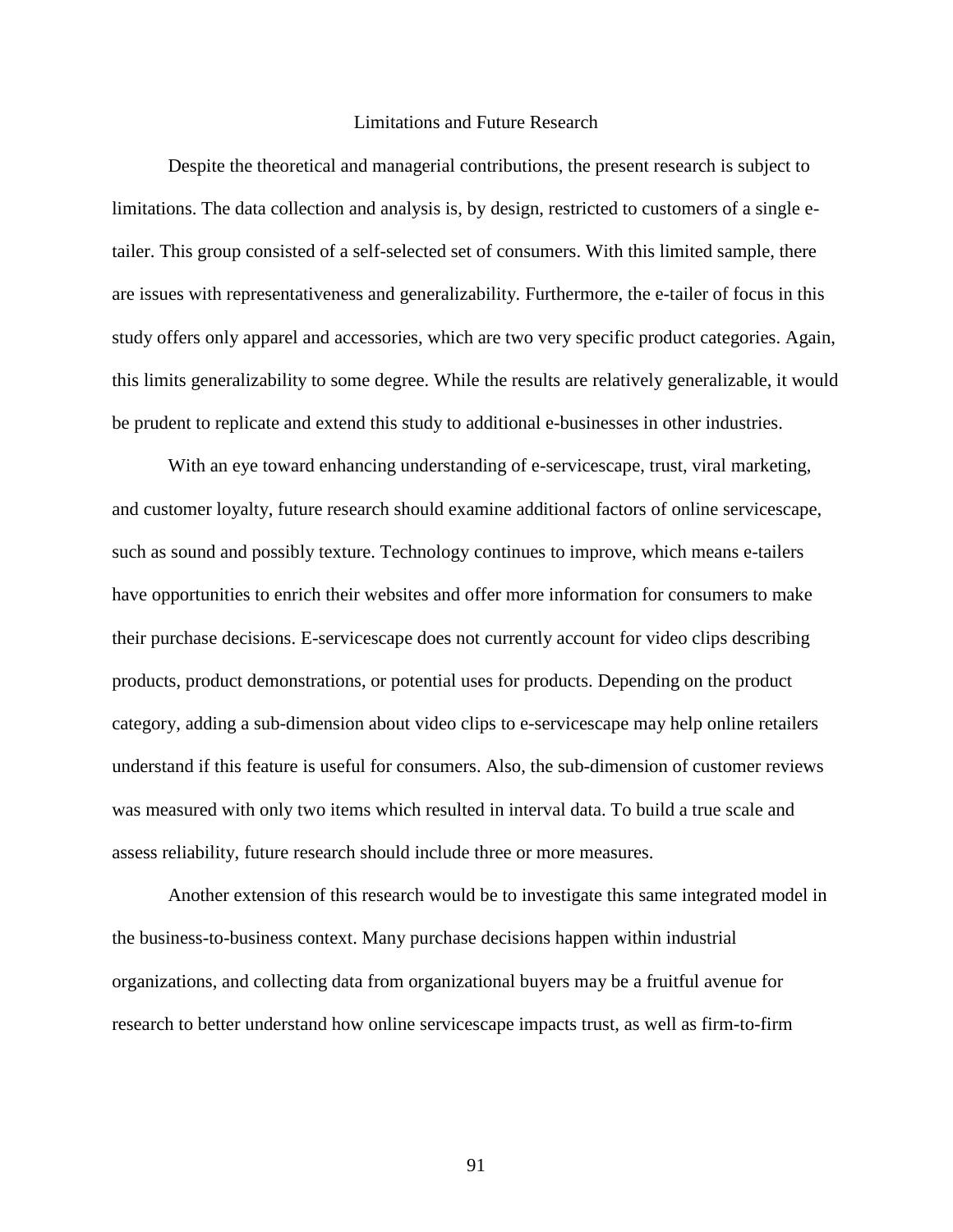## Limitations and Future Research

Despite the theoretical and managerial contributions, the present research is subject to limitations. The data collection and analysis is, by design, restricted to customers of a single e-tailer. This group consisted of a self-selected set of consumers. With this limited sample, there are issues with representativeness and generalizability. Furthermore, the e-tailer of focus in this study offers only apparel and accessories, which are two very specific product categories. Again, this limits generalizability to some degree. While the results are relatively generalizable, it would be prudent to replicate and extend this study to additional e-businesses in other industries.

With an eye toward enhancing understanding of e-servicescape, trust, viral marketing, and customer loyalty, future research should examine additional factors of online servicescape, such as sound and possibly texture. Technology continues to improve, which means e-tailers have opportunities to enrich their websites and offer more information for consumers to make their purchase decisions. E-servicescape does not currently account for video clips describing products, product demonstrations, or potential uses for products. Depending on the product category, adding a sub-dimension about video clips to e-servicescape may help online retailers understand if this feature is useful for consumers. Also, the sub-dimension of customer reviews was measured with only two items which resulted in interval data. To build a true scale and assess reliability, future research should include three or more measures.

Another extension of this research would be to investigate this same integrated model in the business-to-business context. Many purchase decisions happen within industrial organizations, and collecting data from organizational buyers may be a fruitful avenue for research to better understand how online servicescape impacts trust, as well as firm-to-firm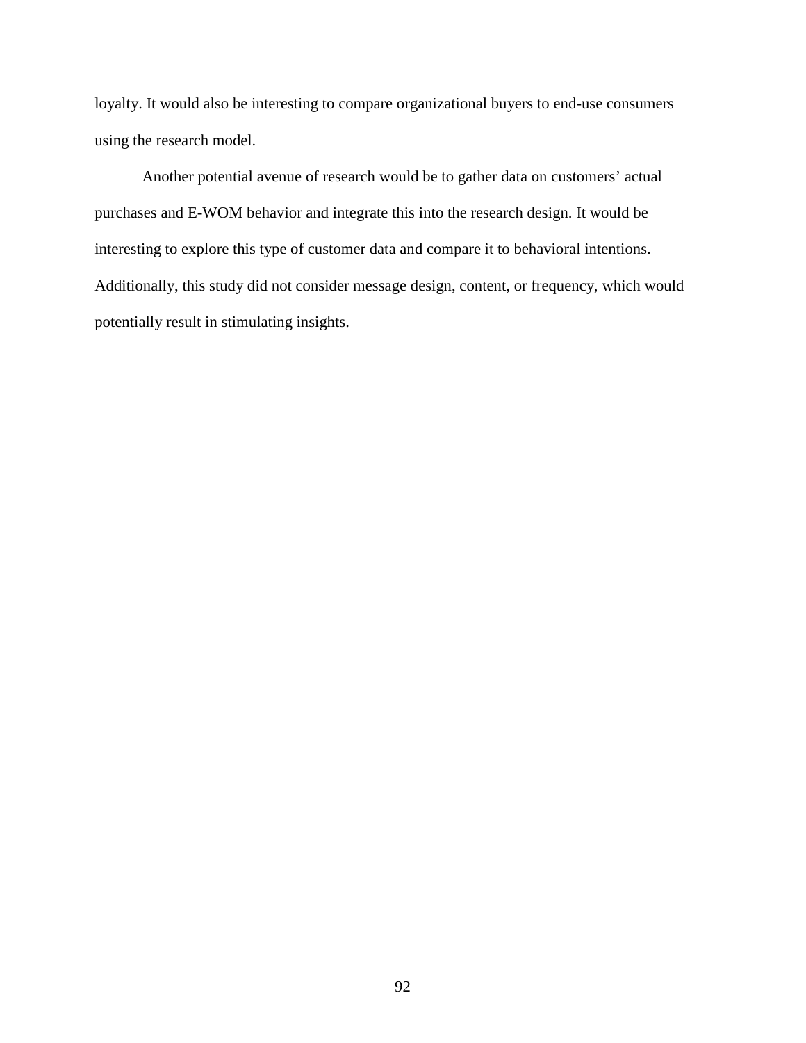loyalty. It would also be interesting to compare organizational buyers to end-use consumers using the research model.

Another potential avenue of research would be to gather data on customers' actual purchases and E-WOM behavior and integrate this into the research design. It would be interesting to explore this type of customer data and compare it to behavioral intentions. Additionally, this study did not consider message design, content, or frequency, which would potentially result in stimulating insights.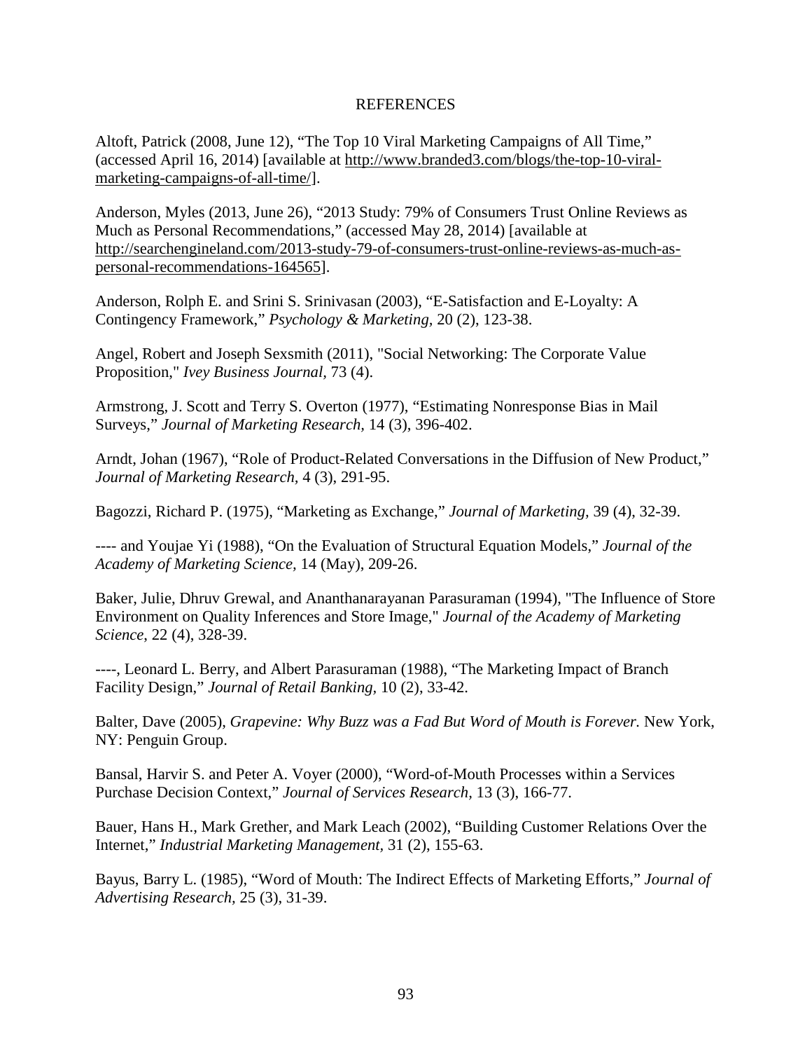# REFERENCES

Altoft, Patrick (2008, June 12), "The Top 10 Viral Marketing Campaigns of All Time," (accessed April 16, 2014) [available at http://www.branded3.com/blogs/the-top-10-viral-marketing-campaigns-of-all-time/].

Anderson, Myles (2013, June 26), "2013 Study: 79% of Consumers Trust Online Reviews as Much as Personal Recommendations," (accessed May 28, 2014) [available at http://searchengineland.com/2013-study-79-of-consumers-trust-online-reviews-as-much-as-personal-recommendations-164565].

Anderson, Rolph E. and Srini S. Srinivasan (2003), "E-Satisfaction and E-Loyalty: A Contingency Framework," *Psychology & Marketing*, 20 (2), 123-38.

Angel, Robert and Joseph Sexsmith (2011), "Social Networking: The Corporate Value Proposition," *Ivey Business Journal*, 73 (4).

Armstrong, J. Scott and Terry S. Overton (1977), "Estimating Nonresponse Bias in Mail Surveys," *Journal of Marketing Research*, 14 (3), 396-402.

Arndt, Johan (1967), "Role of Product-Related Conversations in the Diffusion of New Product," *Journal of Marketing Research*, 4 (3), 291-95.

Bagozzi, Richard P. (1975), "Marketing as Exchange," *Journal of Marketing*, 39 (4), 32-39.

---- and Youjae Yi (1988), "On the Evaluation of Structural Equation Models," *Journal of the Academy of Marketing Science*, 14 (May), 209-26.

Baker, Julie, Dhruv Grewal, and Ananthanarayanan Parasuraman (1994), "The Influence of Store Environment on Quality Inferences and Store Image," *Journal of the Academy of Marketing Science*, 22 (4), 328-39.

----, Leonard L. Berry, and Albert Parasuraman (1988), "The Marketing Impact of Branch Facility Design," *Journal of Retail Banking*, 10 (2), 33-42.

Balter, Dave (2005), *Grapevine: Why Buzz was a Fad But Word of Mouth is Forever.* New York, NY: Penguin Group.

Bansal, Harvir S. and Peter A. Voyer (2000), "Word-of-Mouth Processes within a Services Purchase Decision Context," *Journal of Services Research*, 13 (3), 166-77.

Bauer, Hans H., Mark Grether, and Mark Leach (2002), "Building Customer Relations Over the Internet," *Industrial Marketing Management*, 31 (2), 155-63.

Bayus, Barry L. (1985), "Word of Mouth: The Indirect Effects of Marketing Efforts," *Journal of Advertising Research*, 25 (3), 31-39.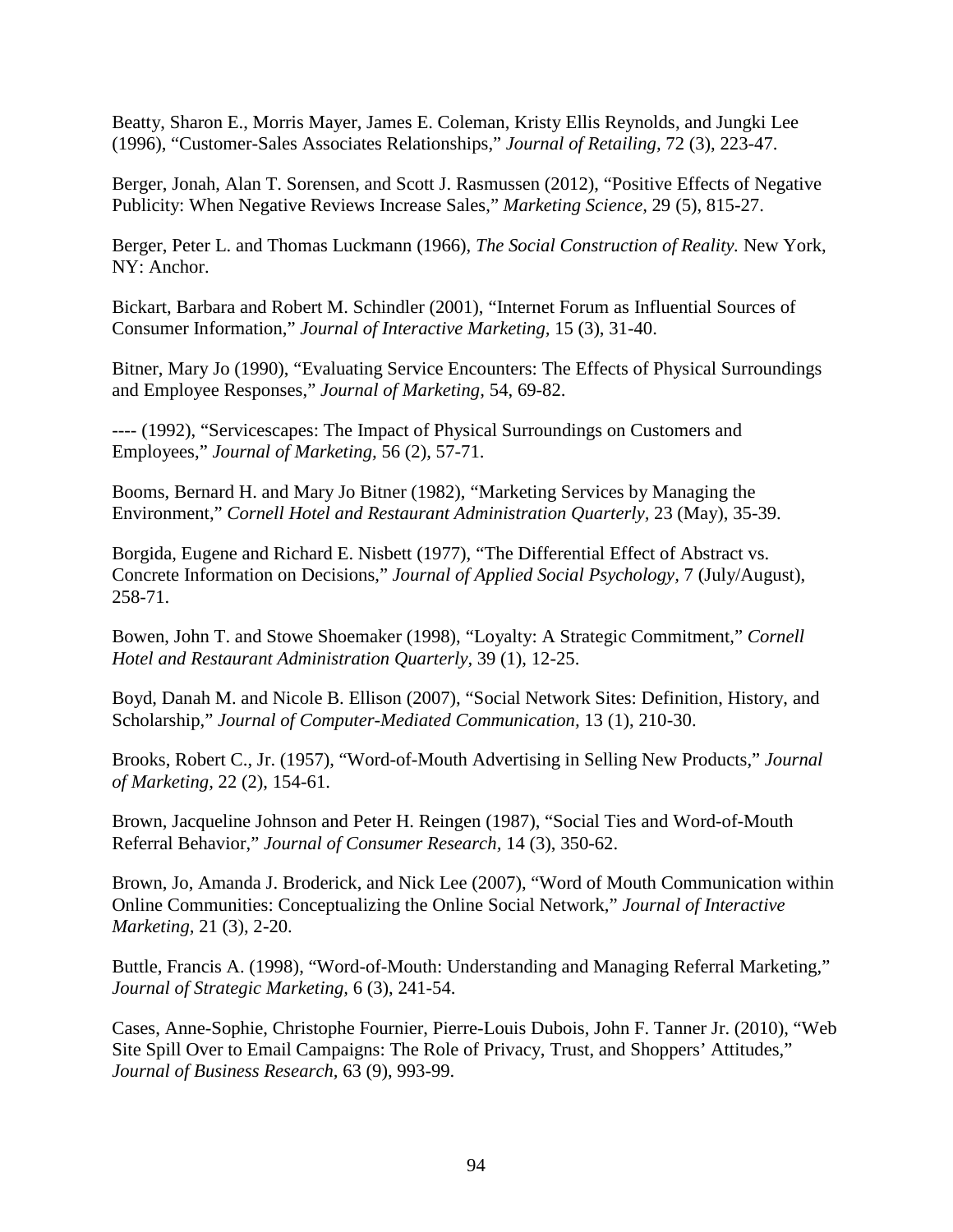Beatty, Sharon E., Morris Mayer, James E. Coleman, Kristy Ellis Reynolds, and Jungki Lee (1996), "Customer-Sales Associates Relationships," *Journal of Retailing,* 72 (3), 223-47.

Berger, Jonah, Alan T. Sorensen, and Scott J. Rasmussen (2012), "Positive Effects of Negative Publicity: When Negative Reviews Increase Sales," *Marketing Science*, 29 (5), 815-27.

Berger, Peter L. and Thomas Luckmann (1966), *The Social Construction of Reality.* New York, NY: Anchor.

Bickart, Barbara and Robert M. Schindler (2001), "Internet Forum as Influential Sources of Consumer Information," *Journal of Interactive Marketing,* 15 (3), 31-40.

Bitner, Mary Jo (1990), "Evaluating Service Encounters: The Effects of Physical Surroundings and Employee Responses," *Journal of Marketing,* 54, 69-82.

---- (1992), "Servicescapes: The Impact of Physical Surroundings on Customers and Employees," *Journal of Marketing,* 56 (2), 57-71.

Booms, Bernard H. and Mary Jo Bitner (1982), "Marketing Services by Managing the Environment," *Cornell Hotel and Restaurant Administration Quarterly,* 23 (May), 35-39.

Borgida, Eugene and Richard E. Nisbett (1977), "The Differential Effect of Abstract vs. Concrete Information on Decisions," *Journal of Applied Social Psychology,* 7 (July/August), 258-71.

Bowen, John T. and Stowe Shoemaker (1998), "Loyalty: A Strategic Commitment," *Cornell Hotel and Restaurant Administration Quarterly*, 39 (1), 12-25.

Boyd, Danah M. and Nicole B. Ellison (2007), "Social Network Sites: Definition, History, and Scholarship," *Journal of Computer-Mediated Communication,* 13 (1), 210-30.

Brooks, Robert C., Jr. (1957), "Word-of-Mouth Advertising in Selling New Products," *Journal of Marketing*, 22 (2), 154-61.

Brown, Jacqueline Johnson and Peter H. Reingen (1987), "Social Ties and Word-of-Mouth Referral Behavior," *Journal of Consumer Research*, 14 (3), 350-62.

Brown, Jo, Amanda J. Broderick, and Nick Lee (2007), "Word of Mouth Communication within Online Communities: Conceptualizing the Online Social Network," *Journal of Interactive Marketing,* 21 (3), 2-20.

Buttle, Francis A. (1998), "Word-of-Mouth: Understanding and Managing Referral Marketing," *Journal of Strategic Marketing,* 6 (3), 241-54.

Cases, Anne-Sophie, Christophe Fournier, Pierre-Louis Dubois, John F. Tanner Jr. (2010), "Web Site Spill Over to Email Campaigns: The Role of Privacy, Trust, and Shoppers' Attitudes," *Journal of Business Research*, 63 (9), 993-99.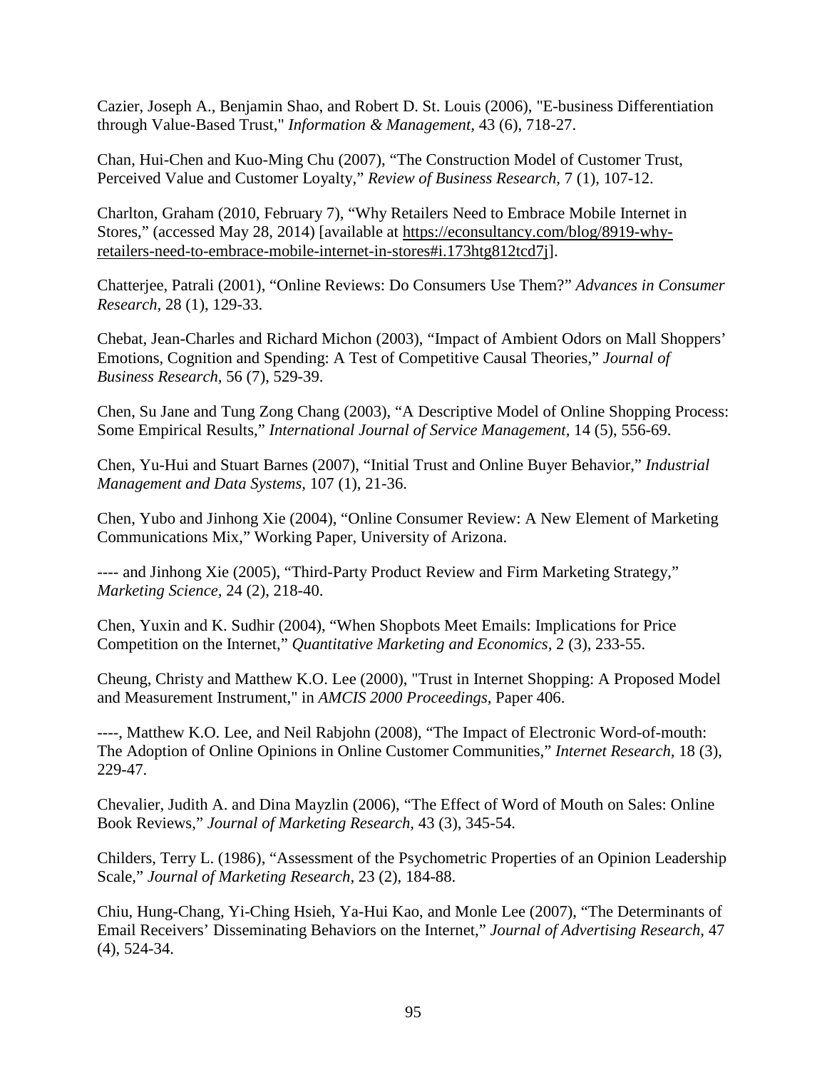Cazier, Joseph A., Benjamin Shao, and Robert D. St. Louis (2006), "E-business Differentiation through Value-Based Trust," *Information & Management,* 43 (6), 718-27.

Chan, Hui-Chen and Kuo-Ming Chu (2007), "The Construction Model of Customer Trust, Perceived Value and Customer Loyalty," *Review of Business Research,* 7 (1), 107-12.

Charlton, Graham (2010, February 7), "Why Retailers Need to Embrace Mobile Internet in Stores," (accessed May 28, 2014) [available at https://econsultancy.com/blog/8919-why-retailers-need-to-embrace-mobile-internet-in-stores#i.173htg812tcd7j].

Chatterjee, Patrali (2001), "Online Reviews: Do Consumers Use Them?" *Advances in Consumer Research,* 28 (1), 129-33.

Chebat, Jean-Charles and Richard Michon (2003), "Impact of Ambient Odors on Mall Shoppers' Emotions, Cognition and Spending: A Test of Competitive Causal Theories," *Journal of Business Research,* 56 (7), 529-39.

Chen, Su Jane and Tung Zong Chang (2003), "A Descriptive Model of Online Shopping Process: Some Empirical Results," *International Journal of Service Management,* 14 (5), 556-69.

Chen, Yu-Hui and Stuart Barnes (2007), "Initial Trust and Online Buyer Behavior," *Industrial Management and Data Systems,* 107 (1), 21-36.

Chen, Yubo and Jinhong Xie (2004), "Online Consumer Review: A New Element of Marketing Communications Mix," Working Paper, University of Arizona.

---- and Jinhong Xie (2005), "Third-Party Product Review and Firm Marketing Strategy," *Marketing Science,* 24 (2), 218-40.

Chen, Yuxin and K. Sudhir (2004), "When Shopbots Meet Emails: Implications for Price Competition on the Internet," *Quantitative Marketing and Economics,* 2 (3), 233-55.

Cheung, Christy and Matthew K.O. Lee (2000), "Trust in Internet Shopping: A Proposed Model and Measurement Instrument," in *AMCIS 2000 Proceedings,* Paper 406.

----, Matthew K.O. Lee, and Neil Rabjohn (2008), "The Impact of Electronic Word-of-mouth: The Adoption of Online Opinions in Online Customer Communities," *Internet Research,* 18 (3), 229-47.

Chevalier, Judith A. and Dina Mayzlin (2006), "The Effect of Word of Mouth on Sales: Online Book Reviews," *Journal of Marketing Research,* 43 (3), 345-54.

Childers, Terry L. (1986), "Assessment of the Psychometric Properties of an Opinion Leadership Scale," *Journal of Marketing Research,* 23 (2), 184-88.

Chiu, Hung-Chang, Yi-Ching Hsieh, Ya-Hui Kao, and Monle Lee (2007), "The Determinants of Email Receivers' Disseminating Behaviors on the Internet," *Journal of Advertising Research,* 47 (4), 524-34.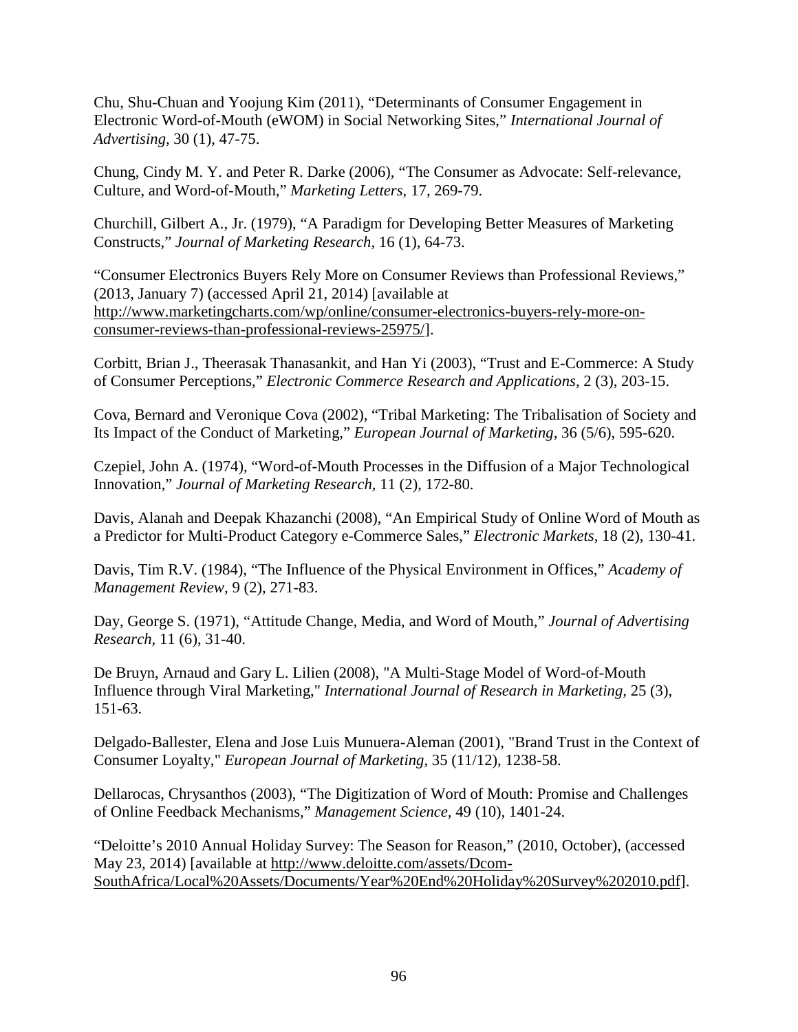Chu, Shu-Chuan and Yoojung Kim (2011), "Determinants of Consumer Engagement in Electronic Word-of-Mouth (eWOM) in Social Networking Sites," *International Journal of Advertising*, 30 (1), 47-75.

Chung, Cindy M. Y. and Peter R. Darke (2006), "The Consumer as Advocate: Self-relevance, Culture, and Word-of-Mouth," *Marketing Letters,* 17, 269-79.

Churchill, Gilbert A., Jr. (1979), "A Paradigm for Developing Better Measures of Marketing Constructs," *Journal of Marketing Research*, 16 (1), 64-73.

"Consumer Electronics Buyers Rely More on Consumer Reviews than Professional Reviews," (2013, January 7) (accessed April 21, 2014) [available at http://www.marketingcharts.com/wp/online/consumer-electronics-buyers-rely-more-on-consumer-reviews-than-professional-reviews-25975/].

Corbitt, Brian J., Theerasak Thanasankit, and Han Yi (2003), "Trust and E-Commerce: A Study of Consumer Perceptions," *Electronic Commerce Research and Applications,* 2 (3), 203-15.

Cova, Bernard and Veronique Cova (2002), "Tribal Marketing: The Tribalisation of Society and Its Impact of the Conduct of Marketing," *European Journal of Marketing,* 36 (5/6), 595-620.

Czepiel, John A. (1974), "Word-of-Mouth Processes in the Diffusion of a Major Technological Innovation," *Journal of Marketing Research,* 11 (2), 172-80.

Davis, Alanah and Deepak Khazanchi (2008), "An Empirical Study of Online Word of Mouth as a Predictor for Multi-Product Category e-Commerce Sales," *Electronic Markets*, 18 (2), 130-41.

Davis, Tim R.V. (1984), "The Influence of the Physical Environment in Offices," *Academy of Management Review,* 9 (2), 271-83.

Day, George S. (1971), "Attitude Change, Media, and Word of Mouth," *Journal of Advertising Research,* 11 (6), 31-40.

De Bruyn, Arnaud and Gary L. Lilien (2008), "A Multi-Stage Model of Word-of-Mouth Influence through Viral Marketing," *International Journal of Research in Marketing,* 25 (3), 151-63.

Delgado-Ballester, Elena and Jose Luis Munuera-Aleman (2001), "Brand Trust in the Context of Consumer Loyalty," *European Journal of Marketing*, 35 (11/12), 1238-58.

Dellarocas, Chrysanthos (2003), "The Digitization of Word of Mouth: Promise and Challenges of Online Feedback Mechanisms," *Management Science,* 49 (10), 1401-24.

"Deloitte's 2010 Annual Holiday Survey: The Season for Reason," (2010, October), (accessed May 23, 2014) [available at http://www.deloitte.com/assets/Dcom-SouthAfrica/Local%20Assets/Documents/Year%20End%20Holiday%20Survey%202010.pdf].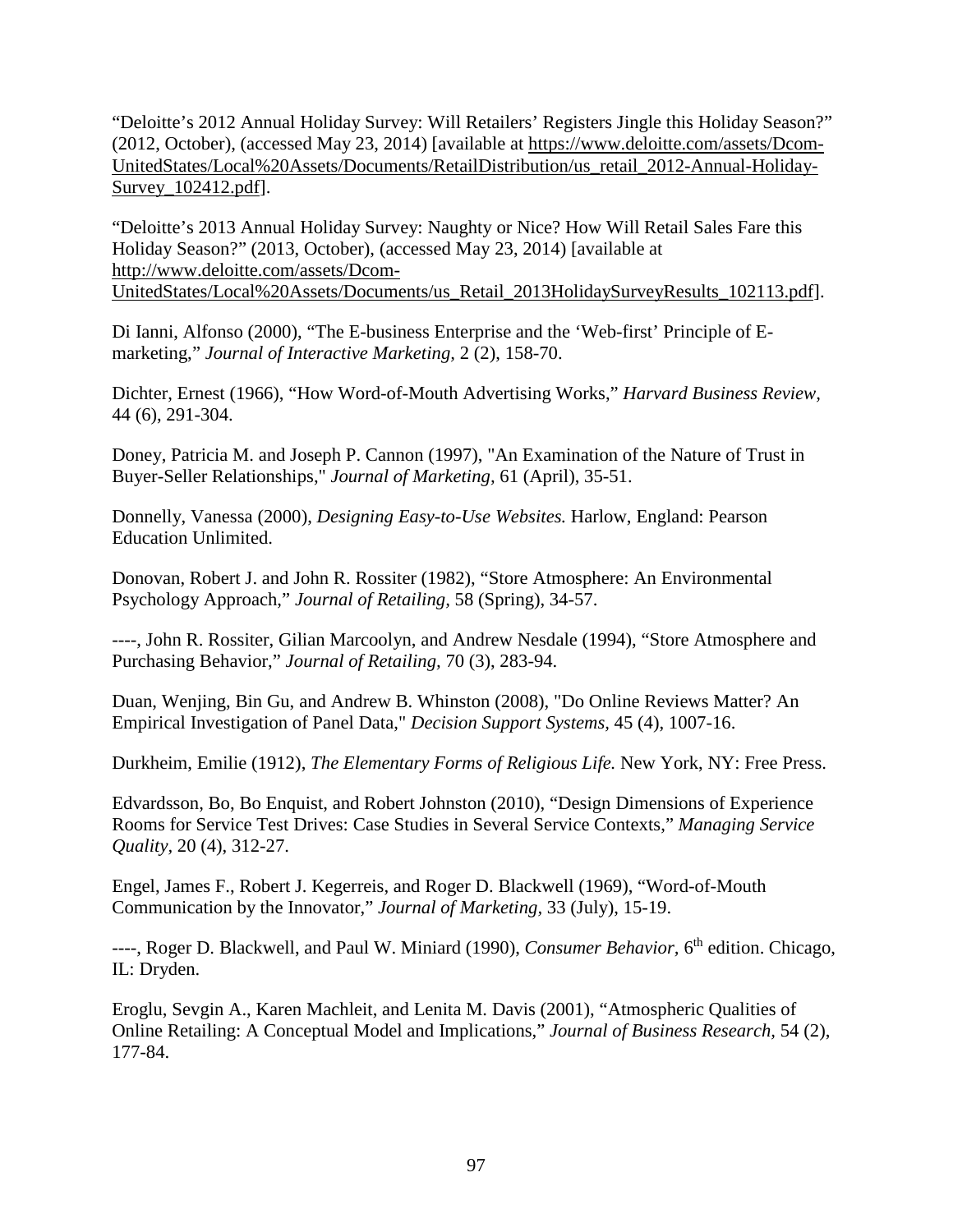"Deloitte's 2012 Annual Holiday Survey: Will Retailers' Registers Jingle this Holiday Season?" (2012, October), (accessed May 23, 2014) [available at https://www.deloitte.com/assets/Dcom-UnitedStates/Local%20Assets/Documents/RetailDistribution/us_retail_2012-Annual-Holiday-Survey_102412.pdf].

"Deloitte's 2013 Annual Holiday Survey: Naughty or Nice? How Will Retail Sales Fare this Holiday Season?" (2013, October), (accessed May 23, 2014) [available at http://www.deloitte.com/assets/Dcom-UnitedStates/Local%20Assets/Documents/us_Retail_2013HolidaySurveyResults_102113.pdf].

Di Ianni, Alfonso (2000), "The E-business Enterprise and the 'Web-first' Principle of E-marketing," *Journal of Interactive Marketing,* 2 (2), 158-70.

Dichter, Ernest (1966), "How Word-of-Mouth Advertising Works," *Harvard Business Review,* 44 (6), 291-304.

Doney, Patricia M. and Joseph P. Cannon (1997), "An Examination of the Nature of Trust in Buyer-Seller Relationships," *Journal of Marketing,* 61 (April), 35-51.

Donnelly, Vanessa (2000), *Designing Easy-to-Use Websites.* Harlow, England: Pearson Education Unlimited.

Donovan, Robert J. and John R. Rossiter (1982), "Store Atmosphere: An Environmental Psychology Approach," *Journal of Retailing,* 58 (Spring), 34-57.

----, John R. Rossiter, Gilian Marcoolyn, and Andrew Nesdale (1994), "Store Atmosphere and Purchasing Behavior," *Journal of Retailing,* 70 (3), 283-94.

Duan, Wenjing, Bin Gu, and Andrew B. Whinston (2008), "Do Online Reviews Matter? An Empirical Investigation of Panel Data," *Decision Support Systems,* 45 (4), 1007-16.

Durkheim, Emilie (1912), *The Elementary Forms of Religious Life.* New York, NY: Free Press.

Edvardsson, Bo, Bo Enquist, and Robert Johnston (2010), "Design Dimensions of Experience Rooms for Service Test Drives: Case Studies in Several Service Contexts," *Managing Service Quality*, 20 (4), 312-27.

Engel, James F., Robert J. Kegerreis, and Roger D. Blackwell (1969), "Word-of-Mouth Communication by the Innovator," *Journal of Marketing,* 33 (July), 15-19.

----, Roger D. Blackwell, and Paul W. Miniard (1990), *Consumer Behavior,* 6th edition. Chicago, IL: Dryden.

Eroglu, Sevgin A., Karen Machleit, and Lenita M. Davis (2001), "Atmospheric Qualities of Online Retailing: A Conceptual Model and Implications," *Journal of Business Research,* 54 (2), 177-84.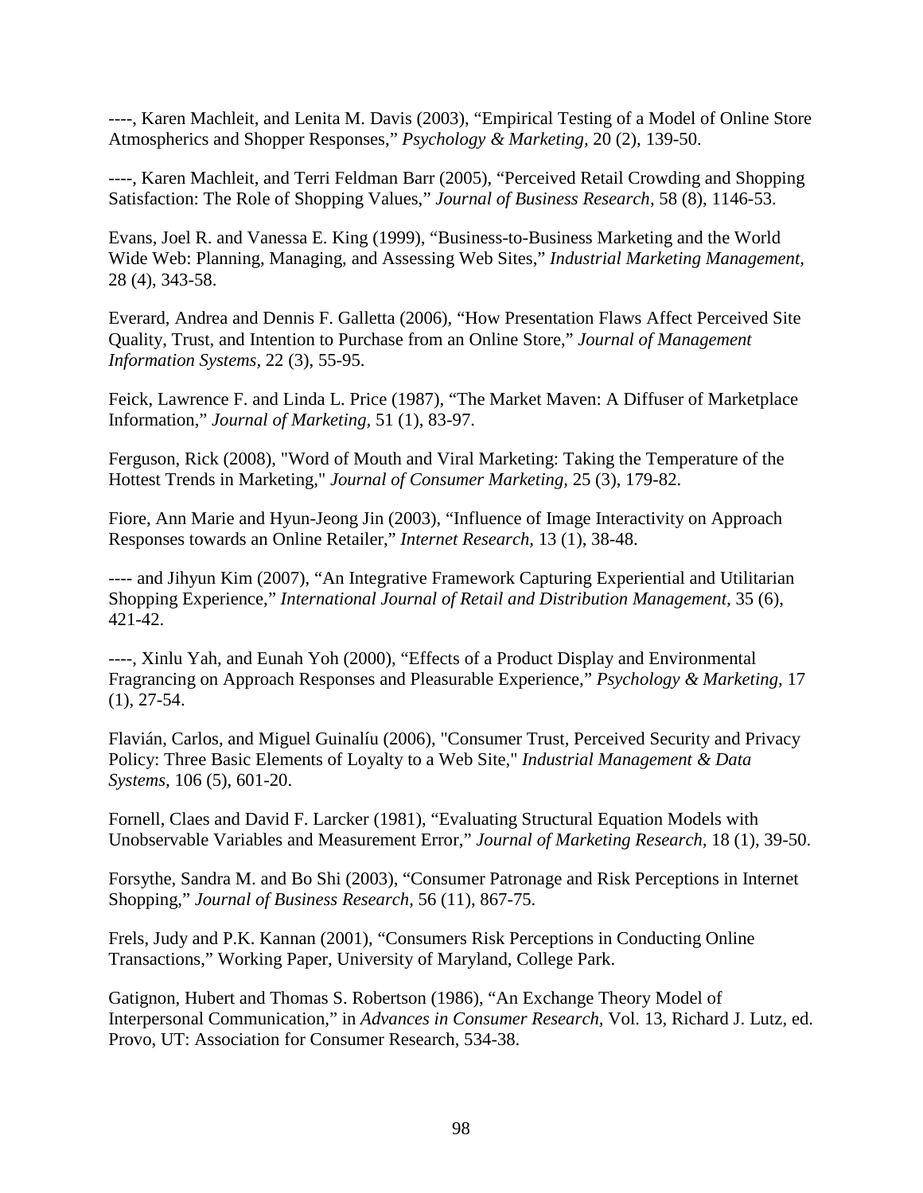----, Karen Machleit, and Lenita M. Davis (2003), "Empirical Testing of a Model of Online Store Atmospherics and Shopper Responses," *Psychology & Marketing,* 20 (2), 139-50.

----, Karen Machleit, and Terri Feldman Barr (2005), "Perceived Retail Crowding and Shopping Satisfaction: The Role of Shopping Values," *Journal of Business Research,* 58 (8), 1146-53.

Evans, Joel R. and Vanessa E. King (1999), "Business-to-Business Marketing and the World Wide Web: Planning, Managing, and Assessing Web Sites," *Industrial Marketing Management,* 28 (4), 343-58.

Everard, Andrea and Dennis F. Galletta (2006), "How Presentation Flaws Affect Perceived Site Quality, Trust, and Intention to Purchase from an Online Store," *Journal of Management Information Systems,* 22 (3), 55-95.

Feick, Lawrence F. and Linda L. Price (1987), "The Market Maven: A Diffuser of Marketplace Information," *Journal of Marketing,* 51 (1), 83-97.

Ferguson, Rick (2008), "Word of Mouth and Viral Marketing: Taking the Temperature of the Hottest Trends in Marketing," *Journal of Consumer Marketing,* 25 (3), 179-82.

Fiore, Ann Marie and Hyun-Jeong Jin (2003), "Influence of Image Interactivity on Approach Responses towards an Online Retailer," *Internet Research,* 13 (1), 38-48.

---- and Jihyun Kim (2007), "An Integrative Framework Capturing Experiential and Utilitarian Shopping Experience," *International Journal of Retail and Distribution Management,* 35 (6), 421-42.

----, Xinlu Yah, and Eunah Yoh (2000), "Effects of a Product Display and Environmental Fragrancing on Approach Responses and Pleasurable Experience," *Psychology & Marketing,* 17 (1), 27-54.

Flavián, Carlos, and Miguel Guinalíu (2006), "Consumer Trust, Perceived Security and Privacy Policy: Three Basic Elements of Loyalty to a Web Site," *Industrial Management & Data Systems,* 106 (5), 601-20.

Fornell, Claes and David F. Larcker (1981), "Evaluating Structural Equation Models with Unobservable Variables and Measurement Error," *Journal of Marketing Research,* 18 (1), 39-50.

Forsythe, Sandra M. and Bo Shi (2003), "Consumer Patronage and Risk Perceptions in Internet Shopping," *Journal of Business Research,* 56 (11), 867-75.

Frels, Judy and P.K. Kannan (2001), "Consumers Risk Perceptions in Conducting Online Transactions," Working Paper, University of Maryland, College Park.

Gatignon, Hubert and Thomas S. Robertson (1986), "An Exchange Theory Model of Interpersonal Communication," in *Advances in Consumer Research,* Vol. 13, Richard J. Lutz, ed. Provo, UT: Association for Consumer Research, 534-38.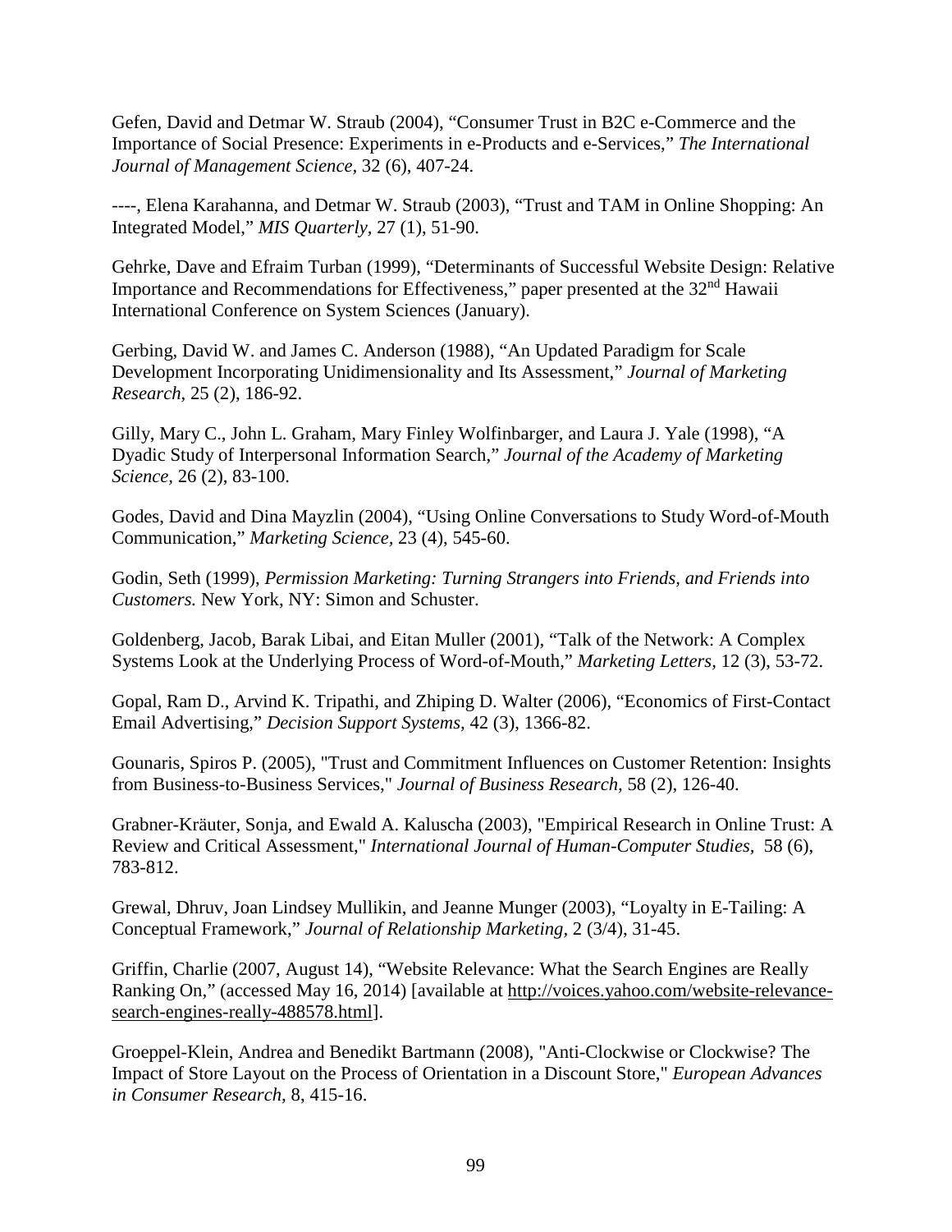Gefen, David and Detmar W. Straub (2004), "Consumer Trust in B2C e-Commerce and the Importance of Social Presence: Experiments in e-Products and e-Services," *The International Journal of Management Science,* 32 (6), 407-24.

----, Elena Karahanna, and Detmar W. Straub (2003), "Trust and TAM in Online Shopping: An Integrated Model," *MIS Quarterly*, 27 (1), 51-90.

Gehrke, Dave and Efraim Turban (1999), "Determinants of Successful Website Design: Relative Importance and Recommendations for Effectiveness," paper presented at the 32nd Hawaii International Conference on System Sciences (January).

Gerbing, David W. and James C. Anderson (1988), "An Updated Paradigm for Scale Development Incorporating Unidimensionality and Its Assessment," *Journal of Marketing Research,* 25 (2), 186-92.

Gilly, Mary C., John L. Graham, Mary Finley Wolfinbarger, and Laura J. Yale (1998), "A Dyadic Study of Interpersonal Information Search," *Journal of the Academy of Marketing Science*, 26 (2), 83-100.

Godes, David and Dina Mayzlin (2004), "Using Online Conversations to Study Word-of-Mouth Communication," *Marketing Science,* 23 (4), 545-60.

Godin, Seth (1999), *Permission Marketing: Turning Strangers into Friends, and Friends into Customers.* New York, NY: Simon and Schuster.

Goldenberg, Jacob, Barak Libai, and Eitan Muller (2001), "Talk of the Network: A Complex Systems Look at the Underlying Process of Word-of-Mouth," *Marketing Letters,* 12 (3), 53-72.

Gopal, Ram D., Arvind K. Tripathi, and Zhiping D. Walter (2006), "Economics of First-Contact Email Advertising," *Decision Support Systems,* 42 (3), 1366-82.

Gounaris, Spiros P. (2005), "Trust and Commitment Influences on Customer Retention: Insights from Business-to-Business Services," *Journal of Business Research,* 58 (2), 126-40.

Grabner-Kräuter, Sonja, and Ewald A. Kaluscha (2003), "Empirical Research in Online Trust: A Review and Critical Assessment," *International Journal of Human-Computer Studies,* 58 (6), 783-812.

Grewal, Dhruv, Joan Lindsey Mullikin, and Jeanne Munger (2003), "Loyalty in E-Tailing: A Conceptual Framework," *Journal of Relationship Marketing*, 2 (3/4), 31-45.

Griffin, Charlie (2007, August 14), "Website Relevance: What the Search Engines are Really Ranking On," (accessed May 16, 2014) [available at http://voices.yahoo.com/website-relevance-search-engines-really-488578.html].

Groeppel-Klein, Andrea and Benedikt Bartmann (2008), "Anti-Clockwise or Clockwise? The Impact of Store Layout on the Process of Orientation in a Discount Store," *European Advances in Consumer Research,* 8, 415-16.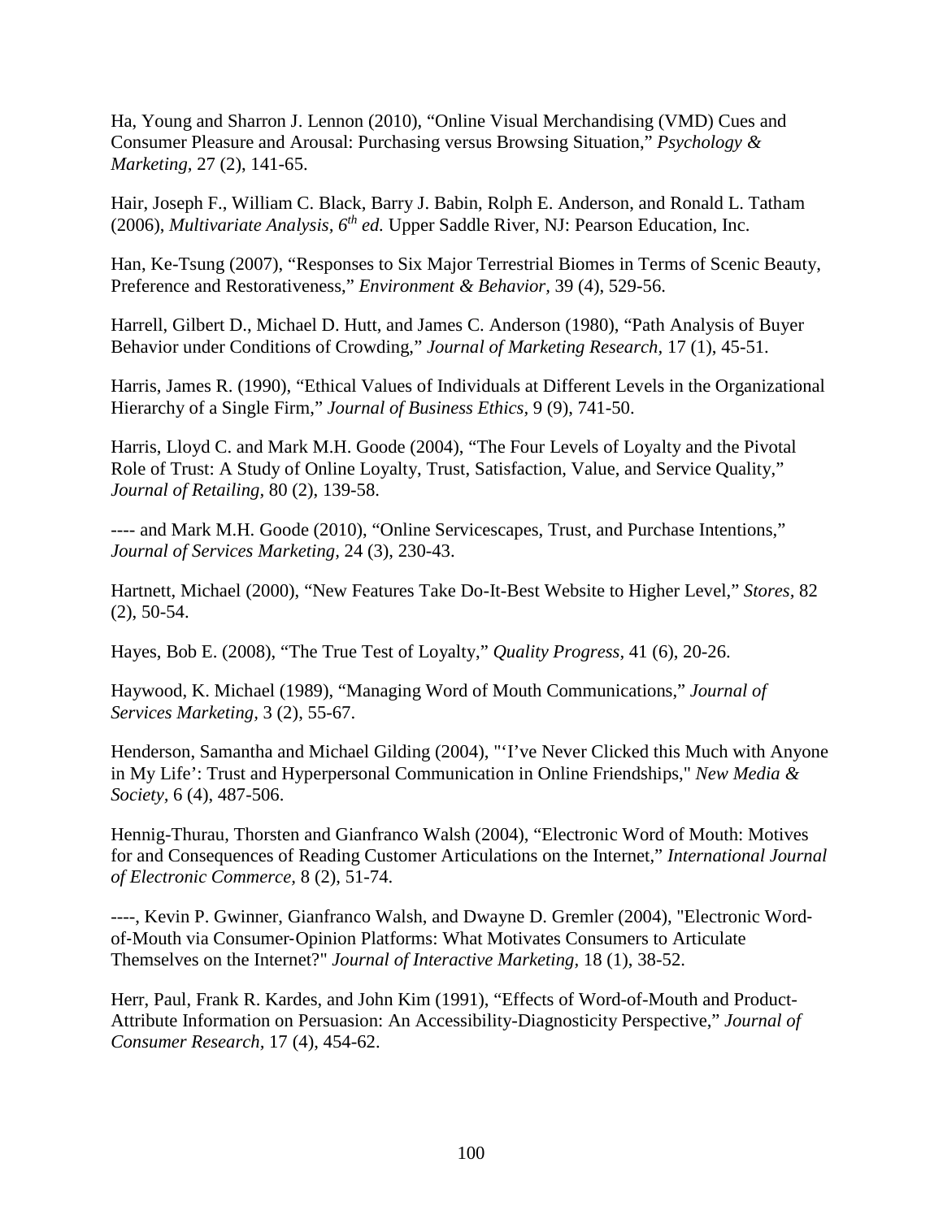Ha, Young and Sharron J. Lennon (2010), "Online Visual Merchandising (VMD) Cues and Consumer Pleasure and Arousal: Purchasing versus Browsing Situation," *Psychology & Marketing,* 27 (2), 141-65.

Hair, Joseph F., William C. Black, Barry J. Babin, Rolph E. Anderson, and Ronald L. Tatham (2006), *Multivariate Analysis, 6th ed.* Upper Saddle River, NJ: Pearson Education, Inc.

Han, Ke-Tsung (2007), "Responses to Six Major Terrestrial Biomes in Terms of Scenic Beauty, Preference and Restorativeness," *Environment & Behavior*, 39 (4), 529-56.

Harrell, Gilbert D., Michael D. Hutt, and James C. Anderson (1980), "Path Analysis of Buyer Behavior under Conditions of Crowding," *Journal of Marketing Research,* 17 (1), 45-51.

Harris, James R. (1990), "Ethical Values of Individuals at Different Levels in the Organizational Hierarchy of a Single Firm," *Journal of Business Ethics,* 9 (9), 741-50.

Harris, Lloyd C. and Mark M.H. Goode (2004), "The Four Levels of Loyalty and the Pivotal Role of Trust: A Study of Online Loyalty, Trust, Satisfaction, Value, and Service Quality," *Journal of Retailing,* 80 (2), 139-58.

---- and Mark M.H. Goode (2010), "Online Servicescapes, Trust, and Purchase Intentions," *Journal of Services Marketing,* 24 (3), 230-43.

Hartnett, Michael (2000), "New Features Take Do-It-Best Website to Higher Level," *Stores,* 82 (2), 50-54.

Hayes, Bob E. (2008), "The True Test of Loyalty," *Quality Progress,* 41 (6), 20-26.

Haywood, K. Michael (1989), "Managing Word of Mouth Communications," *Journal of Services Marketing,* 3 (2), 55-67.

Henderson, Samantha and Michael Gilding (2004), "'I've Never Clicked this Much with Anyone in My Life': Trust and Hyperpersonal Communication in Online Friendships," *New Media & Society,* 6 (4), 487-506.

Hennig-Thurau, Thorsten and Gianfranco Walsh (2004), "Electronic Word of Mouth: Motives for and Consequences of Reading Customer Articulations on the Internet," *International Journal of Electronic Commerce,* 8 (2), 51-74.

----, Kevin P. Gwinner, Gianfranco Walsh, and Dwayne D. Gremler (2004), "Electronic Word-of-Mouth via Consumer-Opinion Platforms: What Motivates Consumers to Articulate Themselves on the Internet?" *Journal of Interactive Marketing,* 18 (1), 38-52.

Herr, Paul, Frank R. Kardes, and John Kim (1991), "Effects of Word-of-Mouth and Product-Attribute Information on Persuasion: An Accessibility-Diagnosticity Perspective," *Journal of Consumer Research,* 17 (4), 454-62.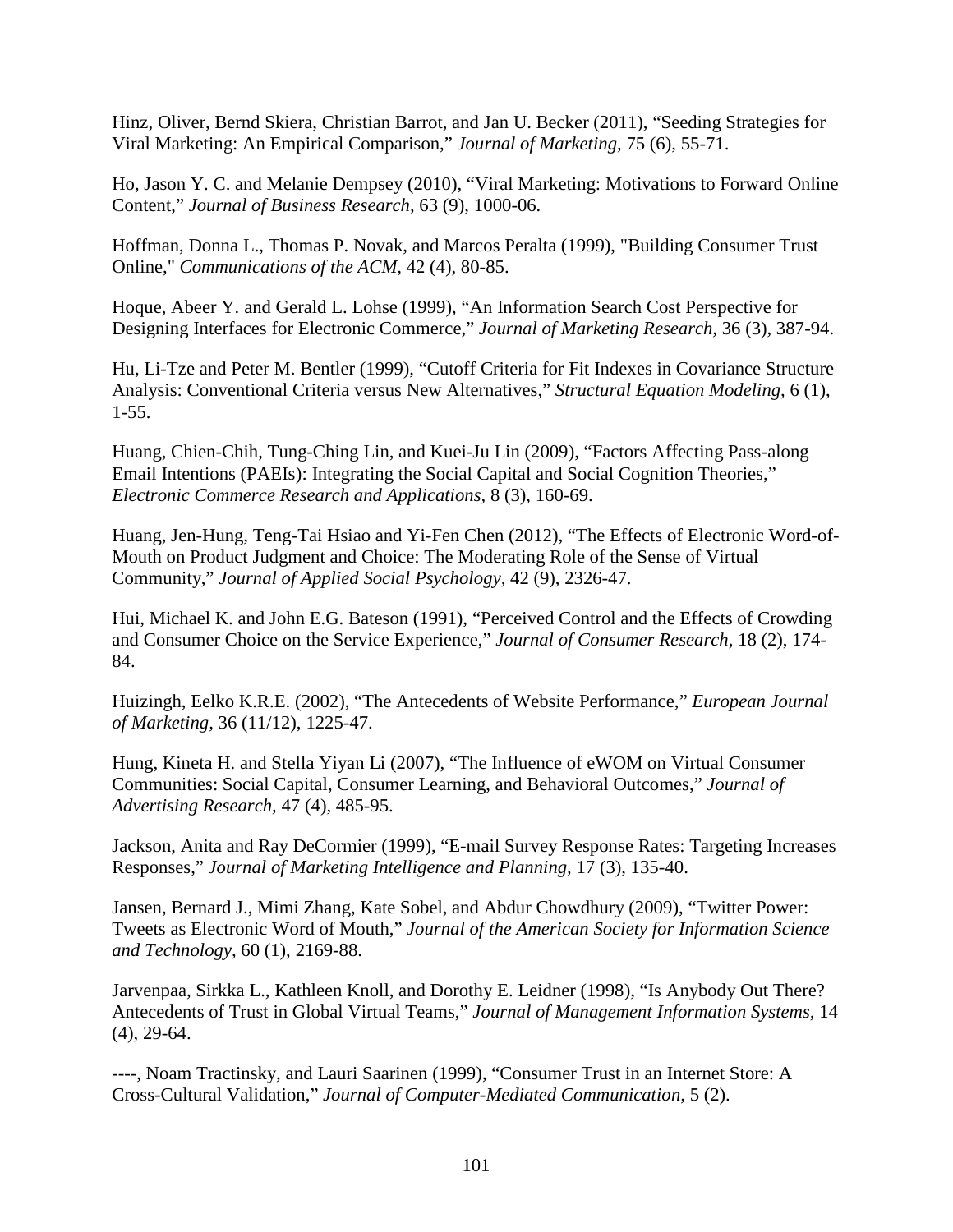Hinz, Oliver, Bernd Skiera, Christian Barrot, and Jan U. Becker (2011), "Seeding Strategies for Viral Marketing: An Empirical Comparison," *Journal of Marketing,* 75 (6), 55-71.

Ho, Jason Y. C. and Melanie Dempsey (2010), "Viral Marketing: Motivations to Forward Online Content," *Journal of Business Research,* 63 (9), 1000-06.

Hoffman, Donna L., Thomas P. Novak, and Marcos Peralta (1999), "Building Consumer Trust Online," *Communications of the ACM,* 42 (4), 80-85.

Hoque, Abeer Y. and Gerald L. Lohse (1999), "An Information Search Cost Perspective for Designing Interfaces for Electronic Commerce," *Journal of Marketing Research,* 36 (3), 387-94.

Hu, Li-Tze and Peter M. Bentler (1999), "Cutoff Criteria for Fit Indexes in Covariance Structure Analysis: Conventional Criteria versus New Alternatives," *Structural Equation Modeling,* 6 (1), 1-55.

Huang, Chien-Chih, Tung-Ching Lin, and Kuei-Ju Lin (2009), "Factors Affecting Pass-along Email Intentions (PAEIs): Integrating the Social Capital and Social Cognition Theories," *Electronic Commerce Research and Applications,* 8 (3), 160-69.

Huang, Jen-Hung, Teng-Tai Hsiao and Yi-Fen Chen (2012), "The Effects of Electronic Word-of-Mouth on Product Judgment and Choice: The Moderating Role of the Sense of Virtual Community," *Journal of Applied Social Psychology,* 42 (9), 2326-47.

Hui, Michael K. and John E.G. Bateson (1991), "Perceived Control and the Effects of Crowding and Consumer Choice on the Service Experience," *Journal of Consumer Research,* 18 (2), 174-84.

Huizingh, Eelko K.R.E. (2002), "The Antecedents of Website Performance," *European Journal of Marketing,* 36 (11/12), 1225-47.

Hung, Kineta H. and Stella Yiyan Li (2007), "The Influence of eWOM on Virtual Consumer Communities: Social Capital, Consumer Learning, and Behavioral Outcomes," *Journal of Advertising Research,* 47 (4), 485-95.

Jackson, Anita and Ray DeCormier (1999), "E-mail Survey Response Rates: Targeting Increases Responses," *Journal of Marketing Intelligence and Planning,* 17 (3), 135-40.

Jansen, Bernard J., Mimi Zhang, Kate Sobel, and Abdur Chowdhury (2009), "Twitter Power: Tweets as Electronic Word of Mouth," *Journal of the American Society for Information Science and Technology,* 60 (1), 2169-88.

Jarvenpaa, Sirkka L., Kathleen Knoll, and Dorothy E. Leidner (1998), "Is Anybody Out There? Antecedents of Trust in Global Virtual Teams," *Journal of Management Information Systems,* 14 (4), 29-64.

----, Noam Tractinsky, and Lauri Saarinen (1999), "Consumer Trust in an Internet Store: A Cross-Cultural Validation," *Journal of Computer-Mediated Communication,* 5 (2).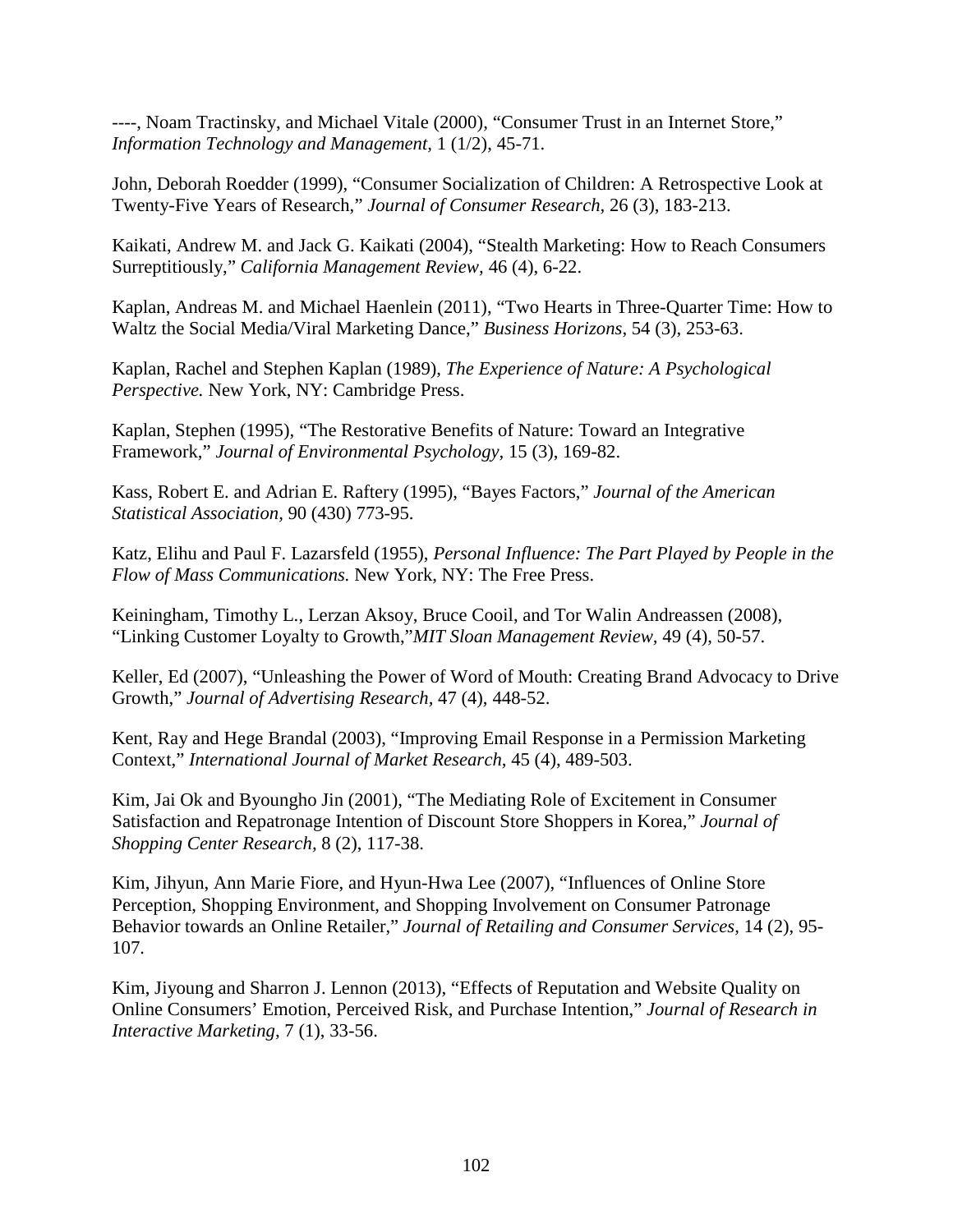----, Noam Tractinsky, and Michael Vitale (2000), "Consumer Trust in an Internet Store," *Information Technology and Management*, 1 (1/2), 45-71.

John, Deborah Roedder (1999), "Consumer Socialization of Children: A Retrospective Look at Twenty-Five Years of Research," *Journal of Consumer Research*, 26 (3), 183-213.

Kaikati, Andrew M. and Jack G. Kaikati (2004), "Stealth Marketing: How to Reach Consumers Surreptitiously," *California Management Review*, 46 (4), 6-22.

Kaplan, Andreas M. and Michael Haenlein (2011), "Two Hearts in Three-Quarter Time: How to Waltz the Social Media/Viral Marketing Dance," *Business Horizons*, 54 (3), 253-63.

Kaplan, Rachel and Stephen Kaplan (1989), *The Experience of Nature: A Psychological Perspective.* New York, NY: Cambridge Press.

Kaplan, Stephen (1995), "The Restorative Benefits of Nature: Toward an Integrative Framework," *Journal of Environmental Psychology*, 15 (3), 169-82.

Kass, Robert E. and Adrian E. Raftery (1995), "Bayes Factors," *Journal of the American Statistical Association*, 90 (430) 773-95.

Katz, Elihu and Paul F. Lazarsfeld (1955), *Personal Influence: The Part Played by People in the Flow of Mass Communications.* New York, NY: The Free Press.

Keiningham, Timothy L., Lerzan Aksoy, Bruce Cooil, and Tor Walin Andreassen (2008), "Linking Customer Loyalty to Growth,"*MIT Sloan Management Review*, 49 (4), 50-57.

Keller, Ed (2007), "Unleashing the Power of Word of Mouth: Creating Brand Advocacy to Drive Growth," *Journal of Advertising Research*, 47 (4), 448-52.

Kent, Ray and Hege Brandal (2003), "Improving Email Response in a Permission Marketing Context," *International Journal of Market Research*, 45 (4), 489-503.

Kim, Jai Ok and Byoungho Jin (2001), "The Mediating Role of Excitement in Consumer Satisfaction and Repatronage Intention of Discount Store Shoppers in Korea," *Journal of Shopping Center Research*, 8 (2), 117-38.

Kim, Jihyun, Ann Marie Fiore, and Hyun-Hwa Lee (2007), "Influences of Online Store Perception, Shopping Environment, and Shopping Involvement on Consumer Patronage Behavior towards an Online Retailer," *Journal of Retailing and Consumer Services*, 14 (2), 95-107.

Kim, Jiyoung and Sharron J. Lennon (2013), "Effects of Reputation and Website Quality on Online Consumers' Emotion, Perceived Risk, and Purchase Intention," *Journal of Research in Interactive Marketing*, 7 (1), 33-56.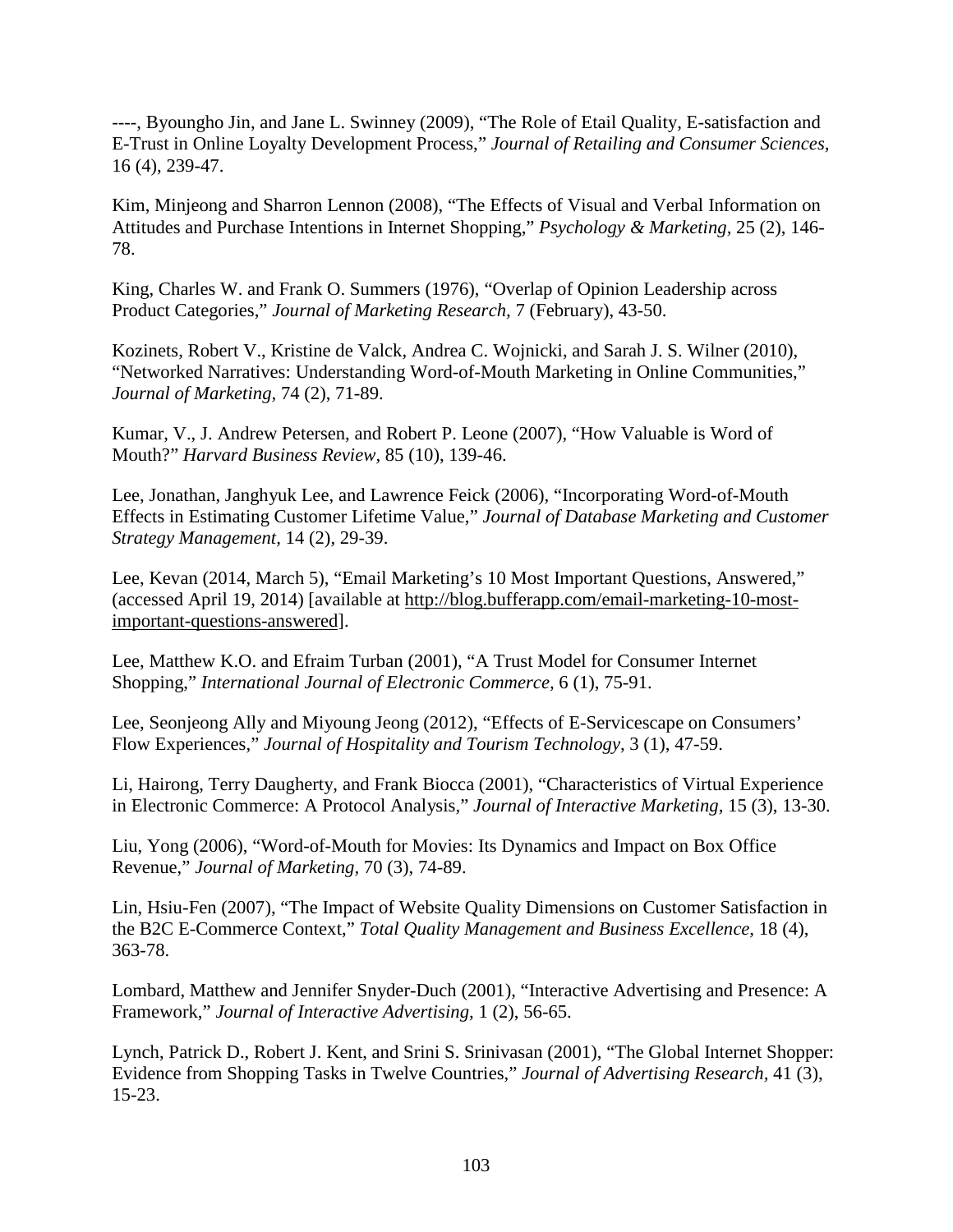----, Byoungho Jin, and Jane L. Swinney (2009), "The Role of Etail Quality, E-satisfaction and E-Trust in Online Loyalty Development Process," *Journal of Retailing and Consumer Sciences,* 16 (4), 239-47.

Kim, Minjeong and Sharron Lennon (2008), "The Effects of Visual and Verbal Information on Attitudes and Purchase Intentions in Internet Shopping," *Psychology & Marketing,* 25 (2), 146-78.

King, Charles W. and Frank O. Summers (1976), "Overlap of Opinion Leadership across Product Categories," *Journal of Marketing Research,* 7 (February), 43-50.

Kozinets, Robert V., Kristine de Valck, Andrea C. Wojnicki, and Sarah J. S. Wilner (2010), "Networked Narratives: Understanding Word-of-Mouth Marketing in Online Communities," *Journal of Marketing,* 74 (2), 71-89.

Kumar, V., J. Andrew Petersen, and Robert P. Leone (2007), "How Valuable is Word of Mouth?" *Harvard Business Review,* 85 (10), 139-46.

Lee, Jonathan, Janghyuk Lee, and Lawrence Feick (2006), "Incorporating Word-of-Mouth Effects in Estimating Customer Lifetime Value," *Journal of Database Marketing and Customer Strategy Management,* 14 (2), 29-39.

Lee, Kevan (2014, March 5), "Email Marketing's 10 Most Important Questions, Answered," (accessed April 19, 2014) [available at http://blog.bufferapp.com/email-marketing-10-most-important-questions-answered].

Lee, Matthew K.O. and Efraim Turban (2001), "A Trust Model for Consumer Internet Shopping," *International Journal of Electronic Commerce,* 6 (1), 75-91.

Lee, Seonjeong Ally and Miyoung Jeong (2012), "Effects of E-Servicescape on Consumers' Flow Experiences," *Journal of Hospitality and Tourism Technology,* 3 (1), 47-59.

Li, Hairong, Terry Daugherty, and Frank Biocca (2001), "Characteristics of Virtual Experience in Electronic Commerce: A Protocol Analysis," *Journal of Interactive Marketing,* 15 (3), 13-30.

Liu, Yong (2006), "Word-of-Mouth for Movies: Its Dynamics and Impact on Box Office Revenue," *Journal of Marketing,* 70 (3), 74-89.

Lin, Hsiu-Fen (2007), "The Impact of Website Quality Dimensions on Customer Satisfaction in the B2C E-Commerce Context," *Total Quality Management and Business Excellence,* 18 (4), 363-78.

Lombard, Matthew and Jennifer Snyder-Duch (2001), "Interactive Advertising and Presence: A Framework," *Journal of Interactive Advertising,* 1 (2), 56-65.

Lynch, Patrick D., Robert J. Kent, and Srini S. Srinivasan (2001), "The Global Internet Shopper: Evidence from Shopping Tasks in Twelve Countries," *Journal of Advertising Research,* 41 (3), 15-23.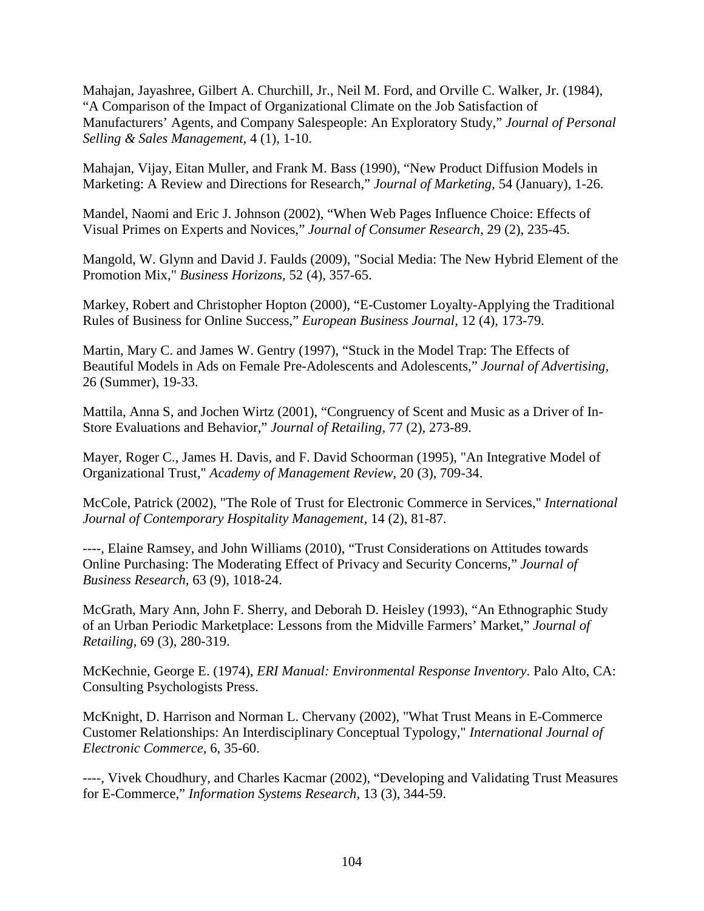Mahajan, Jayashree, Gilbert A. Churchill, Jr., Neil M. Ford, and Orville C. Walker, Jr. (1984), "A Comparison of the Impact of Organizational Climate on the Job Satisfaction of Manufacturers' Agents, and Company Salespeople: An Exploratory Study," *Journal of Personal Selling & Sales Management*, 4 (1), 1-10.

Mahajan, Vijay, Eitan Muller, and Frank M. Bass (1990), "New Product Diffusion Models in Marketing: A Review and Directions for Research," *Journal of Marketing*, 54 (January), 1-26.

Mandel, Naomi and Eric J. Johnson (2002), "When Web Pages Influence Choice: Effects of Visual Primes on Experts and Novices," *Journal of Consumer Research*, 29 (2), 235-45.

Mangold, W. Glynn and David J. Faulds (2009), "Social Media: The New Hybrid Element of the Promotion Mix," *Business Horizons*, 52 (4), 357-65.

Markey, Robert and Christopher Hopton (2000), "E-Customer Loyalty-Applying the Traditional Rules of Business for Online Success," *European Business Journal*, 12 (4), 173-79.

Martin, Mary C. and James W. Gentry (1997), "Stuck in the Model Trap: The Effects of Beautiful Models in Ads on Female Pre-Adolescents and Adolescents," *Journal of Advertising*, 26 (Summer), 19-33.

Mattila, Anna S, and Jochen Wirtz (2001), "Congruency of Scent and Music as a Driver of In-Store Evaluations and Behavior," *Journal of Retailing*, 77 (2), 273-89.

Mayer, Roger C., James H. Davis, and F. David Schoorman (1995), "An Integrative Model of Organizational Trust," *Academy of Management Review*, 20 (3), 709-34.

McCole, Patrick (2002), "The Role of Trust for Electronic Commerce in Services," *International Journal of Contemporary Hospitality Management*, 14 (2), 81-87.

----, Elaine Ramsey, and John Williams (2010), "Trust Considerations on Attitudes towards Online Purchasing: The Moderating Effect of Privacy and Security Concerns," *Journal of Business Research*, 63 (9), 1018-24.

McGrath, Mary Ann, John F. Sherry, and Deborah D. Heisley (1993), "An Ethnographic Study of an Urban Periodic Marketplace: Lessons from the Midville Farmers' Market," *Journal of Retailing*, 69 (3), 280-319.

McKechnie, George E. (1974), *ERI Manual: Environmental Response Inventory*. Palo Alto, CA: Consulting Psychologists Press.

McKnight, D. Harrison and Norman L. Chervany (2002), "What Trust Means in E-Commerce Customer Relationships: An Interdisciplinary Conceptual Typology," *International Journal of Electronic Commerce*, 6, 35-60.

----, Vivek Choudhury, and Charles Kacmar (2002), "Developing and Validating Trust Measures for E-Commerce," *Information Systems Research*, 13 (3), 344-59.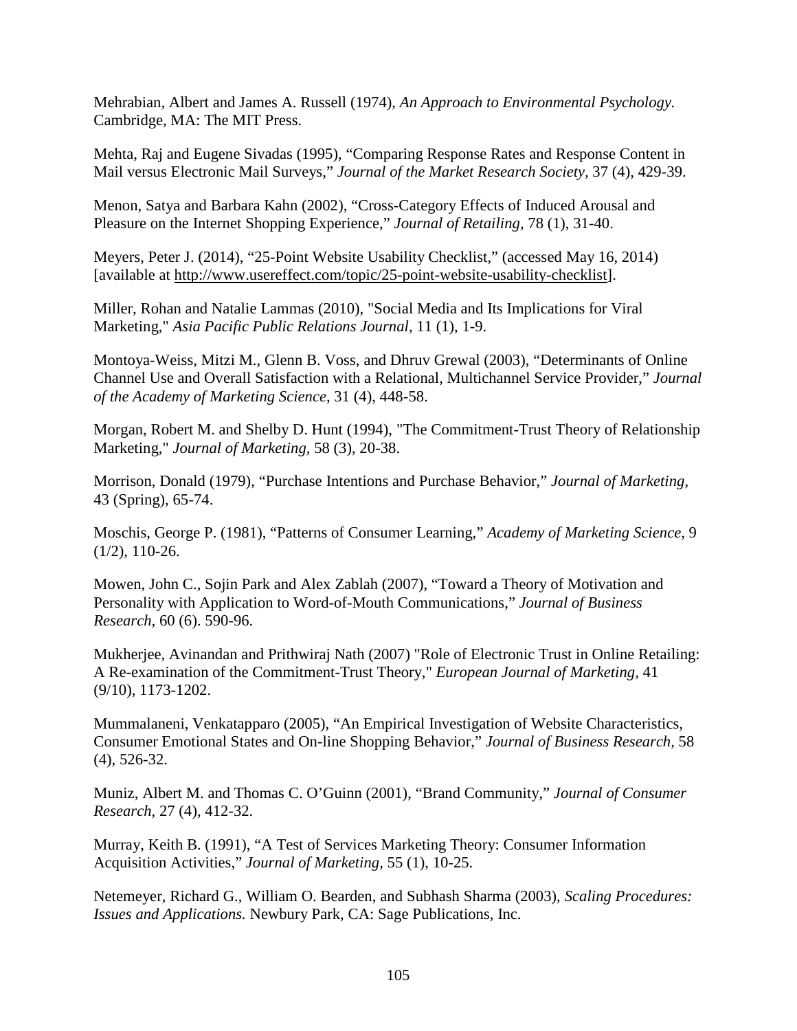Mehrabian, Albert and James A. Russell (1974), *An Approach to Environmental Psychology*. Cambridge, MA: The MIT Press.

Mehta, Raj and Eugene Sivadas (1995), "Comparing Response Rates and Response Content in Mail versus Electronic Mail Surveys," *Journal of the Market Research Society*, 37 (4), 429-39.

Menon, Satya and Barbara Kahn (2002), "Cross-Category Effects of Induced Arousal and Pleasure on the Internet Shopping Experience," *Journal of Retailing*, 78 (1), 31-40.

Meyers, Peter J. (2014), "25-Point Website Usability Checklist," (accessed May 16, 2014) [available at http://www.usereffect.com/topic/25-point-website-usability-checklist].

Miller, Rohan and Natalie Lammas (2010), "Social Media and Its Implications for Viral Marketing," *Asia Pacific Public Relations Journal*, 11 (1), 1-9.

Montoya-Weiss, Mitzi M., Glenn B. Voss, and Dhruv Grewal (2003), "Determinants of Online Channel Use and Overall Satisfaction with a Relational, Multichannel Service Provider," *Journal of the Academy of Marketing Science*, 31 (4), 448-58.

Morgan, Robert M. and Shelby D. Hunt (1994), "The Commitment-Trust Theory of Relationship Marketing," *Journal of Marketing*, 58 (3), 20-38.

Morrison, Donald (1979), "Purchase Intentions and Purchase Behavior," *Journal of Marketing*, 43 (Spring), 65-74.

Moschis, George P. (1981), "Patterns of Consumer Learning," *Academy of Marketing Science*, 9 (1/2), 110-26.

Mowen, John C., Sojin Park and Alex Zablah (2007), "Toward a Theory of Motivation and Personality with Application to Word-of-Mouth Communications," *Journal of Business Research*, 60 (6). 590-96.

Mukherjee, Avinandan and Prithwiraj Nath (2007) "Role of Electronic Trust in Online Retailing: A Re-examination of the Commitment-Trust Theory," *European Journal of Marketing*, 41 (9/10), 1173-1202.

Mummalaneni, Venkatapparo (2005), "An Empirical Investigation of Website Characteristics, Consumer Emotional States and On-line Shopping Behavior," *Journal of Business Research*, 58 (4), 526-32.

Muniz, Albert M. and Thomas C. O'Guinn (2001), "Brand Community," *Journal of Consumer Research*, 27 (4), 412-32.

Murray, Keith B. (1991), "A Test of Services Marketing Theory: Consumer Information Acquisition Activities," *Journal of Marketing*, 55 (1), 10-25.

Netemeyer, Richard G., William O. Bearden, and Subhash Sharma (2003), *Scaling Procedures: Issues and Applications.* Newbury Park, CA: Sage Publications, Inc.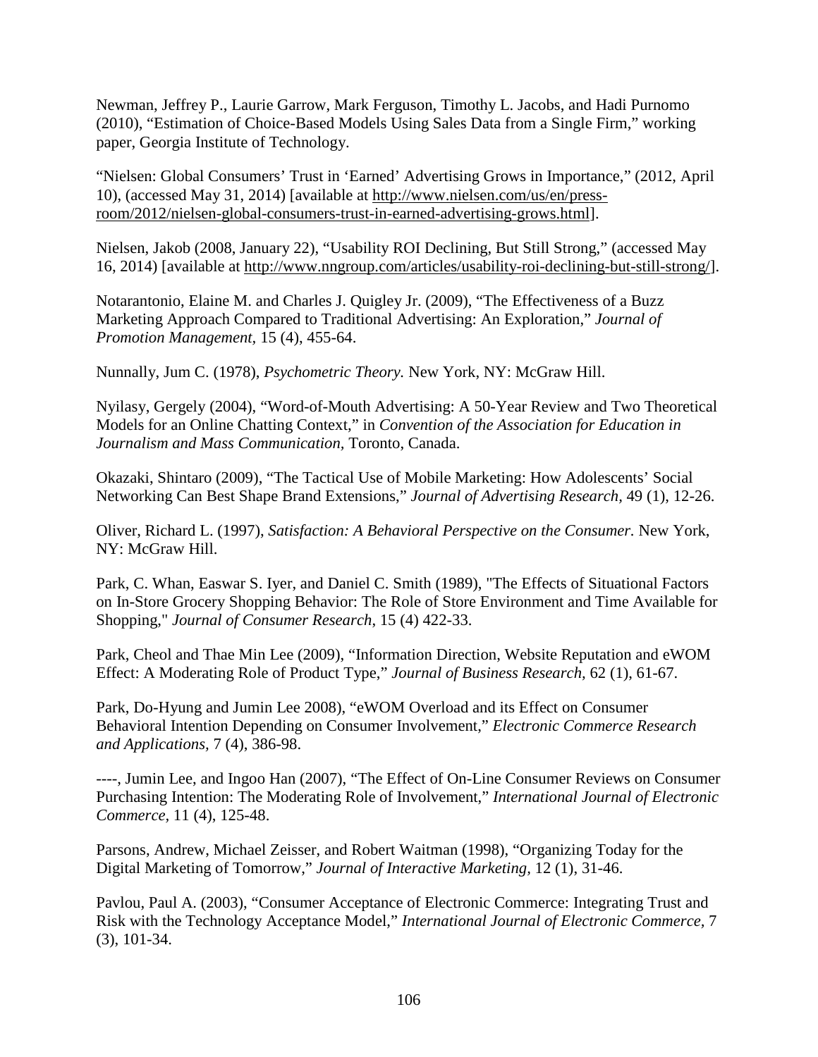Newman, Jeffrey P., Laurie Garrow, Mark Ferguson, Timothy L. Jacobs, and Hadi Purnomo (2010), "Estimation of Choice-Based Models Using Sales Data from a Single Firm," working paper, Georgia Institute of Technology.

"Nielsen: Global Consumers' Trust in 'Earned' Advertising Grows in Importance," (2012, April 10), (accessed May 31, 2014) [available at http://www.nielsen.com/us/en/press-room/2012/nielsen-global-consumers-trust-in-earned-advertising-grows.html].

Nielsen, Jakob (2008, January 22), "Usability ROI Declining, But Still Strong," (accessed May 16, 2014) [available at http://www.nngroup.com/articles/usability-roi-declining-but-still-strong/].

Notarantonio, Elaine M. and Charles J. Quigley Jr. (2009), "The Effectiveness of a Buzz Marketing Approach Compared to Traditional Advertising: An Exploration," *Journal of Promotion Management*, 15 (4), 455-64.

Nunnally, Jum C. (1978), *Psychometric Theory*. New York, NY: McGraw Hill.

Nyilasy, Gergely (2004), "Word-of-Mouth Advertising: A 50-Year Review and Two Theoretical Models for an Online Chatting Context," in *Convention of the Association for Education in Journalism and Mass Communication*, Toronto, Canada.

Okazaki, Shintaro (2009), "The Tactical Use of Mobile Marketing: How Adolescents' Social Networking Can Best Shape Brand Extensions," *Journal of Advertising Research*, 49 (1), 12-26.

Oliver, Richard L. (1997), *Satisfaction: A Behavioral Perspective on the Consumer*. New York, NY: McGraw Hill.

Park, C. Whan, Easwar S. Iyer, and Daniel C. Smith (1989), "The Effects of Situational Factors on In-Store Grocery Shopping Behavior: The Role of Store Environment and Time Available for Shopping," *Journal of Consumer Research*, 15 (4) 422-33.

Park, Cheol and Thae Min Lee (2009), "Information Direction, Website Reputation and eWOM Effect: A Moderating Role of Product Type," *Journal of Business Research*, 62 (1), 61-67.

Park, Do-Hyung and Jumin Lee 2008), "eWOM Overload and its Effect on Consumer Behavioral Intention Depending on Consumer Involvement," *Electronic Commerce Research and Applications*, 7 (4), 386-98.

----, Jumin Lee, and Ingoo Han (2007), "The Effect of On-Line Consumer Reviews on Consumer Purchasing Intention: The Moderating Role of Involvement," *International Journal of Electronic Commerce*, 11 (4), 125-48.

Parsons, Andrew, Michael Zeisser, and Robert Waitman (1998), "Organizing Today for the Digital Marketing of Tomorrow," *Journal of Interactive Marketing*, 12 (1), 31-46.

Pavlou, Paul A. (2003), "Consumer Acceptance of Electronic Commerce: Integrating Trust and Risk with the Technology Acceptance Model," *International Journal of Electronic Commerce*, 7 (3), 101-34.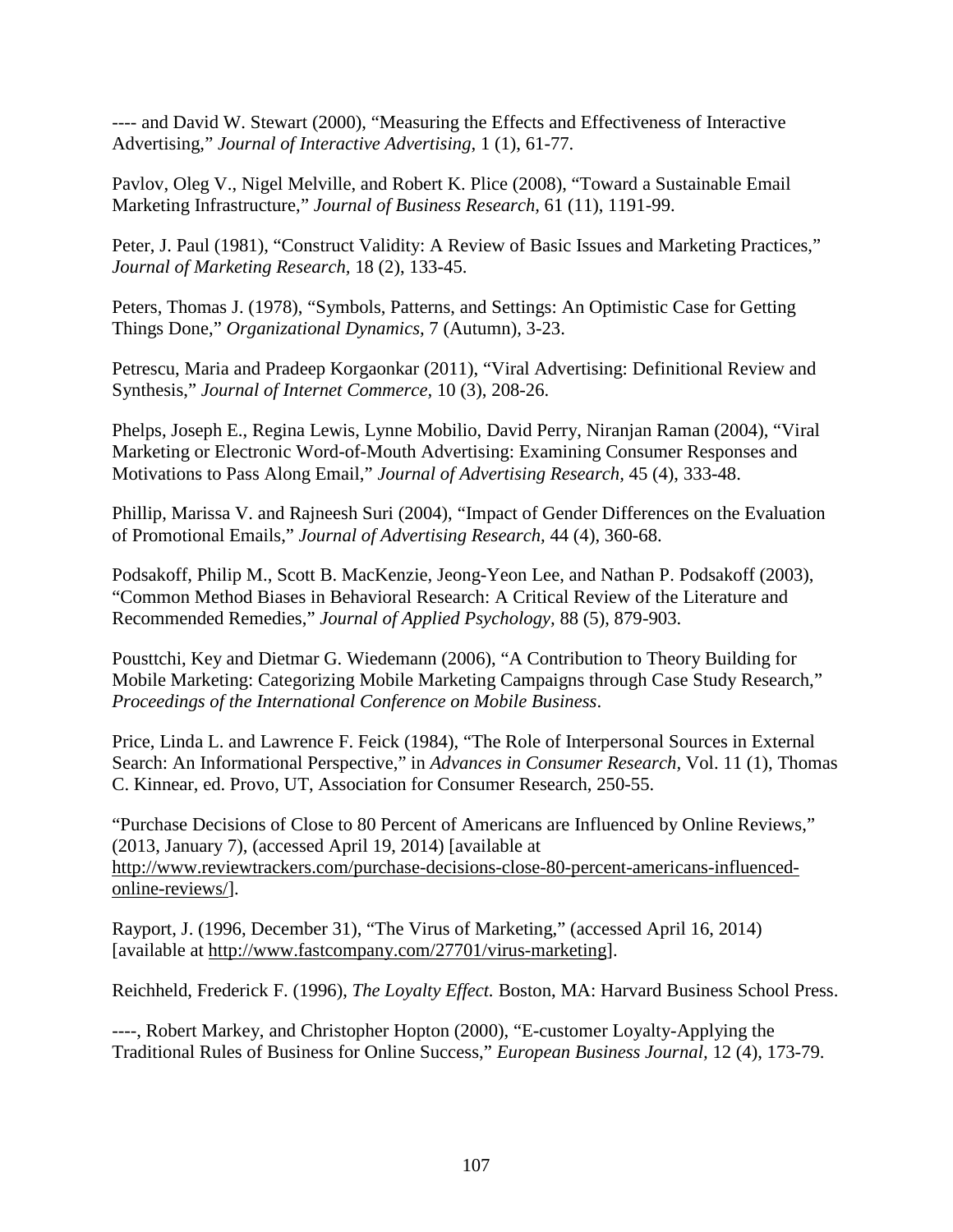---- and David W. Stewart (2000), "Measuring the Effects and Effectiveness of Interactive Advertising," *Journal of Interactive Advertising,* 1 (1), 61-77.

Pavlov, Oleg V., Nigel Melville, and Robert K. Plice (2008), "Toward a Sustainable Email Marketing Infrastructure," *Journal of Business Research,* 61 (11), 1191-99.

Peter, J. Paul (1981), "Construct Validity: A Review of Basic Issues and Marketing Practices," *Journal of Marketing Research,* 18 (2), 133-45.

Peters, Thomas J. (1978), "Symbols, Patterns, and Settings: An Optimistic Case for Getting Things Done," *Organizational Dynamics,* 7 (Autumn), 3-23.

Petrescu, Maria and Pradeep Korgaonkar (2011), "Viral Advertising: Definitional Review and Synthesis," *Journal of Internet Commerce,* 10 (3), 208-26.

Phelps, Joseph E., Regina Lewis, Lynne Mobilio, David Perry, Niranjan Raman (2004), "Viral Marketing or Electronic Word-of-Mouth Advertising: Examining Consumer Responses and Motivations to Pass Along Email," *Journal of Advertising Research,* 45 (4), 333-48.

Phillip, Marissa V. and Rajneesh Suri (2004), "Impact of Gender Differences on the Evaluation of Promotional Emails," *Journal of Advertising Research,* 44 (4), 360-68.

Podsakoff, Philip M., Scott B. MacKenzie, Jeong-Yeon Lee, and Nathan P. Podsakoff (2003), "Common Method Biases in Behavioral Research: A Critical Review of the Literature and Recommended Remedies," *Journal of Applied Psychology,* 88 (5), 879-903.

Pousttchi, Key and Dietmar G. Wiedemann (2006), "A Contribution to Theory Building for Mobile Marketing: Categorizing Mobile Marketing Campaigns through Case Study Research," *Proceedings of the International Conference on Mobile Business*.

Price, Linda L. and Lawrence F. Feick (1984), "The Role of Interpersonal Sources in External Search: An Informational Perspective," in *Advances in Consumer Research,* Vol. 11 (1), Thomas C. Kinnear, ed. Provo, UT, Association for Consumer Research, 250-55.

"Purchase Decisions of Close to 80 Percent of Americans are Influenced by Online Reviews," (2013, January 7), (accessed April 19, 2014) [available at http://www.reviewtrackers.com/purchase-decisions-close-80-percent-americans-influenced-online-reviews/].

Rayport, J. (1996, December 31), "The Virus of Marketing," (accessed April 16, 2014) [available at http://www.fastcompany.com/27701/virus-marketing].

Reichheld, Frederick F. (1996), *The Loyalty Effect.* Boston, MA: Harvard Business School Press.

----, Robert Markey, and Christopher Hopton (2000), "E-customer Loyalty-Applying the Traditional Rules of Business for Online Success," *European Business Journal,* 12 (4), 173-79.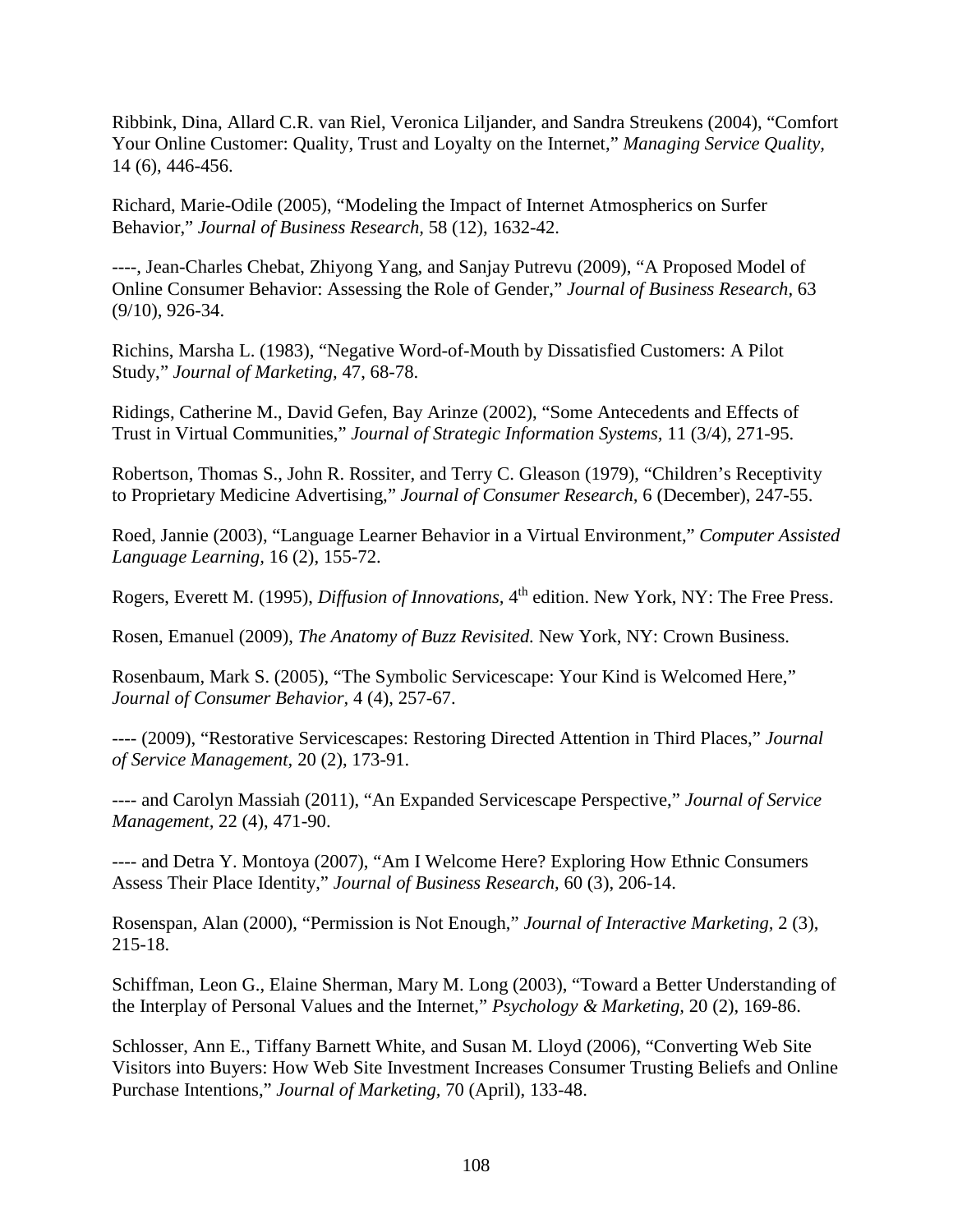Ribbink, Dina, Allard C.R. van Riel, Veronica Liljander, and Sandra Streukens (2004), "Comfort Your Online Customer: Quality, Trust and Loyalty on the Internet," *Managing Service Quality*, 14 (6), 446-456.

Richard, Marie-Odile (2005), "Modeling the Impact of Internet Atmospherics on Surfer Behavior," *Journal of Business Research*, 58 (12), 1632-42.

----, Jean-Charles Chebat, Zhiyong Yang, and Sanjay Putrevu (2009), "A Proposed Model of Online Consumer Behavior: Assessing the Role of Gender," *Journal of Business Research*, 63 (9/10), 926-34.

Richins, Marsha L. (1983), "Negative Word-of-Mouth by Dissatisfied Customers: A Pilot Study," *Journal of Marketing*, 47, 68-78.

Ridings, Catherine M., David Gefen, Bay Arinze (2002), "Some Antecedents and Effects of Trust in Virtual Communities," *Journal of Strategic Information Systems*, 11 (3/4), 271-95.

Robertson, Thomas S., John R. Rossiter, and Terry C. Gleason (1979), "Children's Receptivity to Proprietary Medicine Advertising," *Journal of Consumer Research*, 6 (December), 247-55.

Roed, Jannie (2003), "Language Learner Behavior in a Virtual Environment," *Computer Assisted Language Learning*, 16 (2), 155-72.

Rogers, Everett M. (1995), *Diffusion of Innovations*, 4th edition. New York, NY: The Free Press.

Rosen, Emanuel (2009), *The Anatomy of Buzz Revisited.* New York, NY: Crown Business.

Rosenbaum, Mark S. (2005), "The Symbolic Servicescape: Your Kind is Welcomed Here," *Journal of Consumer Behavior*, 4 (4), 257-67.

---- (2009), "Restorative Servicescapes: Restoring Directed Attention in Third Places," *Journal of Service Management*, 20 (2), 173-91.

---- and Carolyn Massiah (2011), "An Expanded Servicescape Perspective," *Journal of Service Management*, 22 (4), 471-90.

---- and Detra Y. Montoya (2007), "Am I Welcome Here? Exploring How Ethnic Consumers Assess Their Place Identity," *Journal of Business Research*, 60 (3), 206-14.

Rosenspan, Alan (2000), "Permission is Not Enough," *Journal of Interactive Marketing*, 2 (3), 215-18.

Schiffman, Leon G., Elaine Sherman, Mary M. Long (2003), "Toward a Better Understanding of the Interplay of Personal Values and the Internet," *Psychology & Marketing*, 20 (2), 169-86.

Schlosser, Ann E., Tiffany Barnett White, and Susan M. Lloyd (2006), "Converting Web Site Visitors into Buyers: How Web Site Investment Increases Consumer Trusting Beliefs and Online Purchase Intentions," *Journal of Marketing*, 70 (April), 133-48.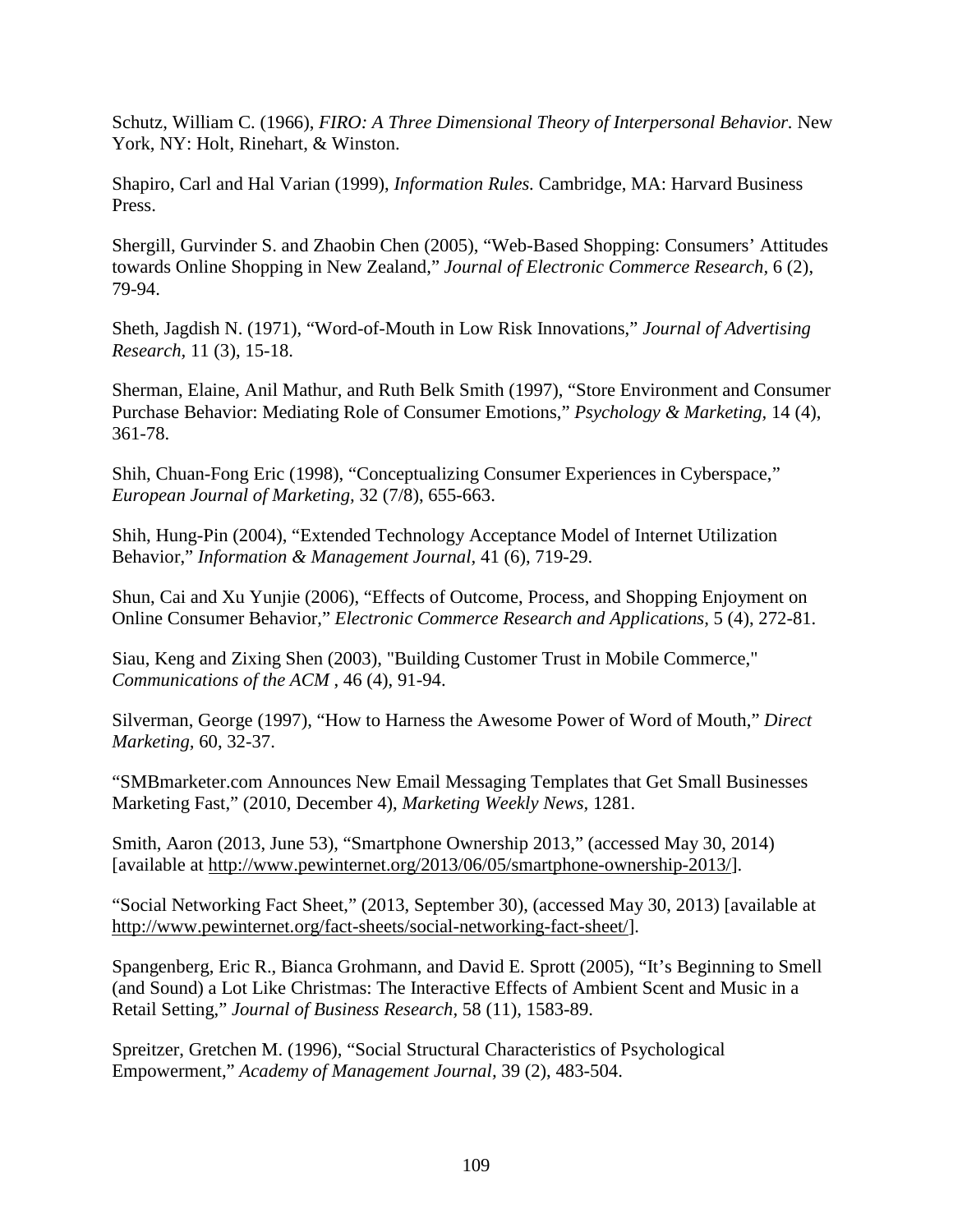Schutz, William C. (1966), *FIRO: A Three Dimensional Theory of Interpersonal Behavior.* New York, NY: Holt, Rinehart, & Winston.

Shapiro, Carl and Hal Varian (1999), *Information Rules.* Cambridge, MA: Harvard Business Press.

Shergill, Gurvinder S. and Zhaobin Chen (2005), "Web-Based Shopping: Consumers' Attitudes towards Online Shopping in New Zealand," *Journal of Electronic Commerce Research,* 6 (2), 79-94.

Sheth, Jagdish N. (1971), "Word-of-Mouth in Low Risk Innovations," *Journal of Advertising Research,* 11 (3), 15-18.

Sherman, Elaine, Anil Mathur, and Ruth Belk Smith (1997), "Store Environment and Consumer Purchase Behavior: Mediating Role of Consumer Emotions," *Psychology & Marketing,* 14 (4), 361-78.

Shih, Chuan-Fong Eric (1998), "Conceptualizing Consumer Experiences in Cyberspace," *European Journal of Marketing,* 32 (7/8), 655-663.

Shih, Hung-Pin (2004), "Extended Technology Acceptance Model of Internet Utilization Behavior," *Information & Management Journal,* 41 (6), 719-29.

Shun, Cai and Xu Yunjie (2006), "Effects of Outcome, Process, and Shopping Enjoyment on Online Consumer Behavior," *Electronic Commerce Research and Applications,* 5 (4), 272-81.

Siau, Keng and Zixing Shen (2003), "Building Customer Trust in Mobile Commerce," *Communications of the ACM* , 46 (4), 91-94.

Silverman, George (1997), "How to Harness the Awesome Power of Word of Mouth," *Direct Marketing,* 60, 32-37.

"SMBmarketer.com Announces New Email Messaging Templates that Get Small Businesses Marketing Fast," (2010, December 4), *Marketing Weekly News,* 1281.

Smith, Aaron (2013, June 53), "Smartphone Ownership 2013," (accessed May 30, 2014) [available at http://www.pewinternet.org/2013/06/05/smartphone-ownership-2013/].

"Social Networking Fact Sheet," (2013, September 30), (accessed May 30, 2013) [available at http://www.pewinternet.org/fact-sheets/social-networking-fact-sheet/].

Spangenberg, Eric R., Bianca Grohmann, and David E. Sprott (2005), "It's Beginning to Smell (and Sound) a Lot Like Christmas: The Interactive Effects of Ambient Scent and Music in a Retail Setting," *Journal of Business Research,* 58 (11), 1583-89.

Spreitzer, Gretchen M. (1996), "Social Structural Characteristics of Psychological Empowerment," *Academy of Management Journal,* 39 (2), 483-504.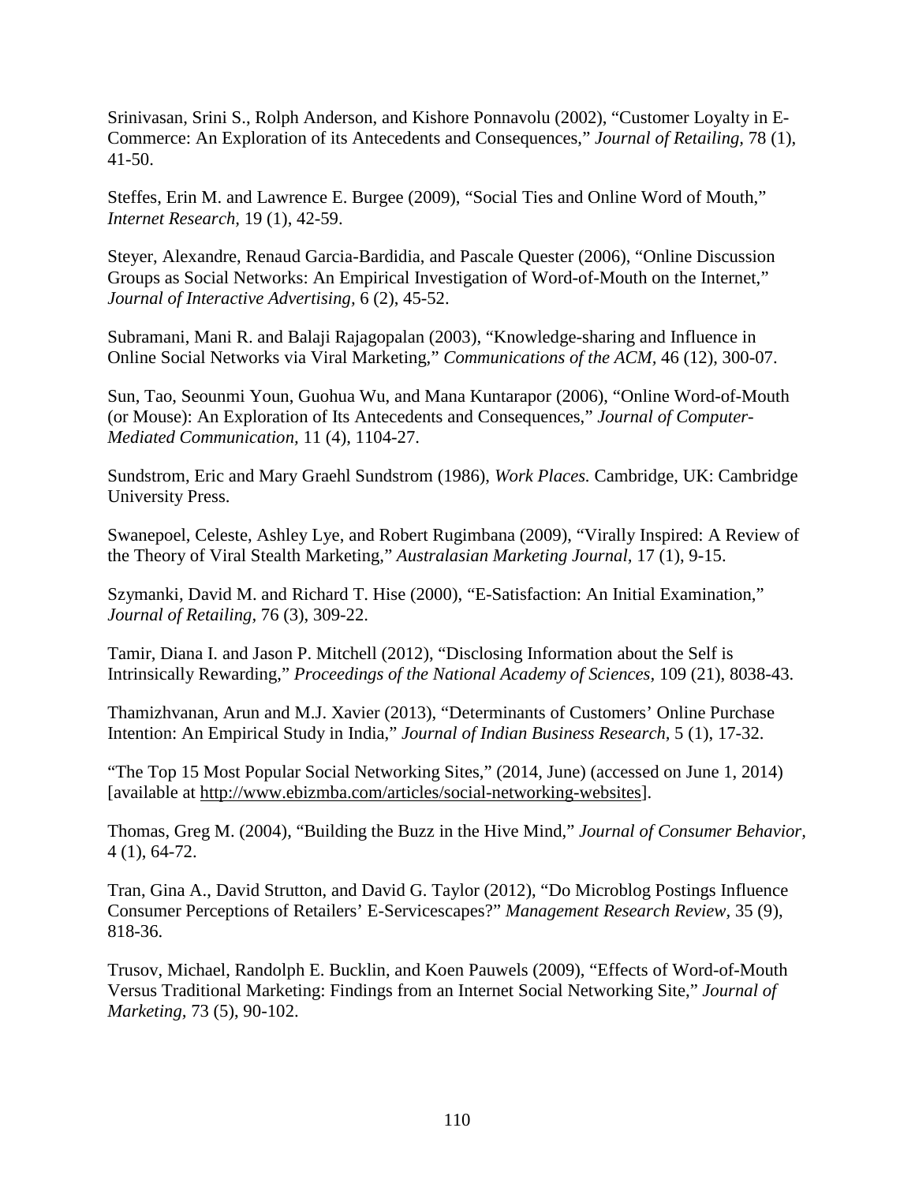Srinivasan, Srini S., Rolph Anderson, and Kishore Ponnavolu (2002), "Customer Loyalty in E-Commerce: An Exploration of its Antecedents and Consequences," *Journal of Retailing,* 78 (1), 41-50.

Steffes, Erin M. and Lawrence E. Burgee (2009), "Social Ties and Online Word of Mouth," *Internet Research,* 19 (1), 42-59.

Steyer, Alexandre, Renaud Garcia-Bardidia, and Pascale Quester (2006), "Online Discussion Groups as Social Networks: An Empirical Investigation of Word-of-Mouth on the Internet," *Journal of Interactive Advertising,* 6 (2), 45-52.

Subramani, Mani R. and Balaji Rajagopalan (2003), "Knowledge-sharing and Influence in Online Social Networks via Viral Marketing," *Communications of the ACM*, 46 (12), 300-07.

Sun, Tao, Seounmi Youn, Guohua Wu, and Mana Kuntarapor (2006), "Online Word-of-Mouth (or Mouse): An Exploration of Its Antecedents and Consequences," *Journal of Computer-Mediated Communication,* 11 (4), 1104-27.

Sundstrom, Eric and Mary Graehl Sundstrom (1986), *Work Places.* Cambridge, UK: Cambridge University Press.

Swanepoel, Celeste, Ashley Lye, and Robert Rugimbana (2009), "Virally Inspired: A Review of the Theory of Viral Stealth Marketing," *Australasian Marketing Journal,* 17 (1), 9-15.

Szymanki, David M. and Richard T. Hise (2000), "E-Satisfaction: An Initial Examination," *Journal of Retailing,* 76 (3), 309-22.

Tamir, Diana I. and Jason P. Mitchell (2012), "Disclosing Information about the Self is Intrinsically Rewarding," *Proceedings of the National Academy of Sciences,* 109 (21), 8038-43.

Thamizhvanan, Arun and M.J. Xavier (2013), "Determinants of Customers' Online Purchase Intention: An Empirical Study in India," *Journal of Indian Business Research,* 5 (1), 17-32.

"The Top 15 Most Popular Social Networking Sites," (2014, June) (accessed on June 1, 2014) [available at http://www.ebizmba.com/articles/social-networking-websites].

Thomas, Greg M. (2004), "Building the Buzz in the Hive Mind," *Journal of Consumer Behavior,* 4 (1), 64-72.

Tran, Gina A., David Strutton, and David G. Taylor (2012), "Do Microblog Postings Influence Consumer Perceptions of Retailers' E-Servicescapes?" *Management Research Review,* 35 (9), 818-36.

Trusov, Michael, Randolph E. Bucklin, and Koen Pauwels (2009), "Effects of Word-of-Mouth Versus Traditional Marketing: Findings from an Internet Social Networking Site," *Journal of Marketing,* 73 (5), 90-102.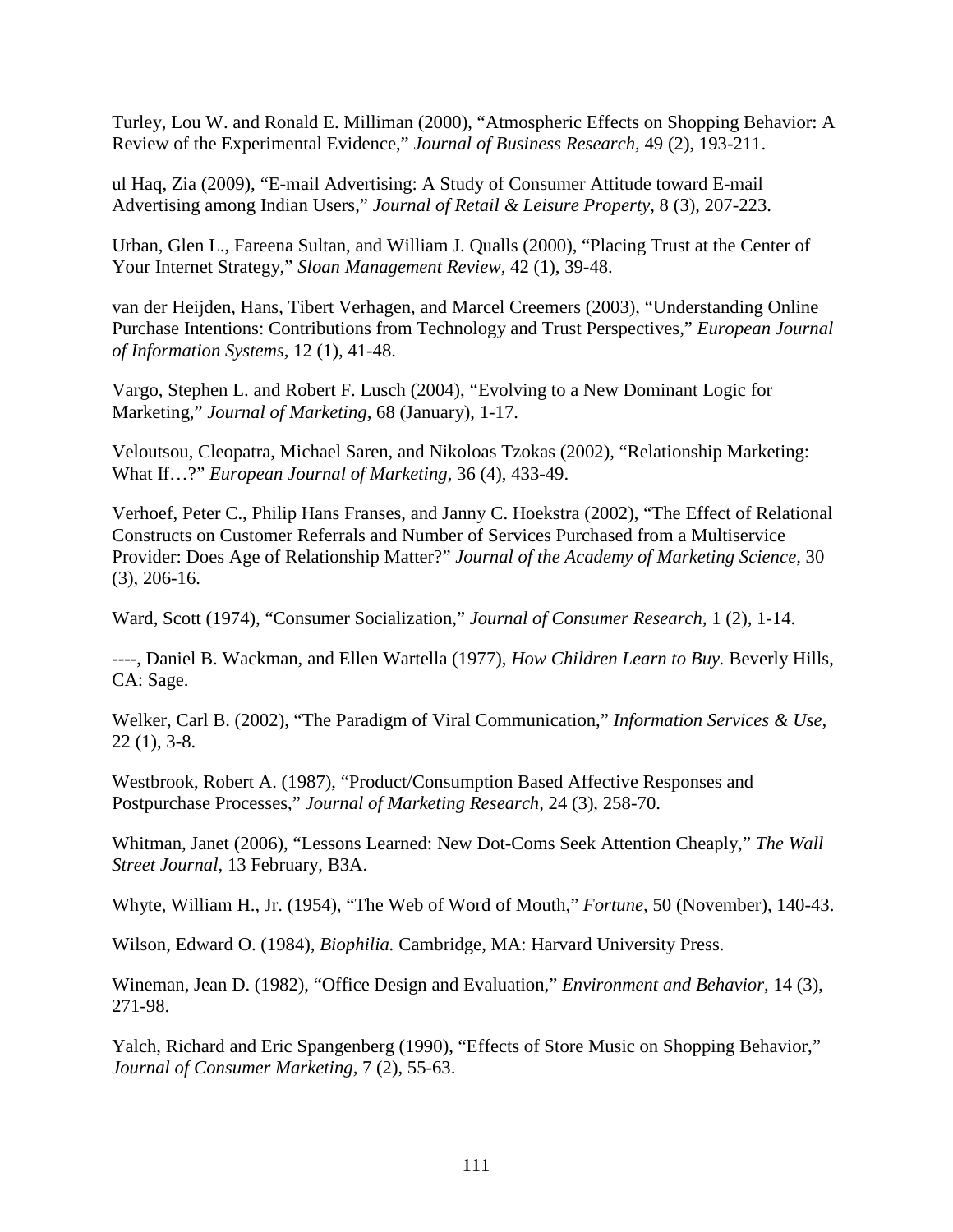Turley, Lou W. and Ronald E. Milliman (2000), "Atmospheric Effects on Shopping Behavior: A Review of the Experimental Evidence," *Journal of Business Research,* 49 (2), 193-211.

ul Haq, Zia (2009), "E-mail Advertising: A Study of Consumer Attitude toward E-mail Advertising among Indian Users," *Journal of Retail & Leisure Property,* 8 (3), 207-223.

Urban, Glen L., Fareena Sultan, and William J. Qualls (2000), "Placing Trust at the Center of Your Internet Strategy," *Sloan Management Review*, 42 (1), 39-48.

van der Heijden, Hans, Tibert Verhagen, and Marcel Creemers (2003), "Understanding Online Purchase Intentions: Contributions from Technology and Trust Perspectives," *European Journal of Information Systems*, 12 (1), 41-48.

Vargo, Stephen L. and Robert F. Lusch (2004), "Evolving to a New Dominant Logic for Marketing," *Journal of Marketing,* 68 (January), 1-17.

Veloutsou, Cleopatra, Michael Saren, and Nikoloas Tzokas (2002), "Relationship Marketing: What If…?" *European Journal of Marketing,* 36 (4), 433-49.

Verhoef, Peter C., Philip Hans Franses, and Janny C. Hoekstra (2002), "The Effect of Relational Constructs on Customer Referrals and Number of Services Purchased from a Multiservice Provider: Does Age of Relationship Matter?" *Journal of the Academy of Marketing Science*, 30 (3), 206-16.

Ward, Scott (1974), "Consumer Socialization," *Journal of Consumer Research*, 1 (2), 1-14.

----, Daniel B. Wackman, and Ellen Wartella (1977), *How Children Learn to Buy.* Beverly Hills, CA: Sage.

Welker, Carl B. (2002), "The Paradigm of Viral Communication," *Information Services & Use,* 22 (1), 3-8.

Westbrook, Robert A. (1987), "Product/Consumption Based Affective Responses and Postpurchase Processes," *Journal of Marketing Research*, 24 (3), 258-70.

Whitman, Janet (2006), "Lessons Learned: New Dot-Coms Seek Attention Cheaply," *The Wall Street Journal*, 13 February, B3A.

Whyte, William H., Jr. (1954), "The Web of Word of Mouth," *Fortune,* 50 (November), 140-43.

Wilson, Edward O. (1984), *Biophilia.* Cambridge, MA: Harvard University Press.

Wineman, Jean D. (1982), "Office Design and Evaluation," *Environment and Behavior,* 14 (3), 271-98.

Yalch, Richard and Eric Spangenberg (1990), "Effects of Store Music on Shopping Behavior," *Journal of Consumer Marketing,* 7 (2), 55-63.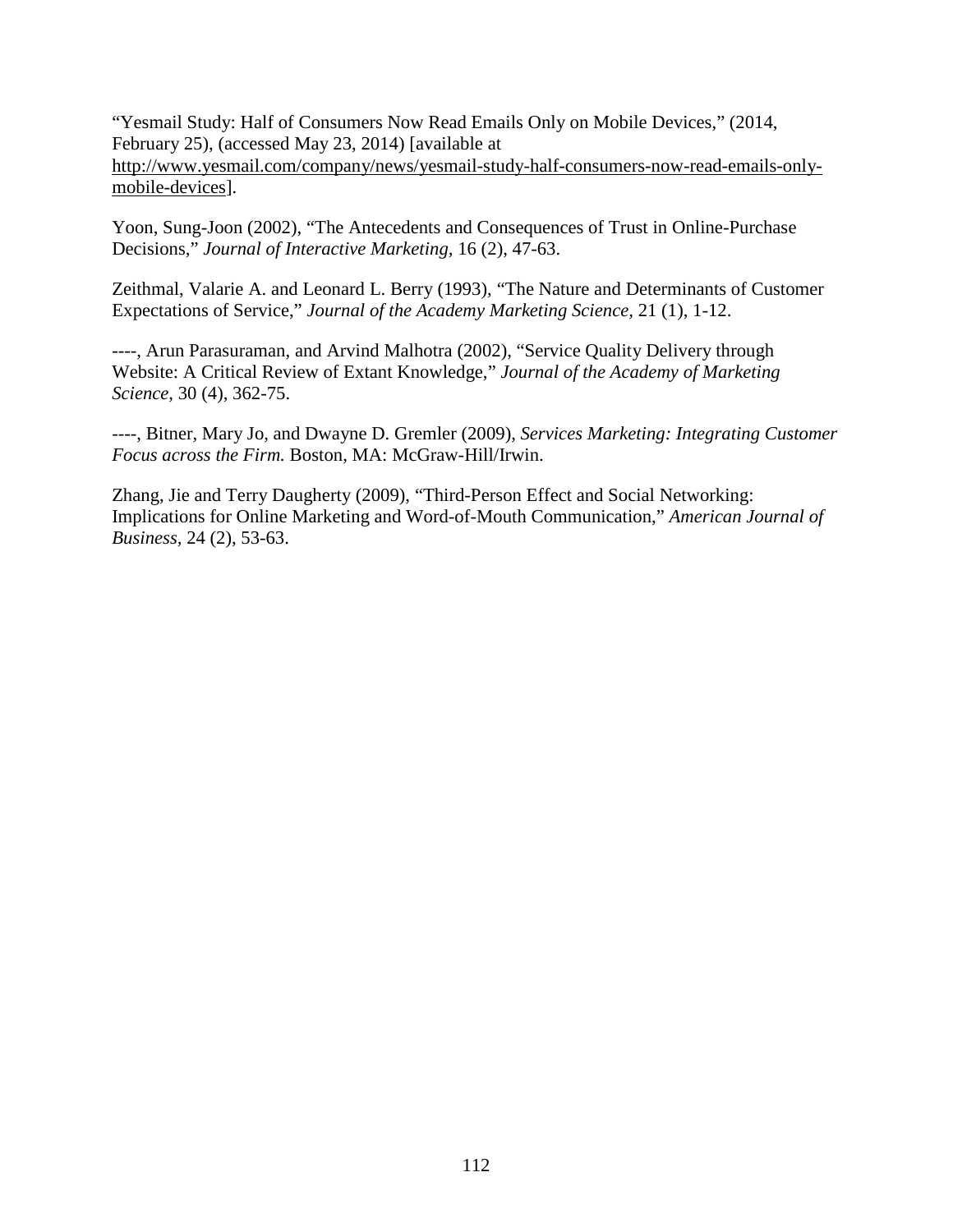"Yesmail Study: Half of Consumers Now Read Emails Only on Mobile Devices," (2014, February 25), (accessed May 23, 2014) [available at http://www.yesmail.com/company/news/yesmail-study-half-consumers-now-read-emails-only-mobile-devices].

Yoon, Sung-Joon (2002), "The Antecedents and Consequences of Trust in Online-Purchase Decisions," *Journal of Interactive Marketing*, 16 (2), 47-63.

Zeithmal, Valarie A. and Leonard L. Berry (1993), "The Nature and Determinants of Customer Expectations of Service," *Journal of the Academy Marketing Science*, 21 (1), 1-12.

----, Arun Parasuraman, and Arvind Malhotra (2002), "Service Quality Delivery through Website: A Critical Review of Extant Knowledge," *Journal of the Academy of Marketing Science*, 30 (4), 362-75.

----, Bitner, Mary Jo, and Dwayne D. Gremler (2009), *Services Marketing: Integrating Customer Focus across the Firm.* Boston, MA: McGraw-Hill/Irwin.

Zhang, Jie and Terry Daugherty (2009), "Third-Person Effect and Social Networking: Implications for Online Marketing and Word-of-Mouth Communication," *American Journal of Business*, 24 (2), 53-63.